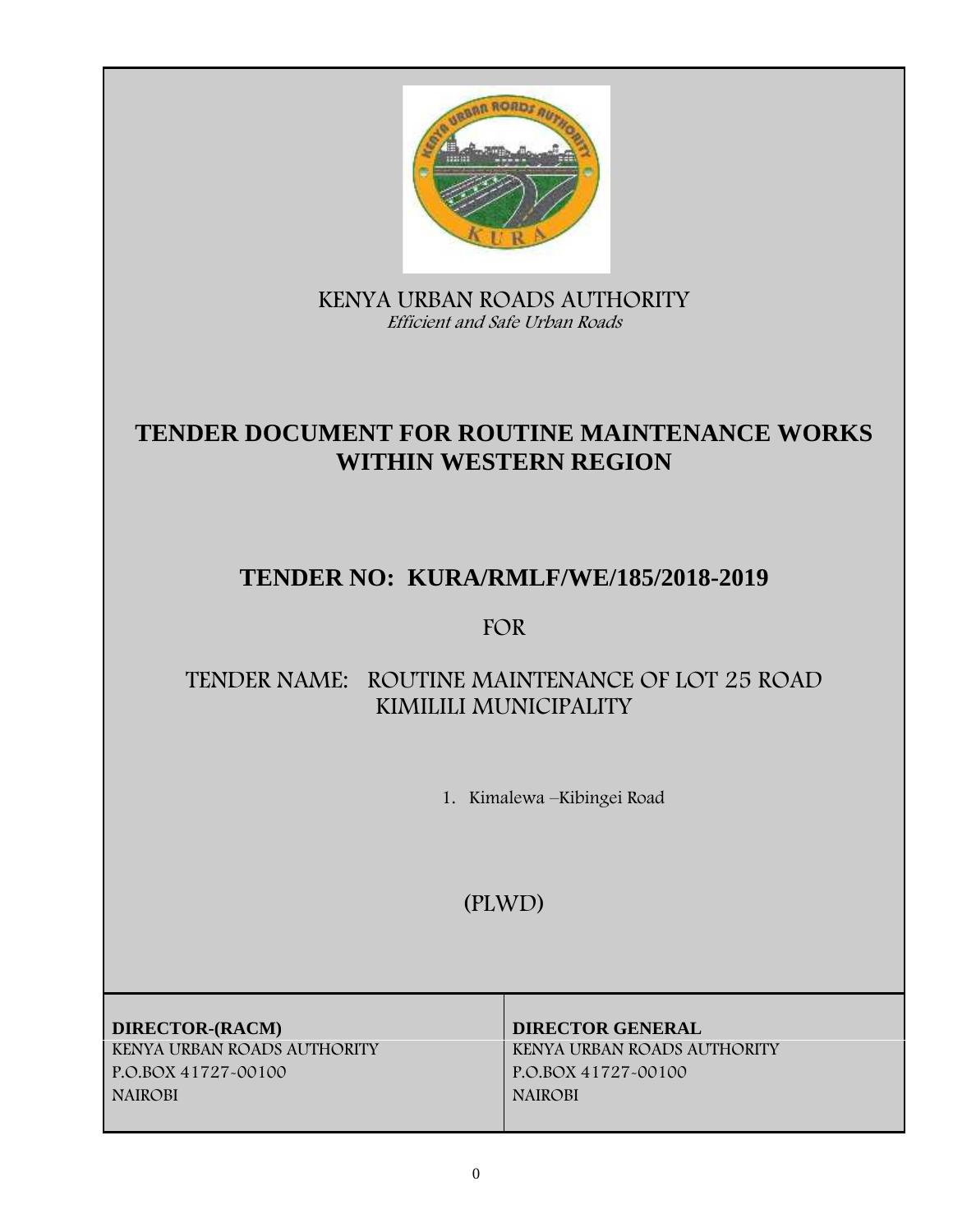KENYA URBAN ROADS AUTHORITY

*Efficient and Safe Urban Roads*

# TENDER DOCUMENT FOR ROUTINE MAINTENANCE WORKS WITHIN WESTERN REGION

## TENDER NO: KURA/RMLF/WE/185/2018-2019

FOR

TENDER NAME: ROUTINE MAINTENANCE OF LOT 25 ROAD KIMILILI MUNICIPALITY

1. Kimalewa –Kibingei Road

(PLWD)

| **DIRECTOR-(RACM)** | **DIRECTOR GENERAL** |
|---|---|
| KENYA URBAN ROADS AUTHORITY | KENYA URBAN ROADS AUTHORITY |
| P.O.BOX 41727-00100 | P.O.BOX 41727-00100 |
| NAIROBI | NAIROBI |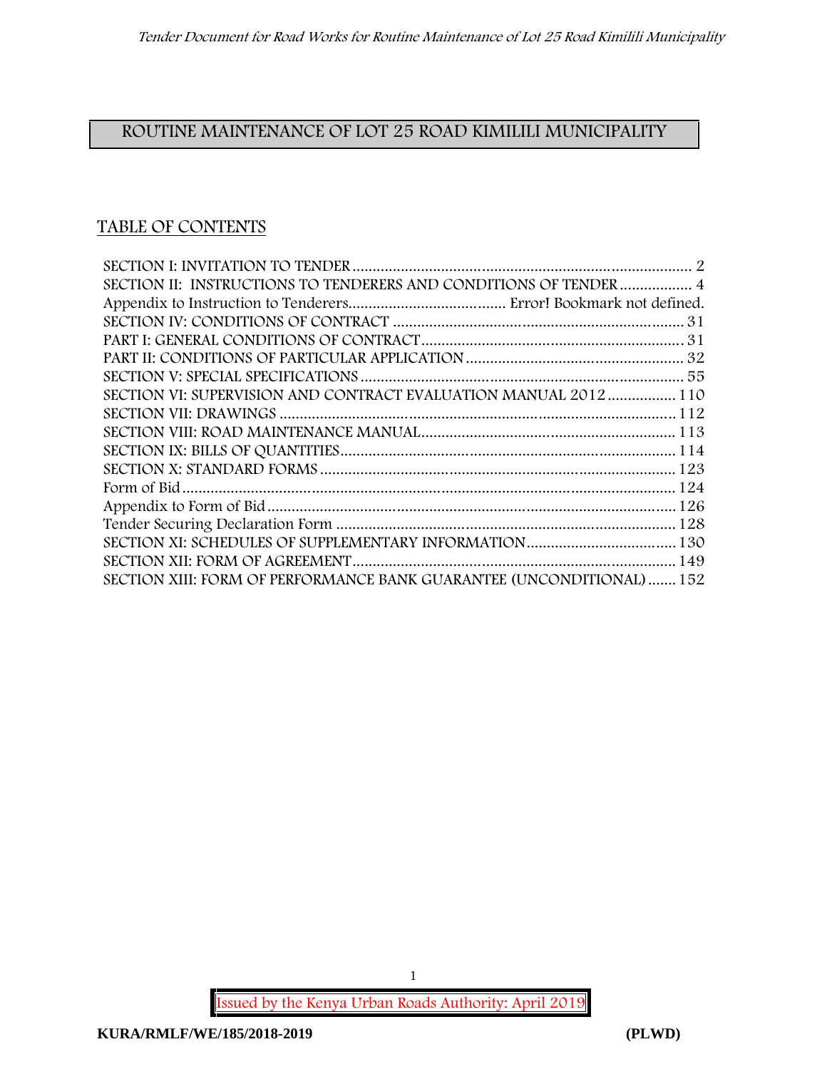# ROUTINE MAINTENANCE OF LOT 25 ROAD KIMILILI MUNICIPALITY

## TABLE OF CONTENTS

SECTION I: INVITATION TO TENDER .................................................................................... 2
SECTION II: INSTRUCTIONS TO TENDERERS AND CONDITIONS OF TENDER .................. 4
Appendix to Instruction to Tenderers....................................... Error! Bookmark not defined.
SECTION IV: CONDITIONS OF CONTRACT ........................................................................ 31
PART I: GENERAL CONDITIONS OF CONTRACT................................................................ 31
PART II: CONDITIONS OF PARTICULAR APPLICATION ...................................................... 32
SECTION V: SPECIAL SPECIFICATIONS ............................................................................... 55
SECTION VI: SUPERVISION AND CONTRACT EVALUATION MANUAL 2012 ................. 110
SECTION VII: DRAWINGS ................................................................................................. 112
SECTION VIII: ROAD MAINTENANCE MANUAL............................................................... 113
SECTION IX: BILLS OF QUANTITIES.................................................................................. 114
SECTION X: STANDARD FORMS ....................................................................................... 123
Form of Bid ........................................................................................................................ 124
Appendix to Form of Bid .................................................................................................... 126
Tender Securing Declaration Form ................................................................................... 128
SECTION XI: SCHEDULES OF SUPPLEMENTARY INFORMATION..................................... 130
SECTION XII: FORM OF AGREEMENT............................................................................... 149
SECTION XIII: FORM OF PERFORMANCE BANK GUARANTEE (UNCONDITIONAL) ....... 152

Issued by the Kenya Urban Roads Authority: April 2019

**KURA/RMLF/WE/185/2018-2019** **(PLWD)**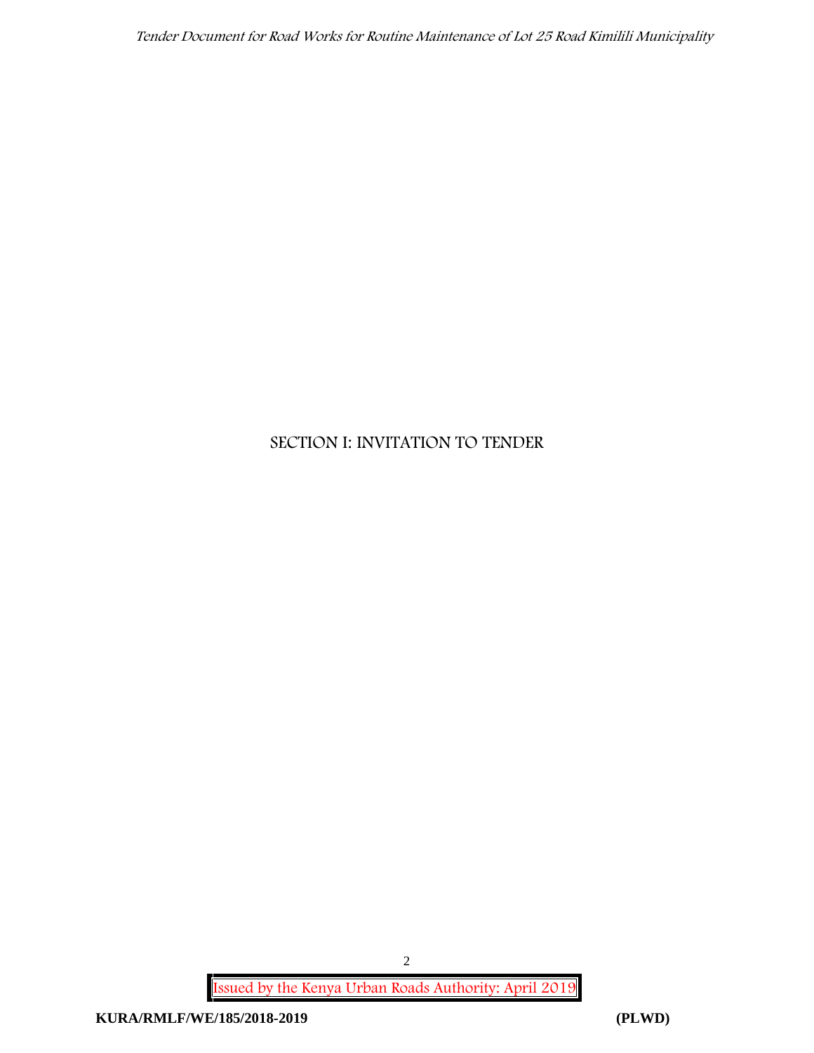# SECTION I: INVITATION TO TENDER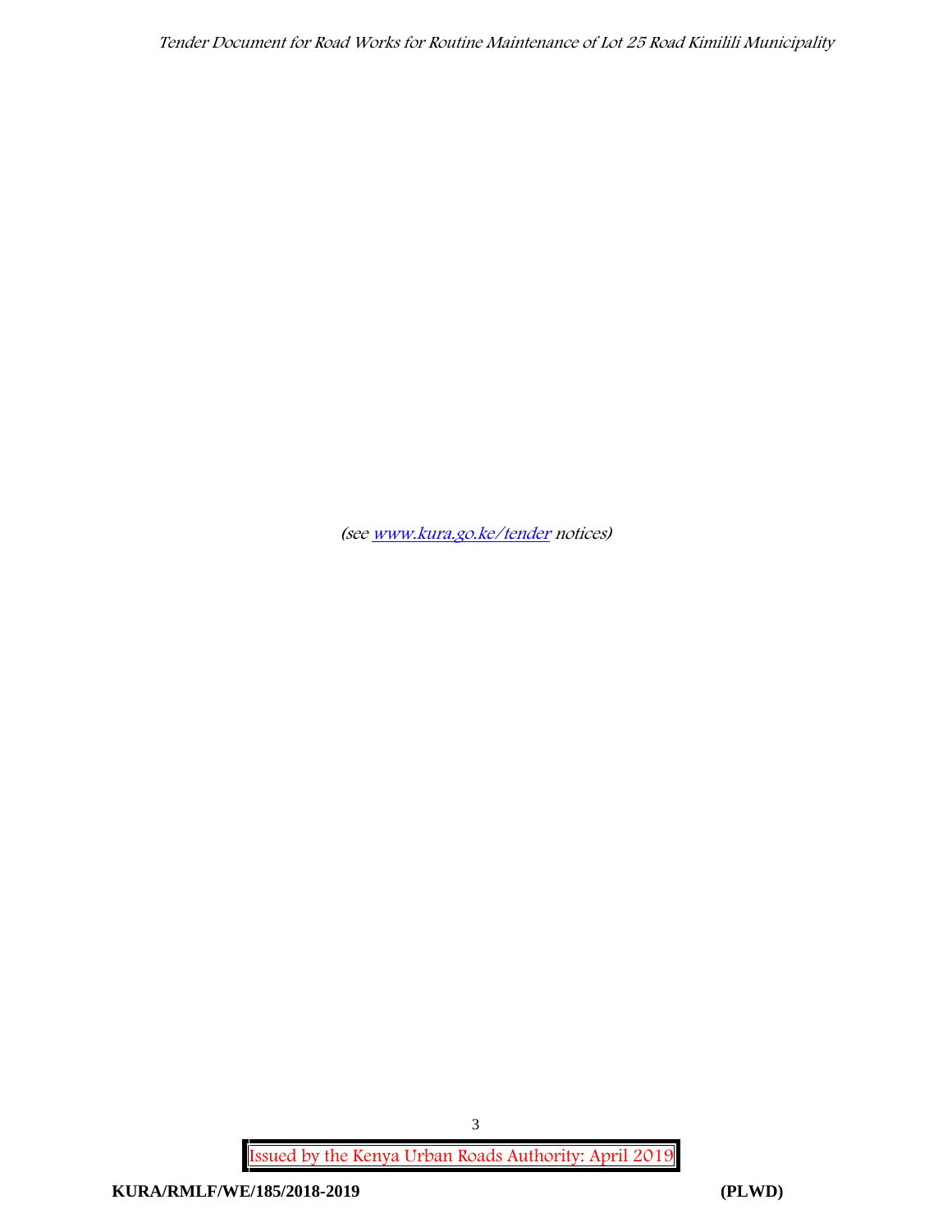*(see [www.kura.go.ke/tender](www.kura.go.ke/tender) notices)*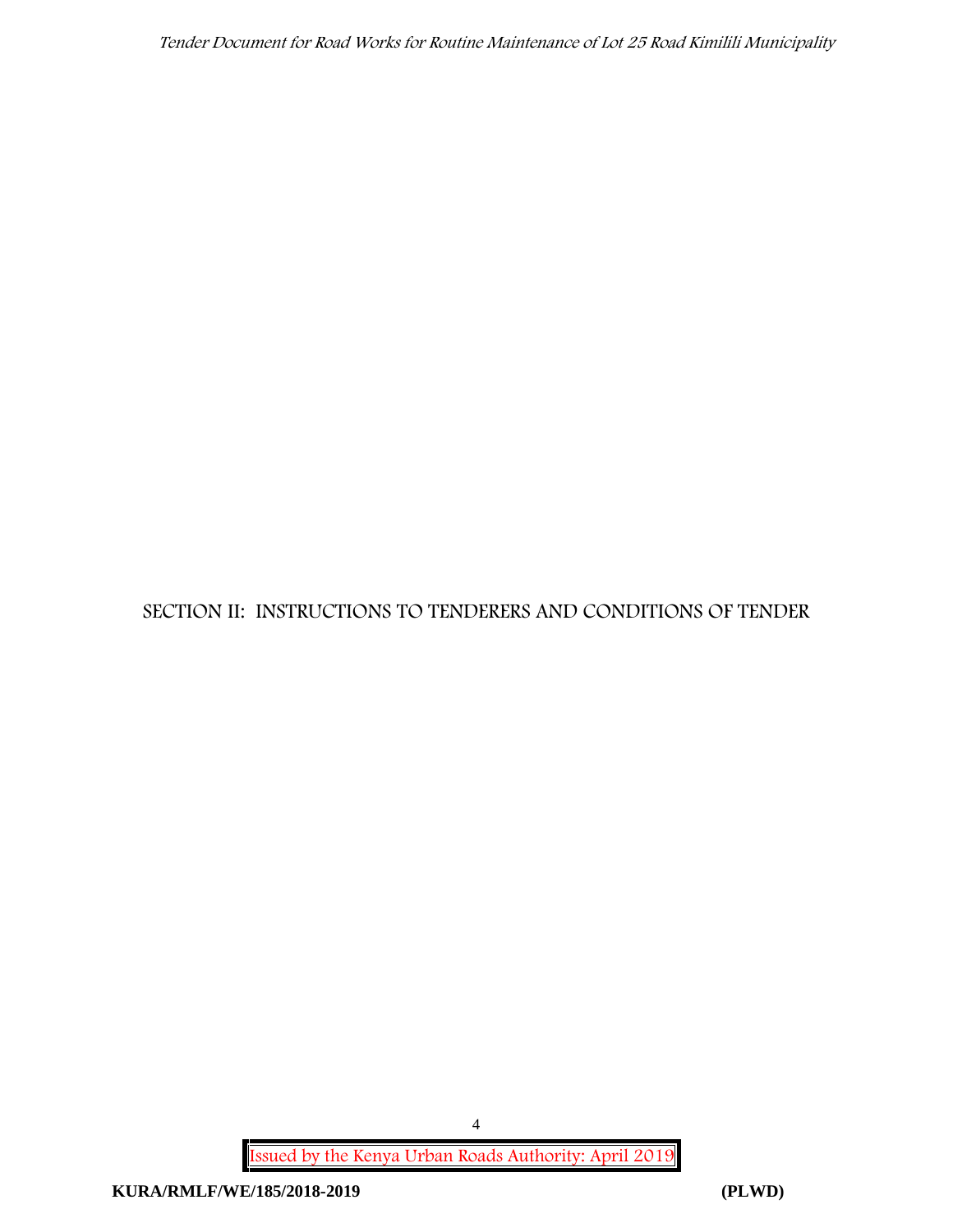# SECTION II: INSTRUCTIONS TO TENDERERS AND CONDITIONS OF TENDER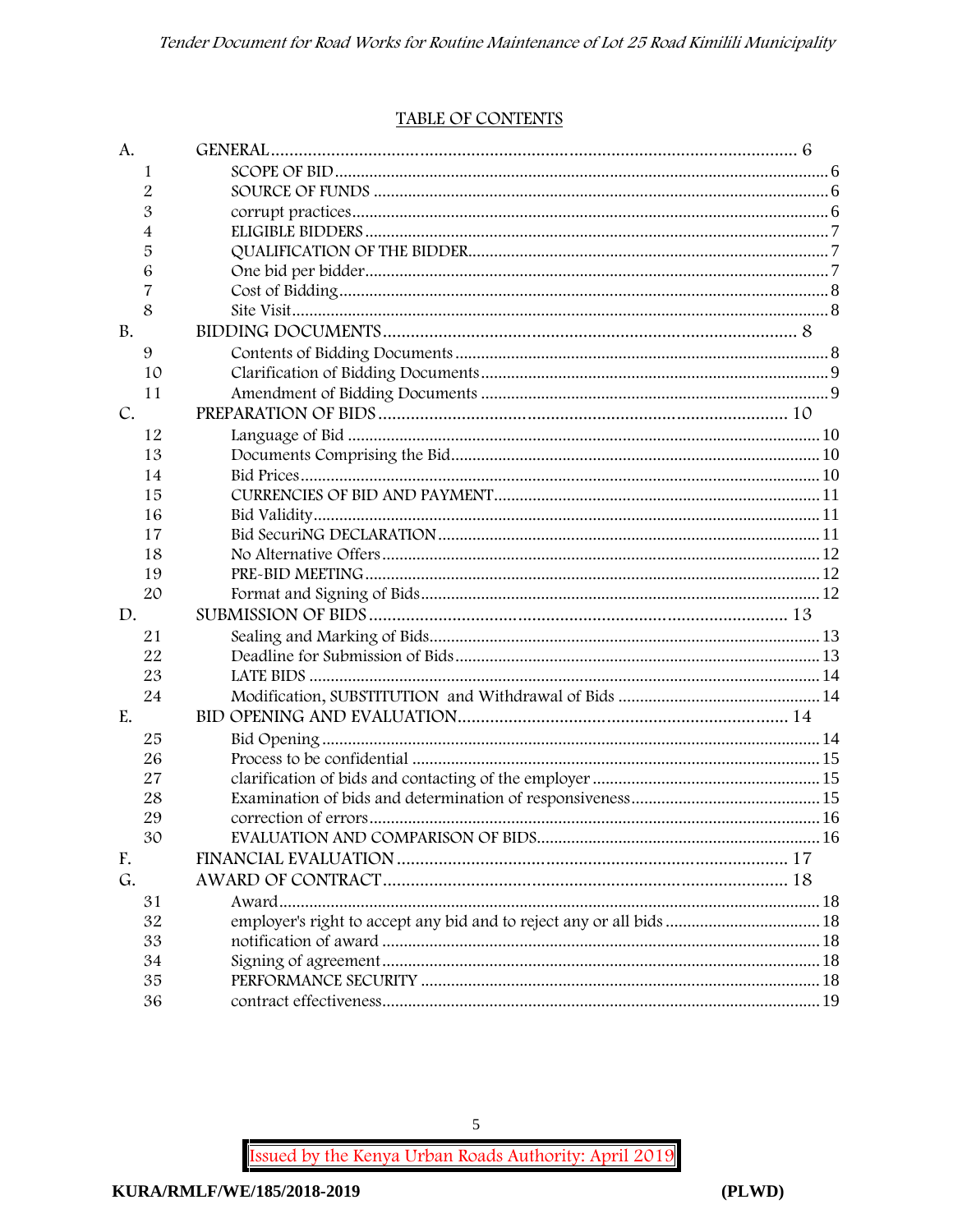## TABLE OF CONTENTS

| | | |
|---|---|---|
| A. | GENERAL | 6 |
| 1 | SCOPE OF BID | 6 |
| 2 | SOURCE OF FUNDS | 6 |
| 3 | corrupt practices | 6 |
| 4 | ELIGIBLE BIDDERS | 7 |
| 5 | QUALIFICATION OF THE BIDDER | 7 |
| 6 | One bid per bidder | 7 |
| 7 | Cost of Bidding | 8 |
| 8 | Site Visit | 8 |
| B. | BIDDING DOCUMENTS | 8 |
| 9 | Contents of Bidding Documents | 8 |
| 10 | Clarification of Bidding Documents | 9 |
| 11 | Amendment of Bidding Documents | 9 |
| C. | PREPARATION OF BIDS | 10 |
| 12 | Language of Bid | 10 |
| 13 | Documents Comprising the Bid | 10 |
| 14 | Bid Prices | 10 |
| 15 | CURRENCIES OF BID AND PAYMENT | 11 |
| 16 | Bid Validity | 11 |
| 17 | Bid SecuriNG DECLARATION | 11 |
| 18 | No Alternative Offers | 12 |
| 19 | PRE-BID MEETING | 12 |
| 20 | Format and Signing of Bids | 12 |
| D. | SUBMISSION OF BIDS | 13 |
| 21 | Sealing and Marking of Bids | 13 |
| 22 | Deadline for Submission of Bids | 13 |
| 23 | LATE BIDS | 14 |
| 24 | Modification, SUBSTITUTION and Withdrawal of Bids | 14 |
| E. | BID OPENING AND EVALUATION | 14 |
| 25 | Bid Opening | 14 |
| 26 | Process to be confidential | 15 |
| 27 | clarification of bids and contacting of the employer | 15 |
| 28 | Examination of bids and determination of responsiveness | 15 |
| 29 | correction of errors | 16 |
| 30 | EVALUATION AND COMPARISON OF BIDS | 16 |
| F. | FINANCIAL EVALUATION | 17 |
| G. | AWARD OF CONTRACT | 18 |
| 31 | Award | 18 |
| 32 | employer's right to accept any bid and to reject any or all bids | 18 |
| 33 | notification of award | 18 |
| 34 | Signing of agreement | 18 |
| 35 | PERFORMANCE SECURITY | 18 |
| 36 | contract effectiveness | 19 |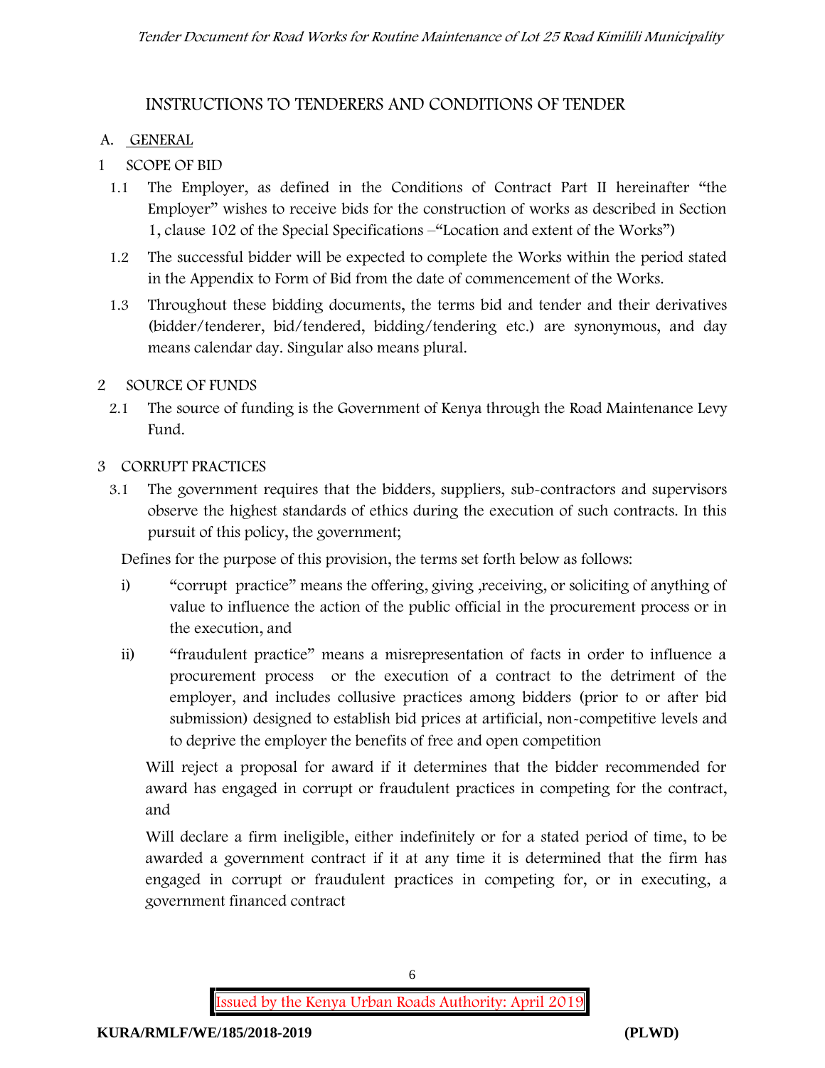## INSTRUCTIONS TO TENDERERS AND CONDITIONS OF TENDER

### A. GENERAL

**1 SCOPE OF BID**

1.1 The Employer, as defined in the Conditions of Contract Part II hereinafter "the Employer" wishes to receive bids for the construction of works as described in Section 1, clause 102 of the Special Specifications –"Location and extent of the Works")

1.2 The successful bidder will be expected to complete the Works within the period stated in the Appendix to Form of Bid from the date of commencement of the Works.

1.3 Throughout these bidding documents, the terms bid and tender and their derivatives (bidder/tenderer, bid/tendered, bidding/tendering etc.) are synonymous, and day means calendar day. Singular also means plural.

**2 SOURCE OF FUNDS**

2.1 The source of funding is the Government of Kenya through the Road Maintenance Levy Fund.

**3 CORRUPT PRACTICES**

3.1 The government requires that the bidders, suppliers, sub-contractors and supervisors observe the highest standards of ethics during the execution of such contracts. In this pursuit of this policy, the government;

Defines for the purpose of this provision, the terms set forth below as follows:

i) "corrupt practice" means the offering, giving ,receiving, or soliciting of anything of value to influence the action of the public official in the procurement process or in the execution, and

ii) "fraudulent practice" means a misrepresentation of facts in order to influence a procurement process or the execution of a contract to the detriment of the employer, and includes collusive practices among bidders (prior to or after bid submission) designed to establish bid prices at artificial, non-competitive levels and to deprive the employer the benefits of free and open competition

Will reject a proposal for award if it determines that the bidder recommended for award has engaged in corrupt or fraudulent practices in competing for the contract, and

Will declare a firm ineligible, either indefinitely or for a stated period of time, to be awarded a government contract if it at any time it is determined that the firm has engaged in corrupt or fraudulent practices in competing for, or in executing, a government financed contract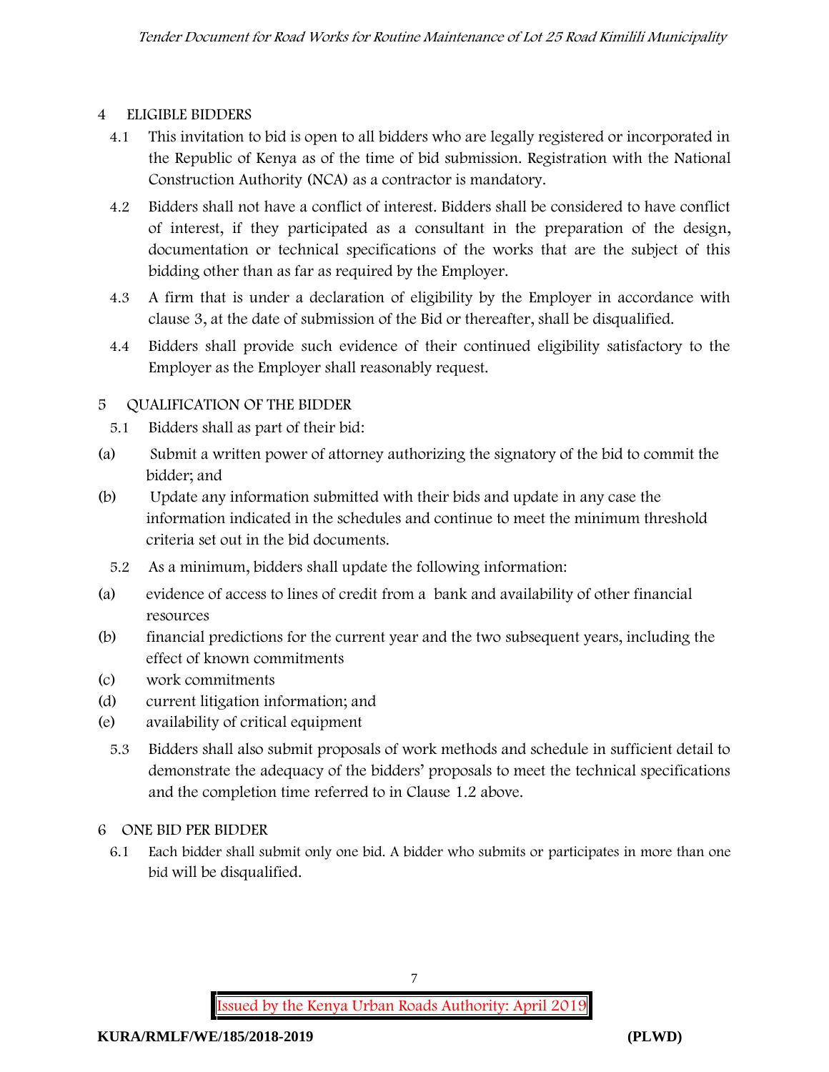## 4 ELIGIBLE BIDDERS

4.1 This invitation to bid is open to all bidders who are legally registered or incorporated in the Republic of Kenya as of the time of bid submission. Registration with the National Construction Authority (NCA) as a contractor is mandatory.

4.2 Bidders shall not have a conflict of interest. Bidders shall be considered to have conflict of interest, if they participated as a consultant in the preparation of the design, documentation or technical specifications of the works that are the subject of this bidding other than as far as required by the Employer.

4.3 A firm that is under a declaration of eligibility by the Employer in accordance with clause 3, at the date of submission of the Bid or thereafter, shall be disqualified.

4.4 Bidders shall provide such evidence of their continued eligibility satisfactory to the Employer as the Employer shall reasonably request.

## 5 QUALIFICATION OF THE BIDDER

5.1 Bidders shall as part of their bid:

(a) Submit a written power of attorney authorizing the signatory of the bid to commit the bidder; and

(b) Update any information submitted with their bids and update in any case the information indicated in the schedules and continue to meet the minimum threshold criteria set out in the bid documents.

5.2 As a minimum, bidders shall update the following information:

(a) evidence of access to lines of credit from a bank and availability of other financial resources

(b) financial predictions for the current year and the two subsequent years, including the effect of known commitments

(c) work commitments

(d) current litigation information; and

(e) availability of critical equipment

5.3 Bidders shall also submit proposals of work methods and schedule in sufficient detail to demonstrate the adequacy of the bidders' proposals to meet the technical specifications and the completion time referred to in Clause 1.2 above.

## 6 ONE BID PER BIDDER

6.1 Each bidder shall submit only one bid. A bidder who submits or participates in more than one bid will be disqualified.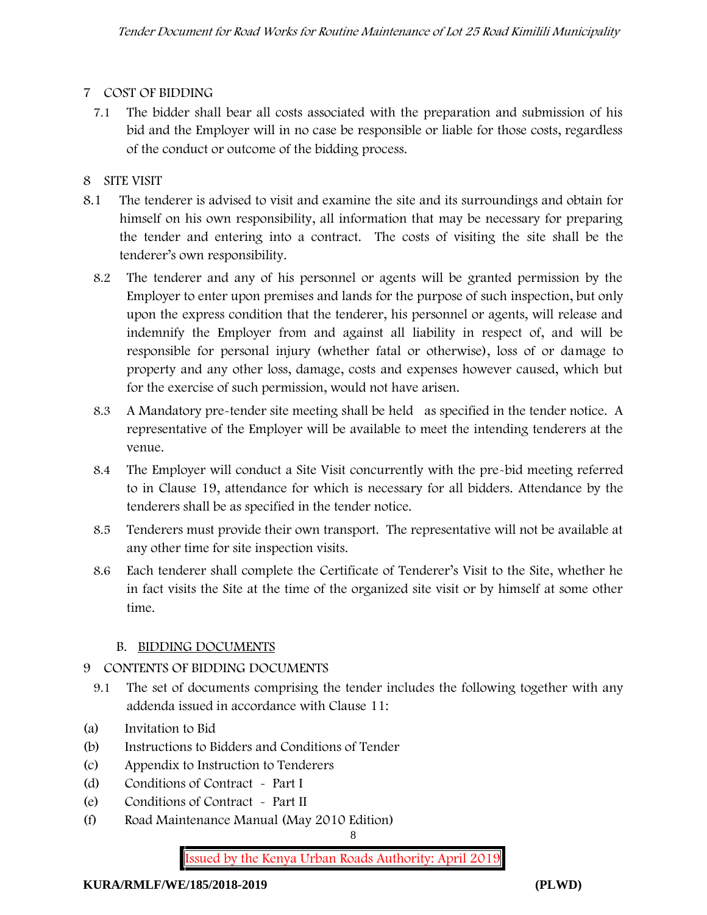## 7 COST OF BIDDING

7.1 The bidder shall bear all costs associated with the preparation and submission of his bid and the Employer will in no case be responsible or liable for those costs, regardless of the conduct or outcome of the bidding process.

## 8 SITE VISIT

8.1 The tenderer is advised to visit and examine the site and its surroundings and obtain for himself on his own responsibility, all information that may be necessary for preparing the tender and entering into a contract. The costs of visiting the site shall be the tenderer's own responsibility.

8.2 The tenderer and any of his personnel or agents will be granted permission by the Employer to enter upon premises and lands for the purpose of such inspection, but only upon the express condition that the tenderer, his personnel or agents, will release and indemnify the Employer from and against all liability in respect of, and will be responsible for personal injury (whether fatal or otherwise), loss of or damage to property and any other loss, damage, costs and expenses however caused, which but for the exercise of such permission, would not have arisen.

8.3 A Mandatory pre-tender site meeting shall be held as specified in the tender notice. A representative of the Employer will be available to meet the intending tenderers at the venue.

8.4 The Employer will conduct a Site Visit concurrently with the pre-bid meeting referred to in Clause 19, attendance for which is necessary for all bidders. Attendance by the tenderers shall be as specified in the tender notice.

8.5 Tenderers must provide their own transport. The representative will not be available at any other time for site inspection visits.

8.6 Each tenderer shall complete the Certificate of Tenderer's Visit to the Site, whether he in fact visits the Site at the time of the organized site visit or by himself at some other time.

## B. BIDDING DOCUMENTS

## 9 CONTENTS OF BIDDING DOCUMENTS

9.1 The set of documents comprising the tender includes the following together with any addenda issued in accordance with Clause 11:

(a) Invitation to Bid
(b) Instructions to Bidders and Conditions of Tender
(c) Appendix to Instruction to Tenderers
(d) Conditions of Contract - Part I
(e) Conditions of Contract - Part II
(f) Road Maintenance Manual (May 2010 Edition)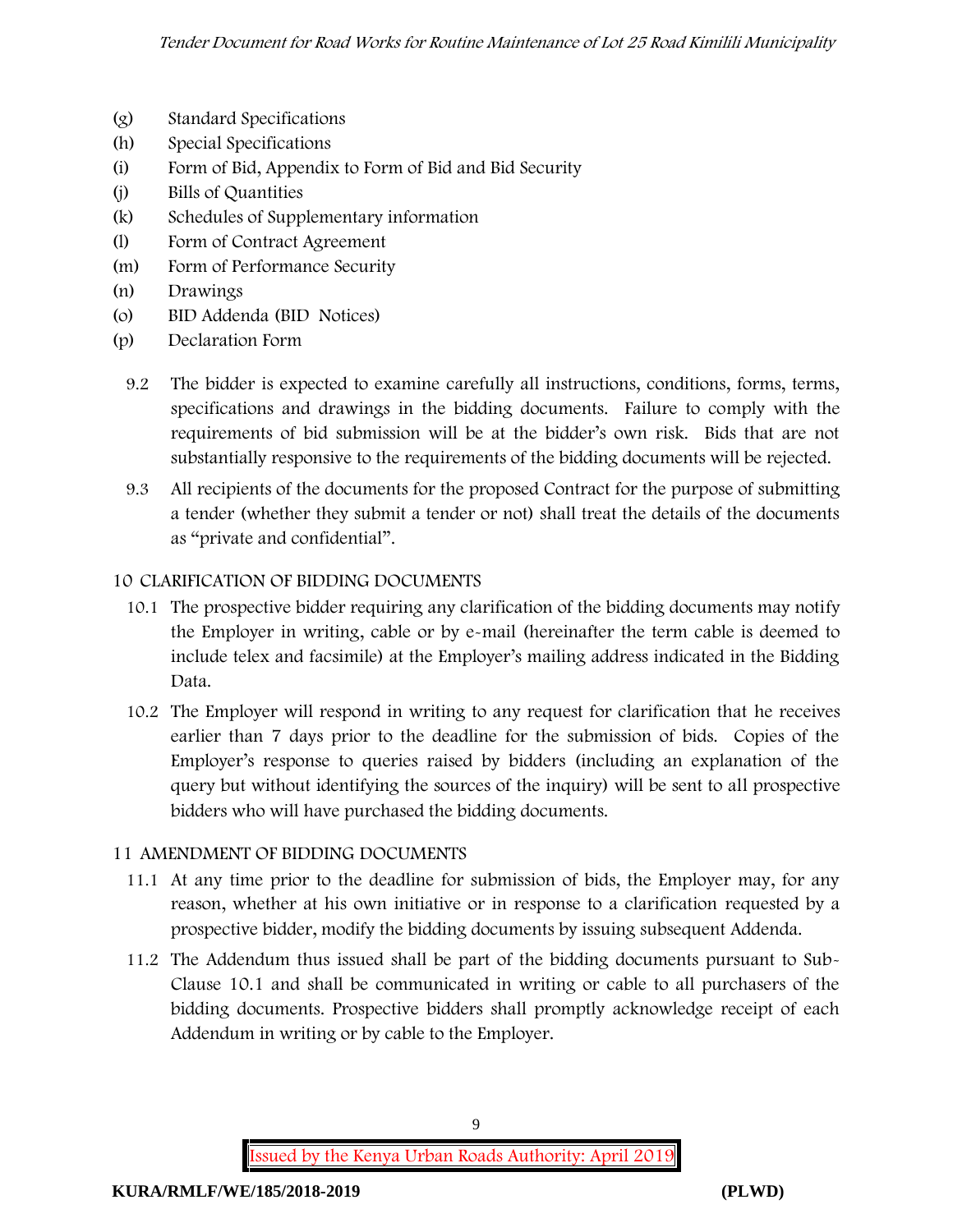(g) Standard Specifications
(h) Special Specifications
(i) Form of Bid, Appendix to Form of Bid and Bid Security
(j) Bills of Quantities
(k) Schedules of Supplementary information
(l) Form of Contract Agreement
(m) Form of Performance Security
(n) Drawings
(o) BID Addenda (BID Notices)
(p) Declaration Form

9.2 The bidder is expected to examine carefully all instructions, conditions, forms, terms, specifications and drawings in the bidding documents. Failure to comply with the requirements of bid submission will be at the bidder's own risk. Bids that are not substantially responsive to the requirements of the bidding documents will be rejected.

9.3 All recipients of the documents for the proposed Contract for the purpose of submitting a tender (whether they submit a tender or not) shall treat the details of the documents as "private and confidential".

## 10 CLARIFICATION OF BIDDING DOCUMENTS

10.1 The prospective bidder requiring any clarification of the bidding documents may notify the Employer in writing, cable or by e-mail (hereinafter the term cable is deemed to include telex and facsimile) at the Employer's mailing address indicated in the Bidding Data.

10.2 The Employer will respond in writing to any request for clarification that he receives earlier than 7 days prior to the deadline for the submission of bids. Copies of the Employer's response to queries raised by bidders (including an explanation of the query but without identifying the sources of the inquiry) will be sent to all prospective bidders who will have purchased the bidding documents.

## 11 AMENDMENT OF BIDDING DOCUMENTS

11.1 At any time prior to the deadline for submission of bids, the Employer may, for any reason, whether at his own initiative or in response to a clarification requested by a prospective bidder, modify the bidding documents by issuing subsequent Addenda.

11.2 The Addendum thus issued shall be part of the bidding documents pursuant to Sub-Clause 10.1 and shall be communicated in writing or cable to all purchasers of the bidding documents. Prospective bidders shall promptly acknowledge receipt of each Addendum in writing or by cable to the Employer.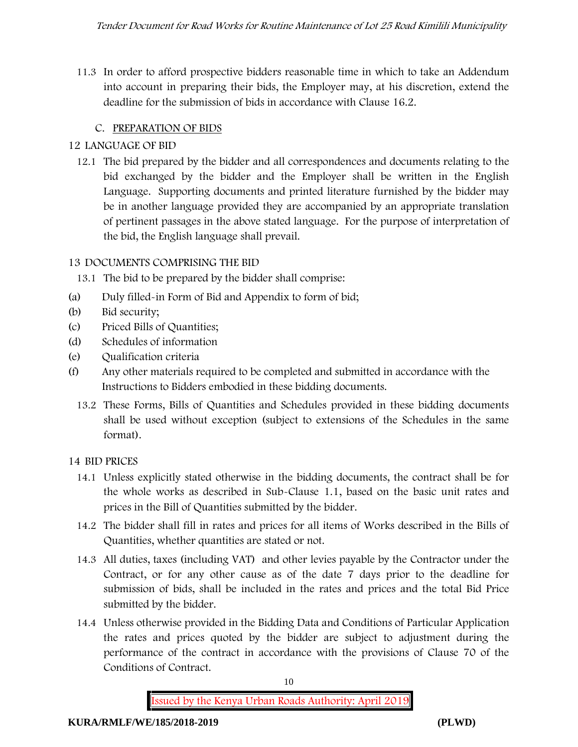11.3 In order to afford prospective bidders reasonable time in which to take an Addendum into account in preparing their bids, the Employer may, at his discretion, extend the deadline for the submission of bids in accordance with Clause 16.2.

## C. PREPARATION OF BIDS

### 12 LANGUAGE OF BID

12.1 The bid prepared by the bidder and all correspondences and documents relating to the bid exchanged by the bidder and the Employer shall be written in the English Language. Supporting documents and printed literature furnished by the bidder may be in another language provided they are accompanied by an appropriate translation of pertinent passages in the above stated language. For the purpose of interpretation of the bid, the English language shall prevail.

### 13 DOCUMENTS COMPRISING THE BID

13.1 The bid to be prepared by the bidder shall comprise:

(a) Duly filled-in Form of Bid and Appendix to form of bid;
(b) Bid security;
(c) Priced Bills of Quantities;
(d) Schedules of information
(e) Qualification criteria
(f) Any other materials required to be completed and submitted in accordance with the Instructions to Bidders embodied in these bidding documents.

13.2 These Forms, Bills of Quantities and Schedules provided in these bidding documents shall be used without exception (subject to extensions of the Schedules in the same format).

### 14 BID PRICES

14.1 Unless explicitly stated otherwise in the bidding documents, the contract shall be for the whole works as described in Sub-Clause 1.1, based on the basic unit rates and prices in the Bill of Quantities submitted by the bidder.

14.2 The bidder shall fill in rates and prices for all items of Works described in the Bills of Quantities, whether quantities are stated or not.

14.3 All duties, taxes (including VAT) and other levies payable by the Contractor under the Contract, or for any other cause as of the date 7 days prior to the deadline for submission of bids, shall be included in the rates and prices and the total Bid Price submitted by the bidder.

14.4 Unless otherwise provided in the Bidding Data and Conditions of Particular Application the rates and prices quoted by the bidder are subject to adjustment during the performance of the contract in accordance with the provisions of Clause 70 of the Conditions of Contract.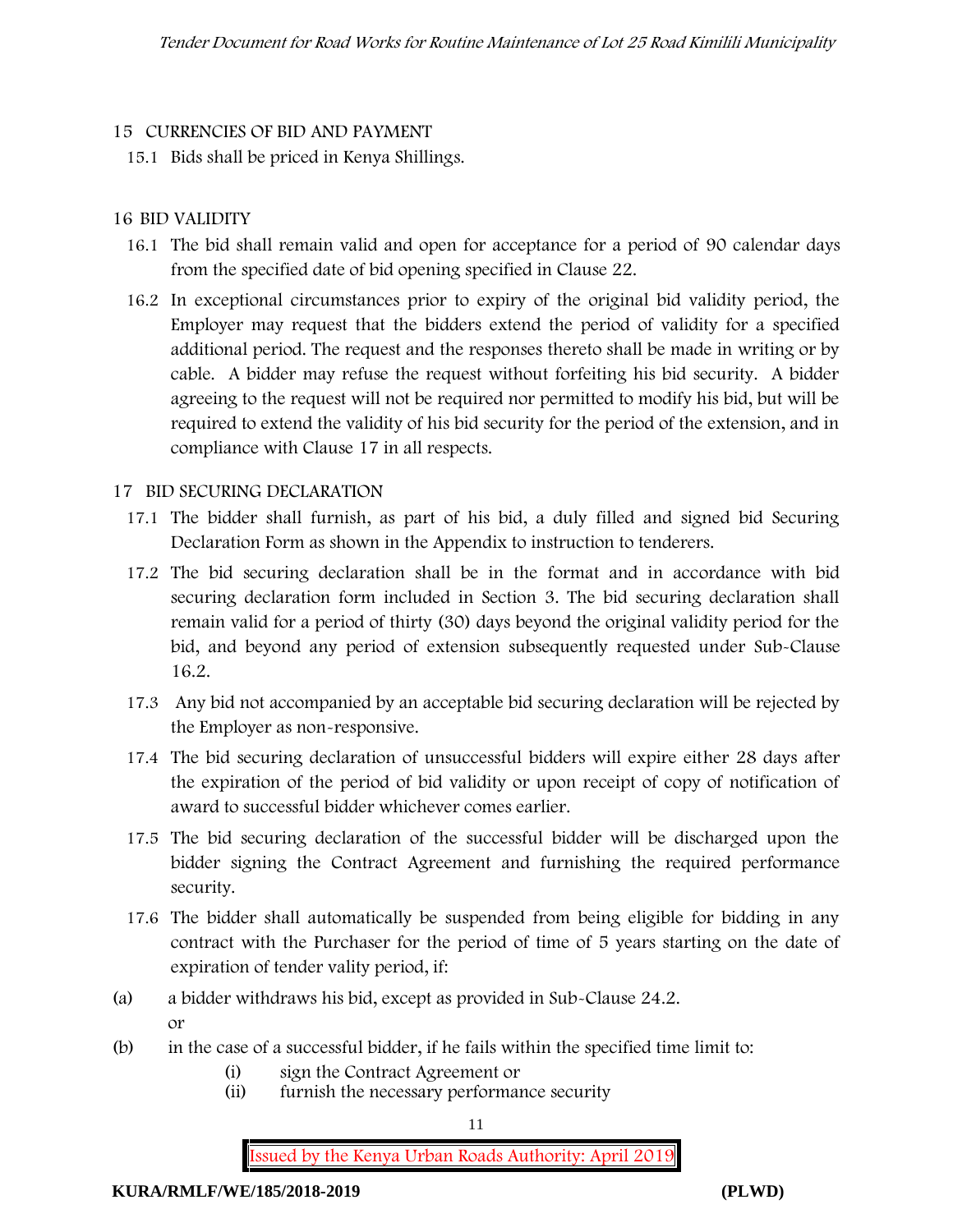## 15 CURRENCIES OF BID AND PAYMENT

15.1 Bids shall be priced in Kenya Shillings.

## 16 BID VALIDITY

16.1 The bid shall remain valid and open for acceptance for a period of 90 calendar days from the specified date of bid opening specified in Clause 22.

16.2 In exceptional circumstances prior to expiry of the original bid validity period, the Employer may request that the bidders extend the period of validity for a specified additional period. The request and the responses thereto shall be made in writing or by cable. A bidder may refuse the request without forfeiting his bid security. A bidder agreeing to the request will not be required nor permitted to modify his bid, but will be required to extend the validity of his bid security for the period of the extension, and in compliance with Clause 17 in all respects.

## 17 BID SECURING DECLARATION

17.1 The bidder shall furnish, as part of his bid, a duly filled and signed bid Securing Declaration Form as shown in the Appendix to instruction to tenderers.

17.2 The bid securing declaration shall be in the format and in accordance with bid securing declaration form included in Section 3. The bid securing declaration shall remain valid for a period of thirty (30) days beyond the original validity period for the bid, and beyond any period of extension subsequently requested under Sub-Clause 16.2.

17.3 Any bid not accompanied by an acceptable bid securing declaration will be rejected by the Employer as non-responsive.

17.4 The bid securing declaration of unsuccessful bidders will expire either 28 days after the expiration of the period of bid validity or upon receipt of copy of notification of award to successful bidder whichever comes earlier.

17.5 The bid securing declaration of the successful bidder will be discharged upon the bidder signing the Contract Agreement and furnishing the required performance security.

17.6 The bidder shall automatically be suspended from being eligible for bidding in any contract with the Purchaser for the period of time of 5 years starting on the date of expiration of tender vality period, if:

(a) a bidder withdraws his bid, except as provided in Sub-Clause 24.2.
or

(b) in the case of a successful bidder, if he fails within the specified time limit to:

   (i) sign the Contract Agreement or
   (ii) furnish the necessary performance security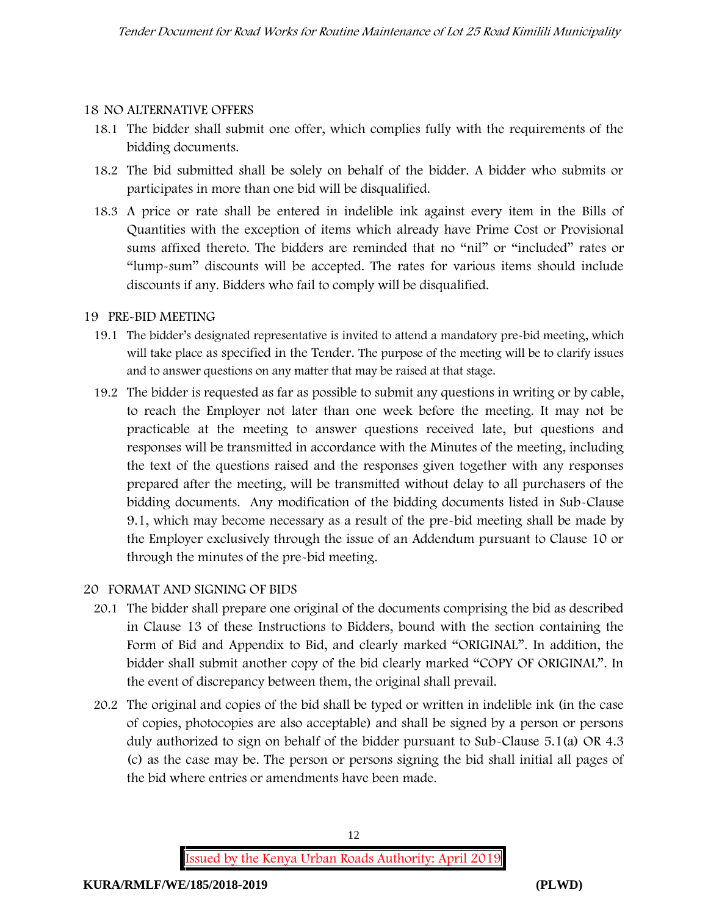## 18 NO ALTERNATIVE OFFERS

18.1 The bidder shall submit one offer, which complies fully with the requirements of the bidding documents.

18.2 The bid submitted shall be solely on behalf of the bidder. A bidder who submits or participates in more than one bid will be disqualified.

18.3 A price or rate shall be entered in indelible ink against every item in the Bills of Quantities with the exception of items which already have Prime Cost or Provisional sums affixed thereto. The bidders are reminded that no "nil" or "included" rates or "lump-sum" discounts will be accepted. The rates for various items should include discounts if any. Bidders who fail to comply will be disqualified.

## 19 PRE-BID MEETING

19.1 The bidder's designated representative is invited to attend a mandatory pre-bid meeting, which will take place as specified in the Tender. The purpose of the meeting will be to clarify issues and to answer questions on any matter that may be raised at that stage.

19.2 The bidder is requested as far as possible to submit any questions in writing or by cable, to reach the Employer not later than one week before the meeting. It may not be practicable at the meeting to answer questions received late, but questions and responses will be transmitted in accordance with the Minutes of the meeting, including the text of the questions raised and the responses given together with any responses prepared after the meeting, will be transmitted without delay to all purchasers of the bidding documents. Any modification of the bidding documents listed in Sub-Clause 9.1, which may become necessary as a result of the pre-bid meeting shall be made by the Employer exclusively through the issue of an Addendum pursuant to Clause 10 or through the minutes of the pre-bid meeting.

## 20 FORMAT AND SIGNING OF BIDS

20.1 The bidder shall prepare one original of the documents comprising the bid as described in Clause 13 of these Instructions to Bidders, bound with the section containing the Form of Bid and Appendix to Bid, and clearly marked "ORIGINAL". In addition, the bidder shall submit another copy of the bid clearly marked "COPY OF ORIGINAL". In the event of discrepancy between them, the original shall prevail.

20.2 The original and copies of the bid shall be typed or written in indelible ink (in the case of copies, photocopies are also acceptable) and shall be signed by a person or persons duly authorized to sign on behalf of the bidder pursuant to Sub-Clause 5.1(a) OR 4.3 (c) as the case may be. The person or persons signing the bid shall initial all pages of the bid where entries or amendments have been made.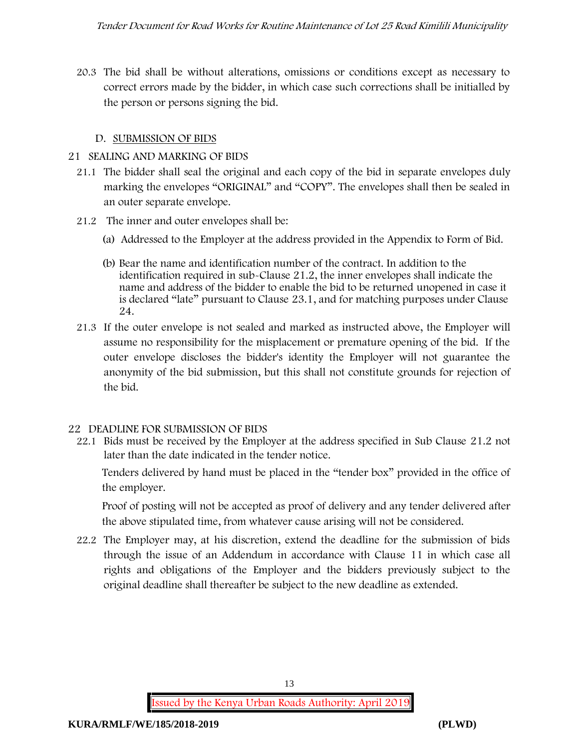20.3 The bid shall be without alterations, omissions or conditions except as necessary to correct errors made by the bidder, in which case such corrections shall be initialled by the person or persons signing the bid.

D. SUBMISSION OF BIDS

## 21 SEALING AND MARKING OF BIDS

21.1 The bidder shall seal the original and each copy of the bid in separate envelopes duly marking the envelopes "ORIGINAL" and "COPY". The envelopes shall then be sealed in an outer separate envelope.

21.2 The inner and outer envelopes shall be:

(a) Addressed to the Employer at the address provided in the Appendix to Form of Bid.

(b) Bear the name and identification number of the contract. In addition to the identification required in sub-Clause 21.2, the inner envelopes shall indicate the name and address of the bidder to enable the bid to be returned unopened in case it is declared "late" pursuant to Clause 23.1, and for matching purposes under Clause 24.

21.3 If the outer envelope is not sealed and marked as instructed above, the Employer will assume no responsibility for the misplacement or premature opening of the bid. If the outer envelope discloses the bidder's identity the Employer will not guarantee the anonymity of the bid submission, but this shall not constitute grounds for rejection of the bid.

## 22 DEADLINE FOR SUBMISSION OF BIDS

22.1 Bids must be received by the Employer at the address specified in Sub Clause 21.2 not later than the date indicated in the tender notice.

Tenders delivered by hand must be placed in the "tender box" provided in the office of the employer.

Proof of posting will not be accepted as proof of delivery and any tender delivered after the above stipulated time, from whatever cause arising will not be considered.

22.2 The Employer may, at his discretion, extend the deadline for the submission of bids through the issue of an Addendum in accordance with Clause 11 in which case all rights and obligations of the Employer and the bidders previously subject to the original deadline shall thereafter be subject to the new deadline as extended.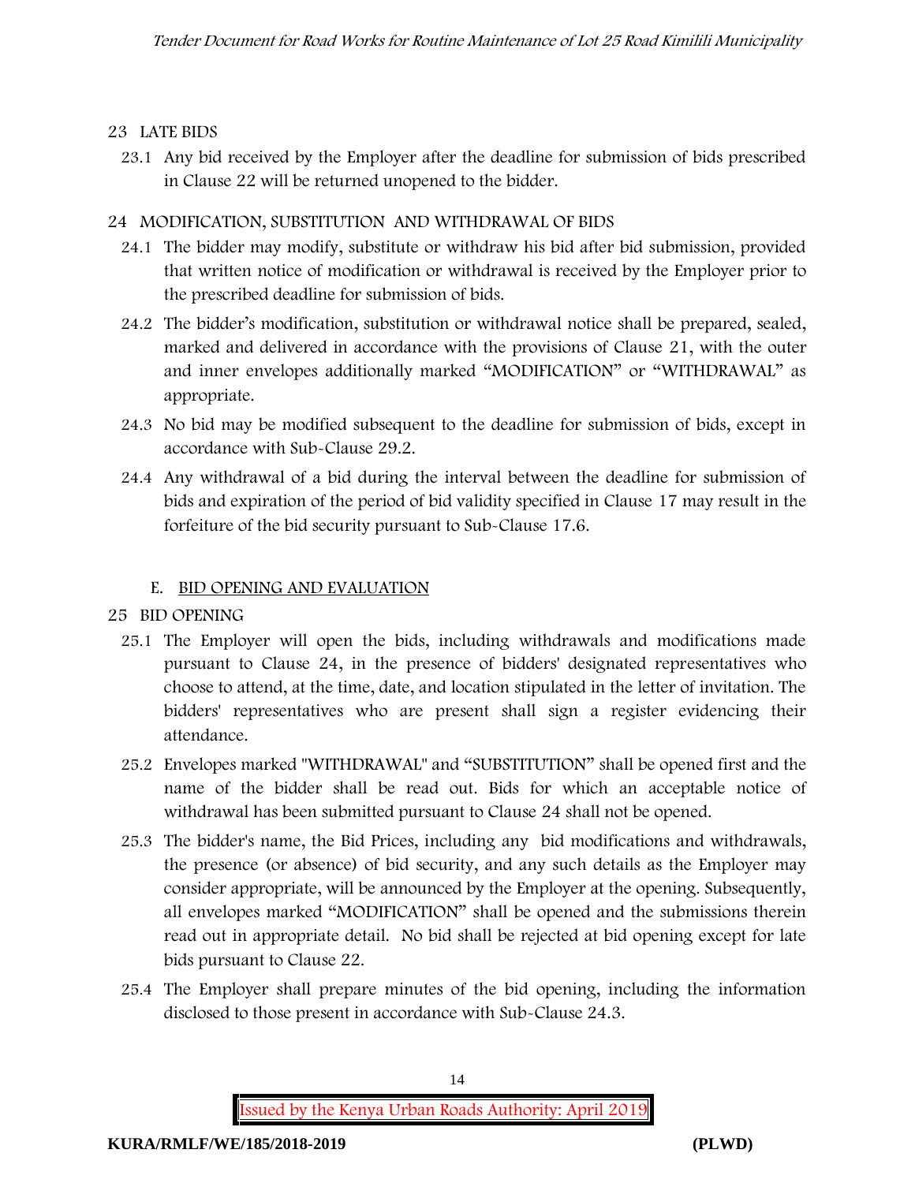## 23 LATE BIDS

23.1 Any bid received by the Employer after the deadline for submission of bids prescribed in Clause 22 will be returned unopened to the bidder.

## 24 MODIFICATION, SUBSTITUTION AND WITHDRAWAL OF BIDS

24.1 The bidder may modify, substitute or withdraw his bid after bid submission, provided that written notice of modification or withdrawal is received by the Employer prior to the prescribed deadline for submission of bids.

24.2 The bidder's modification, substitution or withdrawal notice shall be prepared, sealed, marked and delivered in accordance with the provisions of Clause 21, with the outer and inner envelopes additionally marked "MODIFICATION" or "WITHDRAWAL" as appropriate.

24.3 No bid may be modified subsequent to the deadline for submission of bids, except in accordance with Sub-Clause 29.2.

24.4 Any withdrawal of a bid during the interval between the deadline for submission of bids and expiration of the period of bid validity specified in Clause 17 may result in the forfeiture of the bid security pursuant to Sub-Clause 17.6.

### E. BID OPENING AND EVALUATION

## 25 BID OPENING

25.1 The Employer will open the bids, including withdrawals and modifications made pursuant to Clause 24, in the presence of bidders' designated representatives who choose to attend, at the time, date, and location stipulated in the letter of invitation. The bidders' representatives who are present shall sign a register evidencing their attendance.

25.2 Envelopes marked "WITHDRAWAL" and "SUBSTITUTION" shall be opened first and the name of the bidder shall be read out. Bids for which an acceptable notice of withdrawal has been submitted pursuant to Clause 24 shall not be opened.

25.3 The bidder's name, the Bid Prices, including any bid modifications and withdrawals, the presence (or absence) of bid security, and any such details as the Employer may consider appropriate, will be announced by the Employer at the opening. Subsequently, all envelopes marked "MODIFICATION" shall be opened and the submissions therein read out in appropriate detail. No bid shall be rejected at bid opening except for late bids pursuant to Clause 22.

25.4 The Employer shall prepare minutes of the bid opening, including the information disclosed to those present in accordance with Sub-Clause 24.3.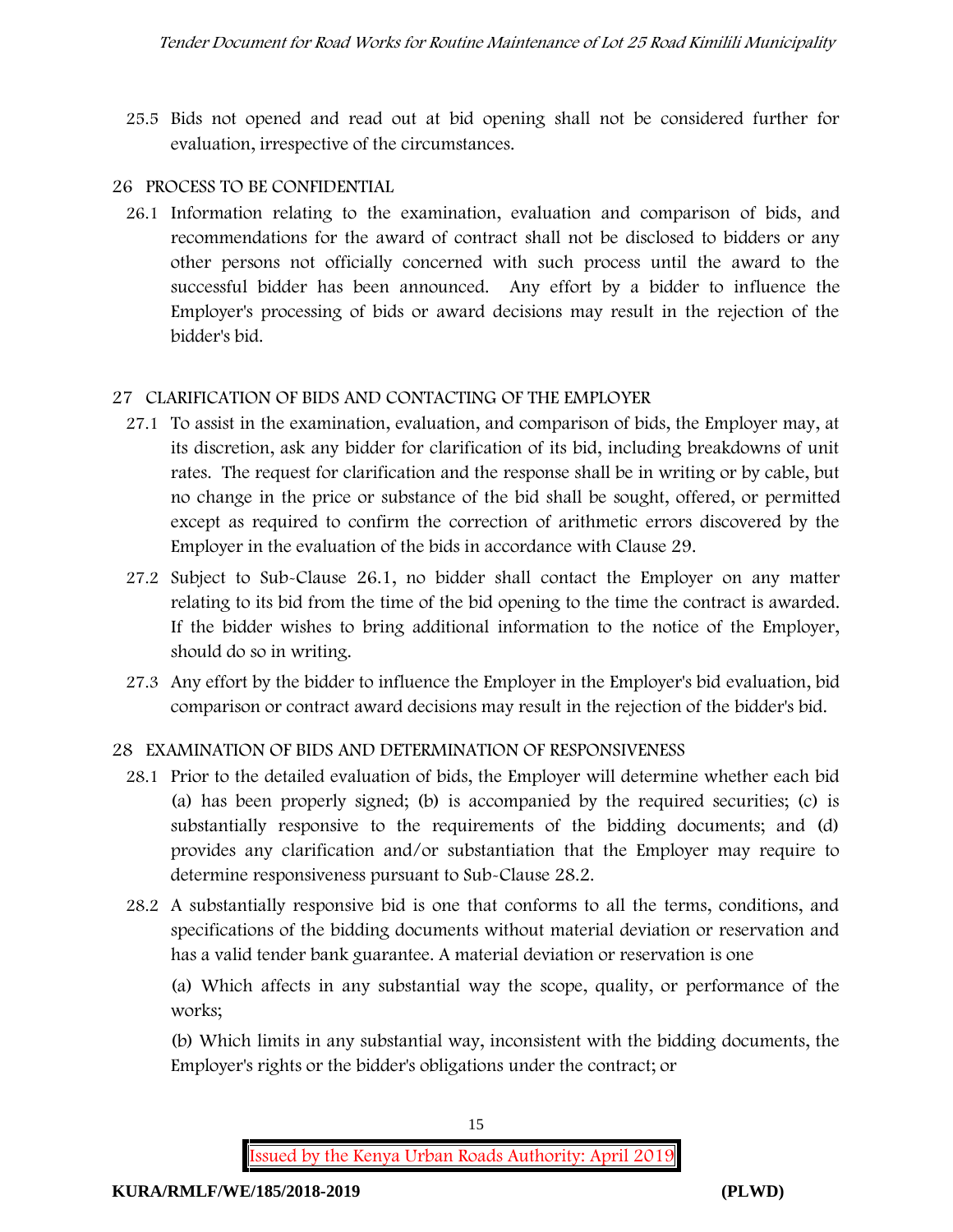25.5 Bids not opened and read out at bid opening shall not be considered further for evaluation, irrespective of the circumstances.

## 26 PROCESS TO BE CONFIDENTIAL

26.1 Information relating to the examination, evaluation and comparison of bids, and recommendations for the award of contract shall not be disclosed to bidders or any other persons not officially concerned with such process until the award to the successful bidder has been announced. Any effort by a bidder to influence the Employer's processing of bids or award decisions may result in the rejection of the bidder's bid.

## 27 CLARIFICATION OF BIDS AND CONTACTING OF THE EMPLOYER

27.1 To assist in the examination, evaluation, and comparison of bids, the Employer may, at its discretion, ask any bidder for clarification of its bid, including breakdowns of unit rates. The request for clarification and the response shall be in writing or by cable, but no change in the price or substance of the bid shall be sought, offered, or permitted except as required to confirm the correction of arithmetic errors discovered by the Employer in the evaluation of the bids in accordance with Clause 29.

27.2 Subject to Sub-Clause 26.1, no bidder shall contact the Employer on any matter relating to its bid from the time of the bid opening to the time the contract is awarded. If the bidder wishes to bring additional information to the notice of the Employer, should do so in writing.

27.3 Any effort by the bidder to influence the Employer in the Employer's bid evaluation, bid comparison or contract award decisions may result in the rejection of the bidder's bid.

## 28 EXAMINATION OF BIDS AND DETERMINATION OF RESPONSIVENESS

28.1 Prior to the detailed evaluation of bids, the Employer will determine whether each bid (a) has been properly signed; (b) is accompanied by the required securities; (c) is substantially responsive to the requirements of the bidding documents; and (d) provides any clarification and/or substantiation that the Employer may require to determine responsiveness pursuant to Sub-Clause 28.2.

28.2 A substantially responsive bid is one that conforms to all the terms, conditions, and specifications of the bidding documents without material deviation or reservation and has a valid tender bank guarantee. A material deviation or reservation is one

(a) Which affects in any substantial way the scope, quality, or performance of the works;

(b) Which limits in any substantial way, inconsistent with the bidding documents, the Employer's rights or the bidder's obligations under the contract; or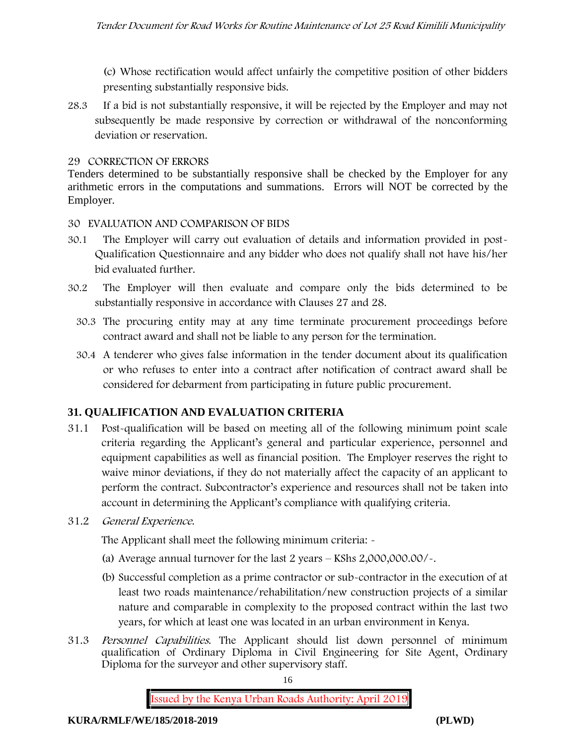(c) Whose rectification would affect unfairly the competitive position of other bidders presenting substantially responsive bids.

28.3 If a bid is not substantially responsive, it will be rejected by the Employer and may not subsequently be made responsive by correction or withdrawal of the nonconforming deviation or reservation.

29 CORRECTION OF ERRORS

Tenders determined to be substantially responsive shall be checked by the Employer for any arithmetic errors in the computations and summations. Errors will NOT be corrected by the Employer.

30 EVALUATION AND COMPARISON OF BIDS

30.1 The Employer will carry out evaluation of details and information provided in post-Qualification Questionnaire and any bidder who does not qualify shall not have his/her bid evaluated further.

30.2 The Employer will then evaluate and compare only the bids determined to be substantially responsive in accordance with Clauses 27 and 28.

30.3 The procuring entity may at any time terminate procurement proceedings before contract award and shall not be liable to any person for the termination.

30.4 A tenderer who gives false information in the tender document about its qualification or who refuses to enter into a contract after notification of contract award shall be considered for debarment from participating in future public procurement.

## 31. QUALIFICATION AND EVALUATION CRITERIA

31.1 Post-qualification will be based on meeting all of the following minimum point scale criteria regarding the Applicant's general and particular experience, personnel and equipment capabilities as well as financial position. The Employer reserves the right to waive minor deviations, if they do not materially affect the capacity of an applicant to perform the contract. Subcontractor's experience and resources shall not be taken into account in determining the Applicant's compliance with qualifying criteria.

31.2 *General Experience*.

The Applicant shall meet the following minimum criteria: -

(a) Average annual turnover for the last 2 years – KShs 2,000,000.00/-.

(b) Successful completion as a prime contractor or sub-contractor in the execution of at least two roads maintenance/rehabilitation/new construction projects of a similar nature and comparable in complexity to the proposed contract within the last two years, for which at least one was located in an urban environment in Kenya.

31.3 *Personnel Capabilities*. The Applicant should list down personnel of minimum qualification of Ordinary Diploma in Civil Engineering for Site Agent, Ordinary Diploma for the surveyor and other supervisory staff.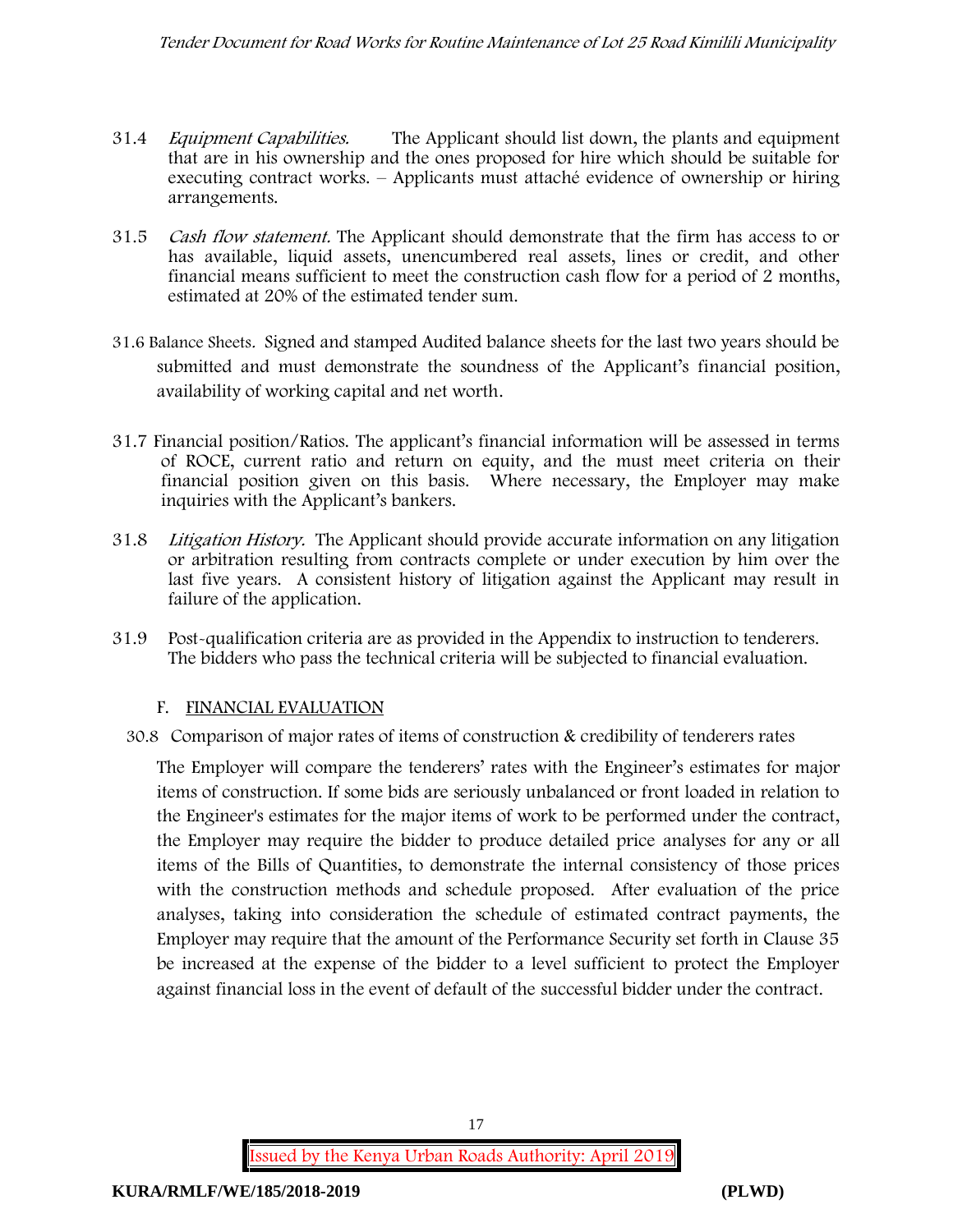31.4 *Equipment Capabilities.* The Applicant should list down, the plants and equipment that are in his ownership and the ones proposed for hire which should be suitable for executing contract works. – Applicants must attaché evidence of ownership or hiring arrangements.

31.5 *Cash flow statement.* The Applicant should demonstrate that the firm has access to or has available, liquid assets, unencumbered real assets, lines or credit, and other financial means sufficient to meet the construction cash flow for a period of 2 months, estimated at 20% of the estimated tender sum.

31.6 Balance Sheets. Signed and stamped Audited balance sheets for the last two years should be submitted and must demonstrate the soundness of the Applicant's financial position, availability of working capital and net worth.

31.7 Financial position/Ratios. The applicant's financial information will be assessed in terms of ROCE, current ratio and return on equity, and the must meet criteria on their financial position given on this basis. Where necessary, the Employer may make inquiries with the Applicant's bankers.

31.8 *Litigation History.* The Applicant should provide accurate information on any litigation or arbitration resulting from contracts complete or under execution by him over the last five years. A consistent history of litigation against the Applicant may result in failure of the application.

31.9 Post-qualification criteria are as provided in the Appendix to instruction to tenderers. The bidders who pass the technical criteria will be subjected to financial evaluation.

F. FINANCIAL EVALUATION

30.8 Comparison of major rates of items of construction & credibility of tenderers rates

The Employer will compare the tenderers' rates with the Engineer's estimates for major items of construction. If some bids are seriously unbalanced or front loaded in relation to the Engineer's estimates for the major items of work to be performed under the contract, the Employer may require the bidder to produce detailed price analyses for any or all items of the Bills of Quantities, to demonstrate the internal consistency of those prices with the construction methods and schedule proposed. After evaluation of the price analyses, taking into consideration the schedule of estimated contract payments, the Employer may require that the amount of the Performance Security set forth in Clause 35 be increased at the expense of the bidder to a level sufficient to protect the Employer against financial loss in the event of default of the successful bidder under the contract.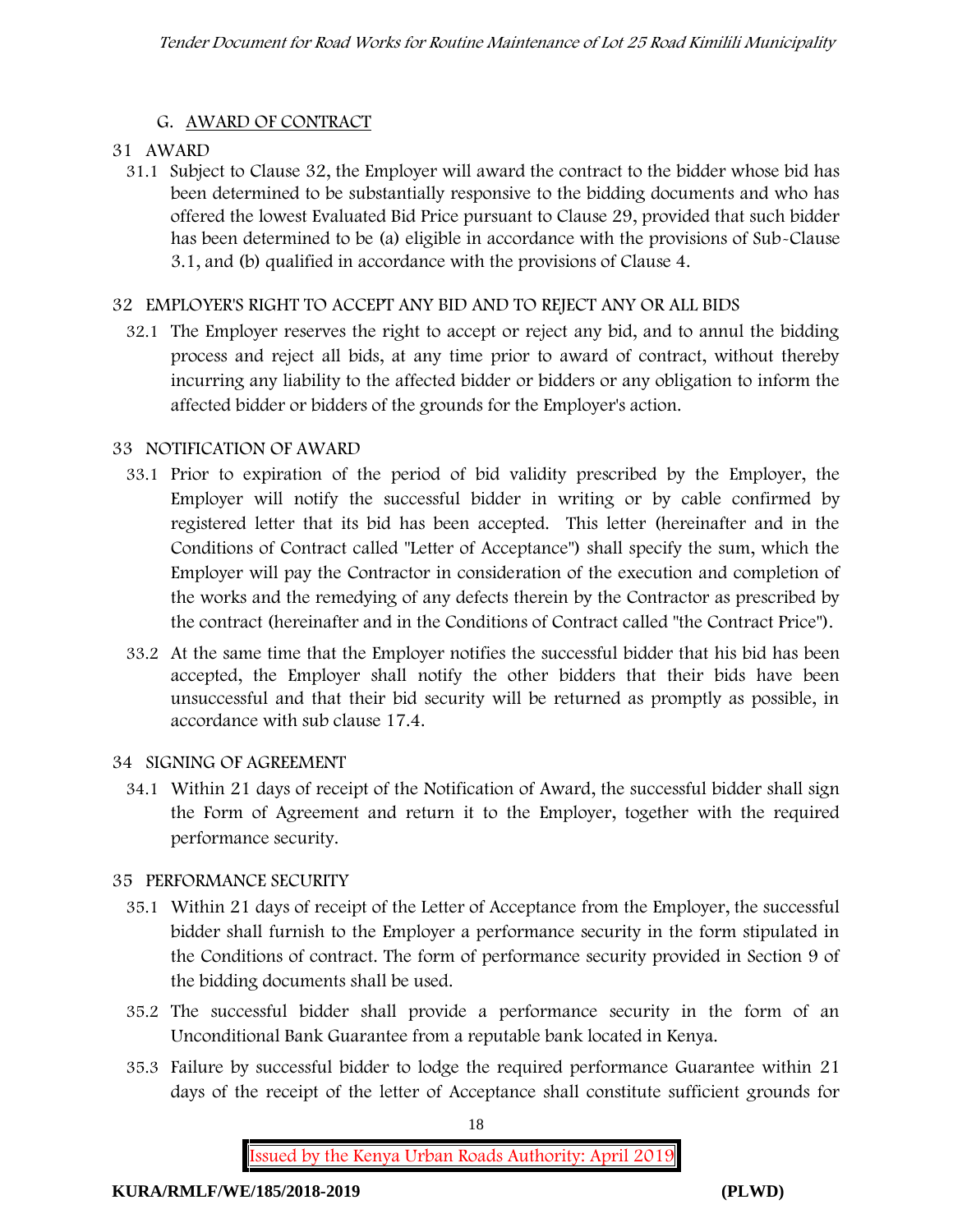## G. AWARD OF CONTRACT

### 31 AWARD

31.1 Subject to Clause 32, the Employer will award the contract to the bidder whose bid has been determined to be substantially responsive to the bidding documents and who has offered the lowest Evaluated Bid Price pursuant to Clause 29, provided that such bidder has been determined to be (a) eligible in accordance with the provisions of Sub-Clause 3.1, and (b) qualified in accordance with the provisions of Clause 4.

### 32 EMPLOYER'S RIGHT TO ACCEPT ANY BID AND TO REJECT ANY OR ALL BIDS

32.1 The Employer reserves the right to accept or reject any bid, and to annul the bidding process and reject all bids, at any time prior to award of contract, without thereby incurring any liability to the affected bidder or bidders or any obligation to inform the affected bidder or bidders of the grounds for the Employer's action.

### 33 NOTIFICATION OF AWARD

33.1 Prior to expiration of the period of bid validity prescribed by the Employer, the Employer will notify the successful bidder in writing or by cable confirmed by registered letter that its bid has been accepted. This letter (hereinafter and in the Conditions of Contract called "Letter of Acceptance") shall specify the sum, which the Employer will pay the Contractor in consideration of the execution and completion of the works and the remedying of any defects therein by the Contractor as prescribed by the contract (hereinafter and in the Conditions of Contract called "the Contract Price").

33.2 At the same time that the Employer notifies the successful bidder that his bid has been accepted, the Employer shall notify the other bidders that their bids have been unsuccessful and that their bid security will be returned as promptly as possible, in accordance with sub clause 17.4.

### 34 SIGNING OF AGREEMENT

34.1 Within 21 days of receipt of the Notification of Award, the successful bidder shall sign the Form of Agreement and return it to the Employer, together with the required performance security.

### 35 PERFORMANCE SECURITY

35.1 Within 21 days of receipt of the Letter of Acceptance from the Employer, the successful bidder shall furnish to the Employer a performance security in the form stipulated in the Conditions of contract. The form of performance security provided in Section 9 of the bidding documents shall be used.

35.2 The successful bidder shall provide a performance security in the form of an Unconditional Bank Guarantee from a reputable bank located in Kenya.

35.3 Failure by successful bidder to lodge the required performance Guarantee within 21 days of the receipt of the letter of Acceptance shall constitute sufficient grounds for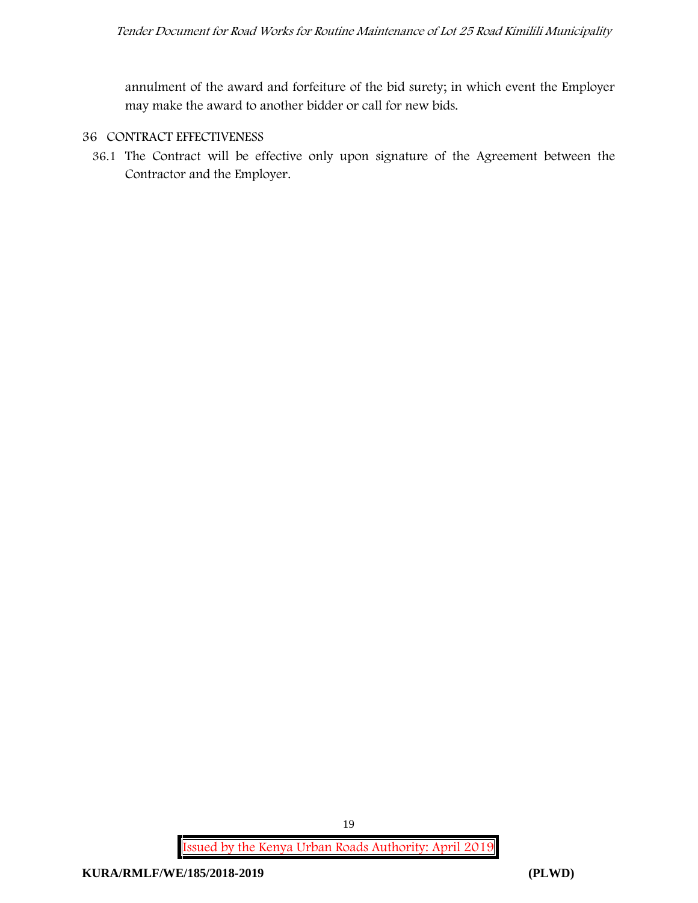annulment of the award and forfeiture of the bid surety; in which event the Employer may make the award to another bidder or call for new bids.

## 36 CONTRACT EFFECTIVENESS

36.1 The Contract will be effective only upon signature of the Agreement between the Contractor and the Employer.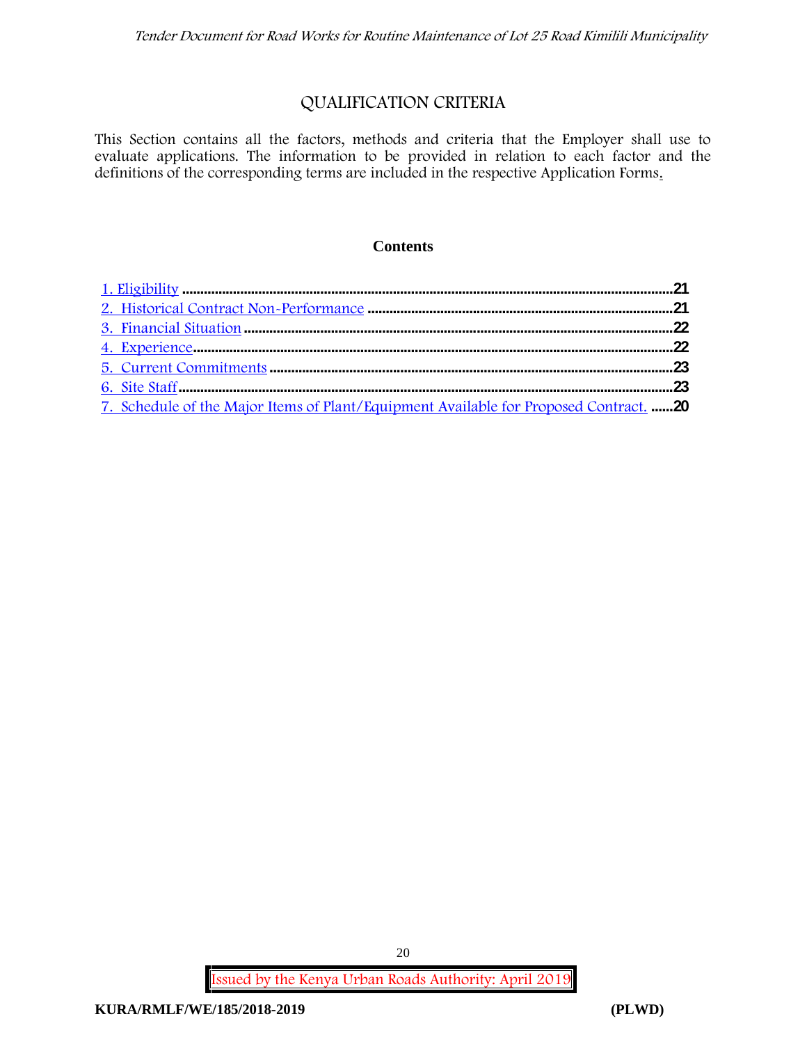# QUALIFICATION CRITERIA

This Section contains all the factors, methods and criteria that the Employer shall use to evaluate applications. The information to be provided in relation to each factor and the definitions of the corresponding terms are included in the respective Application Forms.

## Contents

1. Eligibility ....................................................................................................................................21
2. Historical Contract Non-Performance ..................................................................................21
3. Financial Situation ..................................................................................................................22
4. Experience.................................................................................................................................22
5. Current Commitments ............................................................................................................23
6. Site Staff.....................................................................................................................................23
7. Schedule of the Major Items of Plant/Equipment Available for Proposed Contract. ......20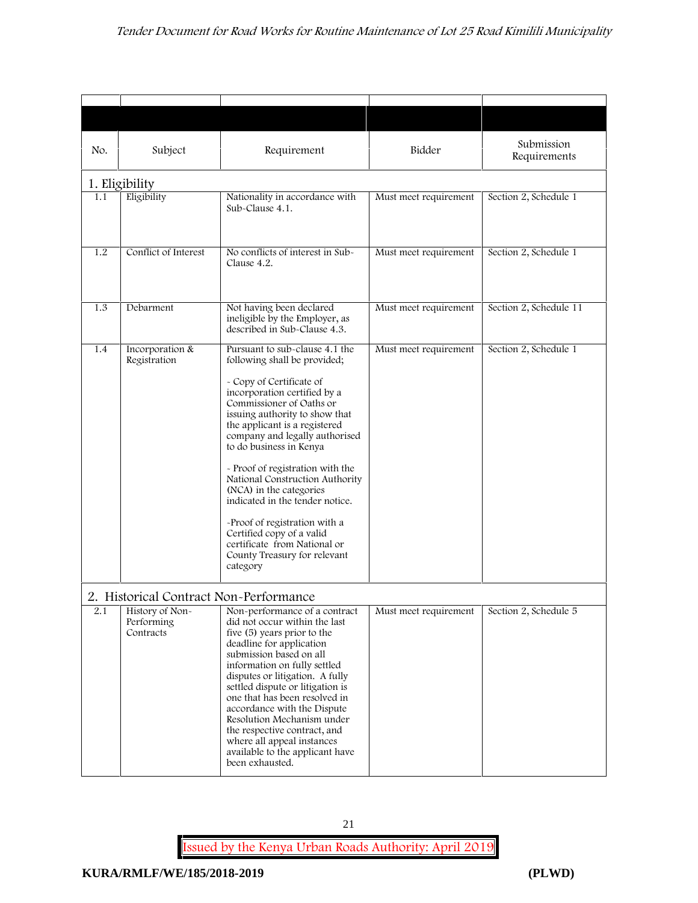| No. | Subject | Requirement | Bidder | Submission Requirements |
|---|---|---|---|---|
| **1. Eligibility** | | | | |
| 1.1 | Eligibility | Nationality in accordance with Sub-Clause 4.1. | Must meet requirement | Section 2, Schedule 1 |
| 1.2 | Conflict of Interest | No conflicts of interest in Sub-Clause 4.2. | Must meet requirement | Section 2, Schedule 1 |
| 1.3 | Debarment | Not having been declared ineligible by the Employer, as described in Sub-Clause 4.3. | Must meet requirement | Section 2, Schedule 11 |
| 1.4 | Incorporation & Registration | Pursuant to sub-clause 4.1 the following shall be provided;<br><br>- Copy of Certificate of incorporation certified by a Commissioner of Oaths or issuing authority to show that the applicant is a registered company and legally authorised to do business in Kenya<br><br>- Proof of registration with the National Construction Authority (NCA) in the categories indicated in the tender notice.<br><br>-Proof of registration with a Certified copy of a valid certificate from National or County Treasury for relevant category | Must meet requirement | Section 2, Schedule 1 |
| **2. Historical Contract Non-Performance** | | | | |
| 2.1 | History of Non-Performing Contracts | Non-performance of a contract did not occur within the last five (5) years prior to the deadline for application submission based on all information on fully settled disputes or litigation. A fully settled dispute or litigation is one that has been resolved in accordance with the Dispute Resolution Mechanism under the respective contract, and where all appeal instances available to the applicant have been exhausted. | Must meet requirement | Section 2, Schedule 5 |

Issued by the Kenya Urban Roads Authority: April 2019

**KURA/RMLF/WE/185/2018-2019** **(PLWD)**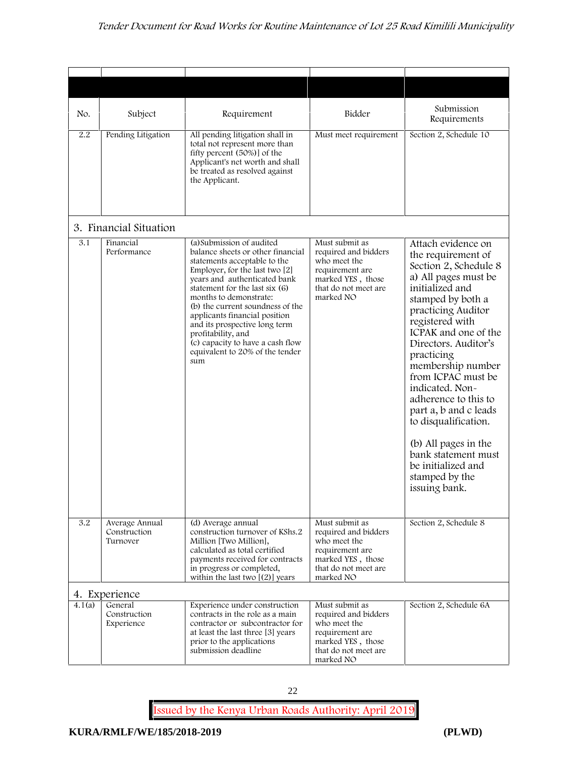| No. | Subject | Requirement | Bidder | Submission Requirements |
|---|---|---|---|---|
| 2.2 | Pending Litigation | All pending litigation shall in total not represent more than fifty percent (50%)] of the Applicant's net worth and shall be treated as resolved against the Applicant. | Must meet requirement | Section 2, Schedule 10 |
| **3. Financial Situation** | | | | |
| 3.1 | Financial Performance | (a)Submission of audited balance sheets or other financial statements acceptable to the Employer, for the last two [2] years and authenticated bank statement for the last six (6) months to demonstrate:<br>(b) the current soundness of the applicants financial position and its prospective long term profitability, and<br>(c) capacity to have a cash flow equivalent to 20% of the tender sum | Must submit as required and bidders who meet the requirement are marked YES , those that do not meet are marked NO | Attach evidence on the requirement of Section 2, Schedule 8 a) All pages must be initialized and stamped by both a practicing Auditor registered with ICPAK and one of the Directors. Auditor's practicing membership number from ICPAC must be indicated. Non-adherence to this to part a, b and c leads to disqualification.<br><br>(b) All pages in the bank statement must be initialized and stamped by the issuing bank. |
| 3.2 | Average Annual Construction Turnover | (d) Average annual construction turnover of KShs.2 Million [Two Million], calculated as total certified payments received for contracts in progress or completed, within the last two [(2)] years | Must submit as required and bidders who meet the requirement are marked YES , those that do not meet are marked NO | Section 2, Schedule 8 |
| **4. Experience** | | | | |
| 4.1(a) | General Construction Experience | Experience under construction contracts in the role as a main contractor or subcontractor for at least the last three [3] years prior to the applications submission deadline | Must submit as required and bidders who meet the requirement are marked YES , those that do not meet are marked NO | Section 2, Schedule 6A |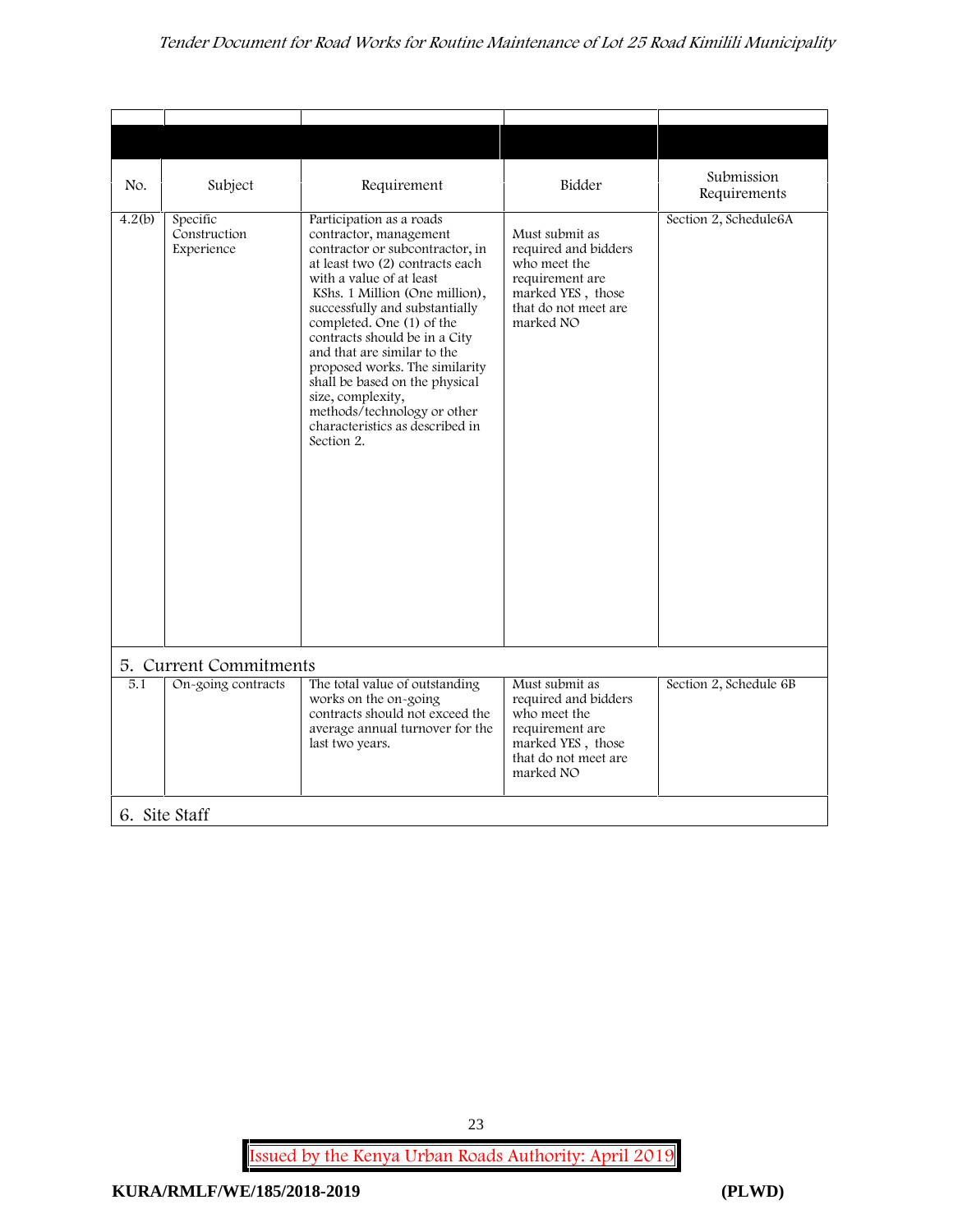| No. | Subject | Requirement | Bidder | Submission Requirements |
|---|---|---|---|---|
| 4.2(b) | Specific Construction Experience | Participation as a roads contractor, management contractor or subcontractor, in at least two (2) contracts each with a value of at least KShs. 1 Million (One million), successfully and substantially completed. One (1) of the contracts should be in a City and that are similar to the proposed works. The similarity shall be based on the physical size, complexity, methods/technology or other characteristics as described in Section 2. | Must submit as required and bidders who meet the requirement are marked YES , those that do not meet are marked NO | Section 2, Schedule6A |
| **5. Current Commitments** | | | | |
| 5.1 | On-going contracts | The total value of outstanding works on the on-going contracts should not exceed the average annual turnover for the last two years. | Must submit as required and bidders who meet the requirement are marked YES , those that do not meet are marked NO | Section 2, Schedule 6B |
| **6. Site Staff** | | | | |

Issued by the Kenya Urban Roads Authority: April 2019

**KURA/RMLF/WE/185/2018-2019** **(PLWD)**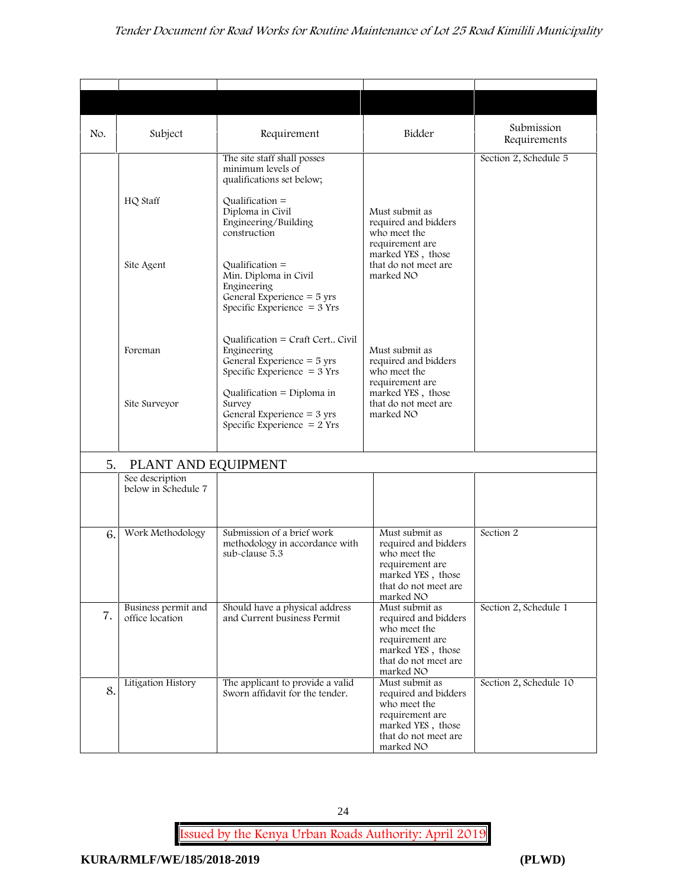| No. | Subject | Requirement | Bidder | Submission Requirements |
|---|---|---|---|---|
| | | The site staff shall posses minimum levels of qualifications set below; | | Section 2, Schedule 5 |
| | HQ Staff | Qualification = Diploma in Civil Engineering/Building construction | Must submit as required and bidders who meet the requirement are marked YES , those that do not meet are marked NO | |
| | Site Agent | Qualification = Min. Diploma in Civil Engineering<br>General Experience = 5 yrs<br>Specific Experience = 3 Yrs | | |
| | Foreman | Qualification = Craft Cert.. Civil Engineering<br>General Experience = 5 yrs<br>Specific Experience = 3 Yrs | Must submit as required and bidders who meet the requirement are marked YES , those that do not meet are marked NO | |
| | Site Surveyor | Qualification = Diploma in Survey<br>General Experience = 3 yrs<br>Specific Experience = 2 Yrs | | |
| 5. | PLANT AND EQUIPMENT | | | |
| | See description below in Schedule 7 | | | |
| 6. | Work Methodology | Submission of a brief work methodology in accordance with sub-clause 5.3 | Must submit as required and bidders who meet the requirement are marked YES , those that do not meet are marked NO | Section 2 |
| 7. | Business permit and office location | Should have a physical address and Current business Permit | Must submit as required and bidders who meet the requirement are marked YES , those that do not meet are marked NO | Section 2, Schedule 1 |
| 8. | Litigation History | The applicant to provide a valid Sworn affidavit for the tender. | Must submit as required and bidders who meet the requirement are marked YES , those that do not meet are marked NO | Section 2, Schedule 10 |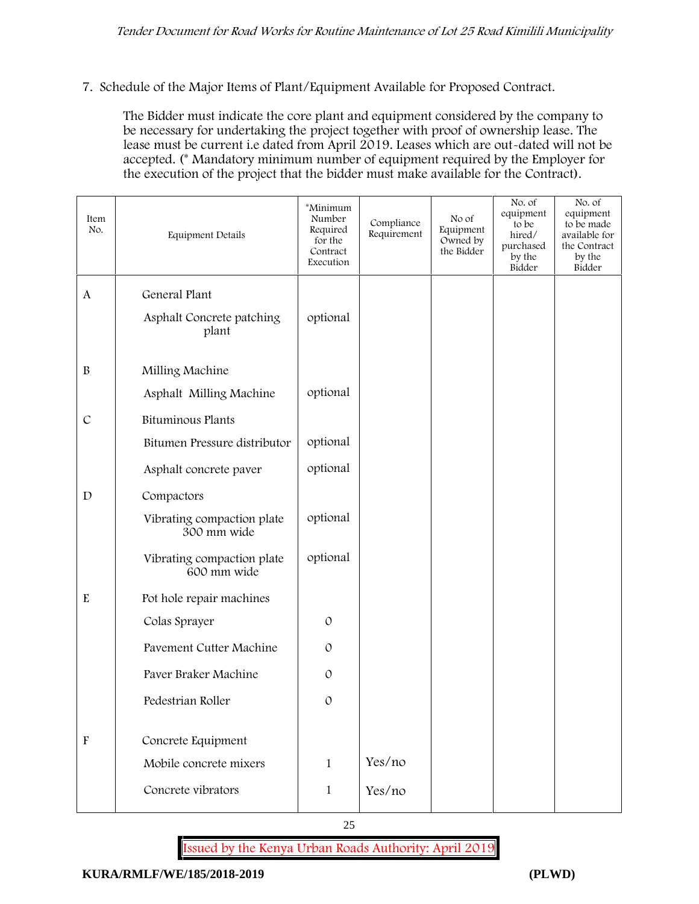7. Schedule of the Major Items of Plant/Equipment Available for Proposed Contract.

The Bidder must indicate the core plant and equipment considered by the company to be necessary for undertaking the project together with proof of ownership lease. The lease must be current i.e dated from April 2019. Leases which are out-dated will not be accepted. (* Mandatory minimum number of equipment required by the Employer for the execution of the project that the bidder must make available for the Contract).

| Item No. | Equipment Details | *Minimum Number Required for the Contract Execution | Compliance Requirement | No of Equipment Owned by the Bidder | No. of equipment to be hired/ purchased by the Bidder | No. of equipment to be made available for the Contract by the Bidder |
|---|---|---|---|---|---|---|
| A | General Plant | | | | | |
| | Asphalt Concrete patching plant | optional | | | | |
| B | Milling Machine | | | | | |
| | Asphalt Milling Machine | optional | | | | |
| C | Bituminous Plants | | | | | |
| | Bitumen Pressure distributor | optional | | | | |
| | Asphalt concrete paver | optional | | | | |
| D | Compactors | | | | | |
| | Vibrating compaction plate 300 mm wide | optional | | | | |
| | Vibrating compaction plate 600 mm wide | optional | | | | |
| E | Pot hole repair machines | | | | | |
| | Colas Sprayer | 0 | | | | |
| | Pavement Cutter Machine | 0 | | | | |
| | Paver Braker Machine | 0 | | | | |
| | Pedestrian Roller | 0 | | | | |
| F | Concrete Equipment | | | | | |
| | Mobile concrete mixers | 1 | Yes/no | | | |
| | Concrete vibrators | 1 | Yes/no | | | |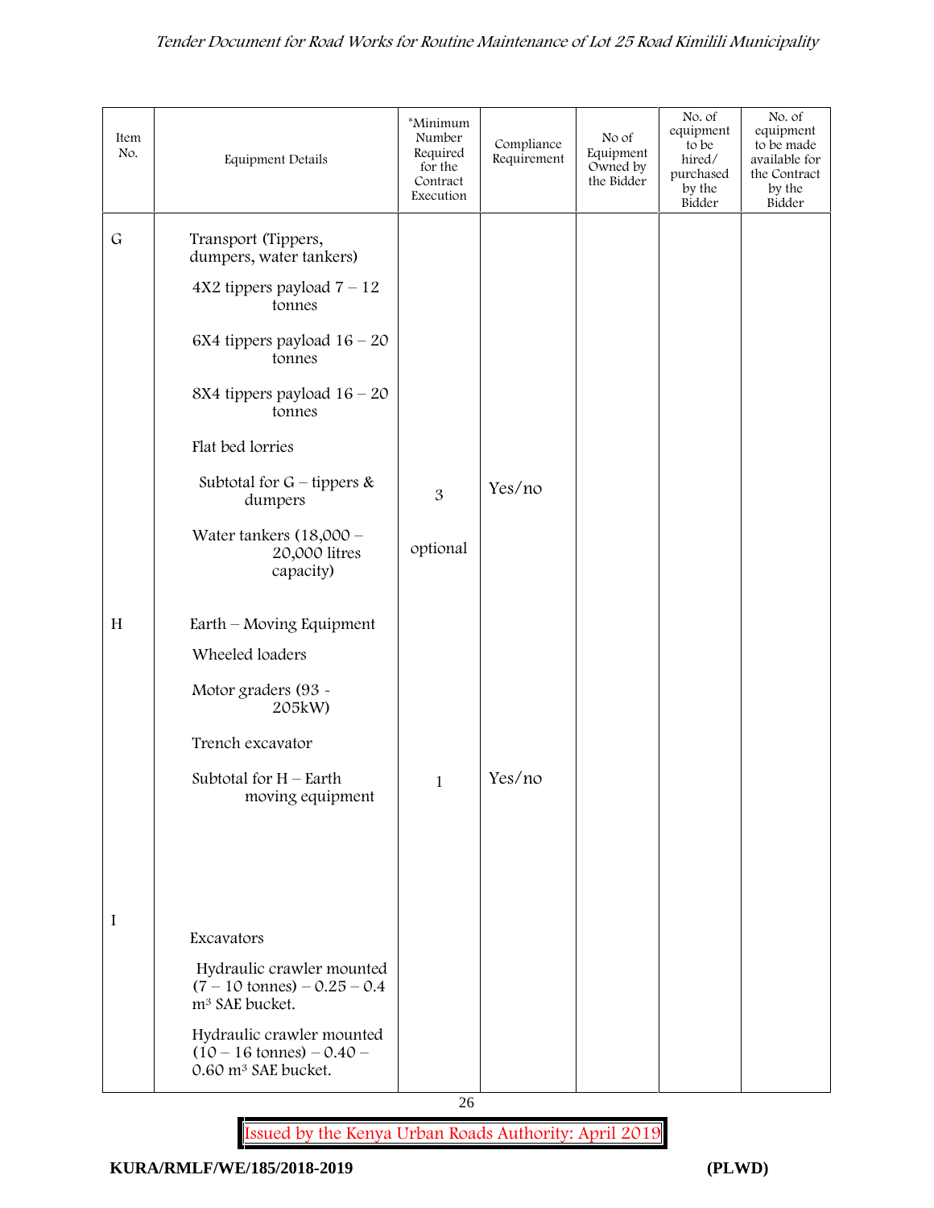| Item No. | Equipment Details | *Minimum Number Required for the Contract Execution | Compliance Requirement | No of Equipment Owned by the Bidder | No. of equipment to be hired/ purchased by the Bidder | No. of equipment to be made available for the Contract by the Bidder |
|---|---|---|---|---|---|---|
| G | Transport (Tippers, dumpers, water tankers) | | | | | |
| | 4X2 tippers payload 7 – 12 tonnes | | | | | |
| | 6X4 tippers payload 16 – 20 tonnes | | | | | |
| | 8X4 tippers payload 16 – 20 tonnes | | | | | |
| | Flat bed lorries | | | | | |
| | Subtotal for G – tippers & dumpers | 3 | Yes/no | | | |
| | Water tankers (18,000 – 20,000 litres capacity) | optional | | | | |
| H | Earth – Moving Equipment | | | | | |
| | Wheeled loaders | | | | | |
| | Motor graders (93 - 205kW) | | | | | |
| | Trench excavator | | | | | |
| | Subtotal for H – Earth moving equipment | 1 | Yes/no | | | |
| I | Excavators | | | | | |
| | Hydraulic crawler mounted (7 – 10 tonnes) – 0.25 – 0.4 m³ SAE bucket. | | | | | |
| | Hydraulic crawler mounted (10 – 16 tonnes) – 0.40 – 0.60 m³ SAE bucket. | | | | | |

Issued by the Kenya Urban Roads Authority: April 2019

**KURA/RMLF/WE/185/2018-2019** **(PLWD)**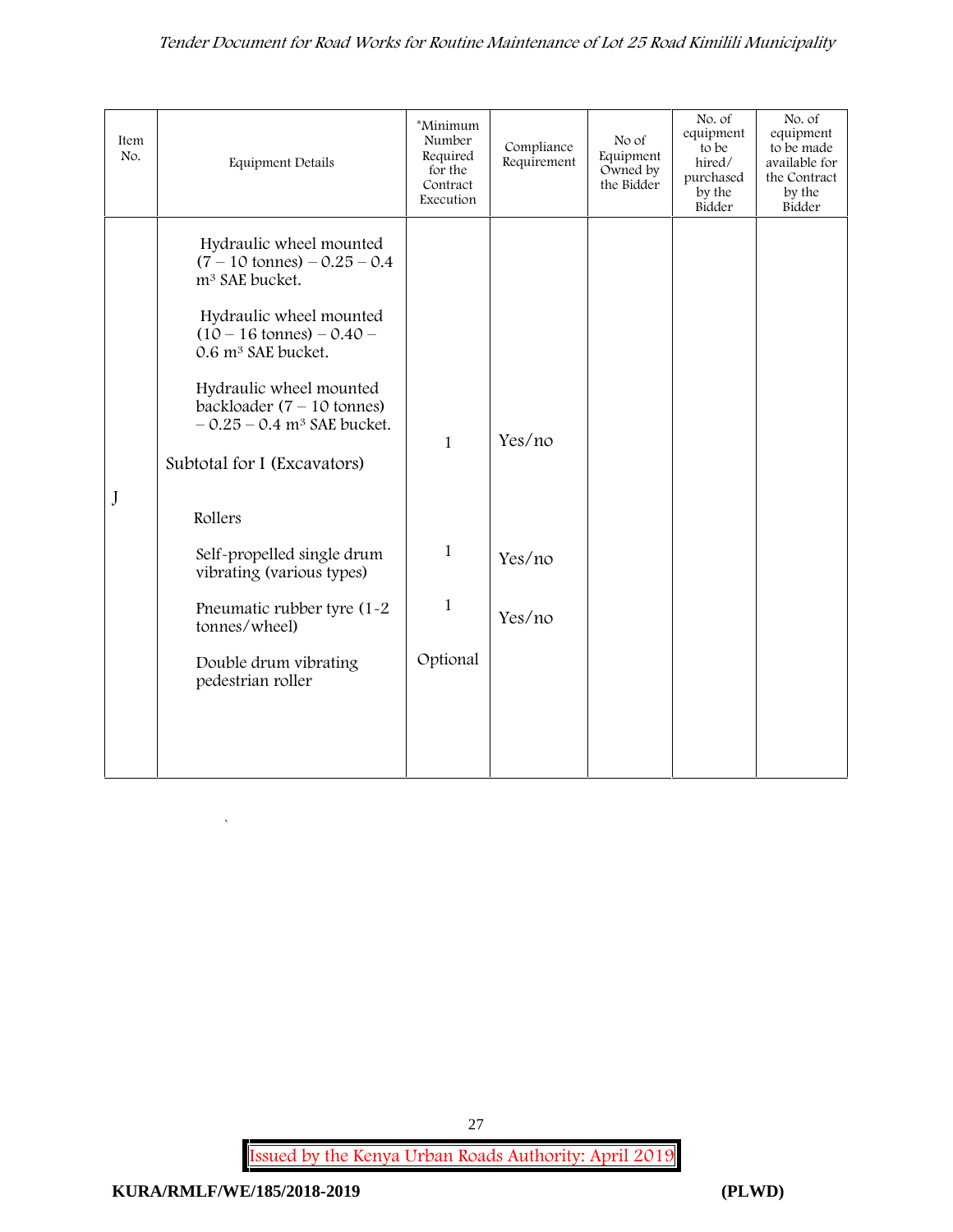| Item No. | Equipment Details | *Minimum Number Required for the Contract Execution | Compliance Requirement | No of Equipment Owned by the Bidder | No. of equipment to be hired/ purchased by the Bidder | No. of equipment to be made available for the Contract by the Bidder |
|---|---|---|---|---|---|---|
| J | Hydraulic wheel mounted $(7 - 10$ tonnes$) - 0.25 - 0.4$ $m^3$ SAE bucket. | | | | | |
| | Hydraulic wheel mounted $(10 - 16$ tonnes$) - 0.40 - 0.6$ $m^3$ SAE bucket. | | | | | |
| | Hydraulic wheel mounted backloader $(7 - 10$ tonnes$) - 0.25 - 0.4$ $m^3$ SAE bucket. | 1 | Yes/no | | | |
| | Subtotal for I (Excavators) | | | | | |
| | Rollers | | | | | |
| | Self-propelled single drum vibrating (various types) | 1 | Yes/no | | | |
| | Pneumatic rubber tyre (1-2 tonnes/wheel) | 1 | Yes/no | | | |
| | Double drum vibrating pedestrian roller | Optional | | | | |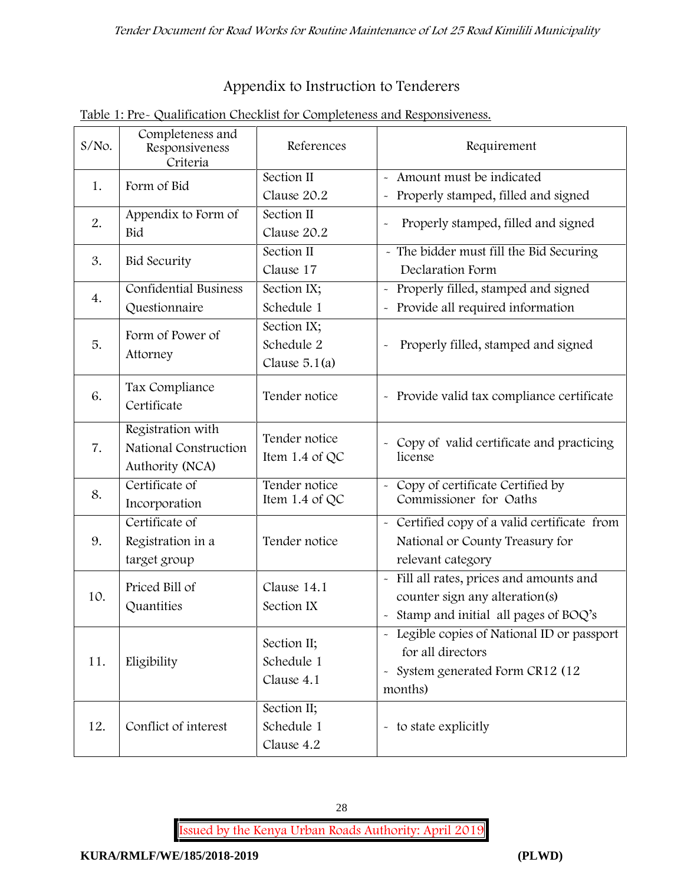## Appendix to Instruction to Tenderers

Table 1: Pre- Qualification Checklist for Completeness and Responsiveness.

| S/No. | Completeness and Responsiveness Criteria | References | Requirement |
|---|---|---|---|
| 1. | Form of Bid | Section II Clause 20.2 | - Amount must be indicated<br>- Properly stamped, filled and signed |
| 2. | Appendix to Form of Bid | Section II Clause 20.2 | - Properly stamped, filled and signed |
| 3. | Bid Security | Section II Clause 17 | - The bidder must fill the Bid Securing Declaration Form |
| 4. | Confidential Business Questionnaire | Section IX; Schedule 1 | - Properly filled, stamped and signed<br>- Provide all required information |
| 5. | Form of Power of Attorney | Section IX; Schedule 2 Clause 5.1(a) | - Properly filled, stamped and signed |
| 6. | Tax Compliance Certificate | Tender notice | - Provide valid tax compliance certificate |
| 7. | Registration with National Construction Authority (NCA) | Tender notice Item 1.4 of QC | - Copy of valid certificate and practicing license |
| 8. | Certificate of Incorporation | Tender notice Item 1.4 of QC | - Copy of certificate Certified by Commissioner for Oaths |
| 9. | Certificate of Registration in a target group | Tender notice | - Certified copy of a valid certificate from National or County Treasury for relevant category |
| 10. | Priced Bill of Quantities | Clause 14.1 Section IX | - Fill all rates, prices and amounts and counter sign any alteration(s)<br>- Stamp and initial all pages of BOQ's |
| 11. | Eligibility | Section II; Schedule 1 Clause 4.1 | - Legible copies of National ID or passport for all directors<br>- System generated Form CR12 (12 months) |
| 12. | Conflict of interest | Section II; Schedule 1 Clause 4.2 | - to state explicitly |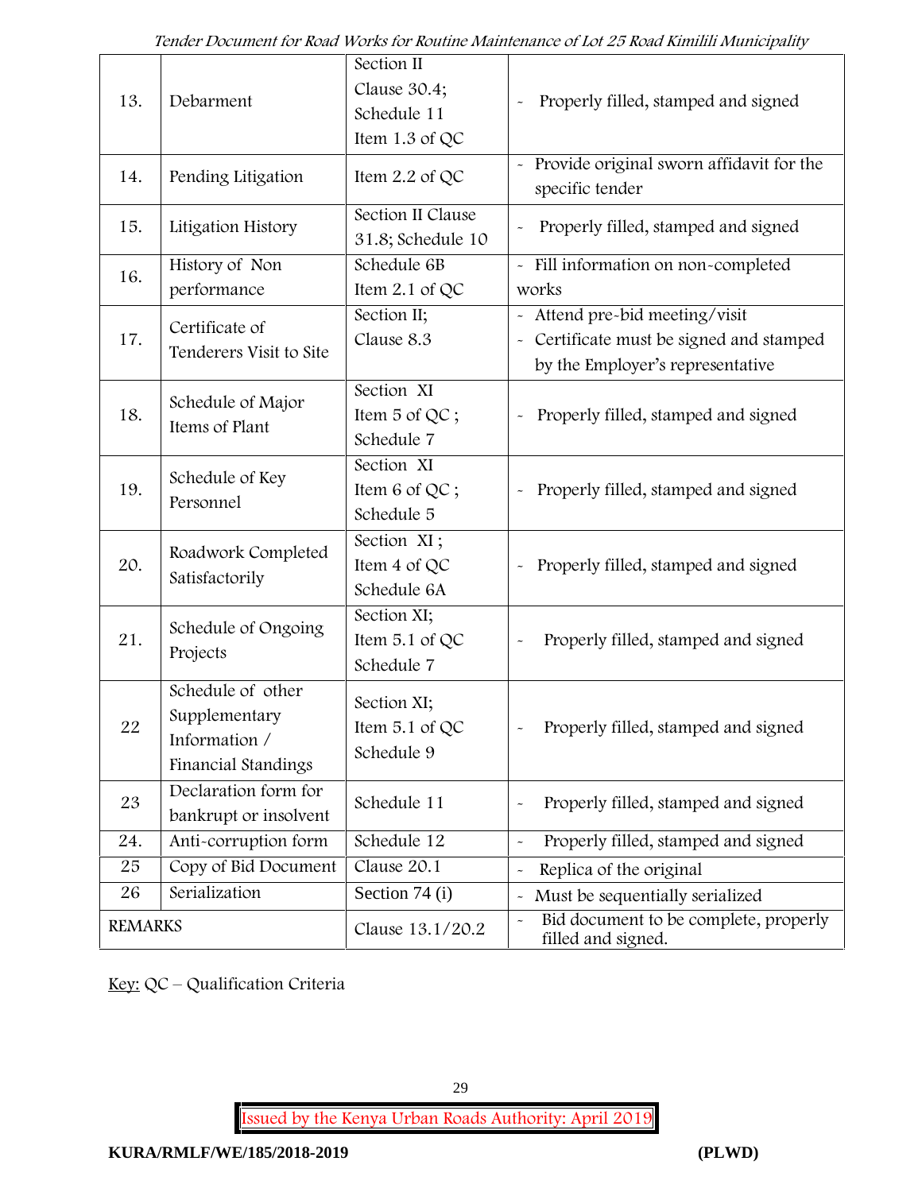| 13. | Debarment | Section II Clause 30.4; Schedule 11 Item 1.3 of QC | - Properly filled, stamped and signed |
|---|---|---|---|
| 14. | Pending Litigation | Item 2.2 of QC | - Provide original sworn affidavit for the specific tender |
| 15. | Litigation History | Section II Clause 31.8; Schedule 10 | - Properly filled, stamped and signed |
| 16. | History of Non performance | Schedule 6B Item 2.1 of QC | - Fill information on non-completed works |
| 17. | Certificate of Tenderers Visit to Site | Section II; Clause 8.3 | - Attend pre-bid meeting/visit<br>- Certificate must be signed and stamped by the Employer's representative |
| 18. | Schedule of Major Items of Plant | Section XI Item 5 of QC ; Schedule 7 | - Properly filled, stamped and signed |
| 19. | Schedule of Key Personnel | Section XI Item 6 of QC ; Schedule 5 | - Properly filled, stamped and signed |
| 20. | Roadwork Completed Satisfactorily | Section XI ; Item 4 of QC Schedule 6A | - Properly filled, stamped and signed |
| 21. | Schedule of Ongoing Projects | Section XI; Item 5.1 of QC Schedule 7 | - Properly filled, stamped and signed |
| 22 | Schedule of other Supplementary Information / Financial Standings | Section XI; Item 5.1 of QC Schedule 9 | - Properly filled, stamped and signed |
| 23 | Declaration form for bankrupt or insolvent | Schedule 11 | - Properly filled, stamped and signed |
| 24. | Anti-corruption form | Schedule 12 | - Properly filled, stamped and signed |
| 25 | Copy of Bid Document | Clause 20.1 | - Replica of the original |
| 26 | Serialization | Section 74 (i) | - Must be sequentially serialized |
| REMARKS | | Clause 13.1/20.2 | - Bid document to be complete, properly filled and signed. |

Key: QC – Qualification Criteria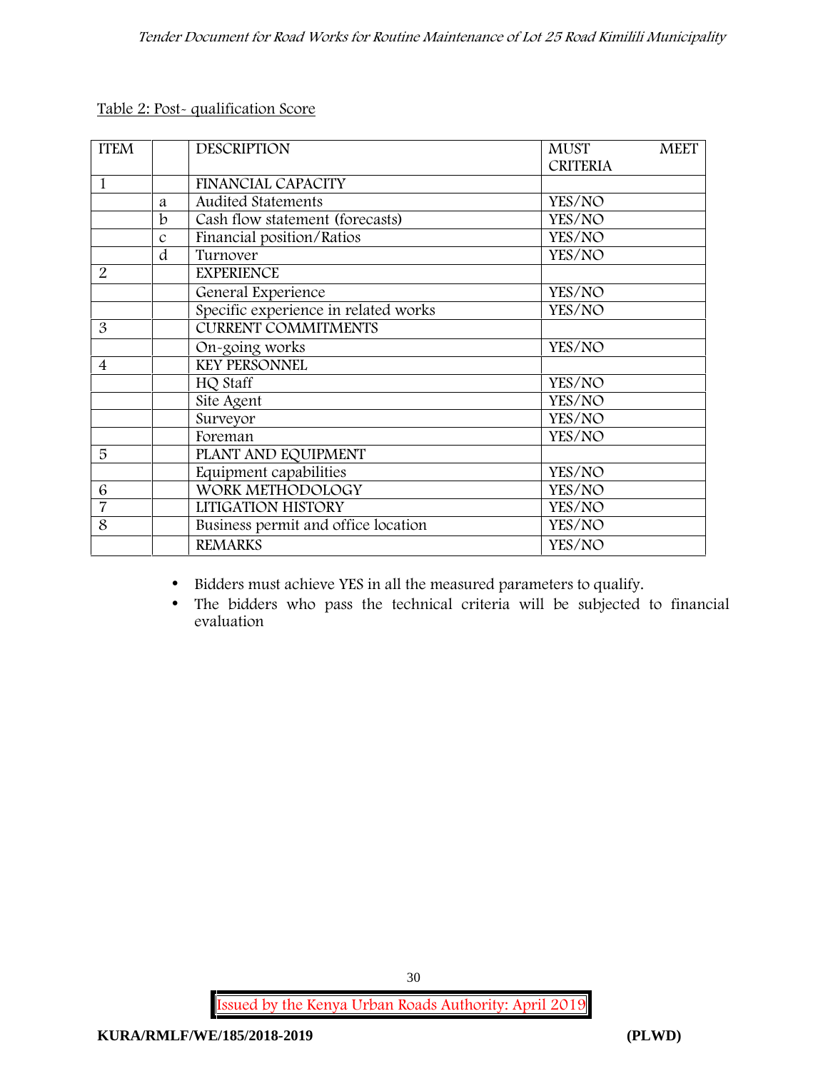Table 2: Post- qualification Score

| ITEM | | DESCRIPTION | MUST MEET CRITERIA |
|---|---|---|---|
| 1 | | FINANCIAL CAPACITY | |
| | a | Audited Statements | YES/NO |
| | b | Cash flow statement (forecasts) | YES/NO |
| | c | Financial position/Ratios | YES/NO |
| | d | Turnover | YES/NO |
| 2 | | EXPERIENCE | |
| | | General Experience | YES/NO |
| | | Specific experience in related works | YES/NO |
| 3 | | CURRENT COMMITMENTS | |
| | | On-going works | YES/NO |
| 4 | | KEY PERSONNEL | |
| | | HQ Staff | YES/NO |
| | | Site Agent | YES/NO |
| | | Surveyor | YES/NO |
| | | Foreman | YES/NO |
| 5 | | PLANT AND EQUIPMENT | |
| | | Equipment capabilities | YES/NO |
| 6 | | WORK METHODOLOGY | YES/NO |
| 7 | | LITIGATION HISTORY | YES/NO |
| 8 | | Business permit and office location | YES/NO |
| | | REMARKS | YES/NO |

- Bidders must achieve YES in all the measured parameters to qualify.
- The bidders who pass the technical criteria will be subjected to financial evaluation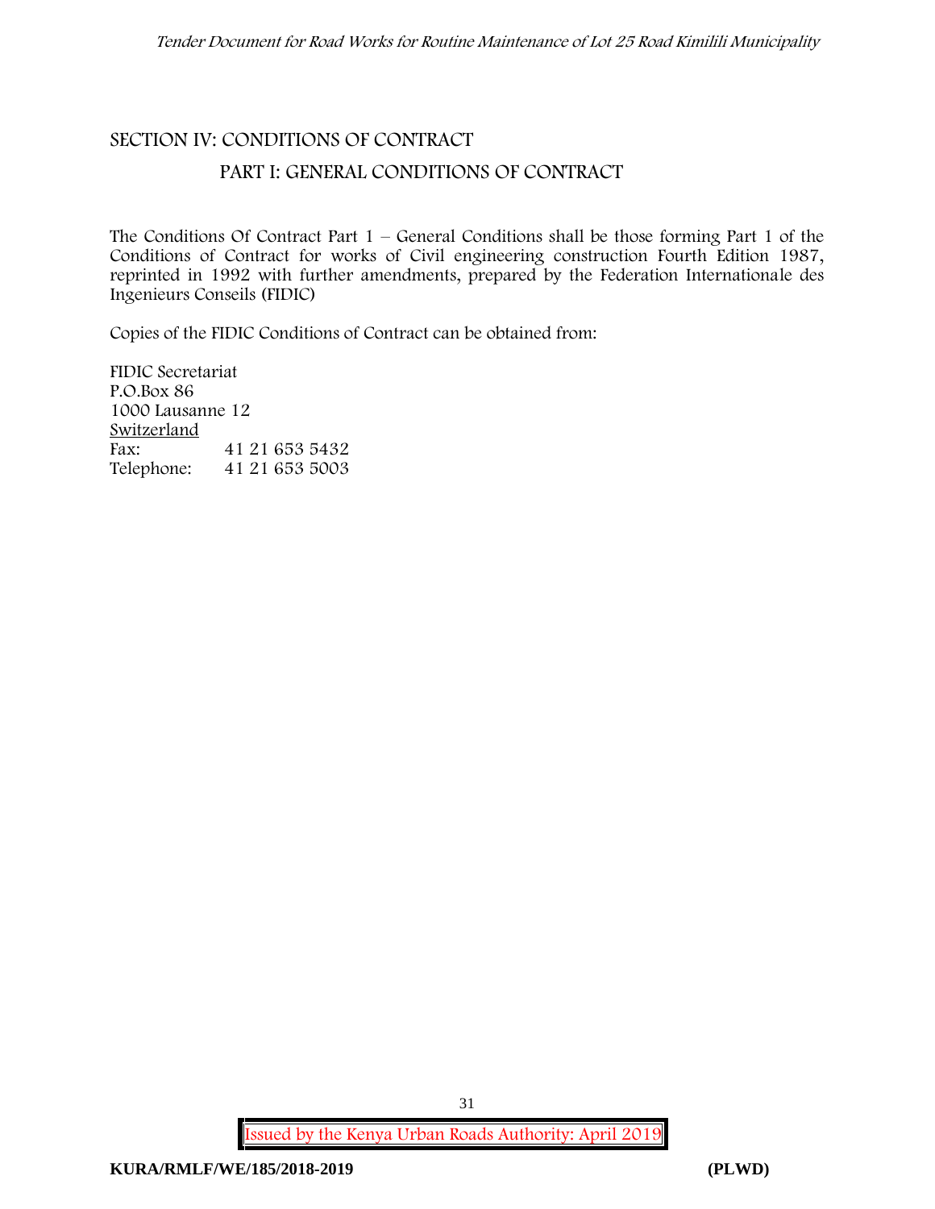## SECTION IV: CONDITIONS OF CONTRACT

### PART I: GENERAL CONDITIONS OF CONTRACT

The Conditions Of Contract Part 1 – General Conditions shall be those forming Part 1 of the Conditions of Contract for works of Civil engineering construction Fourth Edition 1987, reprinted in 1992 with further amendments, prepared by the Federation Internationale des Ingenieurs Conseils (FIDIC)

Copies of the FIDIC Conditions of Contract can be obtained from:

FIDIC Secretariat
P.O.Box 86
1000 Lausanne 12
Switzerland
Fax: 41 21 653 5432
Telephone: 41 21 653 5003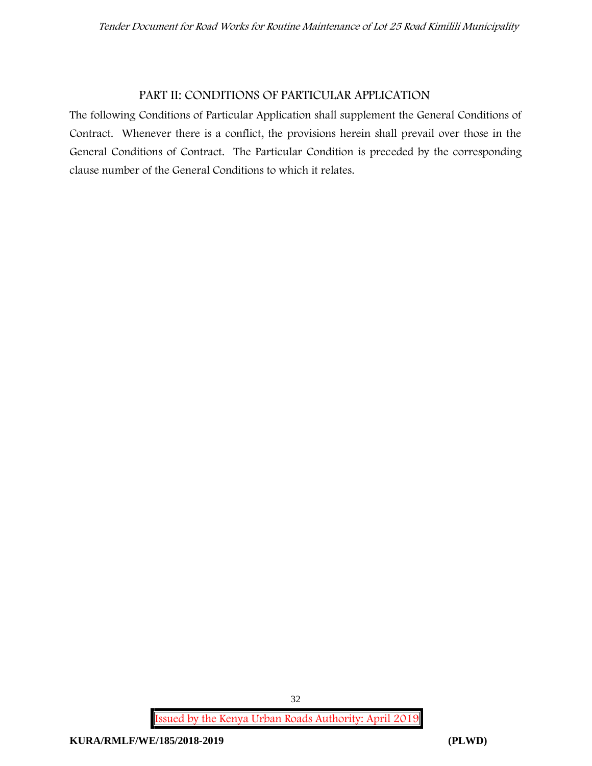## PART II: CONDITIONS OF PARTICULAR APPLICATION

The following Conditions of Particular Application shall supplement the General Conditions of Contract. Whenever there is a conflict, the provisions herein shall prevail over those in the General Conditions of Contract. The Particular Condition is preceded by the corresponding clause number of the General Conditions to which it relates.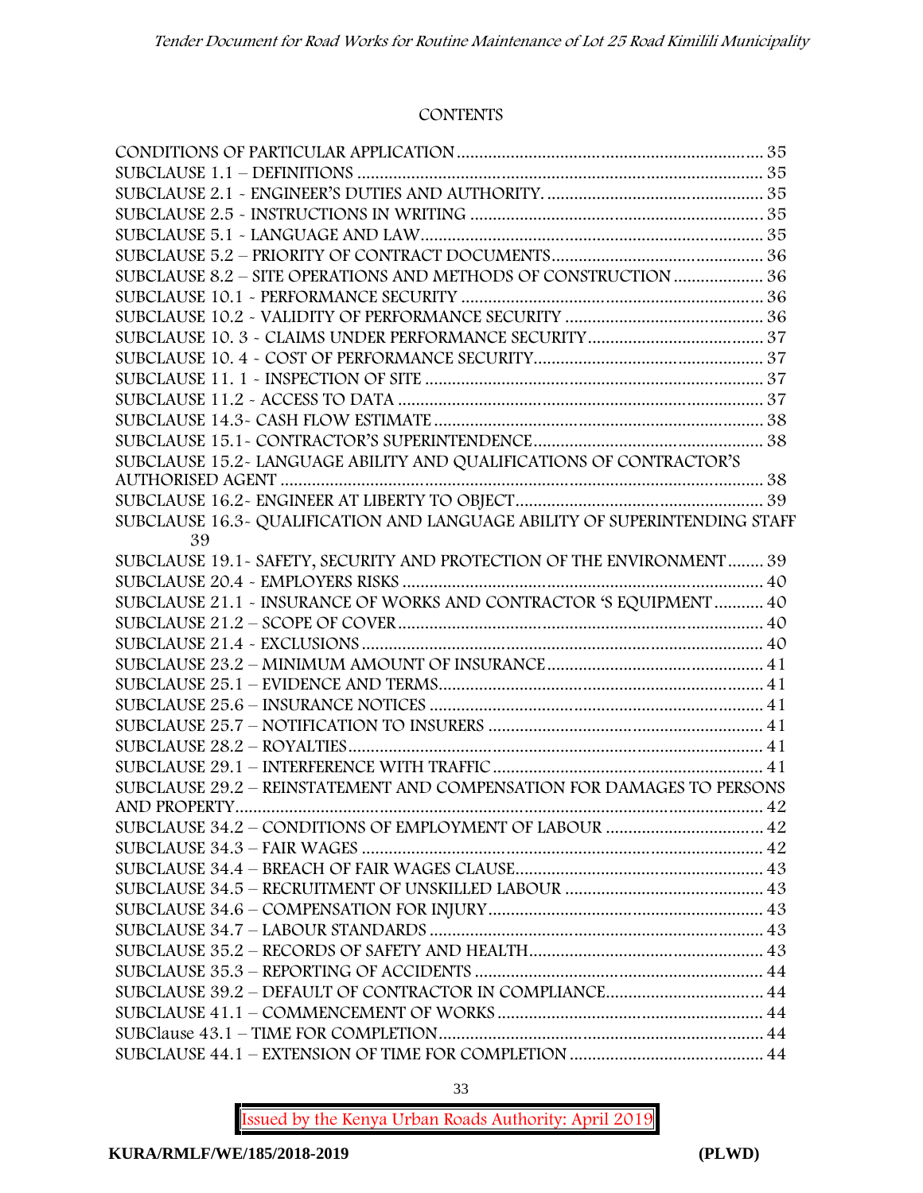CONTENTS

CONDITIONS OF PARTICULAR APPLICATION .................................................................... 35
SUBCLAUSE 1.1 – DEFINITIONS .......................................................................................... 35
SUBCLAUSE 2.1 - ENGINEER'S DUTIES AND AUTHORITY. ................................................ 35
SUBCLAUSE 2.5 - INSTRUCTIONS IN WRITING ................................................................. 35
SUBCLAUSE 5.1 - LANGUAGE AND LAW............................................................................ 35
SUBCLAUSE 5.2 – PRIORITY OF CONTRACT DOCUMENTS............................................... 36
SUBCLAUSE 8.2 – SITE OPERATIONS AND METHODS OF CONSTRUCTION .................... 36
SUBCLAUSE 10.1 - PERFORMANCE SECURITY ................................................................... 36
SUBCLAUSE 10.2 - VALIDITY OF PERFORMANCE SECURITY ............................................ 36
SUBCLAUSE 10. 3 - CLAIMS UNDER PERFORMANCE SECURITY....................................... 37
SUBCLAUSE 10. 4 - COST OF PERFORMANCE SECURITY.................................................. 37
SUBCLAUSE 11. 1 - INSPECTION OF SITE ........................................................................... 37
SUBCLAUSE 11.2 - ACCESS TO DATA ................................................................................. 37
SUBCLAUSE 14.3- CASH FLOW ESTIMATE .......................................................................... 38
SUBCLAUSE 15.1- CONTRACTOR'S SUPERINTENDENCE................................................... 38
SUBCLAUSE 15.2- LANGUAGE ABILITY AND QUALIFICATIONS OF CONTRACTOR'S AUTHORISED AGENT ............................................................................................................ 38
SUBCLAUSE 16.2- ENGINEER AT LIBERTY TO OBJECT....................................................... 39
SUBCLAUSE 16.3- QUALIFICATION AND LANGUAGE ABILITY OF SUPERINTENDING STAFF 39
SUBCLAUSE 19.1- SAFETY, SECURITY AND PROTECTION OF THE ENVIRONMENT ........ 39
SUBCLAUSE 20.4 - EMPLOYERS RISKS ................................................................................ 40
SUBCLAUSE 21.1 - INSURANCE OF WORKS AND CONTRACTOR 'S EQUIPMENT ........... 40
SUBCLAUSE 21.2 – SCOPE OF COVER................................................................................. 40
SUBCLAUSE 21.4 - EXCLUSIONS ......................................................................................... 40
SUBCLAUSE 23.2 – MINIMUM AMOUNT OF INSURANCE................................................ 41
SUBCLAUSE 25.1 – EVIDENCE AND TERMS......................................................................... 41
SUBCLAUSE 25.6 – INSURANCE NOTICES ........................................................................... 41
SUBCLAUSE 25.7 – NOTIFICATION TO INSURERS ............................................................. 41
SUBCLAUSE 28.2 – ROYALTIES............................................................................................ 41
SUBCLAUSE 29.1 – INTERFERENCE WITH TRAFFIC............................................................ 41
SUBCLAUSE 29.2 – REINSTATEMENT AND COMPENSATION FOR DAMAGES TO PERSONS AND PROPERTY..................................................................................................................... 42
SUBCLAUSE 34.2 – CONDITIONS OF EMPLOYMENT OF LABOUR .................................... 42
SUBCLAUSE 34.3 – FAIR WAGES ......................................................................................... 42
SUBCLAUSE 34.4 – BREACH OF FAIR WAGES CLAUSE....................................................... 43
SUBCLAUSE 34.5 – RECRUITMENT OF UNSKILLED LABOUR ............................................ 43
SUBCLAUSE 34.6 – COMPENSATION FOR INJURY............................................................. 43
SUBCLAUSE 34.7 – LABOUR STANDARDS .......................................................................... 43
SUBCLAUSE 35.2 – RECORDS OF SAFETY AND HEALTH.................................................... 43
SUBCLAUSE 35.3 – REPORTING OF ACCIDENTS ................................................................ 44
SUBCLAUSE 39.2 – DEFAULT OF CONTRACTOR IN COMPLIANCE.................................... 44
SUBCLAUSE 41.1 – COMMENCEMENT OF WORKS ............................................................. 44
SUBClause 43.1 – TIME FOR COMPLETION.......................................................................... 44
SUBCLAUSE 44.1 – EXTENSION OF TIME FOR COMPLETION ........................................... 44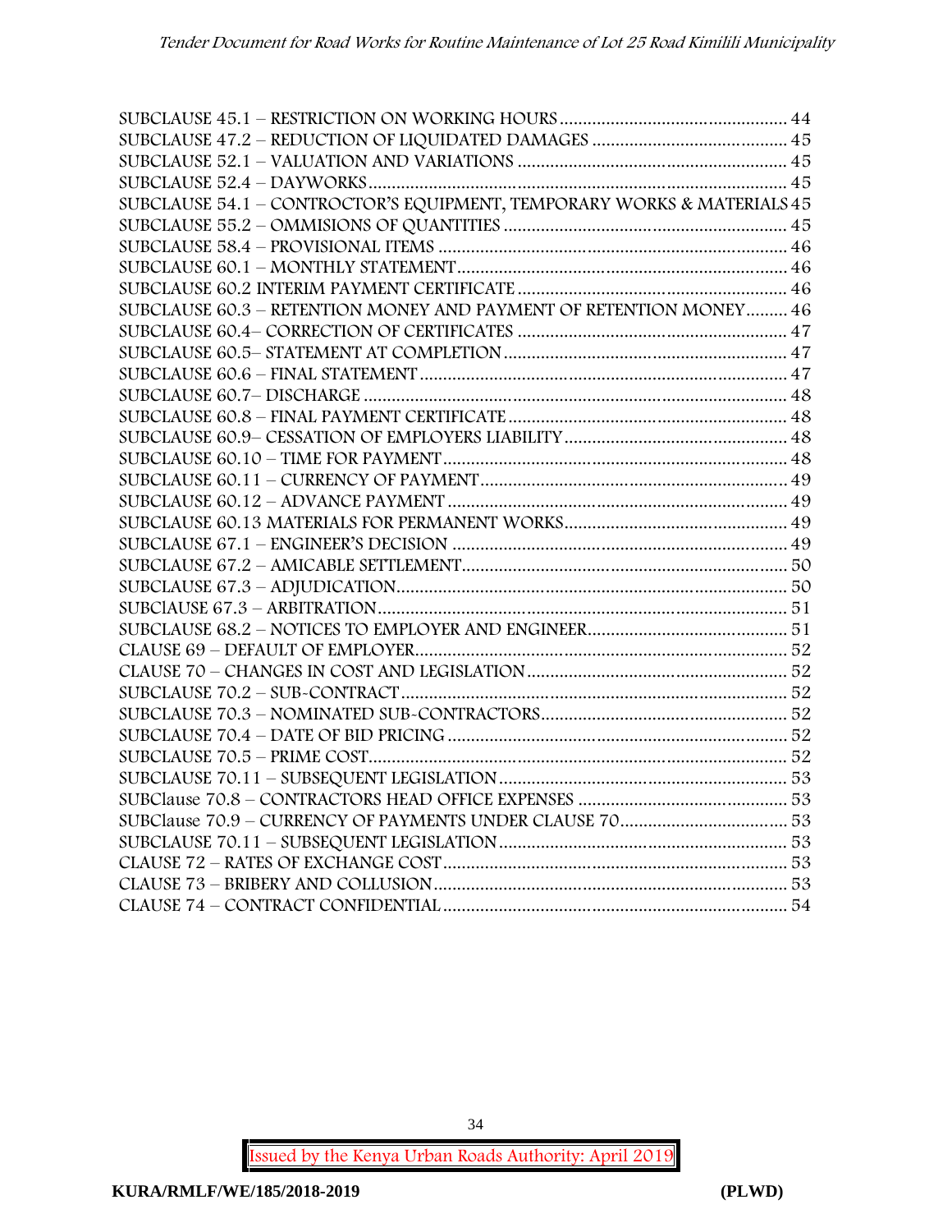SUBCLAUSE 45.1 – RESTRICTION ON WORKING HOURS .................................................. 44
SUBCLAUSE 47.2 – REDUCTION OF LIQUIDATED DAMAGES ........................................... 45
SUBCLAUSE 52.1 – VALUATION AND VARIATIONS ........................................................... 45
SUBCLAUSE 52.4 – DAYWORKS ......................................................................................... 45
SUBCLAUSE 54.1 – CONTRACTOR'S EQUIPMENT, TEMPORARY WORKS & MATERIALS 45
SUBCLAUSE 55.2 – OMMISIONS OF QUANTITIES ............................................................ 45
SUBCLAUSE 58.4 – PROVISIONAL ITEMS .......................................................................... 46
SUBCLAUSE 60.1 – MONTHLY STATEMENT ...................................................................... 46
SUBCLAUSE 60.2 INTERIM PAYMENT CERTIFICATE ........................................................ 46
SUBCLAUSE 60.3 – RETENTION MONEY AND PAYMENT OF RETENTION MONEY ......... 46
SUBCLAUSE 60.4– CORRECTION OF CERTIFICATES ......................................................... 47
SUBCLAUSE 60.5– STATEMENT AT COMPLETION ............................................................. 47
SUBCLAUSE 60.6 – FINAL STATEMENT ............................................................................... 47
SUBCLAUSE 60.7– DISCHARGE ............................................................................................ 48
SUBCLAUSE 60.8 – FINAL PAYMENT CERTIFICATE ............................................................ 48
SUBCLAUSE 60.9– CESSATION OF EMPLOYERS LIABILITY ................................................ 48
SUBCLAUSE 60.10 – TIME FOR PAYMENT .......................................................................... 48
SUBCLAUSE 60.11 – CURRENCY OF PAYMENT .................................................................. 49
SUBCLAUSE 60.12 – ADVANCE PAYMENT .......................................................................... 49
SUBCLAUSE 60.13 MATERIALS FOR PERMANENT WORKS................................................ 49
SUBCLAUSE 67.1 – ENGINEER'S DECISION ........................................................................ 49
SUBCLAUSE 67.2 – AMICABLE SETTLEMENT...................................................................... 50
SUBCLAUSE 67.3 – ADJUDICATION .................................................................................... 50
SUBClAUSE 67.3 – ARBITRATION ........................................................................................ 51
SUBCLAUSE 68.2 – NOTICES TO EMPLOYER AND ENGINEER ........................................... 51
CLAUSE 69 – DEFAULT OF EMPLOYER ................................................................................ 52
CLAUSE 70 – CHANGES IN COST AND LEGISLATION ........................................................ 52
SUBCLAUSE 70.2 – SUB-CONTRACT ................................................................................... 52
SUBCLAUSE 70.3 – NOMINATED SUB-CONTRACTORS ..................................................... 52
SUBCLAUSE 70.4 – DATE OF BID PRICING ......................................................................... 52
SUBCLAUSE 70.5 – PRIME COST .......................................................................................... 52
SUBCLAUSE 70.11 – SUBSEQUENT LEGISLATION .............................................................. 53
SUBClause 70.8 – CONTRACTORS HEAD OFFICE EXPENSES ............................................. 53
SUBClause 70.9 – CURRENCY OF PAYMENTS UNDER CLAUSE 70 .................................... 53
SUBCLAUSE 70.11 – SUBSEQUENT LEGISLATION .............................................................. 53
CLAUSE 72 – RATES OF EXCHANGE COST .......................................................................... 53
CLAUSE 73 – BRIBERY AND COLLUSION ............................................................................ 53
CLAUSE 74 – CONTRACT CONFIDENTIAL ........................................................................... 54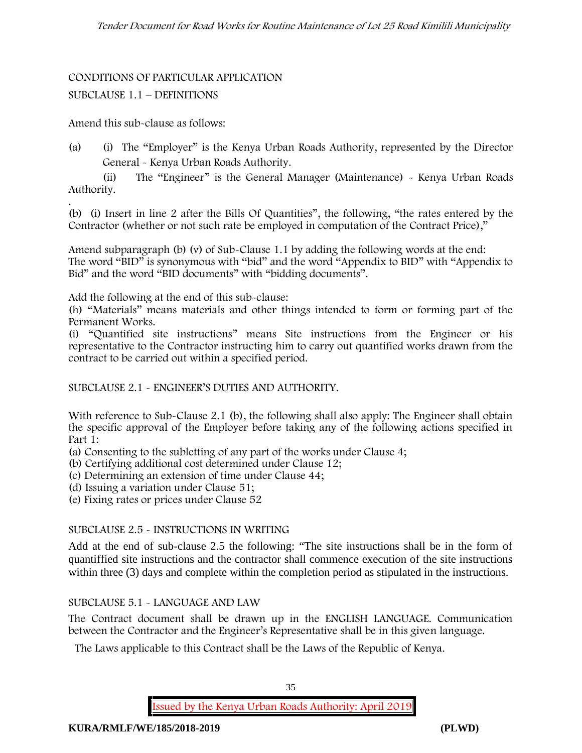CONDITIONS OF PARTICULAR APPLICATION

SUBCLAUSE 1.1 – DEFINITIONS

Amend this sub-clause as follows:

(a) (i) The "Employer" is the Kenya Urban Roads Authority, represented by the Director General - Kenya Urban Roads Authority.

(ii) The "Engineer" is the General Manager (Maintenance) - Kenya Urban Roads Authority.

.

(b) (i) Insert in line 2 after the Bills Of Quantities", the following, "the rates entered by the Contractor (whether or not such rate be employed in computation of the Contract Price),"

Amend subparagraph (b) (v) of Sub-Clause 1.1 by adding the following words at the end: The word "BID" is synonymous with "bid" and the word "Appendix to BID" with "Appendix to Bid" and the word "BID documents" with "bidding documents".

Add the following at the end of this sub-clause:

(h) "Materials" means materials and other things intended to form or forming part of the Permanent Works.

(i) "Quantified site instructions" means Site instructions from the Engineer or his representative to the Contractor instructing him to carry out quantified works drawn from the contract to be carried out within a specified period.

SUBCLAUSE 2.1 - ENGINEER'S DUTIES AND AUTHORITY.

With reference to Sub-Clause 2.1 (b), the following shall also apply: The Engineer shall obtain the specific approval of the Employer before taking any of the following actions specified in Part 1:

(a) Consenting to the subletting of any part of the works under Clause 4;

(b) Certifying additional cost determined under Clause 12;

(c) Determining an extension of time under Clause 44;

(d) Issuing a variation under Clause 51;

(e) Fixing rates or prices under Clause 52

SUBCLAUSE 2.5 - INSTRUCTIONS IN WRITING

Add at the end of sub-clause 2.5 the following: "The site instructions shall be in the form of quantiffied site instructions and the contractor shall commence execution of the site instructions within three (3) days and complete within the completion period as stipulated in the instructions.

SUBCLAUSE 5.1 - LANGUAGE AND LAW

The Contract document shall be drawn up in the ENGLISH LANGUAGE. Communication between the Contractor and the Engineer's Representative shall be in this given language.

The Laws applicable to this Contract shall be the Laws of the Republic of Kenya.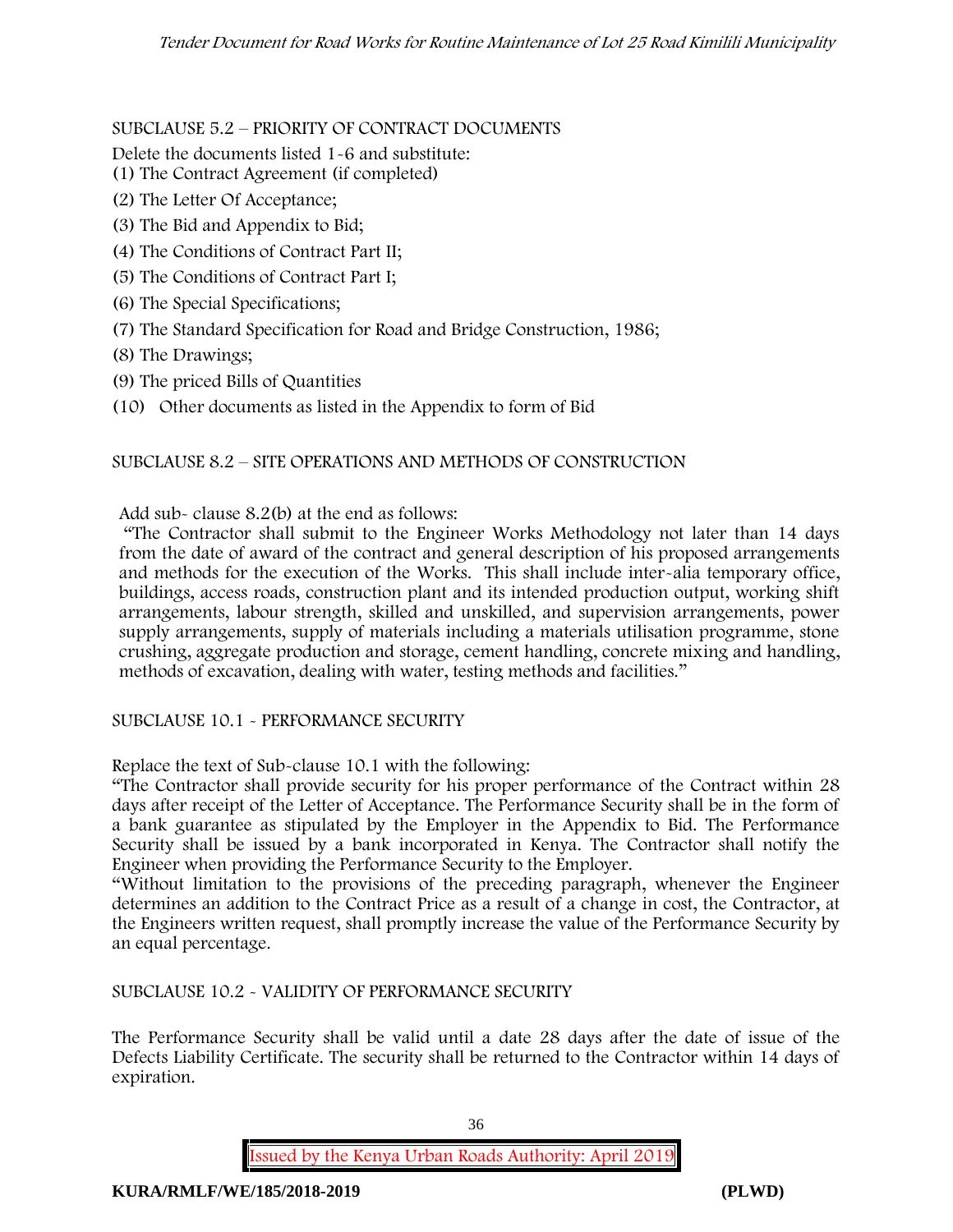SUBCLAUSE 5.2 – PRIORITY OF CONTRACT DOCUMENTS

Delete the documents listed 1-6 and substitute:

(1) The Contract Agreement (if completed)

(2) The Letter Of Acceptance;

(3) The Bid and Appendix to Bid;

(4) The Conditions of Contract Part II;

(5) The Conditions of Contract Part I;

(6) The Special Specifications;

(7) The Standard Specification for Road and Bridge Construction, 1986;

(8) The Drawings;

(9) The priced Bills of Quantities

(10) Other documents as listed in the Appendix to form of Bid

SUBCLAUSE 8.2 – SITE OPERATIONS AND METHODS OF CONSTRUCTION

Add sub- clause 8.2(b) at the end as follows:

"The Contractor shall submit to the Engineer Works Methodology not later than 14 days from the date of award of the contract and general description of his proposed arrangements and methods for the execution of the Works. This shall include inter-alia temporary office, buildings, access roads, construction plant and its intended production output, working shift arrangements, labour strength, skilled and unskilled, and supervision arrangements, power supply arrangements, supply of materials including a materials utilisation programme, stone crushing, aggregate production and storage, cement handling, concrete mixing and handling, methods of excavation, dealing with water, testing methods and facilities."

SUBCLAUSE 10.1 - PERFORMANCE SECURITY

Replace the text of Sub-clause 10.1 with the following:

"The Contractor shall provide security for his proper performance of the Contract within 28 days after receipt of the Letter of Acceptance. The Performance Security shall be in the form of a bank guarantee as stipulated by the Employer in the Appendix to Bid. The Performance Security shall be issued by a bank incorporated in Kenya. The Contractor shall notify the Engineer when providing the Performance Security to the Employer.

"Without limitation to the provisions of the preceding paragraph, whenever the Engineer determines an addition to the Contract Price as a result of a change in cost, the Contractor, at the Engineers written request, shall promptly increase the value of the Performance Security by an equal percentage.

SUBCLAUSE 10.2 - VALIDITY OF PERFORMANCE SECURITY

The Performance Security shall be valid until a date 28 days after the date of issue of the Defects Liability Certificate. The security shall be returned to the Contractor within 14 days of expiration.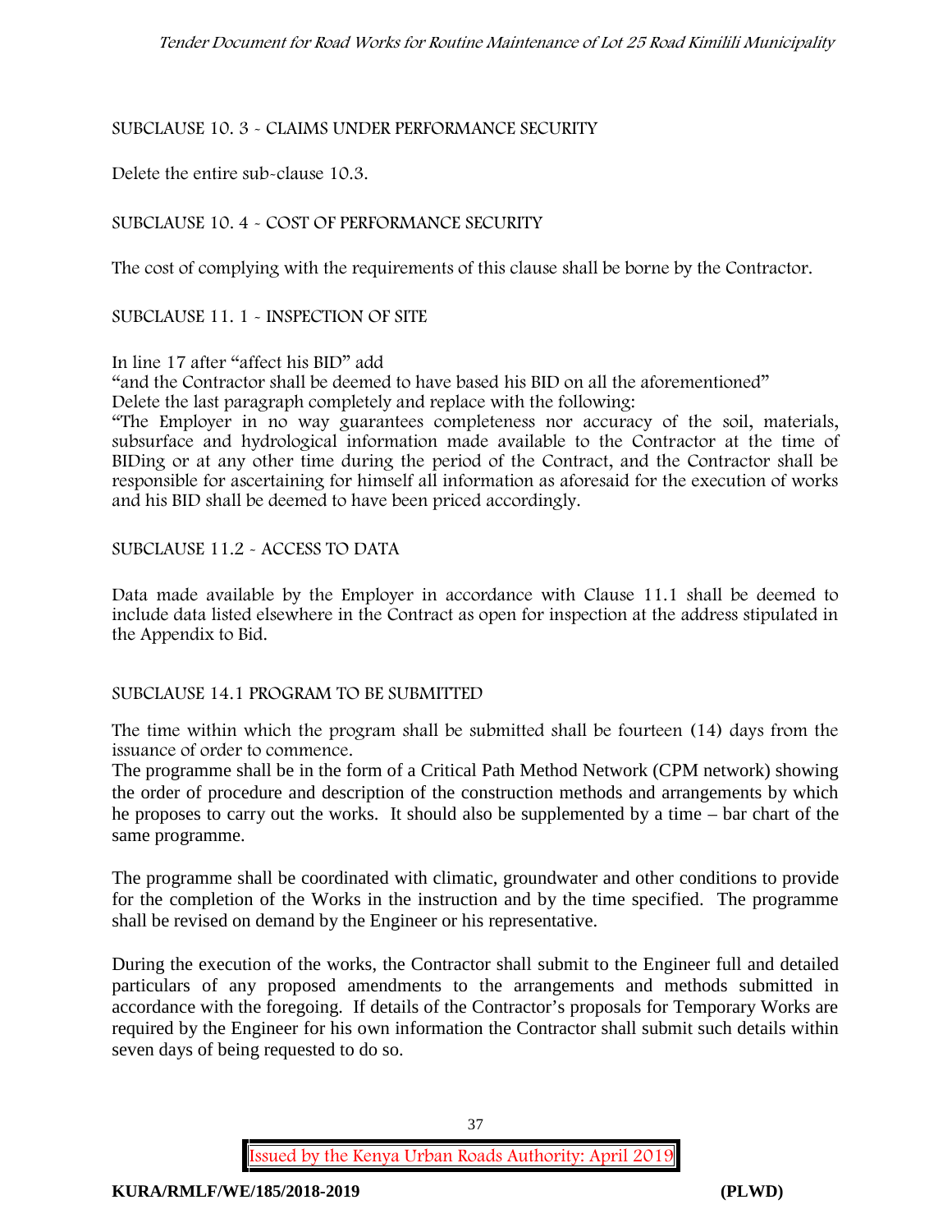SUBCLAUSE 10. 3 - CLAIMS UNDER PERFORMANCE SECURITY

Delete the entire sub-clause 10.3.

SUBCLAUSE 10. 4 - COST OF PERFORMANCE SECURITY

The cost of complying with the requirements of this clause shall be borne by the Contractor.

SUBCLAUSE 11. 1 - INSPECTION OF SITE

In line 17 after "affect his BID" add

"and the Contractor shall be deemed to have based his BID on all the aforementioned"

Delete the last paragraph completely and replace with the following:

"The Employer in no way guarantees completeness nor accuracy of the soil, materials, subsurface and hydrological information made available to the Contractor at the time of BIDing or at any other time during the period of the Contract, and the Contractor shall be responsible for ascertaining for himself all information as aforesaid for the execution of works and his BID shall be deemed to have been priced accordingly.

SUBCLAUSE 11.2 - ACCESS TO DATA

Data made available by the Employer in accordance with Clause 11.1 shall be deemed to include data listed elsewhere in the Contract as open for inspection at the address stipulated in the Appendix to Bid.

SUBCLAUSE 14.1 PROGRAM TO BE SUBMITTED

The time within which the program shall be submitted shall be fourteen (14) days from the issuance of order to commence.

The programme shall be in the form of a Critical Path Method Network (CPM network) showing the order of procedure and description of the construction methods and arrangements by which he proposes to carry out the works. It should also be supplemented by a time – bar chart of the same programme.

The programme shall be coordinated with climatic, groundwater and other conditions to provide for the completion of the Works in the instruction and by the time specified. The programme shall be revised on demand by the Engineer or his representative.

During the execution of the works, the Contractor shall submit to the Engineer full and detailed particulars of any proposed amendments to the arrangements and methods submitted in accordance with the foregoing. If details of the Contractor's proposals for Temporary Works are required by the Engineer for his own information the Contractor shall submit such details within seven days of being requested to do so.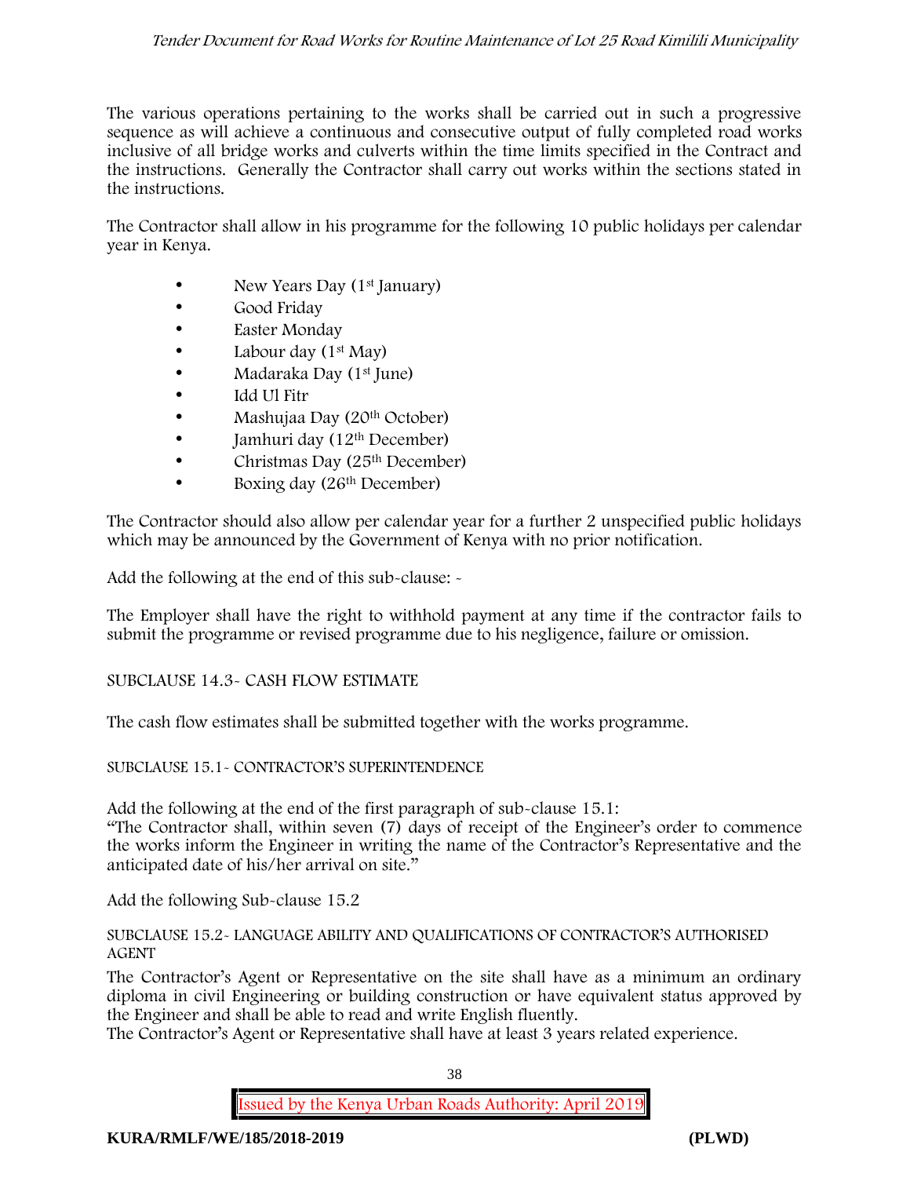The various operations pertaining to the works shall be carried out in such a progressive sequence as will achieve a continuous and consecutive output of fully completed road works inclusive of all bridge works and culverts within the time limits specified in the Contract and the instructions. Generally the Contractor shall carry out works within the sections stated in the instructions.

The Contractor shall allow in his programme for the following 10 public holidays per calendar year in Kenya.

- New Years Day (1st January)
- Good Friday
- Easter Monday
- Labour day (1st May)
- Madaraka Day (1st June)
- Idd Ul Fitr
- Mashujaa Day (20th October)
- Jamhuri day (12th December)
- Christmas Day (25th December)
- Boxing day (26th December)

The Contractor should also allow per calendar year for a further 2 unspecified public holidays which may be announced by the Government of Kenya with no prior notification.

Add the following at the end of this sub-clause: -

The Employer shall have the right to withhold payment at any time if the contractor fails to submit the programme or revised programme due to his negligence, failure or omission.

SUBCLAUSE 14.3- CASH FLOW ESTIMATE

The cash flow estimates shall be submitted together with the works programme.

SUBCLAUSE 15.1- CONTRACTOR'S SUPERINTENDENCE

Add the following at the end of the first paragraph of sub-clause 15.1:
"The Contractor shall, within seven (7) days of receipt of the Engineer's order to commence the works inform the Engineer in writing the name of the Contractor's Representative and the anticipated date of his/her arrival on site."

Add the following Sub-clause 15.2

SUBCLAUSE 15.2- LANGUAGE ABILITY AND QUALIFICATIONS OF CONTRACTOR'S AUTHORISED AGENT

The Contractor's Agent or Representative on the site shall have as a minimum an ordinary diploma in civil Engineering or building construction or have equivalent status approved by the Engineer and shall be able to read and write English fluently.
The Contractor's Agent or Representative shall have at least 3 years related experience.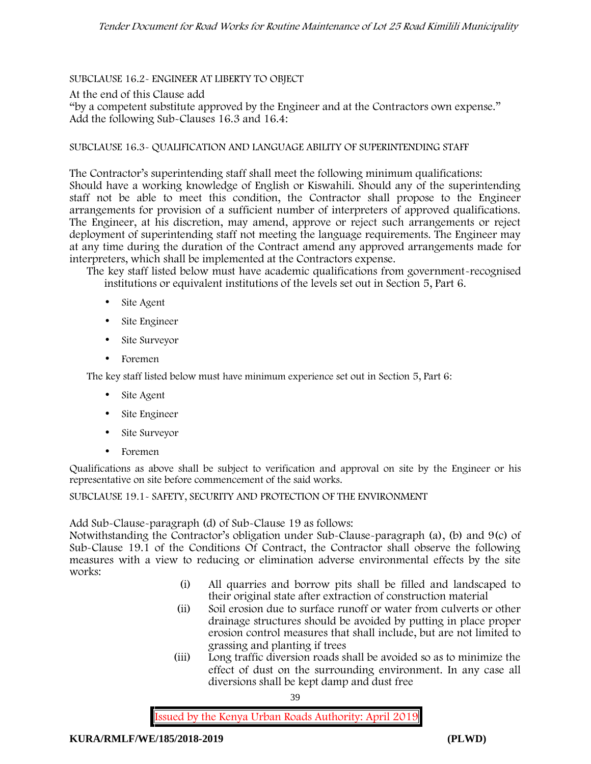SUBCLAUSE 16.2- ENGINEER AT LIBERTY TO OBJECT

At the end of this Clause add

"by a competent substitute approved by the Engineer and at the Contractors own expense."

Add the following Sub-Clauses 16.3 and 16.4:

SUBCLAUSE 16.3- QUALIFICATION AND LANGUAGE ABILITY OF SUPERINTENDING STAFF

The Contractor's superintending staff shall meet the following minimum qualifications:

Should have a working knowledge of English or Kiswahili. Should any of the superintending staff not be able to meet this condition, the Contractor shall propose to the Engineer arrangements for provision of a sufficient number of interpreters of approved qualifications. The Engineer, at his discretion, may amend, approve or reject such arrangements or reject deployment of superintending staff not meeting the language requirements. The Engineer may at any time during the duration of the Contract amend any approved arrangements made for interpreters, which shall be implemented at the Contractors expense.

The key staff listed below must have academic qualifications from government-recognised institutions or equivalent institutions of the levels set out in Section 5, Part 6.

- Site Agent
- Site Engineer
- Site Surveyor
- Foremen

The key staff listed below must have minimum experience set out in Section 5, Part 6:

- Site Agent
- Site Engineer
- Site Surveyor
- Foremen

Qualifications as above shall be subject to verification and approval on site by the Engineer or his representative on site before commencement of the said works.

SUBCLAUSE 19.1- SAFETY, SECURITY AND PROTECTION OF THE ENVIRONMENT

Add Sub-Clause-paragraph (d) of Sub-Clause 19 as follows:

Notwithstanding the Contractor's obligation under Sub-Clause-paragraph (a), (b) and 9(c) of Sub-Clause 19.1 of the Conditions Of Contract, the Contractor shall observe the following measures with a view to reducing or elimination adverse environmental effects by the site works:

(i) All quarries and borrow pits shall be filled and landscaped to their original state after extraction of construction material

(ii) Soil erosion due to surface runoff or water from culverts or other drainage structures should be avoided by putting in place proper erosion control measures that shall include, but are not limited to grassing and planting if trees

(iii) Long traffic diversion roads shall be avoided so as to minimize the effect of dust on the surrounding environment. In any case all diversions shall be kept damp and dust free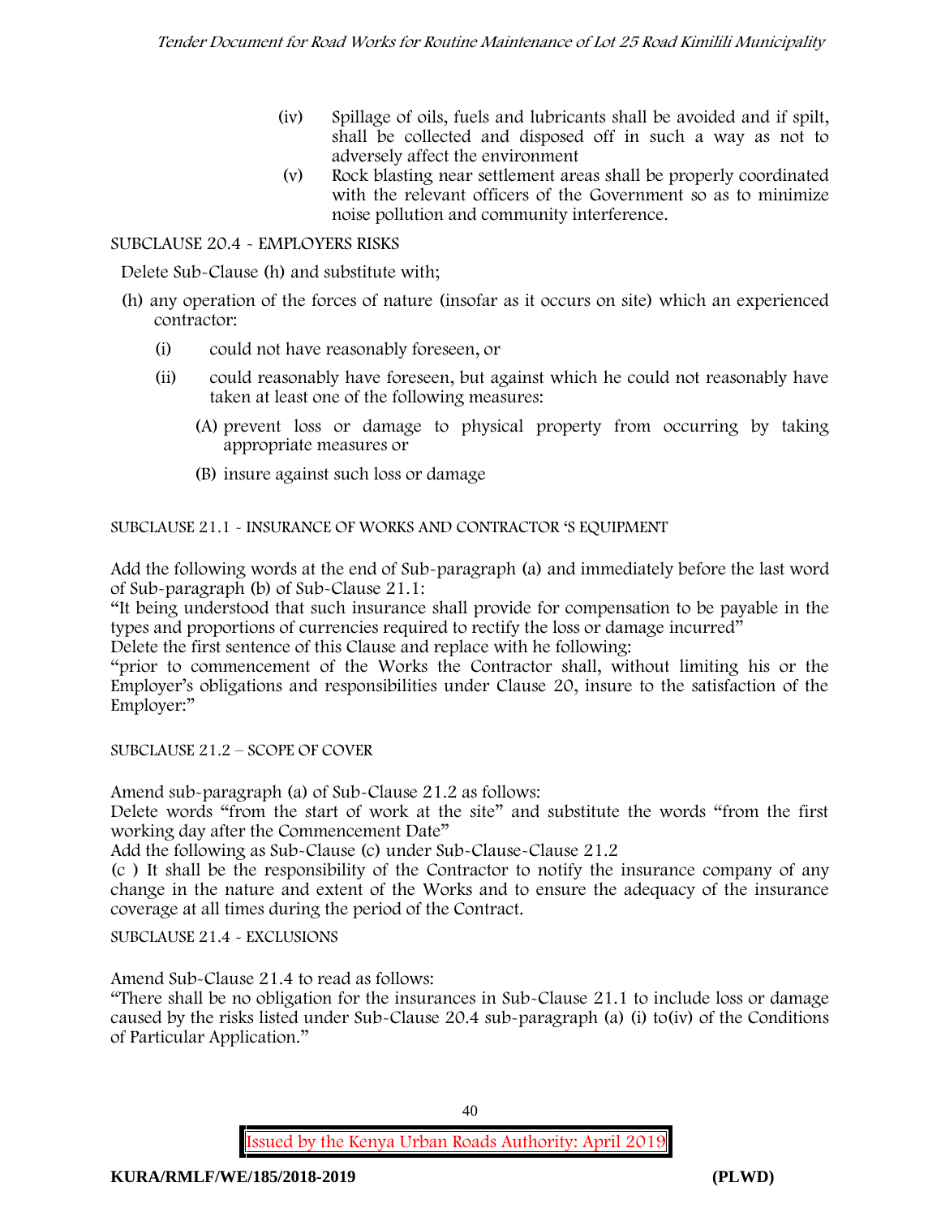(iv) Spillage of oils, fuels and lubricants shall be avoided and if spilt, shall be collected and disposed off in such a way as not to adversely affect the environment

(v) Rock blasting near settlement areas shall be properly coordinated with the relevant officers of the Government so as to minimize noise pollution and community interference.

SUBCLAUSE 20.4 - EMPLOYERS RISKS

Delete Sub-Clause (h) and substitute with;

(h) any operation of the forces of nature (insofar as it occurs on site) which an experienced contractor:

- (i) could not have reasonably foreseen, or
- (ii) could reasonably have foreseen, but against which he could not reasonably have taken at least one of the following measures:
  - (A) prevent loss or damage to physical property from occurring by taking appropriate measures or
  - (B) insure against such loss or damage

SUBCLAUSE 21.1 - INSURANCE OF WORKS AND CONTRACTOR 'S EQUIPMENT

Add the following words at the end of Sub-paragraph (a) and immediately before the last word of Sub-paragraph (b) of Sub-Clause 21.1:

"It being understood that such insurance shall provide for compensation to be payable in the types and proportions of currencies required to rectify the loss or damage incurred"

Delete the first sentence of this Clause and replace with he following:

"prior to commencement of the Works the Contractor shall, without limiting his or the Employer's obligations and responsibilities under Clause 20, insure to the satisfaction of the Employer:"

SUBCLAUSE 21.2 – SCOPE OF COVER

Amend sub-paragraph (a) of Sub-Clause 21.2 as follows:

Delete words "from the start of work at the site" and substitute the words "from the first working day after the Commencement Date"

Add the following as Sub-Clause (c) under Sub-Clause-Clause 21.2

(c ) It shall be the responsibility of the Contractor to notify the insurance company of any change in the nature and extent of the Works and to ensure the adequacy of the insurance coverage at all times during the period of the Contract.

SUBCLAUSE 21.4 - EXCLUSIONS

Amend Sub-Clause 21.4 to read as follows:

"There shall be no obligation for the insurances in Sub-Clause 21.1 to include loss or damage caused by the risks listed under Sub-Clause 20.4 sub-paragraph (a) (i) to(iv) of the Conditions of Particular Application."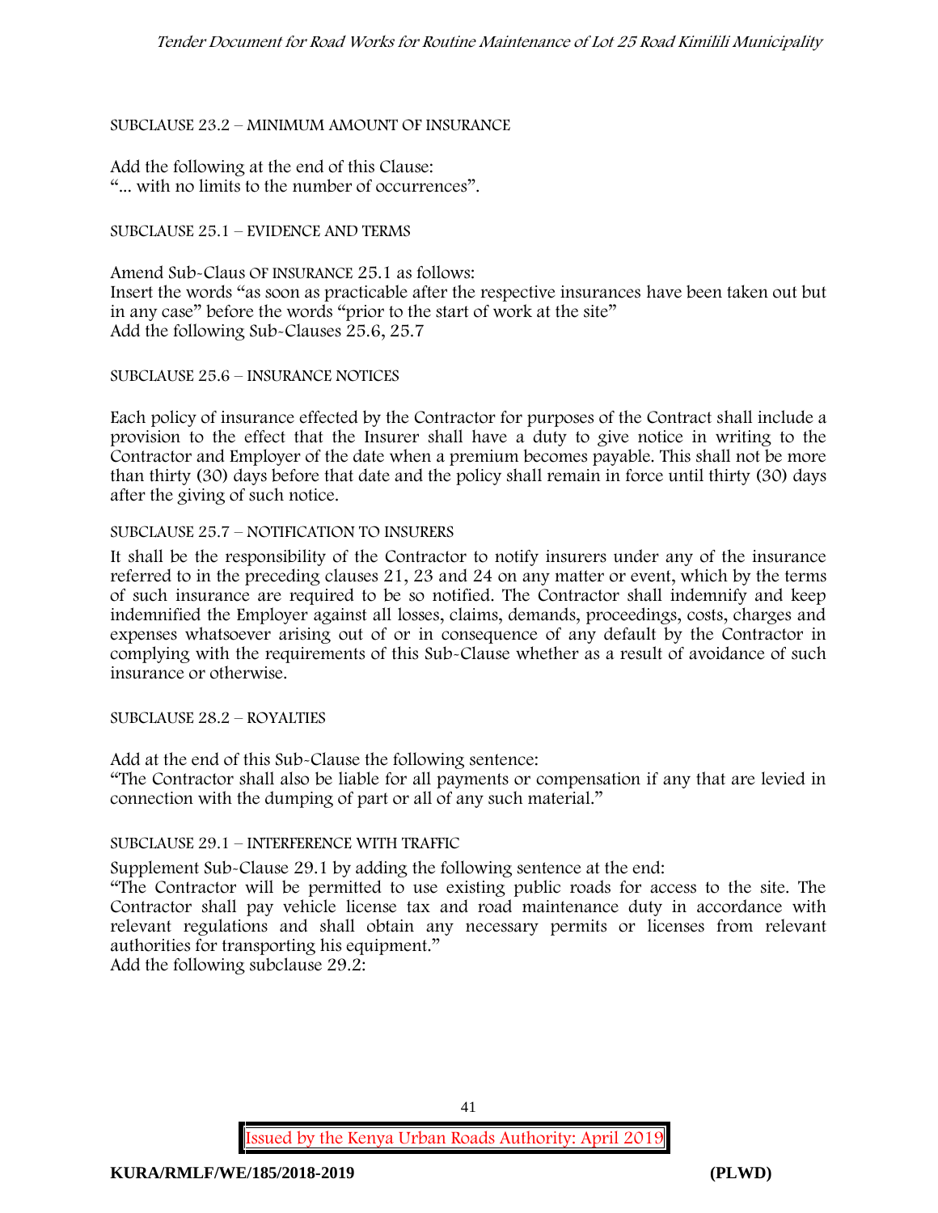SUBCLAUSE 23.2 – MINIMUM AMOUNT OF INSURANCE

Add the following at the end of this Clause:
"... with no limits to the number of occurrences".

SUBCLAUSE 25.1 – EVIDENCE AND TERMS

Amend Sub-Claus OF INSURANCE 25.1 as follows:
Insert the words "as soon as practicable after the respective insurances have been taken out but in any case" before the words "prior to the start of work at the site"
Add the following Sub-Clauses 25.6, 25.7

SUBCLAUSE 25.6 – INSURANCE NOTICES

Each policy of insurance effected by the Contractor for purposes of the Contract shall include a provision to the effect that the Insurer shall have a duty to give notice in writing to the Contractor and Employer of the date when a premium becomes payable. This shall not be more than thirty (30) days before that date and the policy shall remain in force until thirty (30) days after the giving of such notice.

SUBCLAUSE 25.7 – NOTIFICATION TO INSURERS

It shall be the responsibility of the Contractor to notify insurers under any of the insurance referred to in the preceding clauses 21, 23 and 24 on any matter or event, which by the terms of such insurance are required to be so notified. The Contractor shall indemnify and keep indemnified the Employer against all losses, claims, demands, proceedings, costs, charges and expenses whatsoever arising out of or in consequence of any default by the Contractor in complying with the requirements of this Sub-Clause whether as a result of avoidance of such insurance or otherwise.

SUBCLAUSE 28.2 – ROYALTIES

Add at the end of this Sub-Clause the following sentence:
"The Contractor shall also be liable for all payments or compensation if any that are levied in connection with the dumping of part or all of any such material."

SUBCLAUSE 29.1 – INTERFERENCE WITH TRAFFIC

Supplement Sub-Clause 29.1 by adding the following sentence at the end:
"The Contractor will be permitted to use existing public roads for access to the site. The Contractor shall pay vehicle license tax and road maintenance duty in accordance with relevant regulations and shall obtain any necessary permits or licenses from relevant authorities for transporting his equipment."
Add the following subclause 29.2: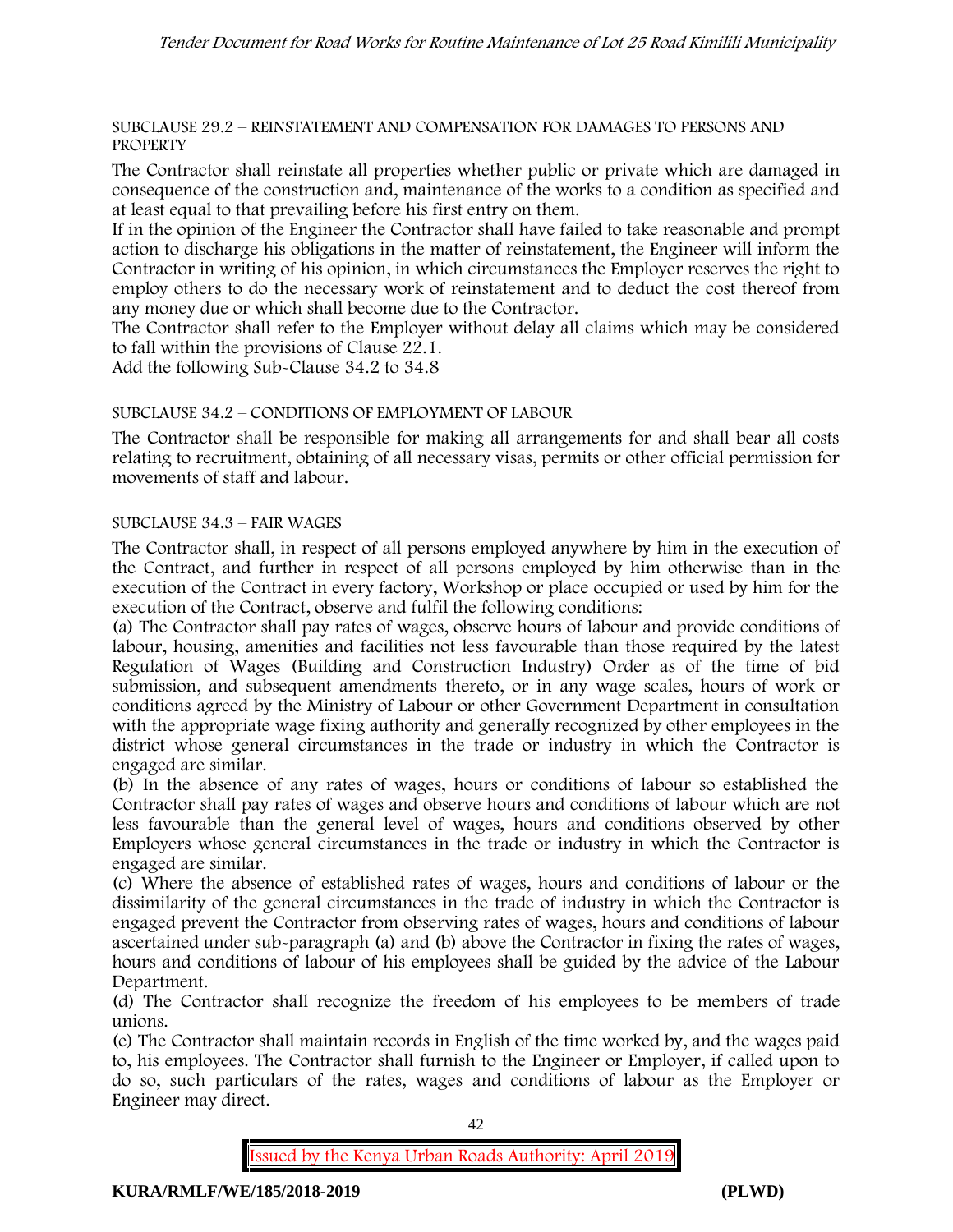SUBCLAUSE 29.2 – REINSTATEMENT AND COMPENSATION FOR DAMAGES TO PERSONS AND PROPERTY

The Contractor shall reinstate all properties whether public or private which are damaged in consequence of the construction and, maintenance of the works to a condition as specified and at least equal to that prevailing before his first entry on them.

If in the opinion of the Engineer the Contractor shall have failed to take reasonable and prompt action to discharge his obligations in the matter of reinstatement, the Engineer will inform the Contractor in writing of his opinion, in which circumstances the Employer reserves the right to employ others to do the necessary work of reinstatement and to deduct the cost thereof from any money due or which shall become due to the Contractor.

The Contractor shall refer to the Employer without delay all claims which may be considered to fall within the provisions of Clause 22.1.

Add the following Sub-Clause 34.2 to 34.8

SUBCLAUSE 34.2 – CONDITIONS OF EMPLOYMENT OF LABOUR

The Contractor shall be responsible for making all arrangements for and shall bear all costs relating to recruitment, obtaining of all necessary visas, permits or other official permission for movements of staff and labour.

SUBCLAUSE 34.3 – FAIR WAGES

The Contractor shall, in respect of all persons employed anywhere by him in the execution of the Contract, and further in respect of all persons employed by him otherwise than in the execution of the Contract in every factory, Workshop or place occupied or used by him for the execution of the Contract, observe and fulfil the following conditions:

(a) The Contractor shall pay rates of wages, observe hours of labour and provide conditions of labour, housing, amenities and facilities not less favourable than those required by the latest Regulation of Wages (Building and Construction Industry) Order as of the time of bid submission, and subsequent amendments thereto, or in any wage scales, hours of work or conditions agreed by the Ministry of Labour or other Government Department in consultation with the appropriate wage fixing authority and generally recognized by other employees in the district whose general circumstances in the trade or industry in which the Contractor is engaged are similar.

(b) In the absence of any rates of wages, hours or conditions of labour so established the Contractor shall pay rates of wages and observe hours and conditions of labour which are not less favourable than the general level of wages, hours and conditions observed by other Employers whose general circumstances in the trade or industry in which the Contractor is engaged are similar.

(c) Where the absence of established rates of wages, hours and conditions of labour or the dissimilarity of the general circumstances in the trade of industry in which the Contractor is engaged prevent the Contractor from observing rates of wages, hours and conditions of labour ascertained under sub-paragraph (a) and (b) above the Contractor in fixing the rates of wages, hours and conditions of labour of his employees shall be guided by the advice of the Labour Department.

(d) The Contractor shall recognize the freedom of his employees to be members of trade unions.

(e) The Contractor shall maintain records in English of the time worked by, and the wages paid to, his employees. The Contractor shall furnish to the Engineer or Employer, if called upon to do so, such particulars of the rates, wages and conditions of labour as the Employer or Engineer may direct.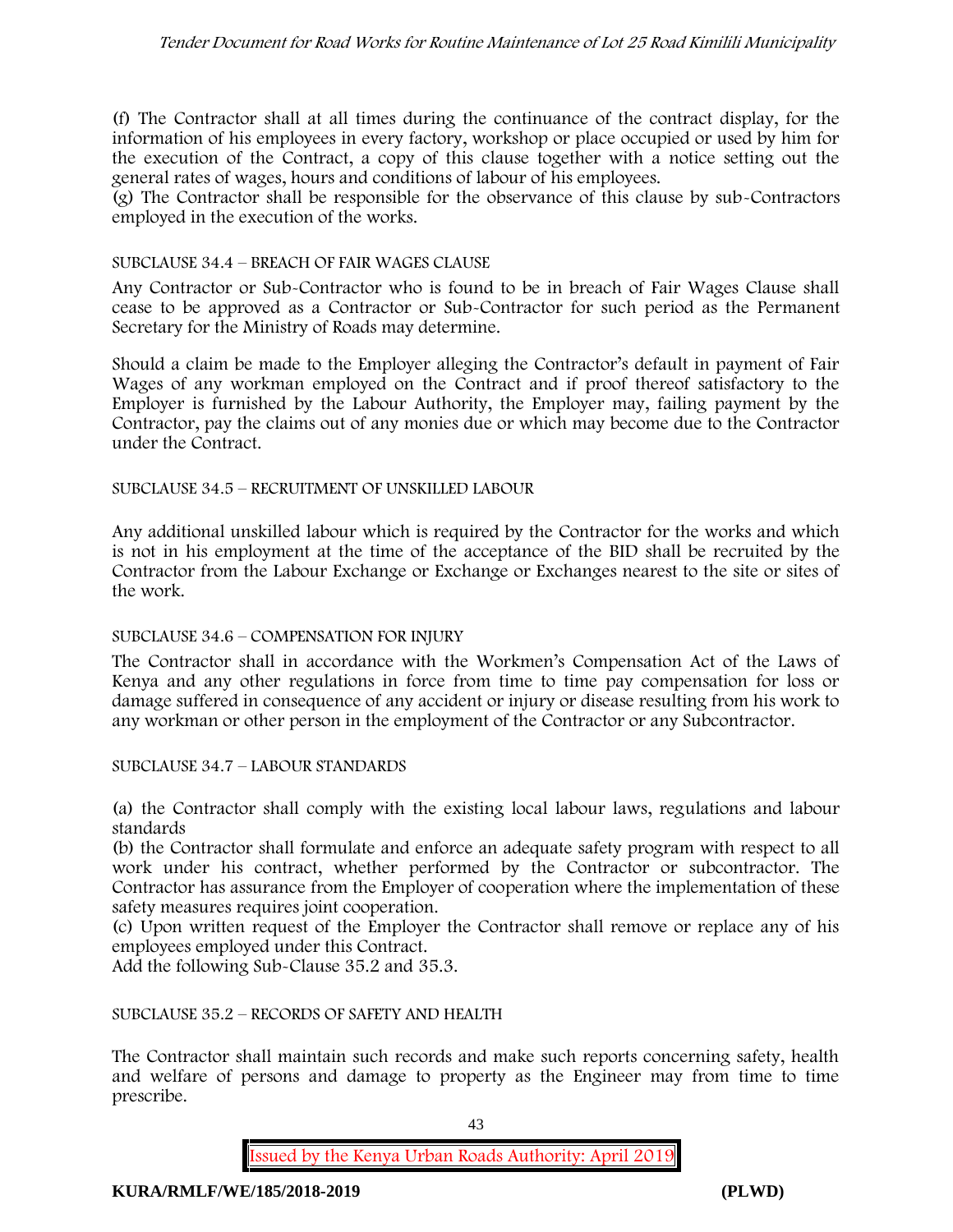(f) The Contractor shall at all times during the continuance of the contract display, for the information of his employees in every factory, workshop or place occupied or used by him for the execution of the Contract, a copy of this clause together with a notice setting out the general rates of wages, hours and conditions of labour of his employees.

(g) The Contractor shall be responsible for the observance of this clause by sub-Contractors employed in the execution of the works.

SUBCLAUSE 34.4 – BREACH OF FAIR WAGES CLAUSE

Any Contractor or Sub-Contractor who is found to be in breach of Fair Wages Clause shall cease to be approved as a Contractor or Sub-Contractor for such period as the Permanent Secretary for the Ministry of Roads may determine.

Should a claim be made to the Employer alleging the Contractor's default in payment of Fair Wages of any workman employed on the Contract and if proof thereof satisfactory to the Employer is furnished by the Labour Authority, the Employer may, failing payment by the Contractor, pay the claims out of any monies due or which may become due to the Contractor under the Contract.

SUBCLAUSE 34.5 – RECRUITMENT OF UNSKILLED LABOUR

Any additional unskilled labour which is required by the Contractor for the works and which is not in his employment at the time of the acceptance of the BID shall be recruited by the Contractor from the Labour Exchange or Exchange or Exchanges nearest to the site or sites of the work.

SUBCLAUSE 34.6 – COMPENSATION FOR INJURY

The Contractor shall in accordance with the Workmen's Compensation Act of the Laws of Kenya and any other regulations in force from time to time pay compensation for loss or damage suffered in consequence of any accident or injury or disease resulting from his work to any workman or other person in the employment of the Contractor or any Subcontractor.

SUBCLAUSE 34.7 – LABOUR STANDARDS

(a) the Contractor shall comply with the existing local labour laws, regulations and labour standards

(b) the Contractor shall formulate and enforce an adequate safety program with respect to all work under his contract, whether performed by the Contractor or subcontractor. The Contractor has assurance from the Employer of cooperation where the implementation of these safety measures requires joint cooperation.

(c) Upon written request of the Employer the Contractor shall remove or replace any of his employees employed under this Contract.

Add the following Sub-Clause 35.2 and 35.3.

SUBCLAUSE 35.2 – RECORDS OF SAFETY AND HEALTH

The Contractor shall maintain such records and make such reports concerning safety, health and welfare of persons and damage to property as the Engineer may from time to time prescribe.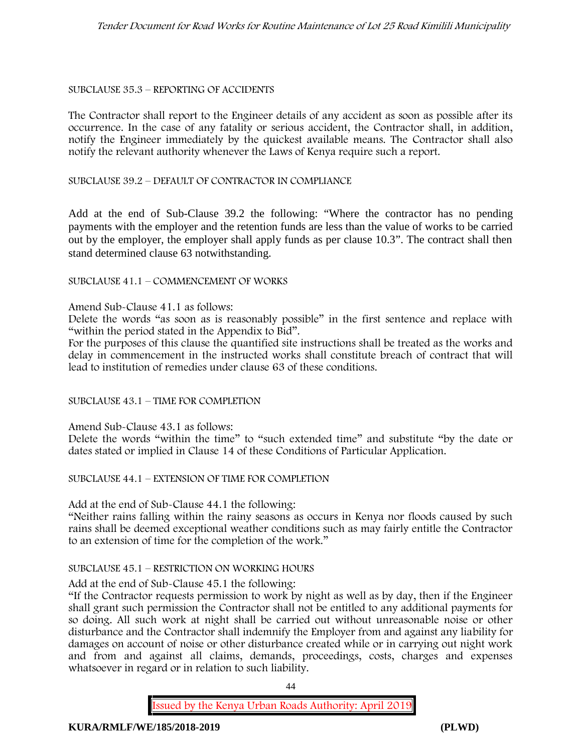SUBCLAUSE 35.3 – REPORTING OF ACCIDENTS

The Contractor shall report to the Engineer details of any accident as soon as possible after its occurrence. In the case of any fatality or serious accident, the Contractor shall, in addition, notify the Engineer immediately by the quickest available means. The Contractor shall also notify the relevant authority whenever the Laws of Kenya require such a report.

SUBCLAUSE 39.2 – DEFAULT OF CONTRACTOR IN COMPLIANCE

Add at the end of Sub-Clause 39.2 the following: "Where the contractor has no pending payments with the employer and the retention funds are less than the value of works to be carried out by the employer, the employer shall apply funds as per clause 10.3". The contract shall then stand determined clause 63 notwithstanding.

SUBCLAUSE 41.1 – COMMENCEMENT OF WORKS

Amend Sub-Clause 41.1 as follows:

Delete the words "as soon as is reasonably possible" in the first sentence and replace with "within the period stated in the Appendix to Bid".

For the purposes of this clause the quantified site instructions shall be treated as the works and delay in commencement in the instructed works shall constitute breach of contract that will lead to institution of remedies under clause 63 of these conditions.

SUBCLAUSE 43.1 – TIME FOR COMPLETION

Amend Sub-Clause 43.1 as follows:

Delete the words "within the time" to "such extended time" and substitute "by the date or dates stated or implied in Clause 14 of these Conditions of Particular Application.

SUBCLAUSE 44.1 – EXTENSION OF TIME FOR COMPLETION

Add at the end of Sub-Clause 44.1 the following:

"Neither rains falling within the rainy seasons as occurs in Kenya nor floods caused by such rains shall be deemed exceptional weather conditions such as may fairly entitle the Contractor to an extension of time for the completion of the work."

SUBCLAUSE 45.1 – RESTRICTION ON WORKING HOURS

Add at the end of Sub-Clause 45.1 the following:

"If the Contractor requests permission to work by night as well as by day, then if the Engineer shall grant such permission the Contractor shall not be entitled to any additional payments for so doing. All such work at night shall be carried out without unreasonable noise or other disturbance and the Contractor shall indemnify the Employer from and against any liability for damages on account of noise or other disturbance created while or in carrying out night work and from and against all claims, demands, proceedings, costs, charges and expenses whatsoever in regard or in relation to such liability.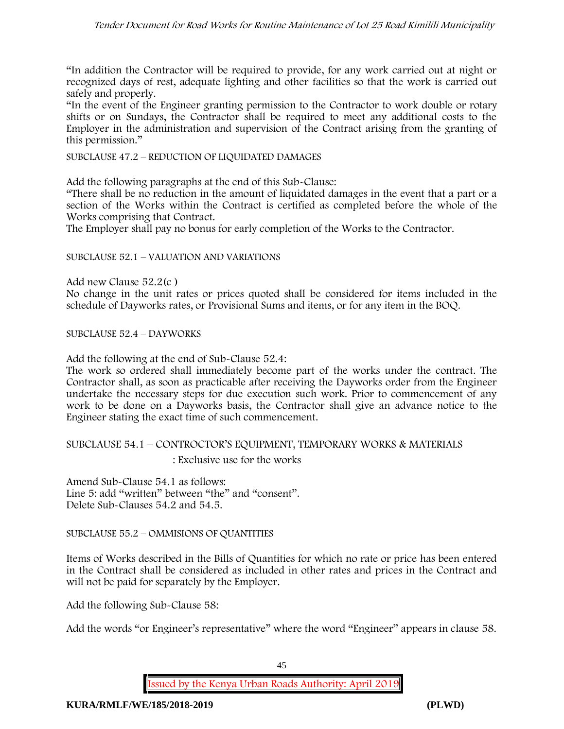"In addition the Contractor will be required to provide, for any work carried out at night or recognized days of rest, adequate lighting and other facilities so that the work is carried out safely and properly.

"In the event of the Engineer granting permission to the Contractor to work double or rotary shifts or on Sundays, the Contractor shall be required to meet any additional costs to the Employer in the administration and supervision of the Contract arising from the granting of this permission."

SUBCLAUSE 47.2 – REDUCTION OF LIQUIDATED DAMAGES

Add the following paragraphs at the end of this Sub-Clause:

"There shall be no reduction in the amount of liquidated damages in the event that a part or a section of the Works within the Contract is certified as completed before the whole of the Works comprising that Contract.

The Employer shall pay no bonus for early completion of the Works to the Contractor.

SUBCLAUSE 52.1 – VALUATION AND VARIATIONS

Add new Clause 52.2(c )

No change in the unit rates or prices quoted shall be considered for items included in the schedule of Dayworks rates, or Provisional Sums and items, or for any item in the BOQ.

SUBCLAUSE 52.4 – DAYWORKS

Add the following at the end of Sub-Clause 52.4:

The work so ordered shall immediately become part of the works under the contract. The Contractor shall, as soon as practicable after receiving the Dayworks order from the Engineer undertake the necessary steps for due execution such work. Prior to commencement of any work to be done on a Dayworks basis, the Contractor shall give an advance notice to the Engineer stating the exact time of such commencement.

SUBCLAUSE 54.1 – CONTROCTOR'S EQUIPMENT, TEMPORARY WORKS & MATERIALS

: Exclusive use for the works

Amend Sub-Clause 54.1 as follows:

Line 5: add "written" between "the" and "consent".

Delete Sub-Clauses 54.2 and 54.5.

SUBCLAUSE 55.2 – OMMISIONS OF QUANTITIES

Items of Works described in the Bills of Quantities for which no rate or price has been entered in the Contract shall be considered as included in other rates and prices in the Contract and will not be paid for separately by the Employer.

Add the following Sub-Clause 58:

Add the words "or Engineer's representative" where the word "Engineer" appears in clause 58.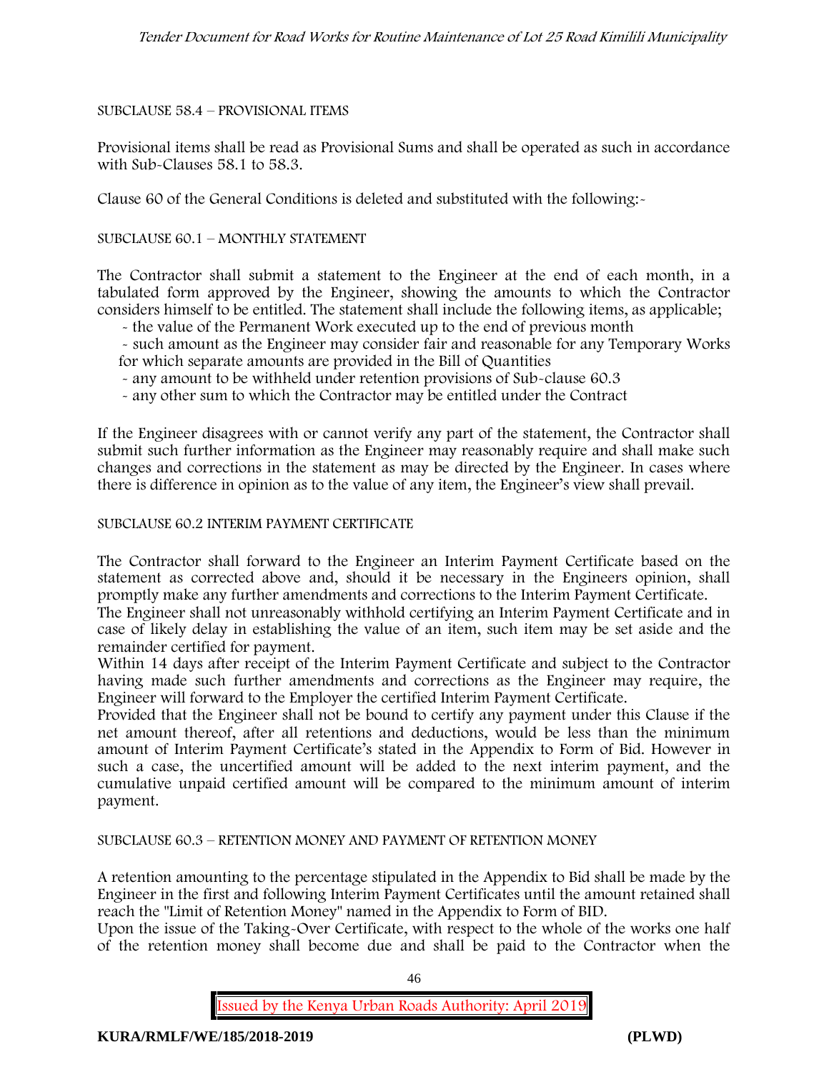SUBCLAUSE 58.4 – PROVISIONAL ITEMS

Provisional items shall be read as Provisional Sums and shall be operated as such in accordance with Sub-Clauses 58.1 to 58.3.

Clause 60 of the General Conditions is deleted and substituted with the following:-

SUBCLAUSE 60.1 – MONTHLY STATEMENT

The Contractor shall submit a statement to the Engineer at the end of each month, in a tabulated form approved by the Engineer, showing the amounts to which the Contractor considers himself to be entitled. The statement shall include the following items, as applicable;

- the value of the Permanent Work executed up to the end of previous month
- such amount as the Engineer may consider fair and reasonable for any Temporary Works for which separate amounts are provided in the Bill of Quantities
- any amount to be withheld under retention provisions of Sub-clause 60.3
- any other sum to which the Contractor may be entitled under the Contract

If the Engineer disagrees with or cannot verify any part of the statement, the Contractor shall submit such further information as the Engineer may reasonably require and shall make such changes and corrections in the statement as may be directed by the Engineer. In cases where there is difference in opinion as to the value of any item, the Engineer's view shall prevail.

SUBCLAUSE 60.2 INTERIM PAYMENT CERTIFICATE

The Contractor shall forward to the Engineer an Interim Payment Certificate based on the statement as corrected above and, should it be necessary in the Engineers opinion, shall promptly make any further amendments and corrections to the Interim Payment Certificate.

The Engineer shall not unreasonably withhold certifying an Interim Payment Certificate and in case of likely delay in establishing the value of an item, such item may be set aside and the remainder certified for payment.

Within 14 days after receipt of the Interim Payment Certificate and subject to the Contractor having made such further amendments and corrections as the Engineer may require, the Engineer will forward to the Employer the certified Interim Payment Certificate.

Provided that the Engineer shall not be bound to certify any payment under this Clause if the net amount thereof, after all retentions and deductions, would be less than the minimum amount of Interim Payment Certificate's stated in the Appendix to Form of Bid. However in such a case, the uncertified amount will be added to the next interim payment, and the cumulative unpaid certified amount will be compared to the minimum amount of interim payment.

SUBCLAUSE 60.3 – RETENTION MONEY AND PAYMENT OF RETENTION MONEY

A retention amounting to the percentage stipulated in the Appendix to Bid shall be made by the Engineer in the first and following Interim Payment Certificates until the amount retained shall reach the "Limit of Retention Money" named in the Appendix to Form of BID.

Upon the issue of the Taking-Over Certificate, with respect to the whole of the works one half of the retention money shall become due and shall be paid to the Contractor when the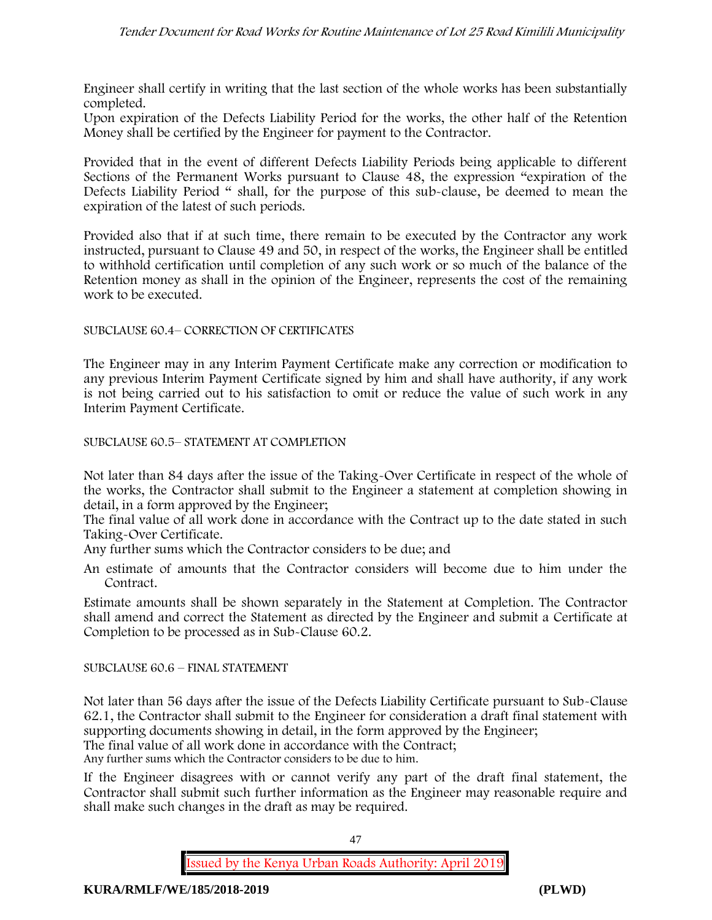Engineer shall certify in writing that the last section of the whole works has been substantially completed.

Upon expiration of the Defects Liability Period for the works, the other half of the Retention Money shall be certified by the Engineer for payment to the Contractor.

Provided that in the event of different Defects Liability Periods being applicable to different Sections of the Permanent Works pursuant to Clause 48, the expression "expiration of the Defects Liability Period " shall, for the purpose of this sub-clause, be deemed to mean the expiration of the latest of such periods.

Provided also that if at such time, there remain to be executed by the Contractor any work instructed, pursuant to Clause 49 and 50, in respect of the works, the Engineer shall be entitled to withhold certification until completion of any such work or so much of the balance of the Retention money as shall in the opinion of the Engineer, represents the cost of the remaining work to be executed.

SUBCLAUSE 60.4– CORRECTION OF CERTIFICATES

The Engineer may in any Interim Payment Certificate make any correction or modification to any previous Interim Payment Certificate signed by him and shall have authority, if any work is not being carried out to his satisfaction to omit or reduce the value of such work in any Interim Payment Certificate.

SUBCLAUSE 60.5– STATEMENT AT COMPLETION

Not later than 84 days after the issue of the Taking-Over Certificate in respect of the whole of the works, the Contractor shall submit to the Engineer a statement at completion showing in detail, in a form approved by the Engineer;

The final value of all work done in accordance with the Contract up to the date stated in such Taking-Over Certificate.

Any further sums which the Contractor considers to be due; and

An estimate of amounts that the Contractor considers will become due to him under the Contract.

Estimate amounts shall be shown separately in the Statement at Completion. The Contractor shall amend and correct the Statement as directed by the Engineer and submit a Certificate at Completion to be processed as in Sub-Clause 60.2.

SUBCLAUSE 60.6 – FINAL STATEMENT

Not later than 56 days after the issue of the Defects Liability Certificate pursuant to Sub-Clause 62.1, the Contractor shall submit to the Engineer for consideration a draft final statement with supporting documents showing in detail, in the form approved by the Engineer;

The final value of all work done in accordance with the Contract;

Any further sums which the Contractor considers to be due to him.

If the Engineer disagrees with or cannot verify any part of the draft final statement, the Contractor shall submit such further information as the Engineer may reasonable require and shall make such changes in the draft as may be required.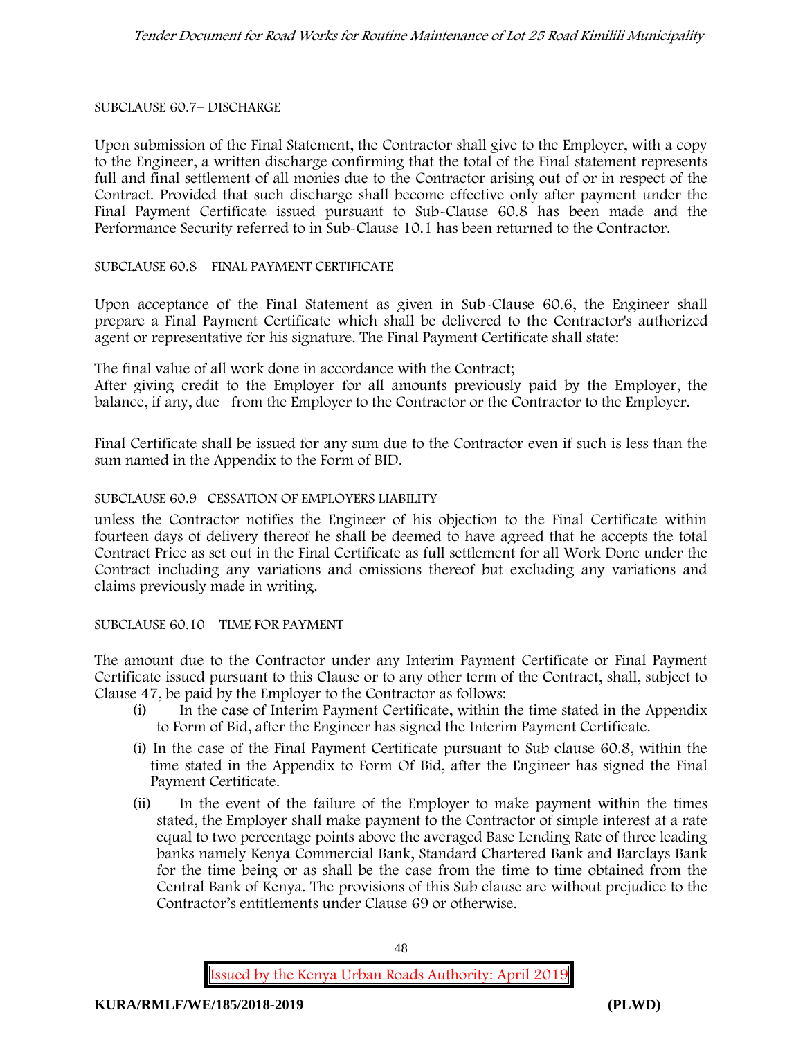SUBCLAUSE 60.7– DISCHARGE

Upon submission of the Final Statement, the Contractor shall give to the Employer, with a copy to the Engineer, a written discharge confirming that the total of the Final statement represents full and final settlement of all monies due to the Contractor arising out of or in respect of the Contract. Provided that such discharge shall become effective only after payment under the Final Payment Certificate issued pursuant to Sub-Clause 60.8 has been made and the Performance Security referred to in Sub-Clause 10.1 has been returned to the Contractor.

SUBCLAUSE 60.8 – FINAL PAYMENT CERTIFICATE

Upon acceptance of the Final Statement as given in Sub-Clause 60.6, the Engineer shall prepare a Final Payment Certificate which shall be delivered to the Contractor's authorized agent or representative for his signature. The Final Payment Certificate shall state:

The final value of all work done in accordance with the Contract;
After giving credit to the Employer for all amounts previously paid by the Employer, the balance, if any, due from the Employer to the Contractor or the Contractor to the Employer.

Final Certificate shall be issued for any sum due to the Contractor even if such is less than the sum named in the Appendix to the Form of BID.

SUBCLAUSE 60.9– CESSATION OF EMPLOYERS LIABILITY

unless the Contractor notifies the Engineer of his objection to the Final Certificate within fourteen days of delivery thereof he shall be deemed to have agreed that he accepts the total Contract Price as set out in the Final Certificate as full settlement for all Work Done under the Contract including any variations and omissions thereof but excluding any variations and claims previously made in writing.

SUBCLAUSE 60.10 – TIME FOR PAYMENT

The amount due to the Contractor under any Interim Payment Certificate or Final Payment Certificate issued pursuant to this Clause or to any other term of the Contract, shall, subject to Clause 47, be paid by the Employer to the Contractor as follows:

(i) In the case of Interim Payment Certificate, within the time stated in the Appendix to Form of Bid, after the Engineer has signed the Interim Payment Certificate.

(i) In the case of the Final Payment Certificate pursuant to Sub clause 60.8, within the time stated in the Appendix to Form Of Bid, after the Engineer has signed the Final Payment Certificate.

(ii) In the event of the failure of the Employer to make payment within the times stated, the Employer shall make payment to the Contractor of simple interest at a rate equal to two percentage points above the averaged Base Lending Rate of three leading banks namely Kenya Commercial Bank, Standard Chartered Bank and Barclays Bank for the time being or as shall be the case from the time to time obtained from the Central Bank of Kenya. The provisions of this Sub clause are without prejudice to the Contractor's entitlements under Clause 69 or otherwise.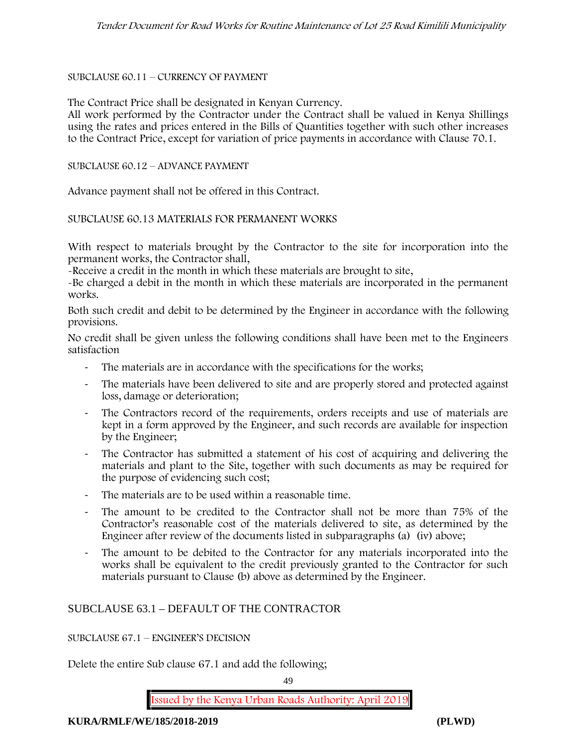SUBCLAUSE 60.11 – CURRENCY OF PAYMENT

The Contract Price shall be designated in Kenyan Currency.
All work performed by the Contractor under the Contract shall be valued in Kenya Shillings using the rates and prices entered in the Bills of Quantities together with such other increases to the Contract Price, except for variation of price payments in accordance with Clause 70.1.

SUBCLAUSE 60.12 – ADVANCE PAYMENT

Advance payment shall not be offered in this Contract.

SUBCLAUSE 60.13 MATERIALS FOR PERMANENT WORKS

With respect to materials brought by the Contractor to the site for incorporation into the permanent works, the Contractor shall,
-Receive a credit in the month in which these materials are brought to site,
-Be charged a debit in the month in which these materials are incorporated in the permanent works.
Both such credit and debit to be determined by the Engineer in accordance with the following provisions.
No credit shall be given unless the following conditions shall have been met to the Engineers satisfaction

- The materials are in accordance with the specifications for the works;
- The materials have been delivered to site and are properly stored and protected against loss, damage or deterioration;
- The Contractors record of the requirements, orders receipts and use of materials are kept in a form approved by the Engineer, and such records are available for inspection by the Engineer;
- The Contractor has submitted a statement of his cost of acquiring and delivering the materials and plant to the Site, together with such documents as may be required for the purpose of evidencing such cost;
- The materials are to be used within a reasonable time.
- The amount to be credited to the Contractor shall not be more than 75% of the Contractor's reasonable cost of the materials delivered to site, as determined by the Engineer after review of the documents listed in subparagraphs (a) (iv) above;
- The amount to be debited to the Contractor for any materials incorporated into the works shall be equivalent to the credit previously granted to the Contractor for such materials pursuant to Clause (b) above as determined by the Engineer.

## SUBCLAUSE 63.1 – DEFAULT OF THE CONTRACTOR

SUBCLAUSE 67.1 – ENGINEER'S DECISION

Delete the entire Sub clause 67.1 and add the following;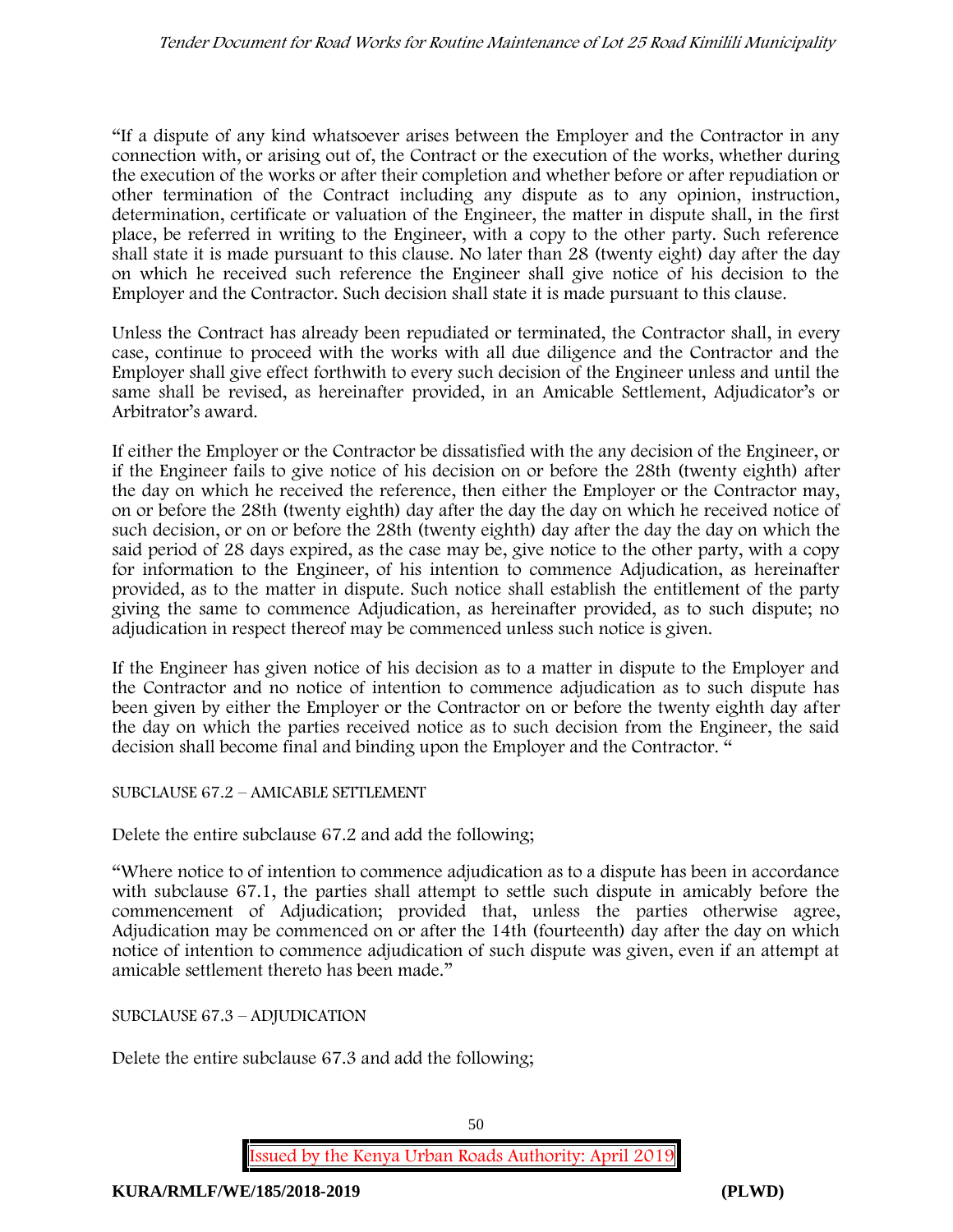"If a dispute of any kind whatsoever arises between the Employer and the Contractor in any connection with, or arising out of, the Contract or the execution of the works, whether during the execution of the works or after their completion and whether before or after repudiation or other termination of the Contract including any dispute as to any opinion, instruction, determination, certificate or valuation of the Engineer, the matter in dispute shall, in the first place, be referred in writing to the Engineer, with a copy to the other party. Such reference shall state it is made pursuant to this clause. No later than 28 (twenty eight) day after the day on which he received such reference the Engineer shall give notice of his decision to the Employer and the Contractor. Such decision shall state it is made pursuant to this clause.

Unless the Contract has already been repudiated or terminated, the Contractor shall, in every case, continue to proceed with the works with all due diligence and the Contractor and the Employer shall give effect forthwith to every such decision of the Engineer unless and until the same shall be revised, as hereinafter provided, in an Amicable Settlement, Adjudicator's or Arbitrator's award.

If either the Employer or the Contractor be dissatisfied with the any decision of the Engineer, or if the Engineer fails to give notice of his decision on or before the 28th (twenty eighth) after the day on which he received the reference, then either the Employer or the Contractor may, on or before the 28th (twenty eighth) day after the day the day on which he received notice of such decision, or on or before the 28th (twenty eighth) day after the day the day on which the said period of 28 days expired, as the case may be, give notice to the other party, with a copy for information to the Engineer, of his intention to commence Adjudication, as hereinafter provided, as to the matter in dispute. Such notice shall establish the entitlement of the party giving the same to commence Adjudication, as hereinafter provided, as to such dispute; no adjudication in respect thereof may be commenced unless such notice is given.

If the Engineer has given notice of his decision as to a matter in dispute to the Employer and the Contractor and no notice of intention to commence adjudication as to such dispute has been given by either the Employer or the Contractor on or before the twenty eighth day after the day on which the parties received notice as to such decision from the Engineer, the said decision shall become final and binding upon the Employer and the Contractor. "

SUBCLAUSE 67.2 – AMICABLE SETTLEMENT

Delete the entire subclause 67.2 and add the following;

"Where notice to of intention to commence adjudication as to a dispute has been in accordance with subclause 67.1, the parties shall attempt to settle such dispute in amicably before the commencement of Adjudication; provided that, unless the parties otherwise agree, Adjudication may be commenced on or after the 14th (fourteenth) day after the day on which notice of intention to commence adjudication of such dispute was given, even if an attempt at amicable settlement thereto has been made."

SUBCLAUSE 67.3 – ADJUDICATION

Delete the entire subclause 67.3 and add the following;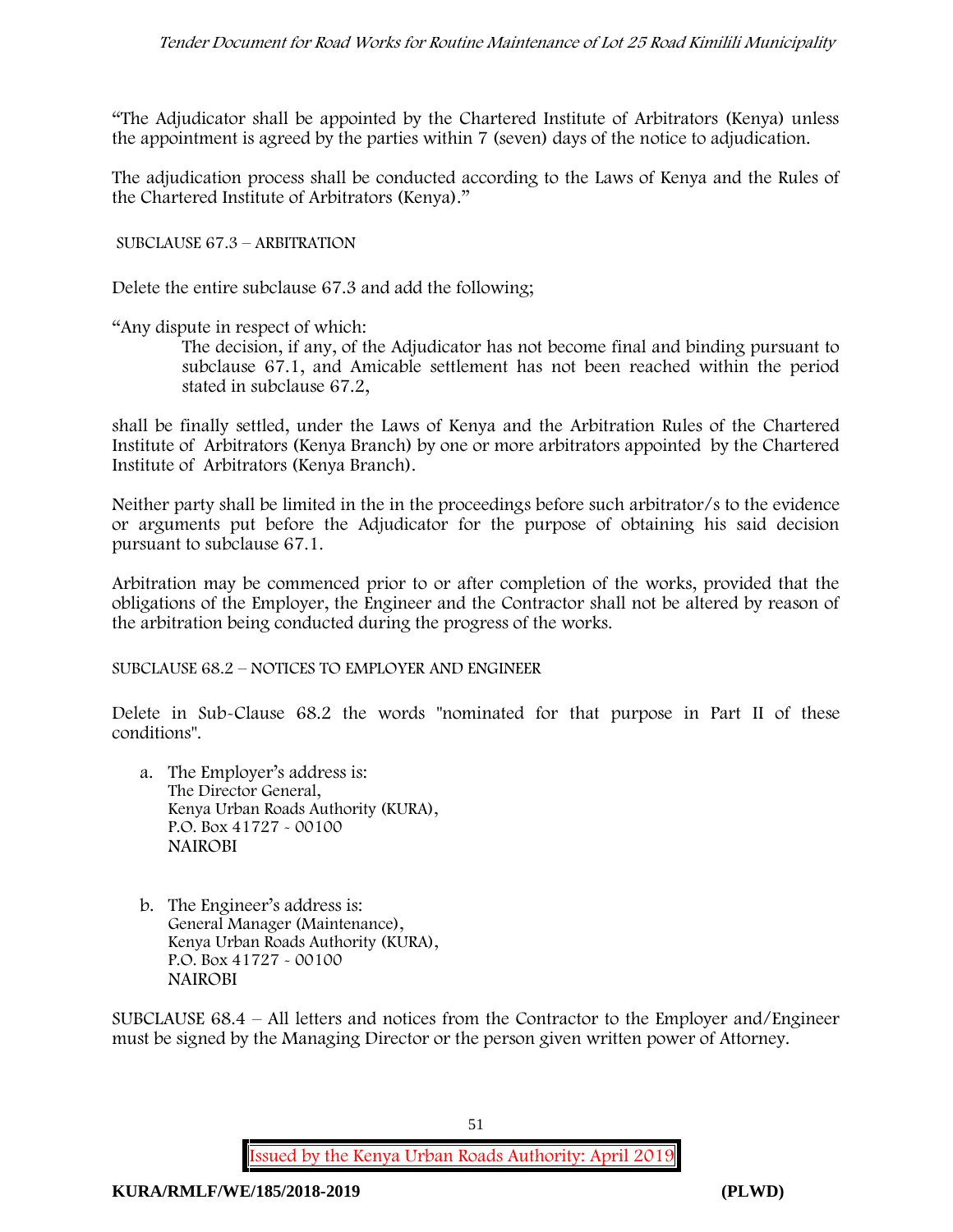"The Adjudicator shall be appointed by the Chartered Institute of Arbitrators (Kenya) unless the appointment is agreed by the parties within 7 (seven) days of the notice to adjudication.

The adjudication process shall be conducted according to the Laws of Kenya and the Rules of the Chartered Institute of Arbitrators (Kenya)."

SUBCLAUSE 67.3 – ARBITRATION

Delete the entire subclause 67.3 and add the following;

"Any dispute in respect of which:

> The decision, if any, of the Adjudicator has not become final and binding pursuant to subclause 67.1, and Amicable settlement has not been reached within the period stated in subclause 67.2,

shall be finally settled, under the Laws of Kenya and the Arbitration Rules of the Chartered Institute of Arbitrators (Kenya Branch) by one or more arbitrators appointed by the Chartered Institute of Arbitrators (Kenya Branch).

Neither party shall be limited in the in the proceedings before such arbitrator/s to the evidence or arguments put before the Adjudicator for the purpose of obtaining his said decision pursuant to subclause 67.1.

Arbitration may be commenced prior to or after completion of the works, provided that the obligations of the Employer, the Engineer and the Contractor shall not be altered by reason of the arbitration being conducted during the progress of the works.

SUBCLAUSE 68.2 – NOTICES TO EMPLOYER AND ENGINEER

Delete in Sub-Clause 68.2 the words "nominated for that purpose in Part II of these conditions".

a. The Employer's address is:
   The Director General,
   Kenya Urban Roads Authority (KURA),
   P.O. Box 41727 - 00100
   NAIROBI

b. The Engineer's address is:
   General Manager (Maintenance),
   Kenya Urban Roads Authority (KURA),
   P.O. Box 41727 - 00100
   NAIROBI

SUBCLAUSE 68.4 – All letters and notices from the Contractor to the Employer and/Engineer must be signed by the Managing Director or the person given written power of Attorney.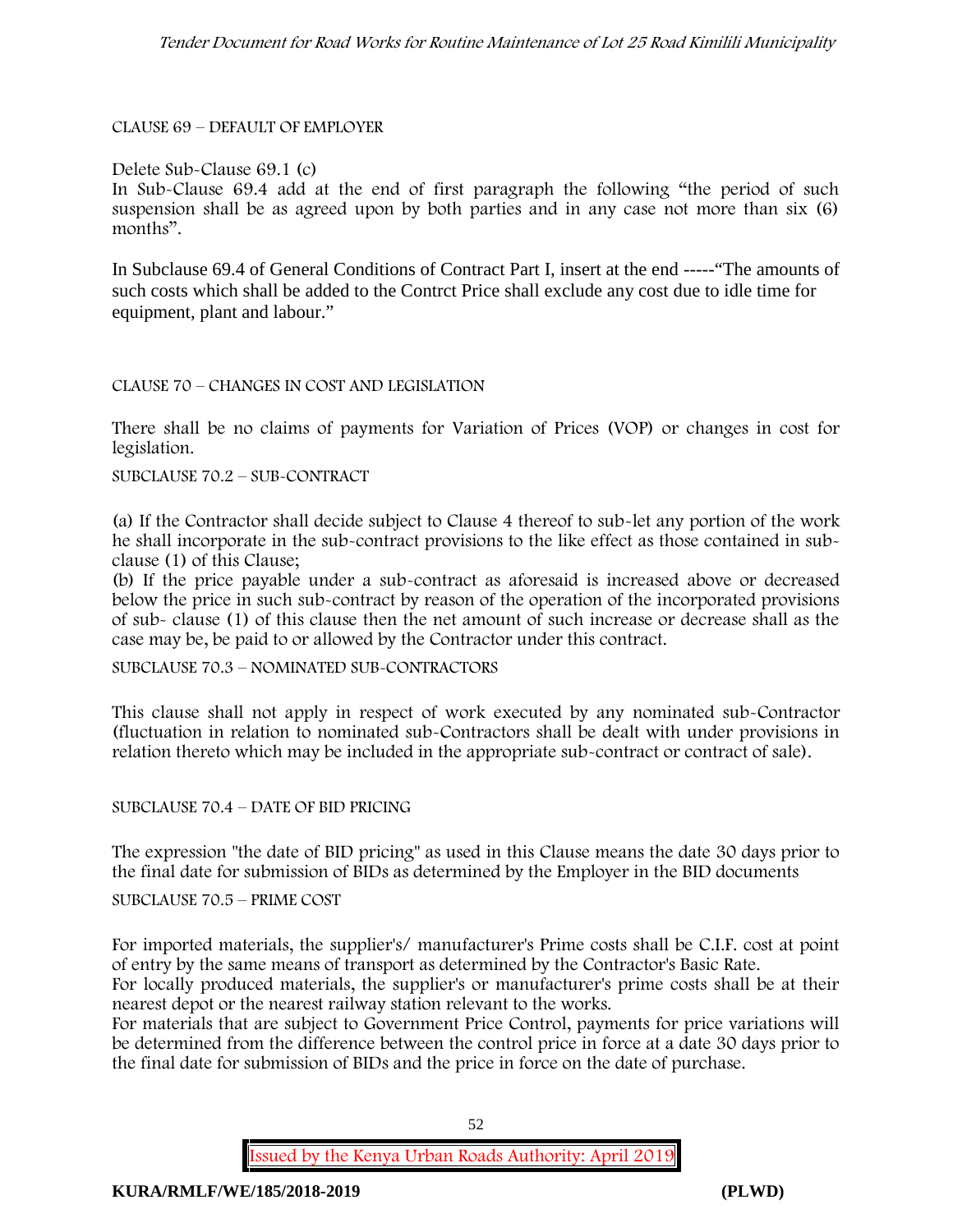CLAUSE 69 – DEFAULT OF EMPLOYER

Delete Sub-Clause 69.1 (c)
In Sub-Clause 69.4 add at the end of first paragraph the following "the period of such suspension shall be as agreed upon by both parties and in any case not more than six (6) months".

In Subclause 69.4 of General Conditions of Contract Part I, insert at the end -----"The amounts of such costs which shall be added to the Contrct Price shall exclude any cost due to idle time for equipment, plant and labour."

CLAUSE 70 – CHANGES IN COST AND LEGISLATION

There shall be no claims of payments for Variation of Prices (VOP) or changes in cost for legislation.

SUBCLAUSE 70.2 – SUB-CONTRACT

(a) If the Contractor shall decide subject to Clause 4 thereof to sub-let any portion of the work he shall incorporate in the sub-contract provisions to the like effect as those contained in sub-clause (1) of this Clause;
(b) If the price payable under a sub-contract as aforesaid is increased above or decreased below the price in such sub-contract by reason of the operation of the incorporated provisions of sub- clause (1) of this clause then the net amount of such increase or decrease shall as the case may be, be paid to or allowed by the Contractor under this contract.

SUBCLAUSE 70.3 – NOMINATED SUB-CONTRACTORS

This clause shall not apply in respect of work executed by any nominated sub-Contractor (fluctuation in relation to nominated sub-Contractors shall be dealt with under provisions in relation thereto which may be included in the appropriate sub-contract or contract of sale).

SUBCLAUSE 70.4 – DATE OF BID PRICING

The expression "the date of BID pricing" as used in this Clause means the date 30 days prior to the final date for submission of BIDs as determined by the Employer in the BID documents

SUBCLAUSE 70.5 – PRIME COST

For imported materials, the supplier's/ manufacturer's Prime costs shall be C.I.F. cost at point of entry by the same means of transport as determined by the Contractor's Basic Rate.
For locally produced materials, the supplier's or manufacturer's prime costs shall be at their nearest depot or the nearest railway station relevant to the works.
For materials that are subject to Government Price Control, payments for price variations will be determined from the difference between the control price in force at a date 30 days prior to the final date for submission of BIDs and the price in force on the date of purchase.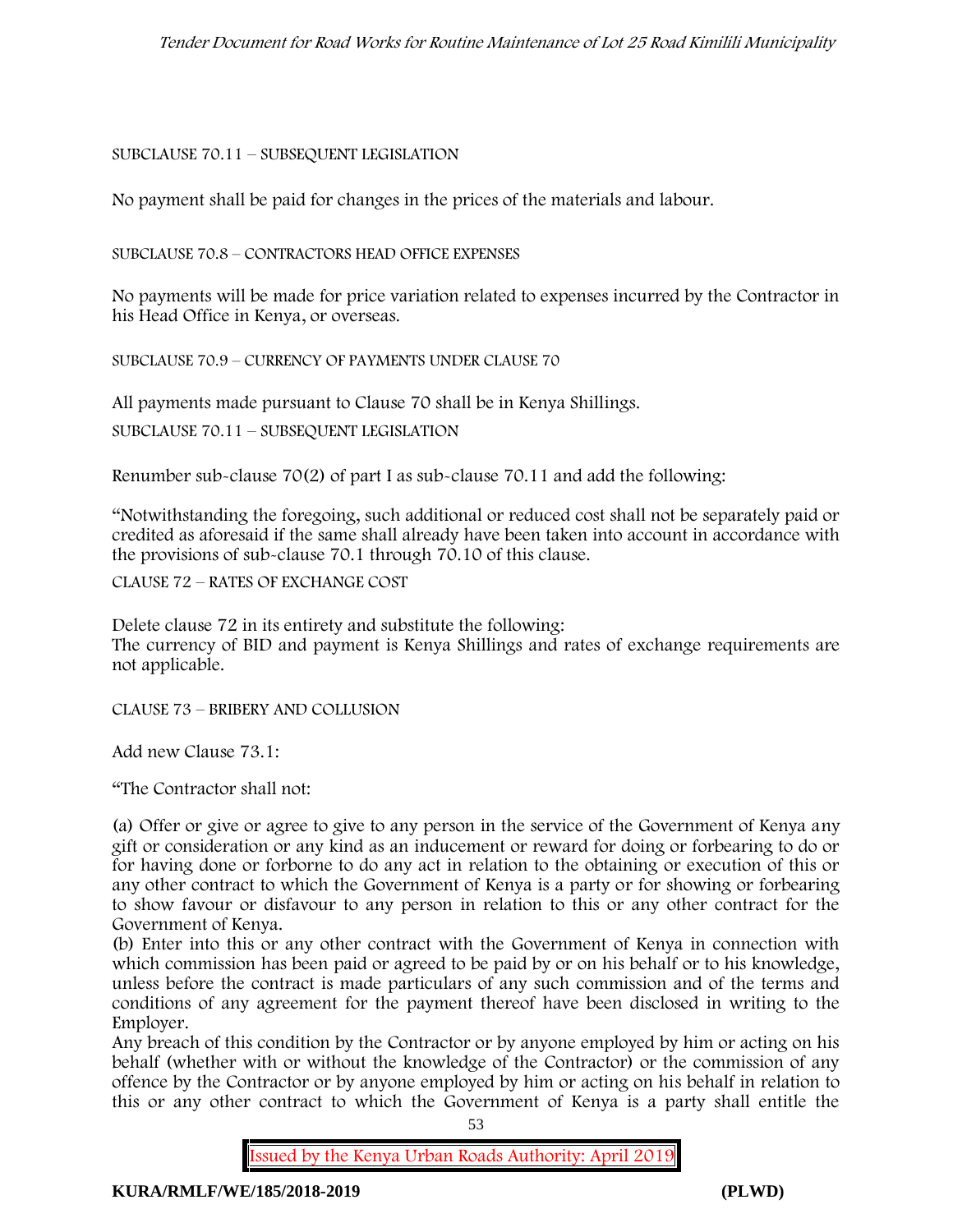SUBCLAUSE 70.11 – SUBSEQUENT LEGISLATION

No payment shall be paid for changes in the prices of the materials and labour.

SUBCLAUSE 70.8 – CONTRACTORS HEAD OFFICE EXPENSES

No payments will be made for price variation related to expenses incurred by the Contractor in his Head Office in Kenya, or overseas.

SUBCLAUSE 70.9 – CURRENCY OF PAYMENTS UNDER CLAUSE 70

All payments made pursuant to Clause 70 shall be in Kenya Shillings.

SUBCLAUSE 70.11 – SUBSEQUENT LEGISLATION

Renumber sub-clause 70(2) of part I as sub-clause 70.11 and add the following:

"Notwithstanding the foregoing, such additional or reduced cost shall not be separately paid or credited as aforesaid if the same shall already have been taken into account in accordance with the provisions of sub-clause 70.1 through 70.10 of this clause.

CLAUSE 72 – RATES OF EXCHANGE COST

Delete clause 72 in its entirety and substitute the following:
The currency of BID and payment is Kenya Shillings and rates of exchange requirements are not applicable.

CLAUSE 73 – BRIBERY AND COLLUSION

Add new Clause 73.1:

"The Contractor shall not:

(a) Offer or give or agree to give to any person in the service of the Government of Kenya any gift or consideration or any kind as an inducement or reward for doing or forbearing to do or for having done or forborne to do any act in relation to the obtaining or execution of this or any other contract to which the Government of Kenya is a party or for showing or forbearing to show favour or disfavour to any person in relation to this or any other contract for the Government of Kenya.
(b) Enter into this or any other contract with the Government of Kenya in connection with which commission has been paid or agreed to be paid by or on his behalf or to his knowledge, unless before the contract is made particulars of any such commission and of the terms and conditions of any agreement for the payment thereof have been disclosed in writing to the Employer.
Any breach of this condition by the Contractor or by anyone employed by him or acting on his behalf (whether with or without the knowledge of the Contractor) or the commission of any offence by the Contractor or by anyone employed by him or acting on his behalf in relation to this or any other contract to which the Government of Kenya is a party shall entitle the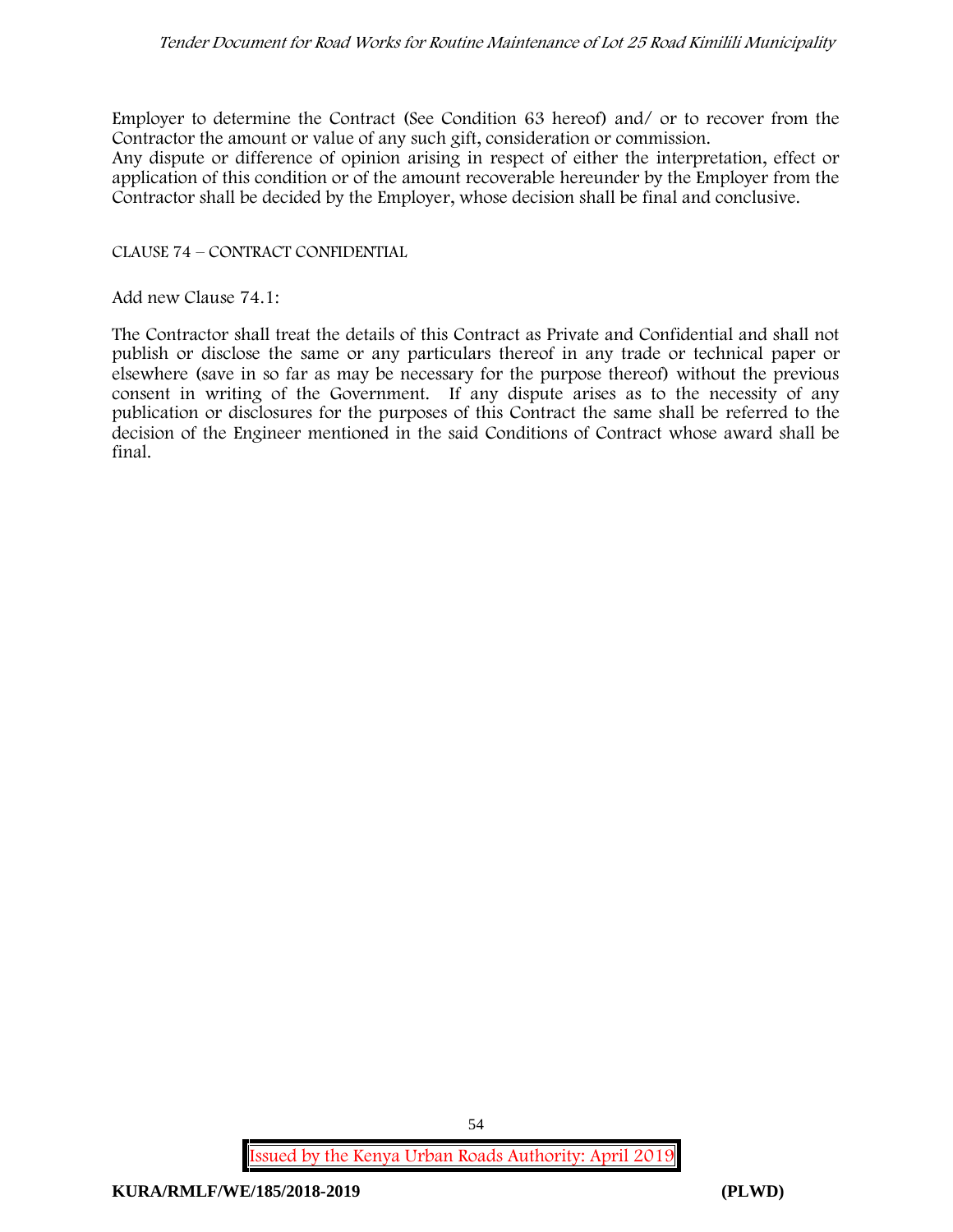Employer to determine the Contract (See Condition 63 hereof) and/ or to recover from the Contractor the amount or value of any such gift, consideration or commission.

Any dispute or difference of opinion arising in respect of either the interpretation, effect or application of this condition or of the amount recoverable hereunder by the Employer from the Contractor shall be decided by the Employer, whose decision shall be final and conclusive.

CLAUSE 74 – CONTRACT CONFIDENTIAL

Add new Clause 74.1:

The Contractor shall treat the details of this Contract as Private and Confidential and shall not publish or disclose the same or any particulars thereof in any trade or technical paper or elsewhere (save in so far as may be necessary for the purpose thereof) without the previous consent in writing of the Government. If any dispute arises as to the necessity of any publication or disclosures for the purposes of this Contract the same shall be referred to the decision of the Engineer mentioned in the said Conditions of Contract whose award shall be final.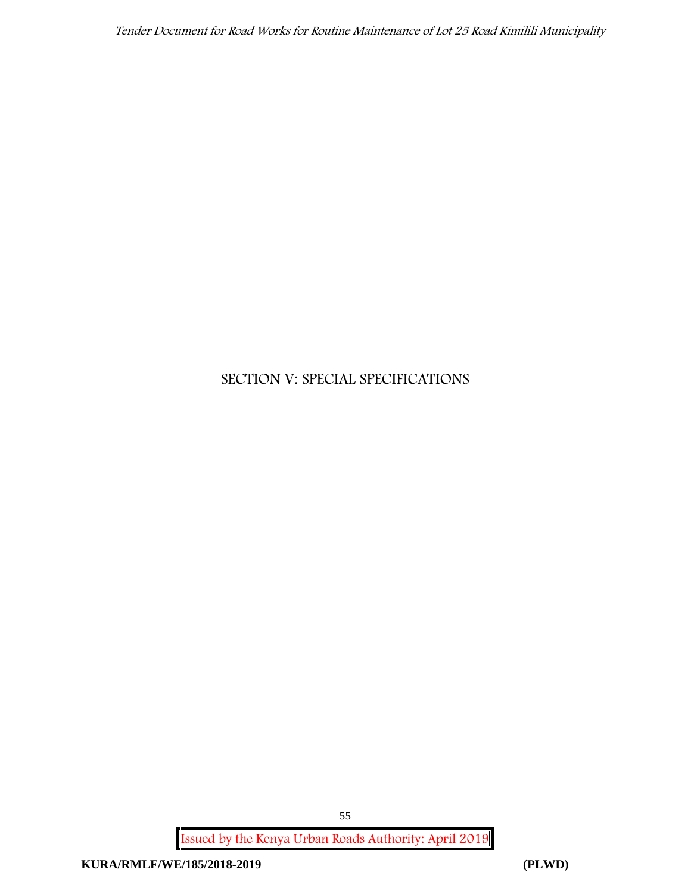# SECTION V: SPECIAL SPECIFICATIONS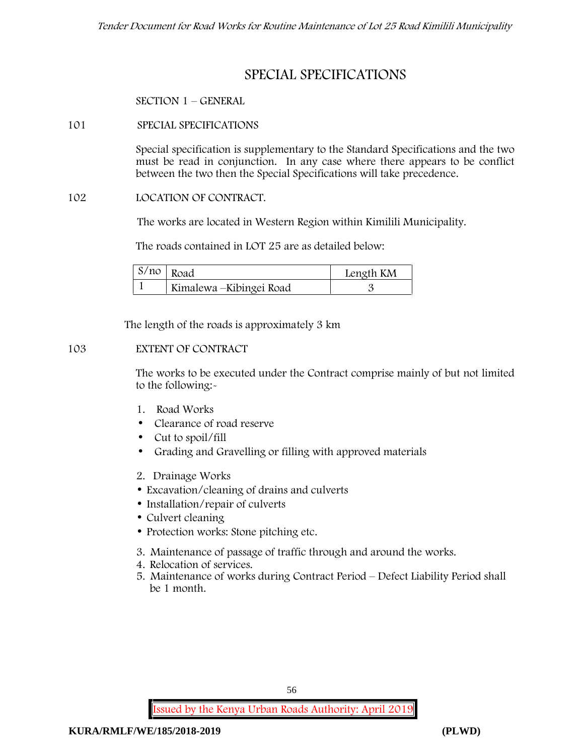# SPECIAL SPECIFICATIONS

SECTION 1 – GENERAL

## 101 SPECIAL SPECIFICATIONS

Special specification is supplementary to the Standard Specifications and the two must be read in conjunction. In any case where there appears to be conflict between the two then the Special Specifications will take precedence.

## 102 LOCATION OF CONTRACT.

The works are located in Western Region within Kimilili Municipality.

The roads contained in LOT 25 are as detailed below:

| S/no | Road | Length KM |
|---|---|---|
| 1 | Kimalewa –Kibingei Road | 3 |

The length of the roads is approximately 3 km

## 103 EXTENT OF CONTRACT

The works to be executed under the Contract comprise mainly of but not limited to the following:-

1. Road Works
   - Clearance of road reserve
   - Cut to spoil/fill
   - Grading and Gravelling or filling with approved materials
2. Drainage Works
   - Excavation/cleaning of drains and culverts
   - Installation/repair of culverts
   - Culvert cleaning
   - Protection works: Stone pitching etc.
3. Maintenance of passage of traffic through and around the works.
4. Relocation of services.
5. Maintenance of works during Contract Period – Defect Liability Period shall be 1 month.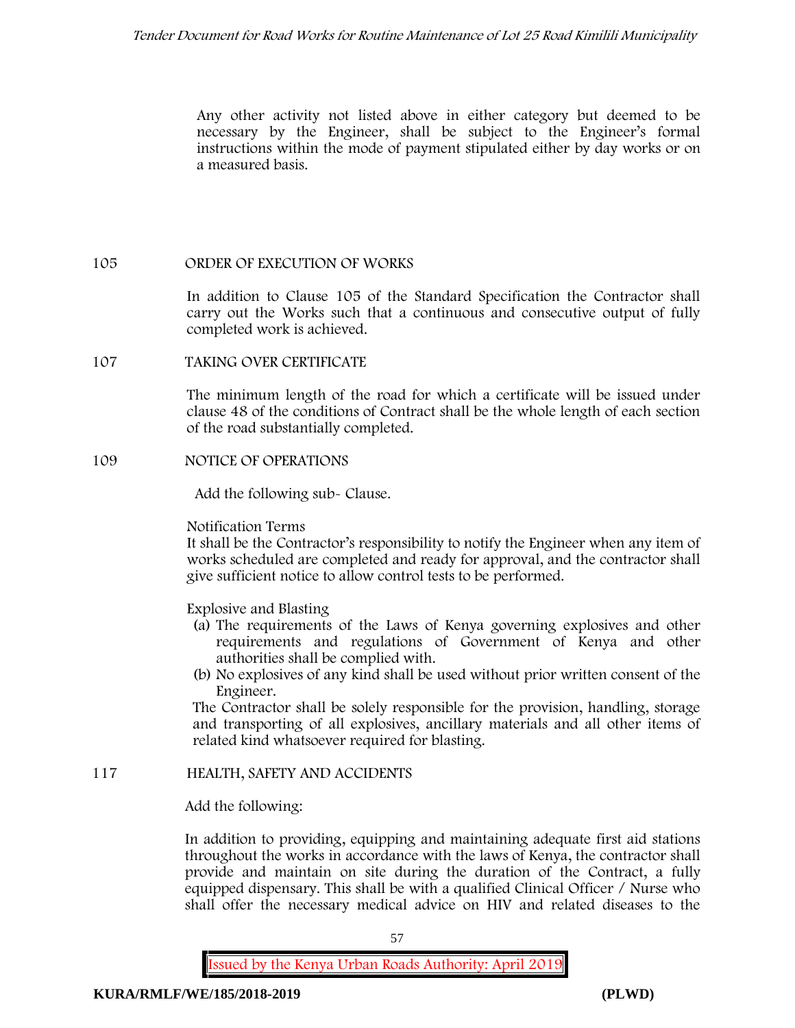Any other activity not listed above in either category but deemed to be necessary by the Engineer, shall be subject to the Engineer's formal instructions within the mode of payment stipulated either by day works or on a measured basis.

### 105 ORDER OF EXECUTION OF WORKS

In addition to Clause 105 of the Standard Specification the Contractor shall carry out the Works such that a continuous and consecutive output of fully completed work is achieved.

### 107 TAKING OVER CERTIFICATE

The minimum length of the road for which a certificate will be issued under clause 48 of the conditions of Contract shall be the whole length of each section of the road substantially completed.

### 109 NOTICE OF OPERATIONS

Add the following sub- Clause.

Notification Terms

It shall be the Contractor's responsibility to notify the Engineer when any item of works scheduled are completed and ready for approval, and the contractor shall give sufficient notice to allow control tests to be performed.

Explosive and Blasting

(a) The requirements of the Laws of Kenya governing explosives and other requirements and regulations of Government of Kenya and other authorities shall be complied with.

(b) No explosives of any kind shall be used without prior written consent of the Engineer.

The Contractor shall be solely responsible for the provision, handling, storage and transporting of all explosives, ancillary materials and all other items of related kind whatsoever required for blasting.

### 117 HEALTH, SAFETY AND ACCIDENTS

Add the following:

In addition to providing, equipping and maintaining adequate first aid stations throughout the works in accordance with the laws of Kenya, the contractor shall provide and maintain on site during the duration of the Contract, a fully equipped dispensary. This shall be with a qualified Clinical Officer / Nurse who shall offer the necessary medical advice on HIV and related diseases to the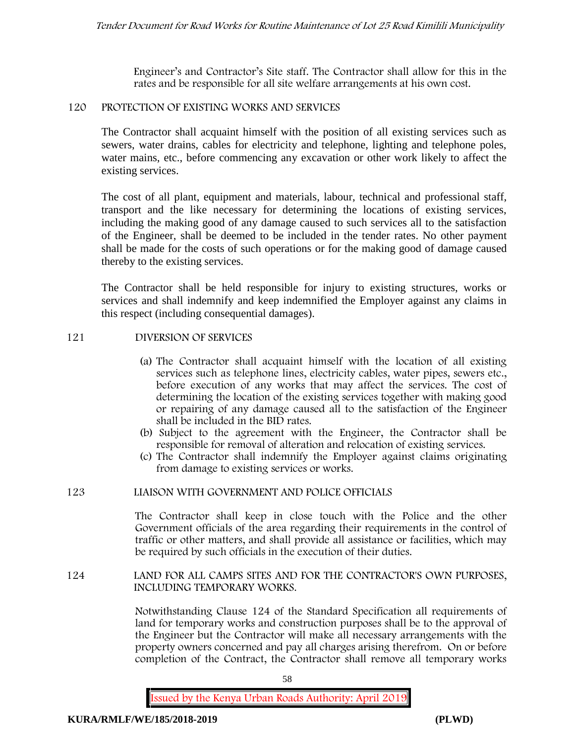Engineer's and Contractor's Site staff. The Contractor shall allow for this in the rates and be responsible for all site welfare arrangements at his own cost.

## 120 PROTECTION OF EXISTING WORKS AND SERVICES

The Contractor shall acquaint himself with the position of all existing services such as sewers, water drains, cables for electricity and telephone, lighting and telephone poles, water mains, etc., before commencing any excavation or other work likely to affect the existing services.

The cost of all plant, equipment and materials, labour, technical and professional staff, transport and the like necessary for determining the locations of existing services, including the making good of any damage caused to such services all to the satisfaction of the Engineer, shall be deemed to be included in the tender rates. No other payment shall be made for the costs of such operations or for the making good of damage caused thereby to the existing services.

The Contractor shall be held responsible for injury to existing structures, works or services and shall indemnify and keep indemnified the Employer against any claims in this respect (including consequential damages).

## 121 DIVERSION OF SERVICES

(a) The Contractor shall acquaint himself with the location of all existing services such as telephone lines, electricity cables, water pipes, sewers etc., before execution of any works that may affect the services. The cost of determining the location of the existing services together with making good or repairing of any damage caused all to the satisfaction of the Engineer shall be included in the BID rates.

(b) Subject to the agreement with the Engineer, the Contractor shall be responsible for removal of alteration and relocation of existing services.

(c) The Contractor shall indemnify the Employer against claims originating from damage to existing services or works.

## 123 LIAISON WITH GOVERNMENT AND POLICE OFFICIALS

The Contractor shall keep in close touch with the Police and the other Government officials of the area regarding their requirements in the control of traffic or other matters, and shall provide all assistance or facilities, which may be required by such officials in the execution of their duties.

## 124 LAND FOR ALL CAMPS SITES AND FOR THE CONTRACTOR'S OWN PURPOSES, INCLUDING TEMPORARY WORKS.

Notwithstanding Clause 124 of the Standard Specification all requirements of land for temporary works and construction purposes shall be to the approval of the Engineer but the Contractor will make all necessary arrangements with the property owners concerned and pay all charges arising therefrom. On or before completion of the Contract, the Contractor shall remove all temporary works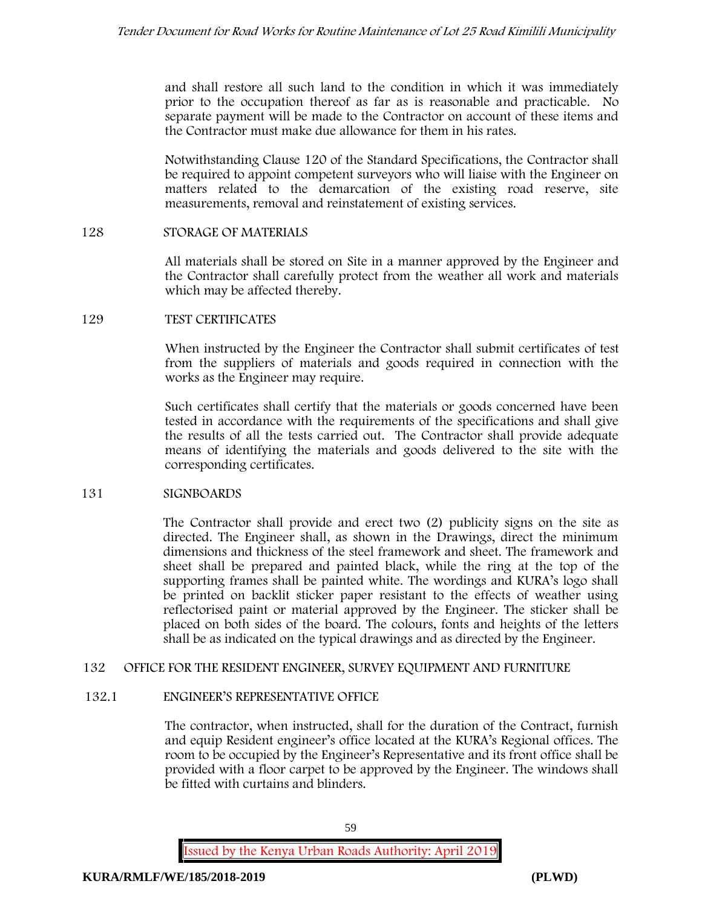and shall restore all such land to the condition in which it was immediately prior to the occupation thereof as far as is reasonable and practicable. No separate payment will be made to the Contractor on account of these items and the Contractor must make due allowance for them in his rates.

Notwithstanding Clause 120 of the Standard Specifications, the Contractor shall be required to appoint competent surveyors who will liaise with the Engineer on matters related to the demarcation of the existing road reserve, site measurements, removal and reinstatement of existing services.

128 STORAGE OF MATERIALS

All materials shall be stored on Site in a manner approved by the Engineer and the Contractor shall carefully protect from the weather all work and materials which may be affected thereby.

129 TEST CERTIFICATES

When instructed by the Engineer the Contractor shall submit certificates of test from the suppliers of materials and goods required in connection with the works as the Engineer may require.

Such certificates shall certify that the materials or goods concerned have been tested in accordance with the requirements of the specifications and shall give the results of all the tests carried out. The Contractor shall provide adequate means of identifying the materials and goods delivered to the site with the corresponding certificates.

131 SIGNBOARDS

The Contractor shall provide and erect two (2) publicity signs on the site as directed. The Engineer shall, as shown in the Drawings, direct the minimum dimensions and thickness of the steel framework and sheet. The framework and sheet shall be prepared and painted black, while the ring at the top of the supporting frames shall be painted white. The wordings and KURA's logo shall be printed on backlit sticker paper resistant to the effects of weather using reflectorised paint or material approved by the Engineer. The sticker shall be placed on both sides of the board. The colours, fonts and heights of the letters shall be as indicated on the typical drawings and as directed by the Engineer.

132 OFFICE FOR THE RESIDENT ENGINEER, SURVEY EQUIPMENT AND FURNITURE

132.1 ENGINEER'S REPRESENTATIVE OFFICE

The contractor, when instructed, shall for the duration of the Contract, furnish and equip Resident engineer's office located at the KURA's Regional offices. The room to be occupied by the Engineer's Representative and its front office shall be provided with a floor carpet to be approved by the Engineer. The windows shall be fitted with curtains and blinders.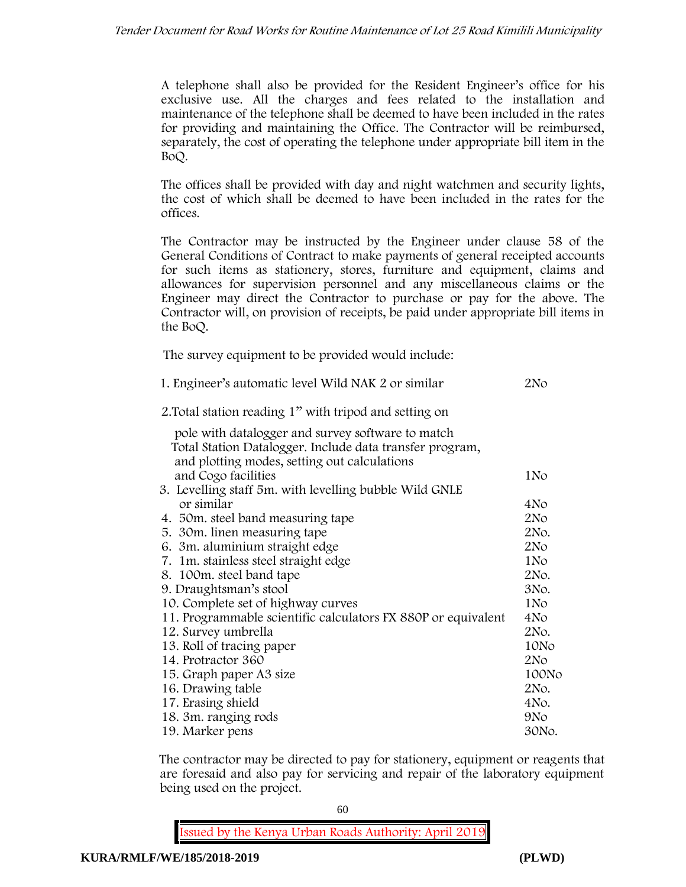A telephone shall also be provided for the Resident Engineer's office for his exclusive use. All the charges and fees related to the installation and maintenance of the telephone shall be deemed to have been included in the rates for providing and maintaining the Office. The Contractor will be reimbursed, separately, the cost of operating the telephone under appropriate bill item in the BoQ.

The offices shall be provided with day and night watchmen and security lights, the cost of which shall be deemed to have been included in the rates for the offices.

The Contractor may be instructed by the Engineer under clause 58 of the General Conditions of Contract to make payments of general receipted accounts for such items as stationery, stores, furniture and equipment, claims and allowances for supervision personnel and any miscellaneous claims or the Engineer may direct the Contractor to purchase or pay for the above. The Contractor will, on provision of receipts, be paid under appropriate bill items in the BoQ.

The survey equipment to be provided would include:

| Item | Quantity |
|---|---|
| 1. Engineer's automatic level Wild NAK 2 or similar | 2No |
| 2. Total station reading 1" with tripod and setting on pole with datalogger and survey software to match Total Station Datalogger. Include data transfer program, and plotting modes, setting out calculations and Cogo facilities | 1No |
| 3. Levelling staff 5m. with levelling bubble Wild GNLE or similar | 4No |
| 4. 50m. steel band measuring tape | 2No |
| 5. 30m. linen measuring tape | 2No. |
| 6. 3m. aluminium straight edge | 2No |
| 7. 1m. stainless steel straight edge | 1No |
| 8. 100m. steel band tape | 2No. |
| 9. Draughtsman's stool | 3No. |
| 10. Complete set of highway curves | 1No |
| 11. Programmable scientific calculators FX 880P or equivalent | 4No |
| 12. Survey umbrella | 2No. |
| 13. Roll of tracing paper | 10No |
| 14. Protractor 360 | 2No |
| 15. Graph paper A3 size | 100No |
| 16. Drawing table | 2No. |
| 17. Erasing shield | 4No. |
| 18. 3m. ranging rods | 9No |
| 19. Marker pens | 30No. |

The contractor may be directed to pay for stationery, equipment or reagents that are foresaid and also pay for servicing and repair of the laboratory equipment being used on the project.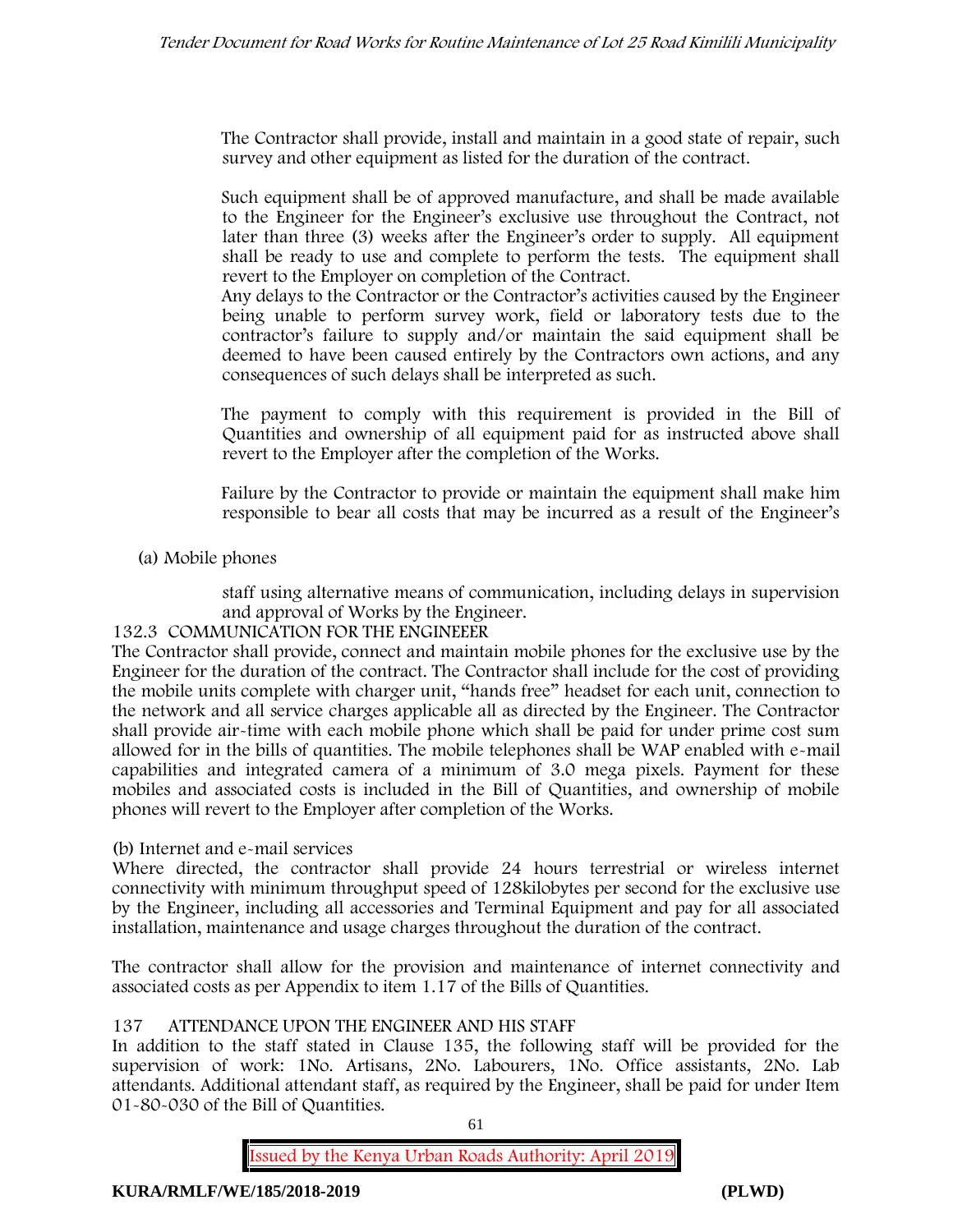The Contractor shall provide, install and maintain in a good state of repair, such survey and other equipment as listed for the duration of the contract.

Such equipment shall be of approved manufacture, and shall be made available to the Engineer for the Engineer's exclusive use throughout the Contract, not later than three (3) weeks after the Engineer's order to supply. All equipment shall be ready to use and complete to perform the tests. The equipment shall revert to the Employer on completion of the Contract.

Any delays to the Contractor or the Contractor's activities caused by the Engineer being unable to perform survey work, field or laboratory tests due to the contractor's failure to supply and/or maintain the said equipment shall be deemed to have been caused entirely by the Contractors own actions, and any consequences of such delays shall be interpreted as such.

The payment to comply with this requirement is provided in the Bill of Quantities and ownership of all equipment paid for as instructed above shall revert to the Employer after the completion of the Works.

Failure by the Contractor to provide or maintain the equipment shall make him responsible to bear all costs that may be incurred as a result of the Engineer's

(a) Mobile phones

staff using alternative means of communication, including delays in supervision and approval of Works by the Engineer.

132.3 COMMUNICATION FOR THE ENGINEEER

The Contractor shall provide, connect and maintain mobile phones for the exclusive use by the Engineer for the duration of the contract. The Contractor shall include for the cost of providing the mobile units complete with charger unit, "hands free" headset for each unit, connection to the network and all service charges applicable all as directed by the Engineer. The Contractor shall provide air-time with each mobile phone which shall be paid for under prime cost sum allowed for in the bills of quantities. The mobile telephones shall be WAP enabled with e-mail capabilities and integrated camera of a minimum of 3.0 mega pixels. Payment for these mobiles and associated costs is included in the Bill of Quantities, and ownership of mobile phones will revert to the Employer after completion of the Works.

(b) Internet and e-mail services

Where directed, the contractor shall provide 24 hours terrestrial or wireless internet connectivity with minimum throughput speed of 128kilobytes per second for the exclusive use by the Engineer, including all accessories and Terminal Equipment and pay for all associated installation, maintenance and usage charges throughout the duration of the contract.

The contractor shall allow for the provision and maintenance of internet connectivity and associated costs as per Appendix to item 1.17 of the Bills of Quantities.

137 ATTENDANCE UPON THE ENGINEER AND HIS STAFF

In addition to the staff stated in Clause 135, the following staff will be provided for the supervision of work: 1No. Artisans, 2No. Labourers, 1No. Office assistants, 2No. Lab attendants. Additional attendant staff, as required by the Engineer, shall be paid for under Item 01-80-030 of the Bill of Quantities.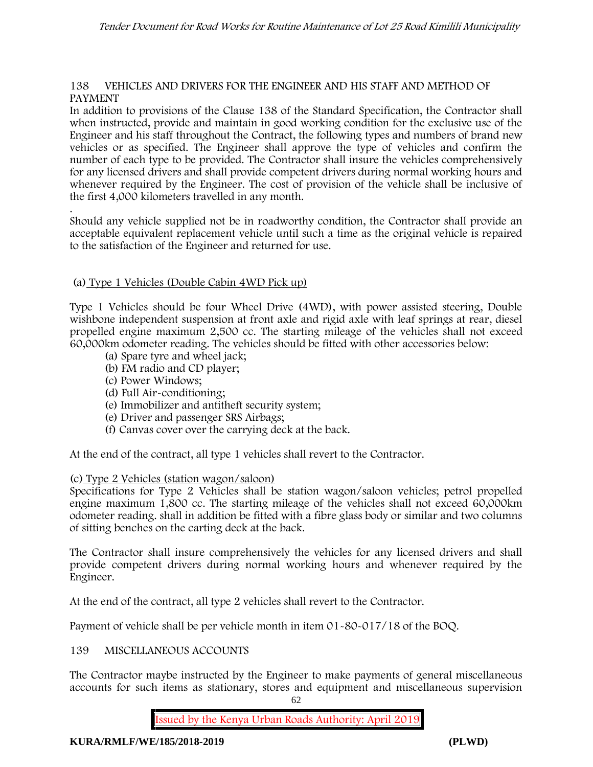## 138 VEHICLES AND DRIVERS FOR THE ENGINEER AND HIS STAFF AND METHOD OF PAYMENT

In addition to provisions of the Clause 138 of the Standard Specification, the Contractor shall when instructed, provide and maintain in good working condition for the exclusive use of the Engineer and his staff throughout the Contract, the following types and numbers of brand new vehicles or as specified. The Engineer shall approve the type of vehicles and confirm the number of each type to be provided. The Contractor shall insure the vehicles comprehensively for any licensed drivers and shall provide competent drivers during normal working hours and whenever required by the Engineer. The cost of provision of the vehicle shall be inclusive of the first 4,000 kilometers travelled in any month.

.

Should any vehicle supplied not be in roadworthy condition, the Contractor shall provide an acceptable equivalent replacement vehicle until such a time as the original vehicle is repaired to the satisfaction of the Engineer and returned for use.

(a) Type 1 Vehicles (Double Cabin 4WD Pick up)

Type 1 Vehicles should be four Wheel Drive (4WD), with power assisted steering, Double wishbone independent suspension at front axle and rigid axle with leaf springs at rear, diesel propelled engine maximum 2,500 cc. The starting mileage of the vehicles shall not exceed 60,000km odometer reading. The vehicles should be fitted with other accessories below:

- (a) Spare tyre and wheel jack;
- (b) FM radio and CD player;
- (c) Power Windows;
- (d) Full Air-conditioning;
- (e) Immobilizer and antitheft security system;
- (e) Driver and passenger SRS Airbags;
- (f) Canvas cover over the carrying deck at the back.

At the end of the contract, all type 1 vehicles shall revert to the Contractor.

(c) Type 2 Vehicles (station wagon/saloon)

Specifications for Type 2 Vehicles shall be station wagon/saloon vehicles; petrol propelled engine maximum 1,800 cc. The starting mileage of the vehicles shall not exceed 60,000km odometer reading. shall in addition be fitted with a fibre glass body or similar and two columns of sitting benches on the carting deck at the back.

The Contractor shall insure comprehensively the vehicles for any licensed drivers and shall provide competent drivers during normal working hours and whenever required by the Engineer.

At the end of the contract, all type 2 vehicles shall revert to the Contractor.

Payment of vehicle shall be per vehicle month in item 01-80-017/18 of the BOQ.

## 139 MISCELLANEOUS ACCOUNTS

The Contractor maybe instructed by the Engineer to make payments of general miscellaneous accounts for such items as stationary, stores and equipment and miscellaneous supervision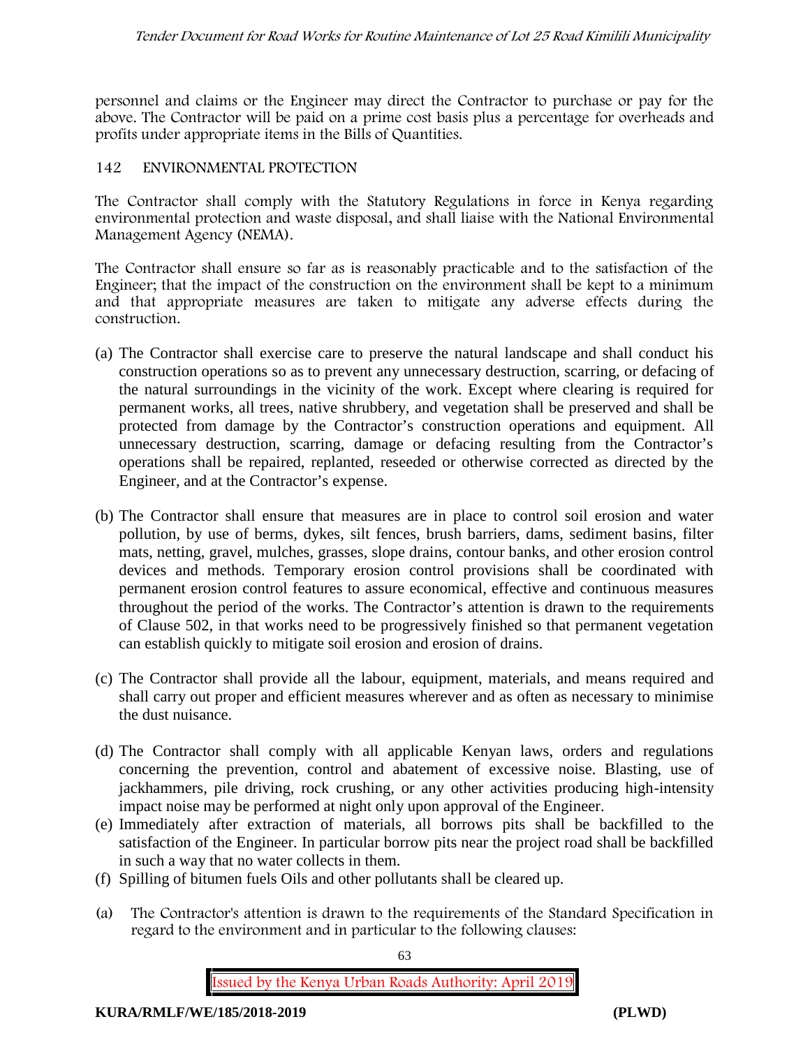personnel and claims or the Engineer may direct the Contractor to purchase or pay for the above. The Contractor will be paid on a prime cost basis plus a percentage for overheads and profits under appropriate items in the Bills of Quantities.

## 142 ENVIRONMENTAL PROTECTION

The Contractor shall comply with the Statutory Regulations in force in Kenya regarding environmental protection and waste disposal, and shall liaise with the National Environmental Management Agency (NEMA).

The Contractor shall ensure so far as is reasonably practicable and to the satisfaction of the Engineer; that the impact of the construction on the environment shall be kept to a minimum and that appropriate measures are taken to mitigate any adverse effects during the construction.

(a) The Contractor shall exercise care to preserve the natural landscape and shall conduct his construction operations so as to prevent any unnecessary destruction, scarring, or defacing of the natural surroundings in the vicinity of the work. Except where clearing is required for permanent works, all trees, native shrubbery, and vegetation shall be preserved and shall be protected from damage by the Contractor's construction operations and equipment. All unnecessary destruction, scarring, damage or defacing resulting from the Contractor's operations shall be repaired, replanted, reseeded or otherwise corrected as directed by the Engineer, and at the Contractor's expense.

(b) The Contractor shall ensure that measures are in place to control soil erosion and water pollution, by use of berms, dykes, silt fences, brush barriers, dams, sediment basins, filter mats, netting, gravel, mulches, grasses, slope drains, contour banks, and other erosion control devices and methods. Temporary erosion control provisions shall be coordinated with permanent erosion control features to assure economical, effective and continuous measures throughout the period of the works. The Contractor's attention is drawn to the requirements of Clause 502, in that works need to be progressively finished so that permanent vegetation can establish quickly to mitigate soil erosion and erosion of drains.

(c) The Contractor shall provide all the labour, equipment, materials, and means required and shall carry out proper and efficient measures wherever and as often as necessary to minimise the dust nuisance.

(d) The Contractor shall comply with all applicable Kenyan laws, orders and regulations concerning the prevention, control and abatement of excessive noise. Blasting, use of jackhammers, pile driving, rock crushing, or any other activities producing high-intensity impact noise may be performed at night only upon approval of the Engineer.

(e) Immediately after extraction of materials, all borrows pits shall be backfilled to the satisfaction of the Engineer. In particular borrow pits near the project road shall be backfilled in such a way that no water collects in them.

(f) Spilling of bitumen fuels Oils and other pollutants shall be cleared up.

(a) The Contractor's attention is drawn to the requirements of the Standard Specification in regard to the environment and in particular to the following clauses: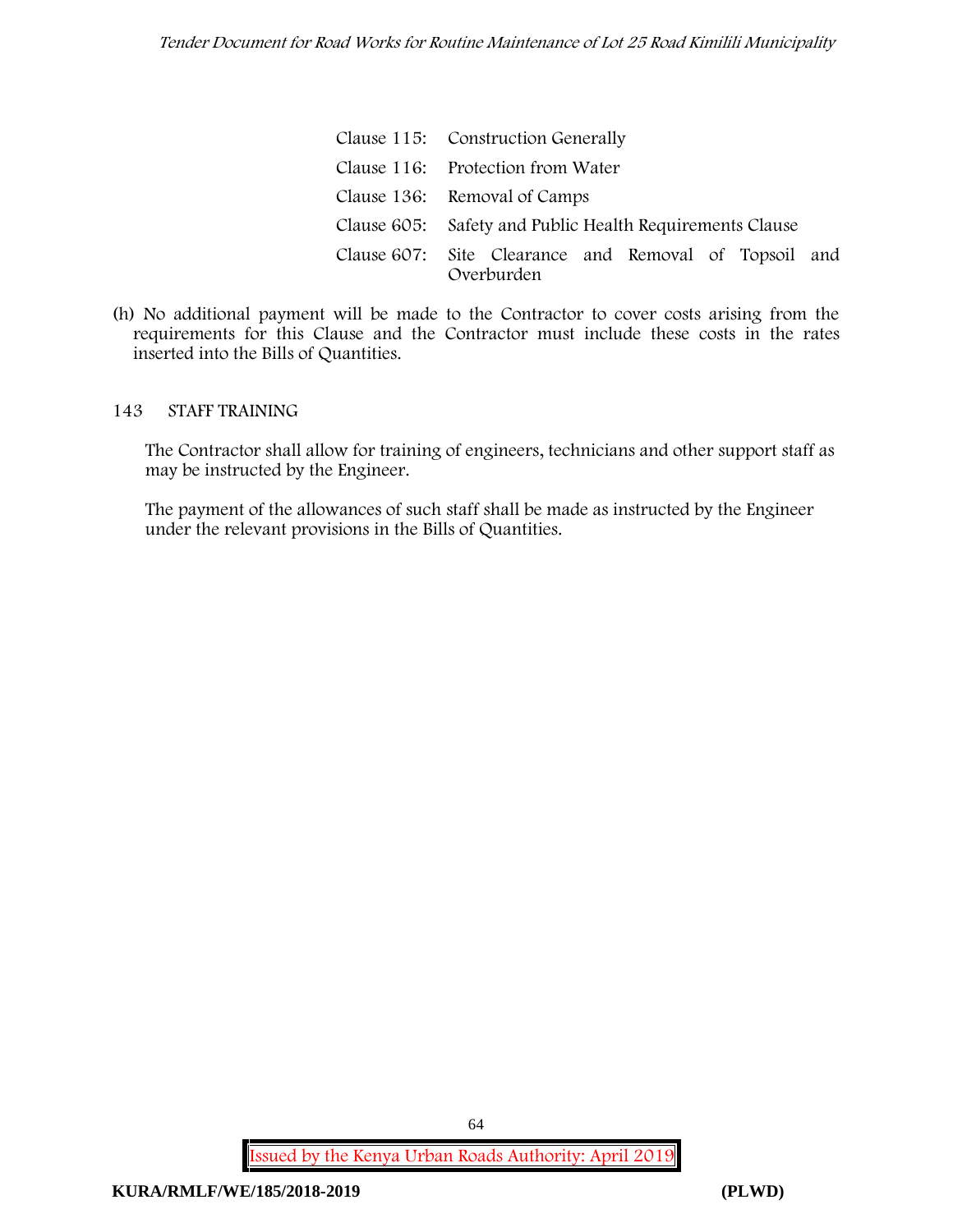| | |
|---|---|
| Clause 115: | Construction Generally |
| Clause 116: | Protection from Water |
| Clause 136: | Removal of Camps |
| Clause 605: | Safety and Public Health Requirements Clause |
| Clause 607: | Site Clearance and Removal of Topsoil and Overburden |

(h) No additional payment will be made to the Contractor to cover costs arising from the requirements for this Clause and the Contractor must include these costs in the rates inserted into the Bills of Quantities.

## 143 STAFF TRAINING

The Contractor shall allow for training of engineers, technicians and other support staff as may be instructed by the Engineer.

The payment of the allowances of such staff shall be made as instructed by the Engineer under the relevant provisions in the Bills of Quantities.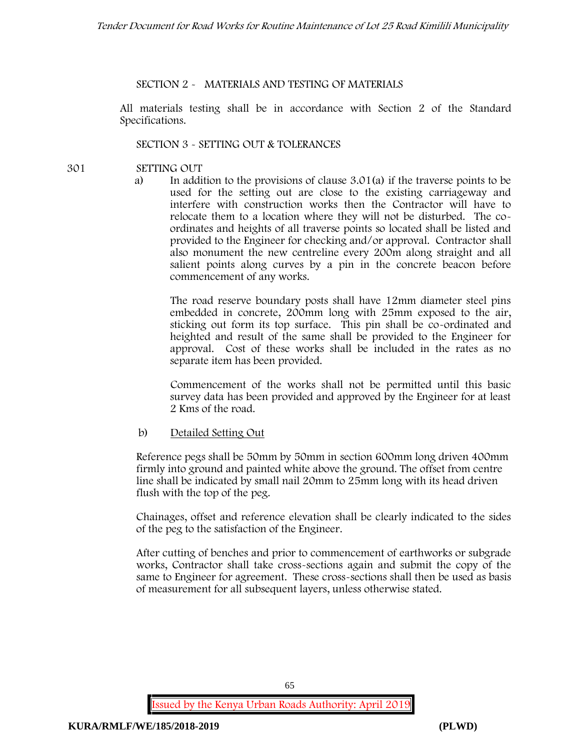## SECTION 2 - MATERIALS AND TESTING OF MATERIALS

All materials testing shall be in accordance with Section 2 of the Standard Specifications.

## SECTION 3 - SETTING OUT & TOLERANCES

### 301 SETTING OUT

a) In addition to the provisions of clause 3.01(a) if the traverse points to be used for the setting out are close to the existing carriageway and interfere with construction works then the Contractor will have to relocate them to a location where they will not be disturbed. The co-ordinates and heights of all traverse points so located shall be listed and provided to the Engineer for checking and/or approval. Contractor shall also monument the new centreline every 200m along straight and all salient points along curves by a pin in the concrete beacon before commencement of any works.

The road reserve boundary posts shall have 12mm diameter steel pins embedded in concrete, 200mm long with 25mm exposed to the air, sticking out form its top surface. This pin shall be co-ordinated and heighted and result of the same shall be provided to the Engineer for approval. Cost of these works shall be included in the rates as no separate item has been provided.

Commencement of the works shall not be permitted until this basic survey data has been provided and approved by the Engineer for at least 2 Kms of the road.

b) Detailed Setting Out

Reference pegs shall be 50mm by 50mm in section 600mm long driven 400mm firmly into ground and painted white above the ground. The offset from centre line shall be indicated by small nail 20mm to 25mm long with its head driven flush with the top of the peg.

Chainages, offset and reference elevation shall be clearly indicated to the sides of the peg to the satisfaction of the Engineer.

After cutting of benches and prior to commencement of earthworks or subgrade works, Contractor shall take cross-sections again and submit the copy of the same to Engineer for agreement. These cross-sections shall then be used as basis of measurement for all subsequent layers, unless otherwise stated.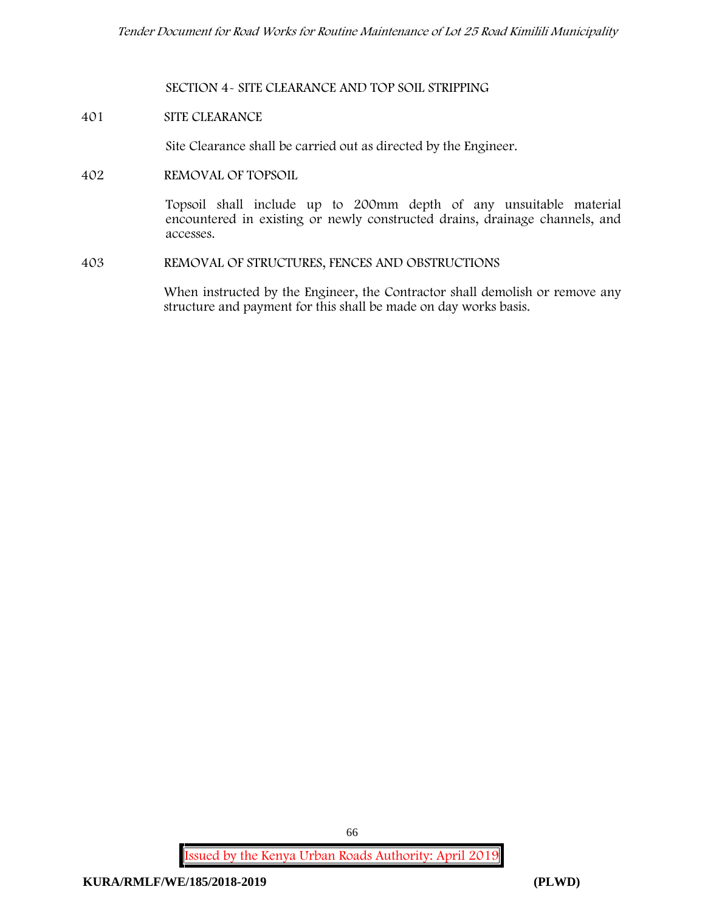## SECTION 4- SITE CLEARANCE AND TOP SOIL STRIPPING

### 401 SITE CLEARANCE

Site Clearance shall be carried out as directed by the Engineer.

### 402 REMOVAL OF TOPSOIL

Topsoil shall include up to 200mm depth of any unsuitable material encountered in existing or newly constructed drains, drainage channels, and accesses.

### 403 REMOVAL OF STRUCTURES, FENCES AND OBSTRUCTIONS

When instructed by the Engineer, the Contractor shall demolish or remove any structure and payment for this shall be made on day works basis.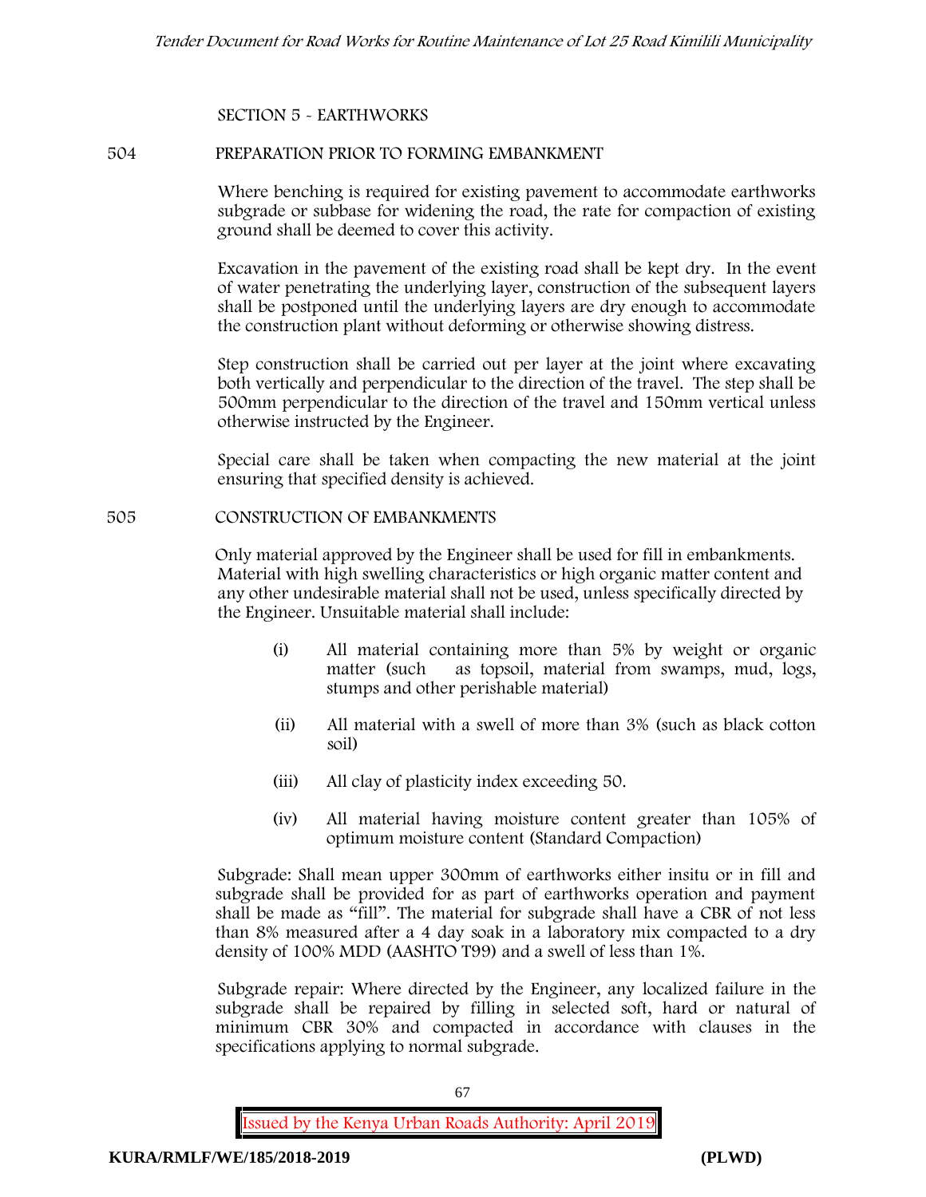SECTION 5 - EARTHWORKS

## 504 PREPARATION PRIOR TO FORMING EMBANKMENT

Where benching is required for existing pavement to accommodate earthworks subgrade or subbase for widening the road, the rate for compaction of existing ground shall be deemed to cover this activity.

Excavation in the pavement of the existing road shall be kept dry. In the event of water penetrating the underlying layer, construction of the subsequent layers shall be postponed until the underlying layers are dry enough to accommodate the construction plant without deforming or otherwise showing distress.

Step construction shall be carried out per layer at the joint where excavating both vertically and perpendicular to the direction of the travel. The step shall be 500mm perpendicular to the direction of the travel and 150mm vertical unless otherwise instructed by the Engineer.

Special care shall be taken when compacting the new material at the joint ensuring that specified density is achieved.

## 505 CONSTRUCTION OF EMBANKMENTS

Only material approved by the Engineer shall be used for fill in embankments. Material with high swelling characteristics or high organic matter content and any other undesirable material shall not be used, unless specifically directed by the Engineer. Unsuitable material shall include:

(i) All material containing more than 5% by weight or organic matter (such as topsoil, material from swamps, mud, logs, stumps and other perishable material)

(ii) All material with a swell of more than 3% (such as black cotton soil)

(iii) All clay of plasticity index exceeding 50.

(iv) All material having moisture content greater than 105% of optimum moisture content (Standard Compaction)

Subgrade: Shall mean upper 300mm of earthworks either insitu or in fill and subgrade shall be provided for as part of earthworks operation and payment shall be made as "fill". The material for subgrade shall have a CBR of not less than 8% measured after a 4 day soak in a laboratory mix compacted to a dry density of 100% MDD (AASHTO T99) and a swell of less than 1%.

Subgrade repair: Where directed by the Engineer, any localized failure in the subgrade shall be repaired by filling in selected soft, hard or natural of minimum CBR 30% and compacted in accordance with clauses in the specifications applying to normal subgrade.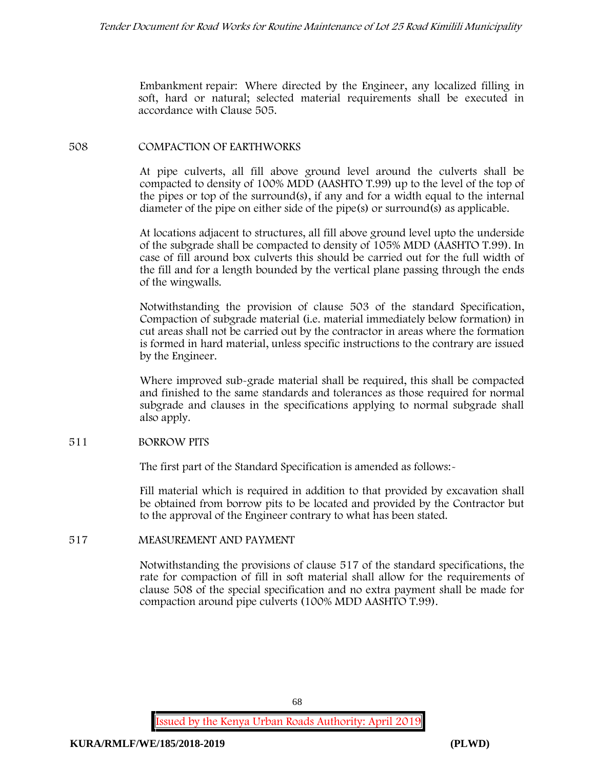Embankment repair: Where directed by the Engineer, any localized filling in soft, hard or natural; selected material requirements shall be executed in accordance with Clause 505.

## 508 COMPACTION OF EARTHWORKS

At pipe culverts, all fill above ground level around the culverts shall be compacted to density of 100% MDD (AASHTO T.99) up to the level of the top of the pipes or top of the surround(s), if any and for a width equal to the internal diameter of the pipe on either side of the pipe(s) or surround(s) as applicable.

At locations adjacent to structures, all fill above ground level upto the underside of the subgrade shall be compacted to density of 105% MDD (AASHTO T.99). In case of fill around box culverts this should be carried out for the full width of the fill and for a length bounded by the vertical plane passing through the ends of the wingwalls.

Notwithstanding the provision of clause 503 of the standard Specification, Compaction of subgrade material (i.e. material immediately below formation) in cut areas shall not be carried out by the contractor in areas where the formation is formed in hard material, unless specific instructions to the contrary are issued by the Engineer.

Where improved sub-grade material shall be required, this shall be compacted and finished to the same standards and tolerances as those required for normal subgrade and clauses in the specifications applying to normal subgrade shall also apply.

## 511 BORROW PITS

The first part of the Standard Specification is amended as follows:-

Fill material which is required in addition to that provided by excavation shall be obtained from borrow pits to be located and provided by the Contractor but to the approval of the Engineer contrary to what has been stated.

## 517 MEASUREMENT AND PAYMENT

Notwithstanding the provisions of clause 517 of the standard specifications, the rate for compaction of fill in soft material shall allow for the requirements of clause 508 of the special specification and no extra payment shall be made for compaction around pipe culverts (100% MDD AASHTO T.99).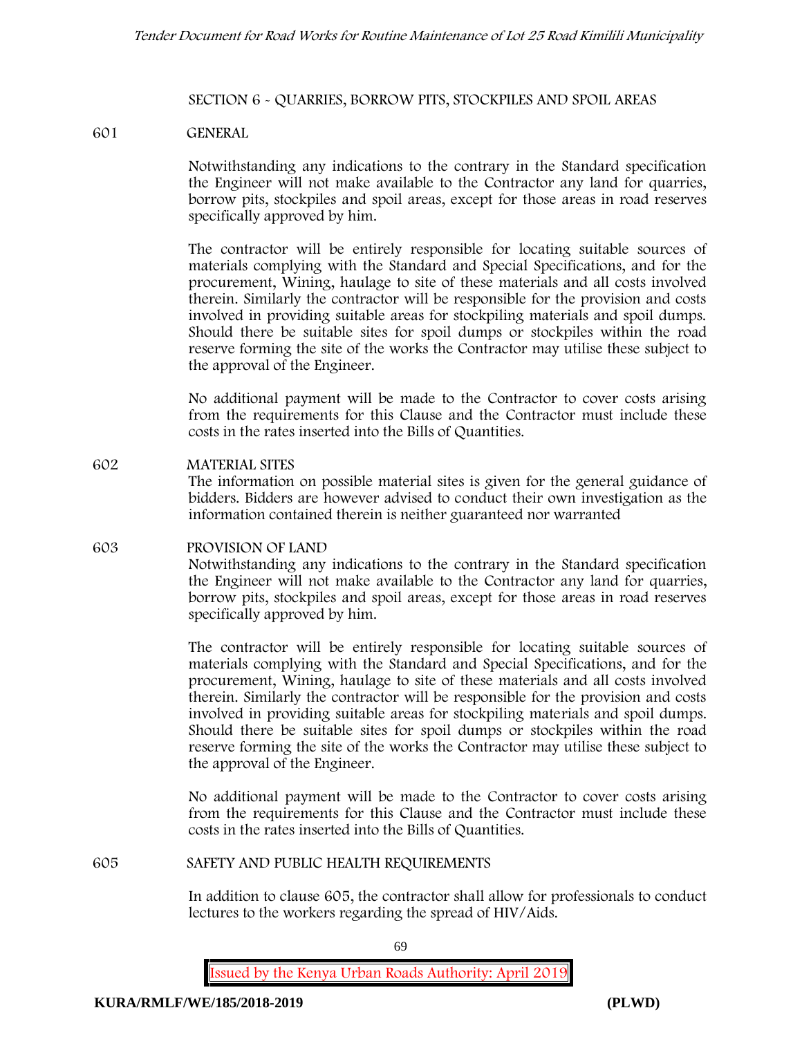## SECTION 6 - QUARRIES, BORROW PITS, STOCKPILES AND SPOIL AREAS

### 601 GENERAL

Notwithstanding any indications to the contrary in the Standard specification the Engineer will not make available to the Contractor any land for quarries, borrow pits, stockpiles and spoil areas, except for those areas in road reserves specifically approved by him.

The contractor will be entirely responsible for locating suitable sources of materials complying with the Standard and Special Specifications, and for the procurement, Wining, haulage to site of these materials and all costs involved therein. Similarly the contractor will be responsible for the provision and costs involved in providing suitable areas for stockpiling materials and spoil dumps. Should there be suitable sites for spoil dumps or stockpiles within the road reserve forming the site of the works the Contractor may utilise these subject to the approval of the Engineer.

No additional payment will be made to the Contractor to cover costs arising from the requirements for this Clause and the Contractor must include these costs in the rates inserted into the Bills of Quantities.

### 602 MATERIAL SITES

The information on possible material sites is given for the general guidance of bidders. Bidders are however advised to conduct their own investigation as the information contained therein is neither guaranteed nor warranted

### 603 PROVISION OF LAND

Notwithstanding any indications to the contrary in the Standard specification the Engineer will not make available to the Contractor any land for quarries, borrow pits, stockpiles and spoil areas, except for those areas in road reserves specifically approved by him.

The contractor will be entirely responsible for locating suitable sources of materials complying with the Standard and Special Specifications, and for the procurement, Wining, haulage to site of these materials and all costs involved therein. Similarly the contractor will be responsible for the provision and costs involved in providing suitable areas for stockpiling materials and spoil dumps. Should there be suitable sites for spoil dumps or stockpiles within the road reserve forming the site of the works the Contractor may utilise these subject to the approval of the Engineer.

No additional payment will be made to the Contractor to cover costs arising from the requirements for this Clause and the Contractor must include these costs in the rates inserted into the Bills of Quantities.

### 605 SAFETY AND PUBLIC HEALTH REQUIREMENTS

In addition to clause 605, the contractor shall allow for professionals to conduct lectures to the workers regarding the spread of HIV/Aids.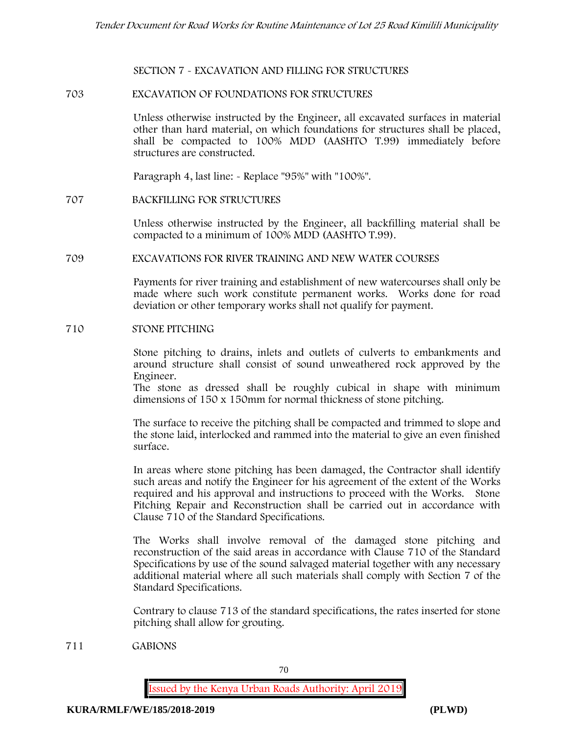## SECTION 7 - EXCAVATION AND FILLING FOR STRUCTURES

### 703 EXCAVATION OF FOUNDATIONS FOR STRUCTURES

Unless otherwise instructed by the Engineer, all excavated surfaces in material other than hard material, on which foundations for structures shall be placed, shall be compacted to 100% MDD (AASHTO T.99) immediately before structures are constructed.

Paragraph 4, last line: - Replace "95%" with "100%".

### 707 BACKFILLING FOR STRUCTURES

Unless otherwise instructed by the Engineer, all backfilling material shall be compacted to a minimum of 100% MDD (AASHTO T.99).

### 709 EXCAVATIONS FOR RIVER TRAINING AND NEW WATER COURSES

Payments for river training and establishment of new watercourses shall only be made where such work constitute permanent works. Works done for road deviation or other temporary works shall not qualify for payment.

### 710 STONE PITCHING

Stone pitching to drains, inlets and outlets of culverts to embankments and around structure shall consist of sound unweathered rock approved by the Engineer.
The stone as dressed shall be roughly cubical in shape with minimum dimensions of 150 x 150mm for normal thickness of stone pitching.

The surface to receive the pitching shall be compacted and trimmed to slope and the stone laid, interlocked and rammed into the material to give an even finished surface.

In areas where stone pitching has been damaged, the Contractor shall identify such areas and notify the Engineer for his agreement of the extent of the Works required and his approval and instructions to proceed with the Works. Stone Pitching Repair and Reconstruction shall be carried out in accordance with Clause 710 of the Standard Specifications.

The Works shall involve removal of the damaged stone pitching and reconstruction of the said areas in accordance with Clause 710 of the Standard Specifications by use of the sound salvaged material together with any necessary additional material where all such materials shall comply with Section 7 of the Standard Specifications.

Contrary to clause 713 of the standard specifications, the rates inserted for stone pitching shall allow for grouting.

### 711 GABIONS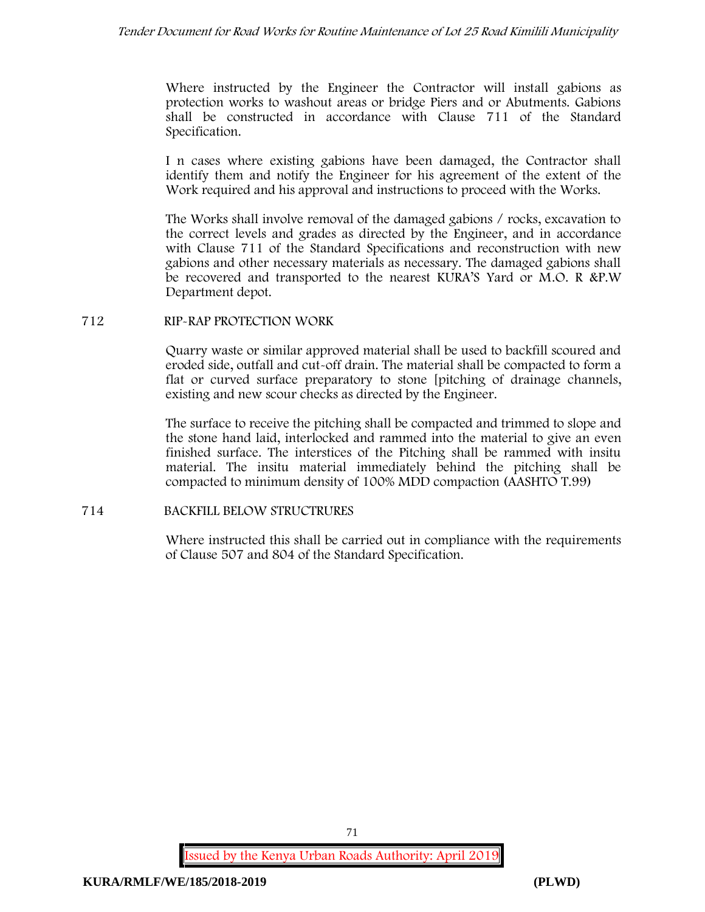Where instructed by the Engineer the Contractor will install gabions as protection works to washout areas or bridge Piers and or Abutments. Gabions shall be constructed in accordance with Clause 711 of the Standard Specification.

I n cases where existing gabions have been damaged, the Contractor shall identify them and notify the Engineer for his agreement of the extent of the Work required and his approval and instructions to proceed with the Works.

The Works shall involve removal of the damaged gabions / rocks, excavation to the correct levels and grades as directed by the Engineer, and in accordance with Clause 711 of the Standard Specifications and reconstruction with new gabions and other necessary materials as necessary. The damaged gabions shall be recovered and transported to the nearest KURA'S Yard or M.O. R &P.W Department depot.

## 712 RIP-RAP PROTECTION WORK

Quarry waste or similar approved material shall be used to backfill scoured and eroded side, outfall and cut-off drain. The material shall be compacted to form a flat or curved surface preparatory to stone [pitching of drainage channels, existing and new scour checks as directed by the Engineer.

The surface to receive the pitching shall be compacted and trimmed to slope and the stone hand laid, interlocked and rammed into the material to give an even finished surface. The interstices of the Pitching shall be rammed with insitu material. The insitu material immediately behind the pitching shall be compacted to minimum density of 100% MDD compaction (AASHTO T.99)

## 714 BACKFILL BELOW STRUCTRURES

Where instructed this shall be carried out in compliance with the requirements of Clause 507 and 804 of the Standard Specification.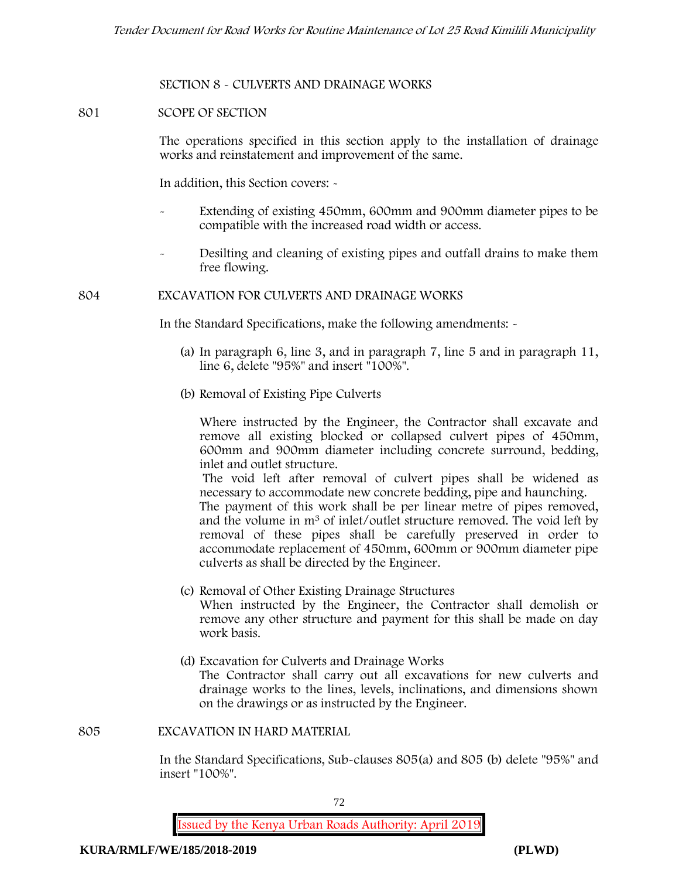## SECTION 8 - CULVERTS AND DRAINAGE WORKS

### 801 SCOPE OF SECTION

The operations specified in this section apply to the installation of drainage works and reinstatement and improvement of the same.

In addition, this Section covers: -

- Extending of existing 450mm, 600mm and 900mm diameter pipes to be compatible with the increased road width or access.
- Desilting and cleaning of existing pipes and outfall drains to make them free flowing.

### 804 EXCAVATION FOR CULVERTS AND DRAINAGE WORKS

In the Standard Specifications, make the following amendments: -

(a) In paragraph 6, line 3, and in paragraph 7, line 5 and in paragraph 11, line 6, delete "95%" and insert "100%".

(b) Removal of Existing Pipe Culverts

Where instructed by the Engineer, the Contractor shall excavate and remove all existing blocked or collapsed culvert pipes of 450mm, 600mm and 900mm diameter including concrete surround, bedding, inlet and outlet structure.

The void left after removal of culvert pipes shall be widened as necessary to accommodate new concrete bedding, pipe and haunching.

The payment of this work shall be per linear metre of pipes removed, and the volume in $m^3$ of inlet/outlet structure removed. The void left by removal of these pipes shall be carefully preserved in order to accommodate replacement of 450mm, 600mm or 900mm diameter pipe culverts as shall be directed by the Engineer.

(c) Removal of Other Existing Drainage Structures

When instructed by the Engineer, the Contractor shall demolish or remove any other structure and payment for this shall be made on day work basis.

(d) Excavation for Culverts and Drainage Works

The Contractor shall carry out all excavations for new culverts and drainage works to the lines, levels, inclinations, and dimensions shown on the drawings or as instructed by the Engineer.

### 805 EXCAVATION IN HARD MATERIAL

In the Standard Specifications, Sub-clauses 805(a) and 805 (b) delete "95%" and insert "100%".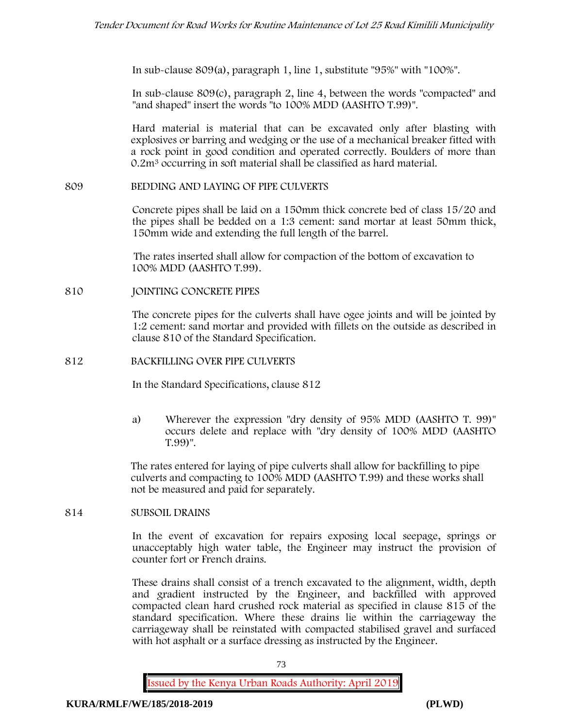In sub-clause 809(a), paragraph 1, line 1, substitute "95%" with "100%".

In sub-clause 809(c), paragraph 2, line 4, between the words "compacted" and "and shaped" insert the words "to 100% MDD (AASHTO T.99)".

Hard material is material that can be excavated only after blasting with explosives or barring and wedging or the use of a mechanical breaker fitted with a rock point in good condition and operated correctly. Boulders of more than $0.2m^3$ occurring in soft material shall be classified as hard material.

809 BEDDING AND LAYING OF PIPE CULVERTS

Concrete pipes shall be laid on a 150mm thick concrete bed of class 15/20 and the pipes shall be bedded on a 1:3 cement: sand mortar at least 50mm thick, 150mm wide and extending the full length of the barrel.

The rates inserted shall allow for compaction of the bottom of excavation to 100% MDD (AASHTO T.99).

810 JOINTING CONCRETE PIPES

The concrete pipes for the culverts shall have ogee joints and will be jointed by 1:2 cement: sand mortar and provided with fillets on the outside as described in clause 810 of the Standard Specification.

812 BACKFILLING OVER PIPE CULVERTS

In the Standard Specifications, clause 812

a) Wherever the expression "dry density of 95% MDD (AASHTO T. 99)" occurs delete and replace with "dry density of 100% MDD (AASHTO T.99)".

The rates entered for laying of pipe culverts shall allow for backfilling to pipe culverts and compacting to 100% MDD (AASHTO T.99) and these works shall not be measured and paid for separately.

814 SUBSOIL DRAINS

In the event of excavation for repairs exposing local seepage, springs or unacceptably high water table, the Engineer may instruct the provision of counter fort or French drains.

These drains shall consist of a trench excavated to the alignment, width, depth and gradient instructed by the Engineer, and backfilled with approved compacted clean hard crushed rock material as specified in clause 815 of the standard specification. Where these drains lie within the carriageway the carriageway shall be reinstated with compacted stabilised gravel and surfaced with hot asphalt or a surface dressing as instructed by the Engineer.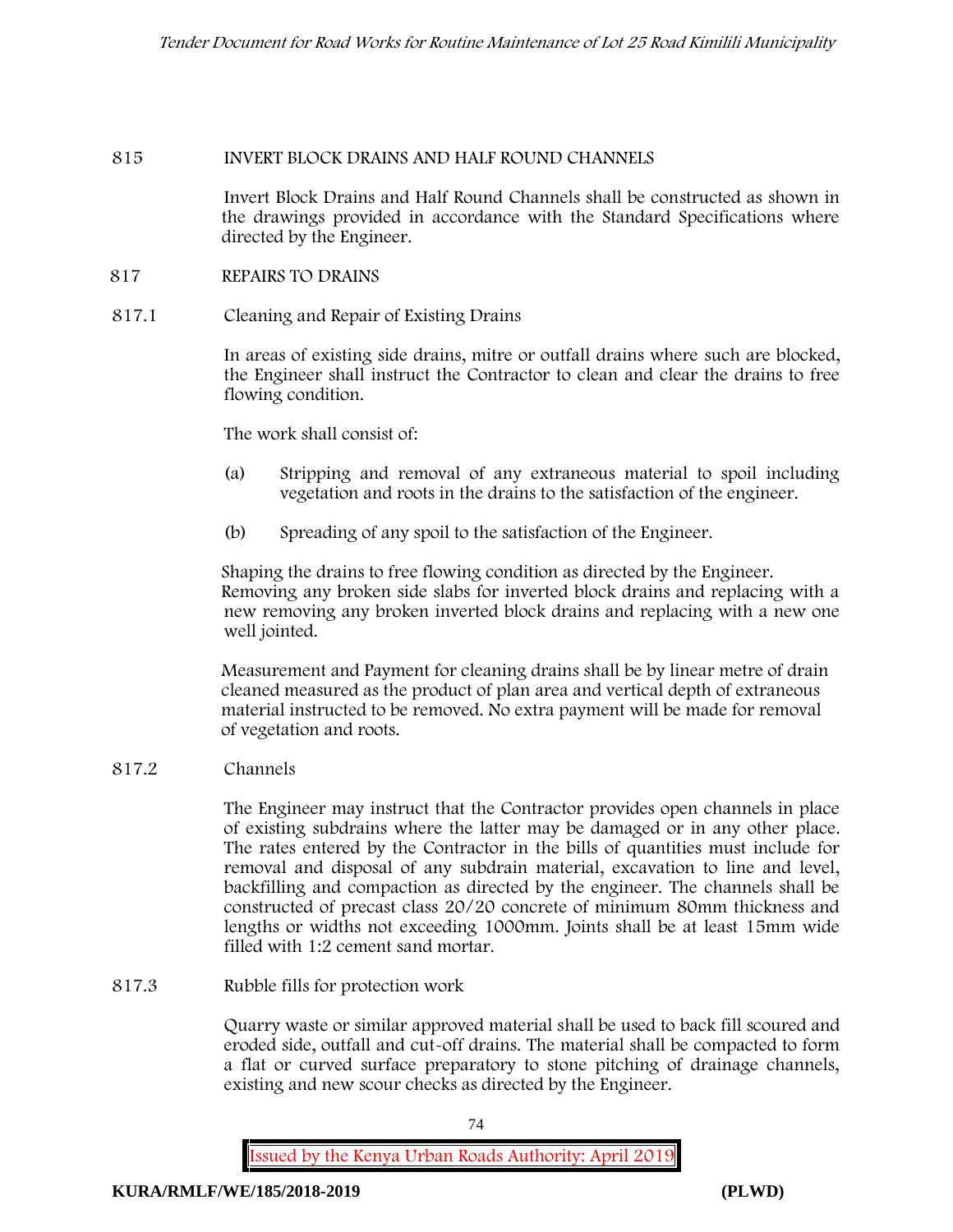## 815 INVERT BLOCK DRAINS AND HALF ROUND CHANNELS

Invert Block Drains and Half Round Channels shall be constructed as shown in the drawings provided in accordance with the Standard Specifications where directed by the Engineer.

## 817 REPAIRS TO DRAINS

### 817.1 Cleaning and Repair of Existing Drains

In areas of existing side drains, mitre or outfall drains where such are blocked, the Engineer shall instruct the Contractor to clean and clear the drains to free flowing condition.

The work shall consist of:

(a) Stripping and removal of any extraneous material to spoil including vegetation and roots in the drains to the satisfaction of the engineer.

(b) Spreading of any spoil to the satisfaction of the Engineer.

Shaping the drains to free flowing condition as directed by the Engineer. Removing any broken side slabs for inverted block drains and replacing with a new removing any broken inverted block drains and replacing with a new one well jointed.

Measurement and Payment for cleaning drains shall be by linear metre of drain cleaned measured as the product of plan area and vertical depth of extraneous material instructed to be removed. No extra payment will be made for removal of vegetation and roots.

### 817.2 Channels

The Engineer may instruct that the Contractor provides open channels in place of existing subdrains where the latter may be damaged or in any other place. The rates entered by the Contractor in the bills of quantities must include for removal and disposal of any subdrain material, excavation to line and level, backfilling and compaction as directed by the engineer. The channels shall be constructed of precast class 20/20 concrete of minimum 80mm thickness and lengths or widths not exceeding 1000mm. Joints shall be at least 15mm wide filled with 1:2 cement sand mortar.

### 817.3 Rubble fills for protection work

Quarry waste or similar approved material shall be used to back fill scoured and eroded side, outfall and cut-off drains. The material shall be compacted to form a flat or curved surface preparatory to stone pitching of drainage channels, existing and new scour checks as directed by the Engineer.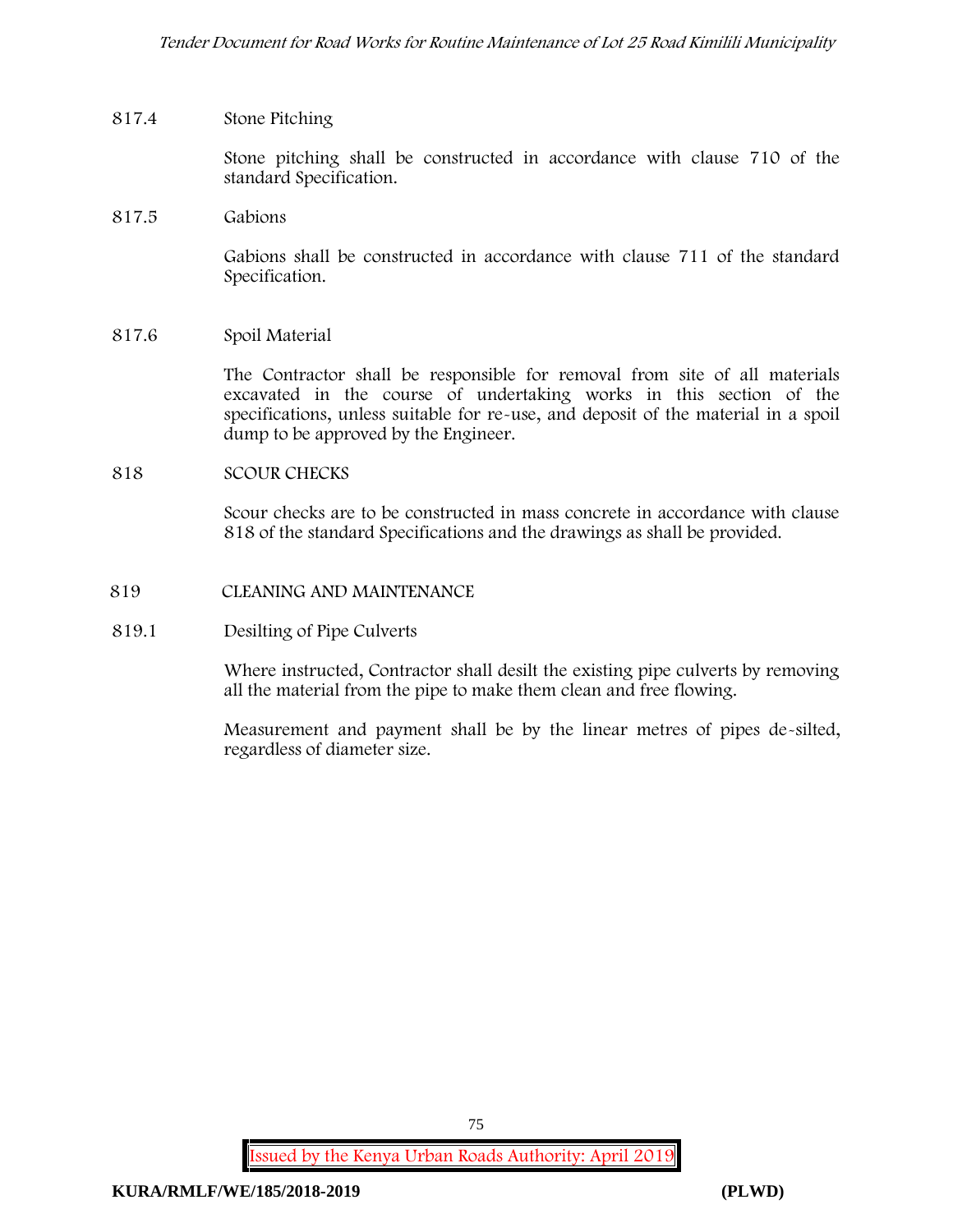817.4 Stone Pitching

Stone pitching shall be constructed in accordance with clause 710 of the standard Specification.

817.5 Gabions

Gabions shall be constructed in accordance with clause 711 of the standard Specification.

817.6 Spoil Material

The Contractor shall be responsible for removal from site of all materials excavated in the course of undertaking works in this section of the specifications, unless suitable for re-use, and deposit of the material in a spoil dump to be approved by the Engineer.

818 SCOUR CHECKS

Scour checks are to be constructed in mass concrete in accordance with clause 818 of the standard Specifications and the drawings as shall be provided.

819 CLEANING AND MAINTENANCE

819.1 Desilting of Pipe Culverts

Where instructed, Contractor shall desilt the existing pipe culverts by removing all the material from the pipe to make them clean and free flowing.

Measurement and payment shall be by the linear metres of pipes de-silted, regardless of diameter size.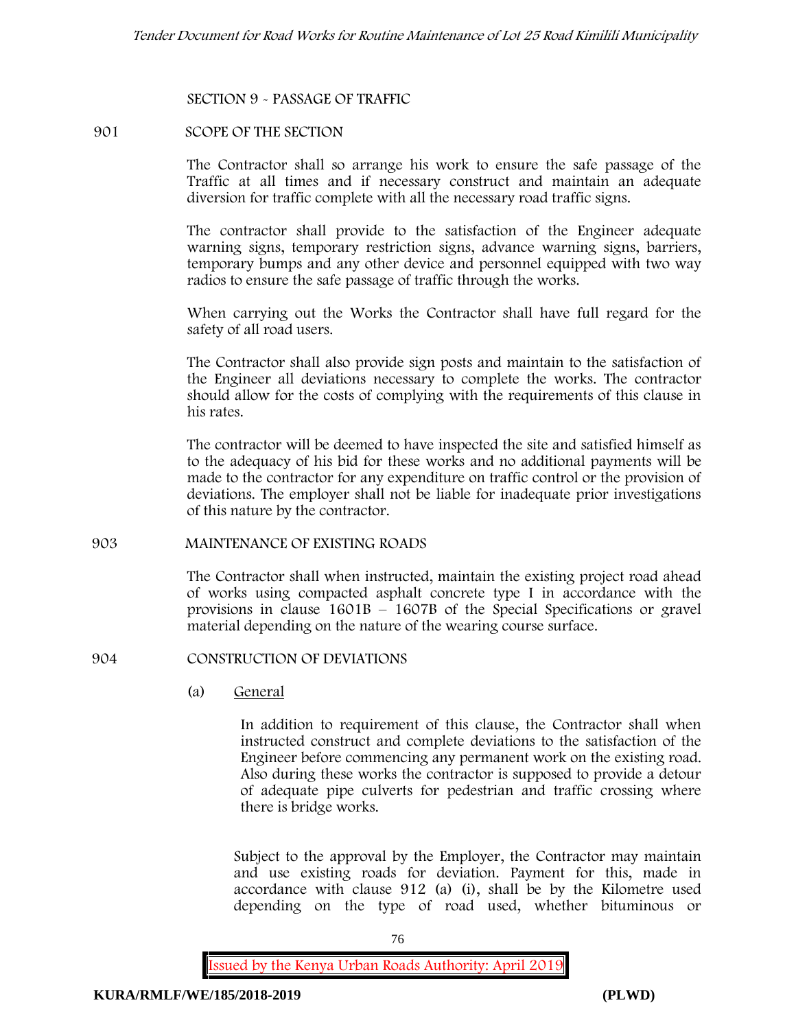## SECTION 9 - PASSAGE OF TRAFFIC

### 901 SCOPE OF THE SECTION

The Contractor shall so arrange his work to ensure the safe passage of the Traffic at all times and if necessary construct and maintain an adequate diversion for traffic complete with all the necessary road traffic signs.

The contractor shall provide to the satisfaction of the Engineer adequate warning signs, temporary restriction signs, advance warning signs, barriers, temporary bumps and any other device and personnel equipped with two way radios to ensure the safe passage of traffic through the works.

When carrying out the Works the Contractor shall have full regard for the safety of all road users.

The Contractor shall also provide sign posts and maintain to the satisfaction of the Engineer all deviations necessary to complete the works. The contractor should allow for the costs of complying with the requirements of this clause in his rates.

The contractor will be deemed to have inspected the site and satisfied himself as to the adequacy of his bid for these works and no additional payments will be made to the contractor for any expenditure on traffic control or the provision of deviations. The employer shall not be liable for inadequate prior investigations of this nature by the contractor.

### 903 MAINTENANCE OF EXISTING ROADS

The Contractor shall when instructed, maintain the existing project road ahead of works using compacted asphalt concrete type I in accordance with the provisions in clause 1601B – 1607B of the Special Specifications or gravel material depending on the nature of the wearing course surface.

### 904 CONSTRUCTION OF DEVIATIONS

(a) General

In addition to requirement of this clause, the Contractor shall when instructed construct and complete deviations to the satisfaction of the Engineer before commencing any permanent work on the existing road. Also during these works the contractor is supposed to provide a detour of adequate pipe culverts for pedestrian and traffic crossing where there is bridge works.

Subject to the approval by the Employer, the Contractor may maintain and use existing roads for deviation. Payment for this, made in accordance with clause 912 (a) (i), shall be by the Kilometre used depending on the type of road used, whether bituminous or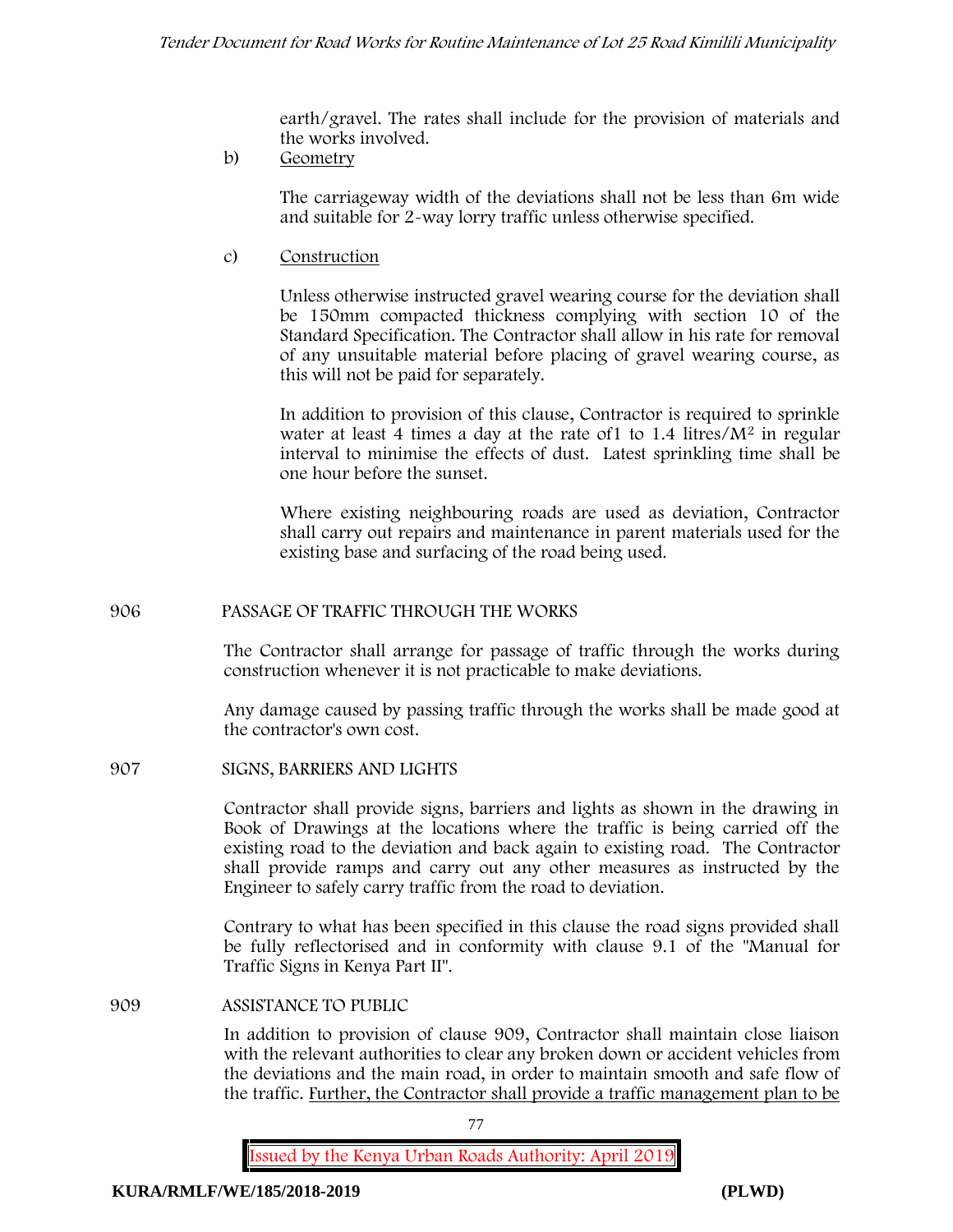earth/gravel. The rates shall include for the provision of materials and the works involved.

b) Geometry

The carriageway width of the deviations shall not be less than 6m wide and suitable for 2-way lorry traffic unless otherwise specified.

c) Construction

Unless otherwise instructed gravel wearing course for the deviation shall be 150mm compacted thickness complying with section 10 of the Standard Specification. The Contractor shall allow in his rate for removal of any unsuitable material before placing of gravel wearing course, as this will not be paid for separately.

In addition to provision of this clause, Contractor is required to sprinkle water at least 4 times a day at the rate of1 to 1.4 litres/$M^2$ in regular interval to minimise the effects of dust. Latest sprinkling time shall be one hour before the sunset.

Where existing neighbouring roads are used as deviation, Contractor shall carry out repairs and maintenance in parent materials used for the existing base and surfacing of the road being used.

## 906 PASSAGE OF TRAFFIC THROUGH THE WORKS

The Contractor shall arrange for passage of traffic through the works during construction whenever it is not practicable to make deviations.

Any damage caused by passing traffic through the works shall be made good at the contractor's own cost.

## 907 SIGNS, BARRIERS AND LIGHTS

Contractor shall provide signs, barriers and lights as shown in the drawing in Book of Drawings at the locations where the traffic is being carried off the existing road to the deviation and back again to existing road. The Contractor shall provide ramps and carry out any other measures as instructed by the Engineer to safely carry traffic from the road to deviation.

Contrary to what has been specified in this clause the road signs provided shall be fully reflectorised and in conformity with clause 9.1 of the "Manual for Traffic Signs in Kenya Part II".

## 909 ASSISTANCE TO PUBLIC

In addition to provision of clause 909, Contractor shall maintain close liaison with the relevant authorities to clear any broken down or accident vehicles from the deviations and the main road, in order to maintain smooth and safe flow of the traffic. Further, the Contractor shall provide a traffic management plan to be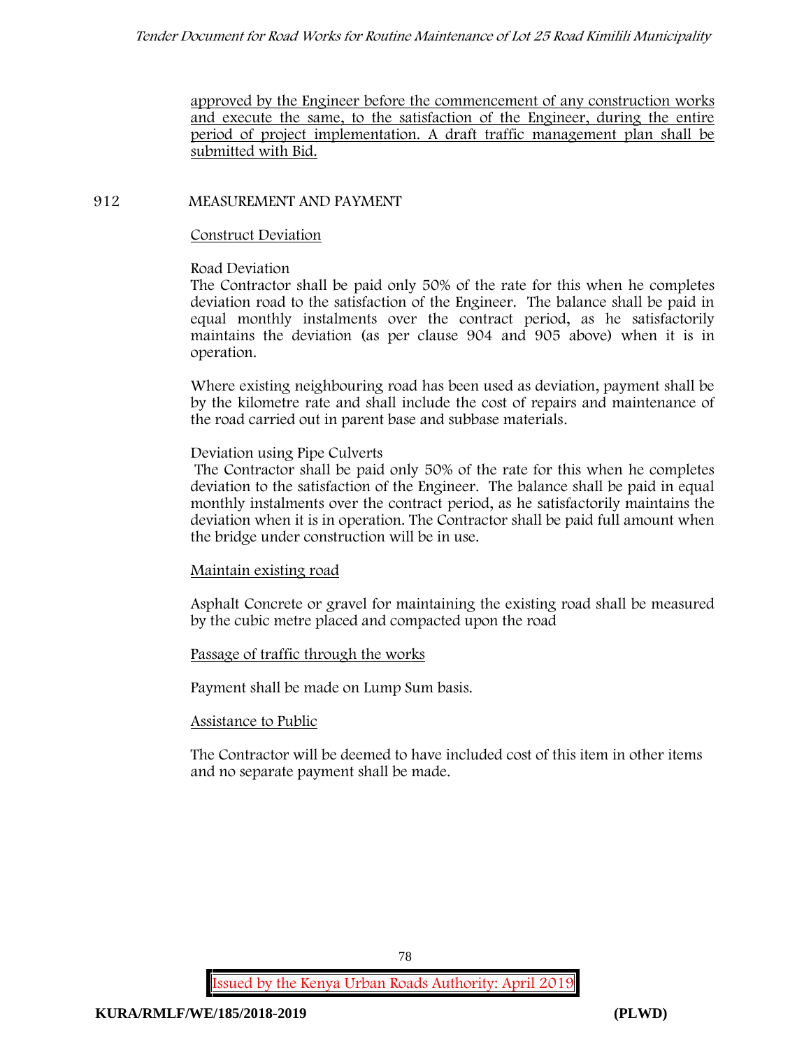approved by the Engineer before the commencement of any construction works and execute the same, to the satisfaction of the Engineer, during the entire period of project implementation. A draft traffic management plan shall be submitted with Bid.

## 912 MEASUREMENT AND PAYMENT

Construct Deviation

Road Deviation

The Contractor shall be paid only 50% of the rate for this when he completes deviation road to the satisfaction of the Engineer. The balance shall be paid in equal monthly instalments over the contract period, as he satisfactorily maintains the deviation (as per clause 904 and 905 above) when it is in operation.

Where existing neighbouring road has been used as deviation, payment shall be by the kilometre rate and shall include the cost of repairs and maintenance of the road carried out in parent base and subbase materials.

Deviation using Pipe Culverts

The Contractor shall be paid only 50% of the rate for this when he completes deviation to the satisfaction of the Engineer. The balance shall be paid in equal monthly instalments over the contract period, as he satisfactorily maintains the deviation when it is in operation. The Contractor shall be paid full amount when the bridge under construction will be in use.

Maintain existing road

Asphalt Concrete or gravel for maintaining the existing road shall be measured by the cubic metre placed and compacted upon the road

Passage of traffic through the works

Payment shall be made on Lump Sum basis.

Assistance to Public

The Contractor will be deemed to have included cost of this item in other items and no separate payment shall be made.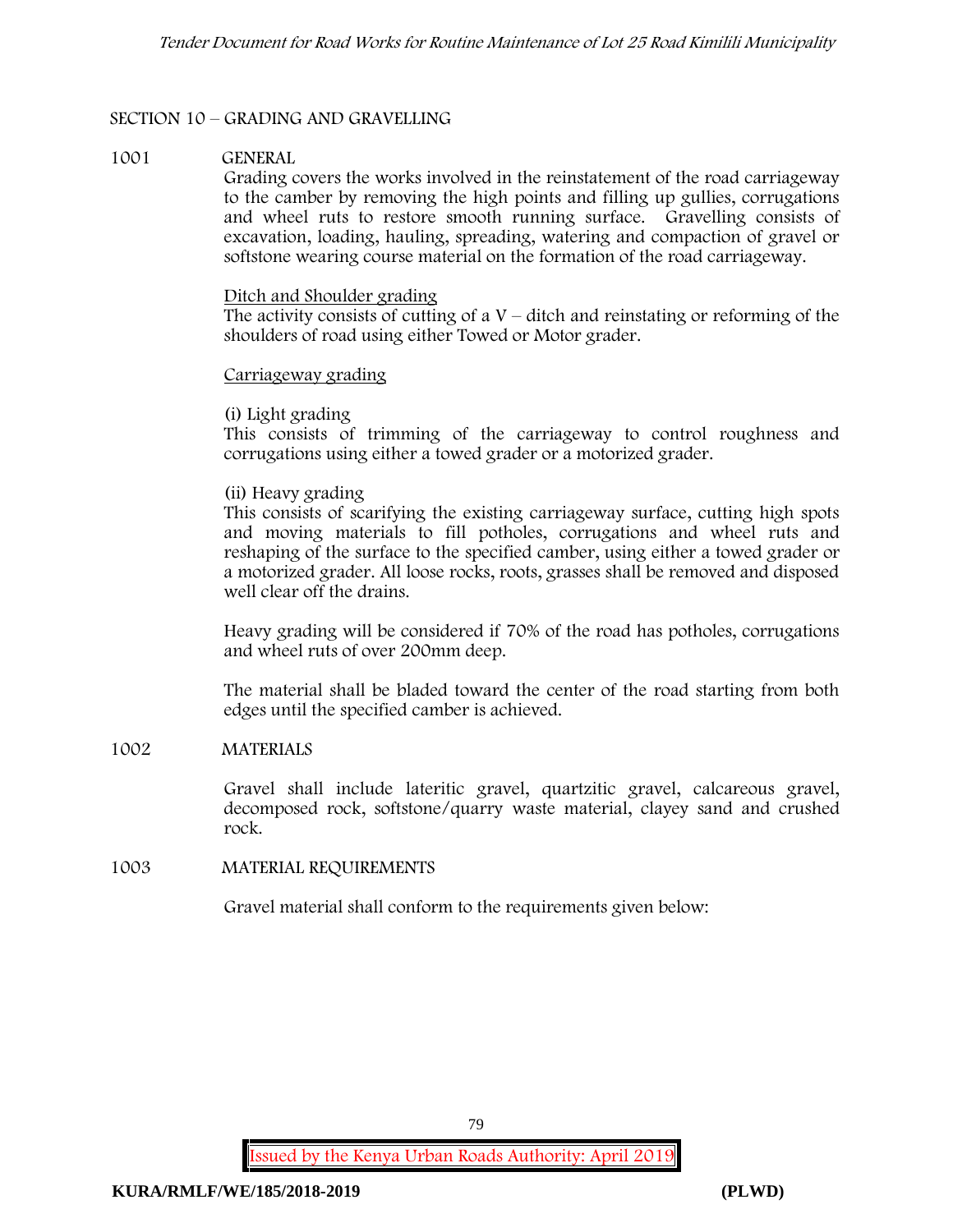## SECTION 10 – GRADING AND GRAVELLING

### 1001 GENERAL

Grading covers the works involved in the reinstatement of the road carriageway to the camber by removing the high points and filling up gullies, corrugations and wheel ruts to restore smooth running surface. Gravelling consists of excavation, loading, hauling, spreading, watering and compaction of gravel or softstone wearing course material on the formation of the road carriageway.

Ditch and Shoulder grading

The activity consists of cutting of a V – ditch and reinstating or reforming of the shoulders of road using either Towed or Motor grader.

Carriageway grading

(i) Light grading

This consists of trimming of the carriageway to control roughness and corrugations using either a towed grader or a motorized grader.

(ii) Heavy grading

This consists of scarifying the existing carriageway surface, cutting high spots and moving materials to fill potholes, corrugations and wheel ruts and reshaping of the surface to the specified camber, using either a towed grader or a motorized grader. All loose rocks, roots, grasses shall be removed and disposed well clear off the drains.

Heavy grading will be considered if 70% of the road has potholes, corrugations and wheel ruts of over 200mm deep.

The material shall be bladed toward the center of the road starting from both edges until the specified camber is achieved.

### 1002 MATERIALS

Gravel shall include lateritic gravel, quartzitic gravel, calcareous gravel, decomposed rock, softstone/quarry waste material, clayey sand and crushed rock.

### 1003 MATERIAL REQUIREMENTS

Gravel material shall conform to the requirements given below: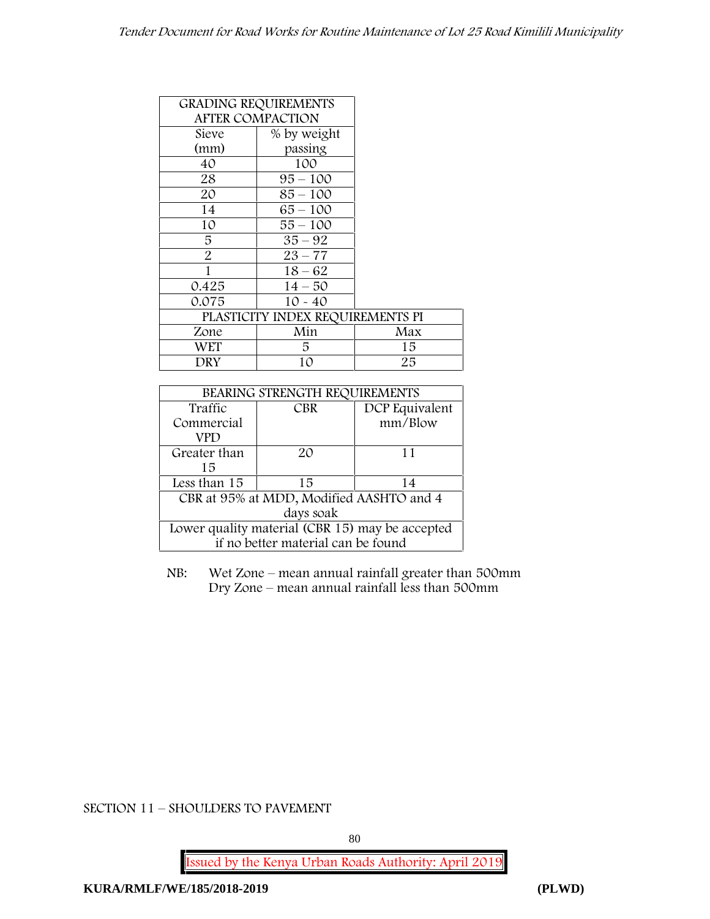| GRADING REQUIREMENTS AFTER COMPACTION | |
|---|---|
| Sieve (mm) | % by weight passing |
| 40 | 100 |
| 28 | 95 – 100 |
| 20 | 85 – 100 |
| 14 | 65 – 100 |
| 10 | 55 – 100 |
| 5 | 35 – 92 |
| 2 | 23 – 77 |
| 1 | 18 – 62 |
| 0.425 | 14 – 50 |
| 0.075 | 10 - 40 |

| PLASTICITY INDEX REQUIREMENTS PI | | |
|---|---|---|
| Zone | Min | Max |
| WET | 5 | 15 |
| DRY | 10 | 25 |

| BEARING STRENGTH REQUIREMENTS | | |
|---|---|---|
| Traffic Commercial VPD | CBR | DCP Equivalent mm/Blow |
| Greater than 15 | 20 | 11 |
| Less than 15 | 15 | 14 |
| CBR at 95% at MDD, Modified AASHTO and 4 days soak | | |
| Lower quality material (CBR 15) may be accepted if no better material can be found | | |

NB: Wet Zone – mean annual rainfall greater than 500mm
Dry Zone – mean annual rainfall less than 500mm

SECTION 11 – SHOULDERS TO PAVEMENT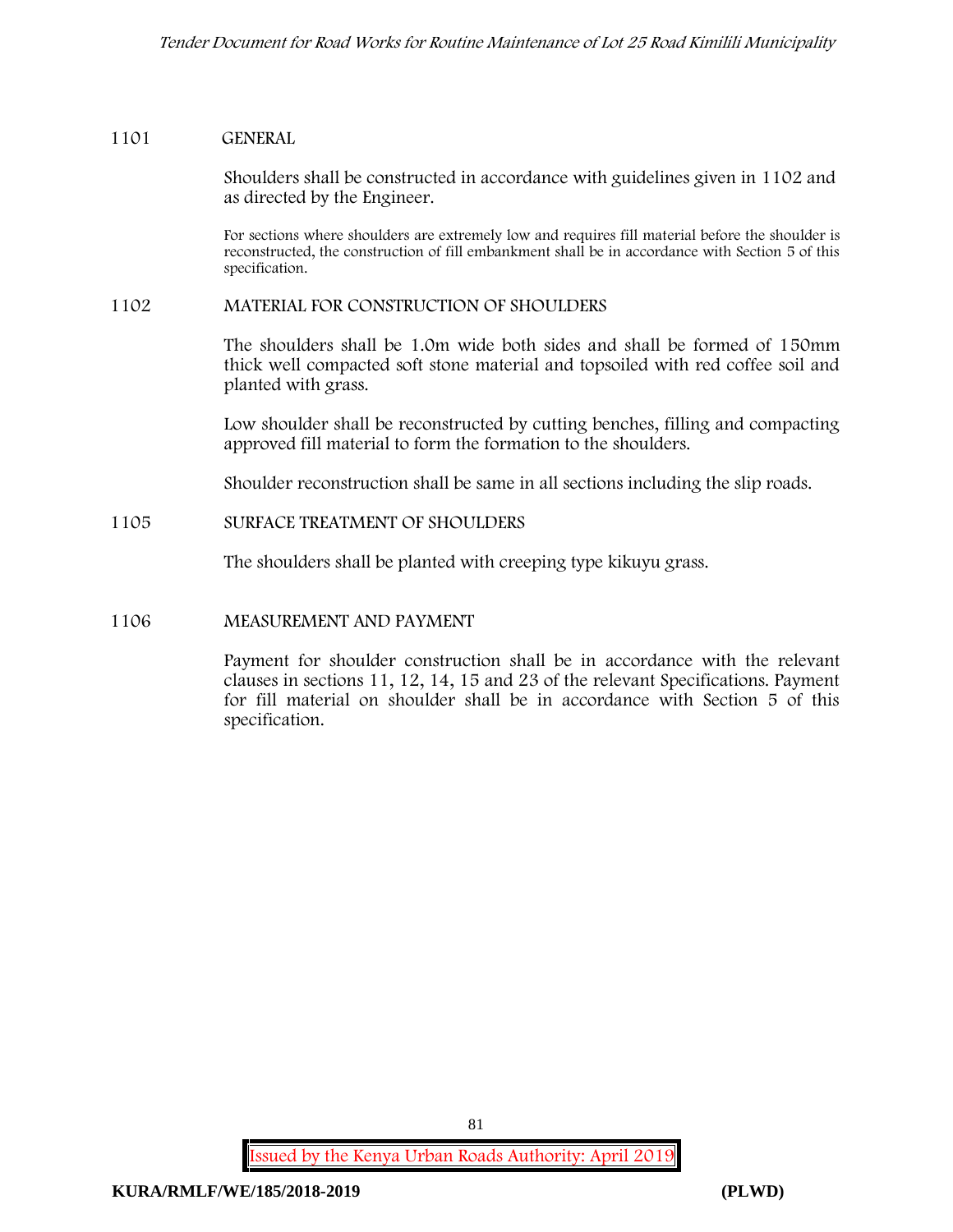## 1101 GENERAL

Shoulders shall be constructed in accordance with guidelines given in 1102 and as directed by the Engineer.

For sections where shoulders are extremely low and requires fill material before the shoulder is reconstructed, the construction of fill embankment shall be in accordance with Section 5 of this specification.

## 1102 MATERIAL FOR CONSTRUCTION OF SHOULDERS

The shoulders shall be 1.0m wide both sides and shall be formed of 150mm thick well compacted soft stone material and topsoiled with red coffee soil and planted with grass.

Low shoulder shall be reconstructed by cutting benches, filling and compacting approved fill material to form the formation to the shoulders.

Shoulder reconstruction shall be same in all sections including the slip roads.

## 1105 SURFACE TREATMENT OF SHOULDERS

The shoulders shall be planted with creeping type kikuyu grass.

## 1106 MEASUREMENT AND PAYMENT

Payment for shoulder construction shall be in accordance with the relevant clauses in sections 11, 12, 14, 15 and 23 of the relevant Specifications. Payment for fill material on shoulder shall be in accordance with Section 5 of this specification.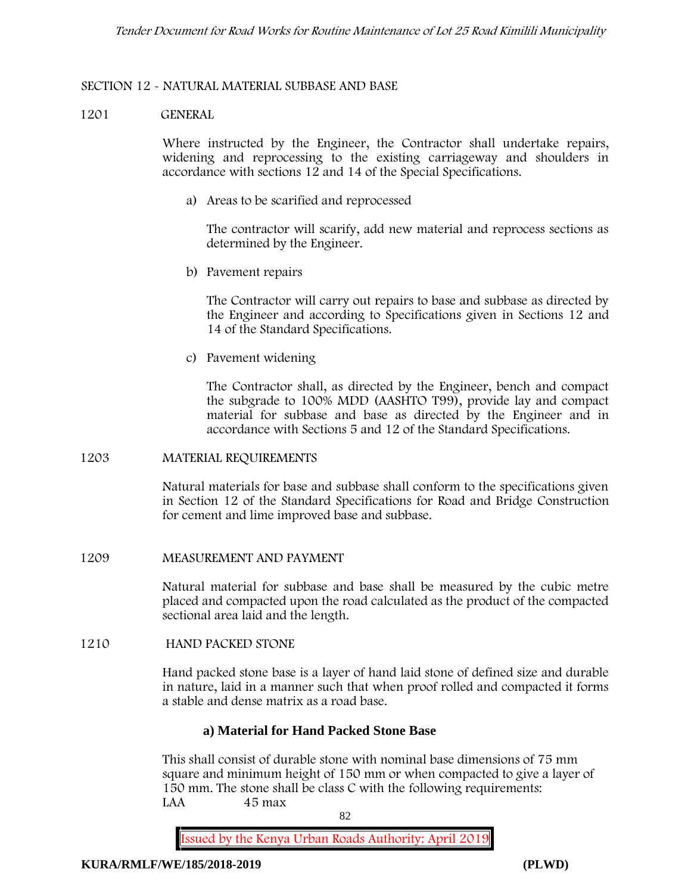## SECTION 12 - NATURAL MATERIAL SUBBASE AND BASE

### 1201 GENERAL

Where instructed by the Engineer, the Contractor shall undertake repairs, widening and reprocessing to the existing carriageway and shoulders in accordance with sections 12 and 14 of the Special Specifications.

a) Areas to be scarified and reprocessed

The contractor will scarify, add new material and reprocess sections as determined by the Engineer.

b) Pavement repairs

The Contractor will carry out repairs to base and subbase as directed by the Engineer and according to Specifications given in Sections 12 and 14 of the Standard Specifications.

c) Pavement widening

The Contractor shall, as directed by the Engineer, bench and compact the subgrade to 100% MDD (AASHTO T99), provide lay and compact material for subbase and base as directed by the Engineer and in accordance with Sections 5 and 12 of the Standard Specifications.

### 1203 MATERIAL REQUIREMENTS

Natural materials for base and subbase shall conform to the specifications given in Section 12 of the Standard Specifications for Road and Bridge Construction for cement and lime improved base and subbase.

### 1209 MEASUREMENT AND PAYMENT

Natural material for subbase and base shall be measured by the cubic metre placed and compacted upon the road calculated as the product of the compacted sectional area laid and the length.

### 1210 HAND PACKED STONE

Hand packed stone base is a layer of hand laid stone of defined size and durable in nature, laid in a manner such that when proof rolled and compacted it forms a stable and dense matrix as a road base.

**a) Material for Hand Packed Stone Base**

This shall consist of durable stone with nominal base dimensions of 75 mm square and minimum height of 150 mm or when compacted to give a layer of 150 mm. The stone shall be class C with the following requirements:

LAA 45 max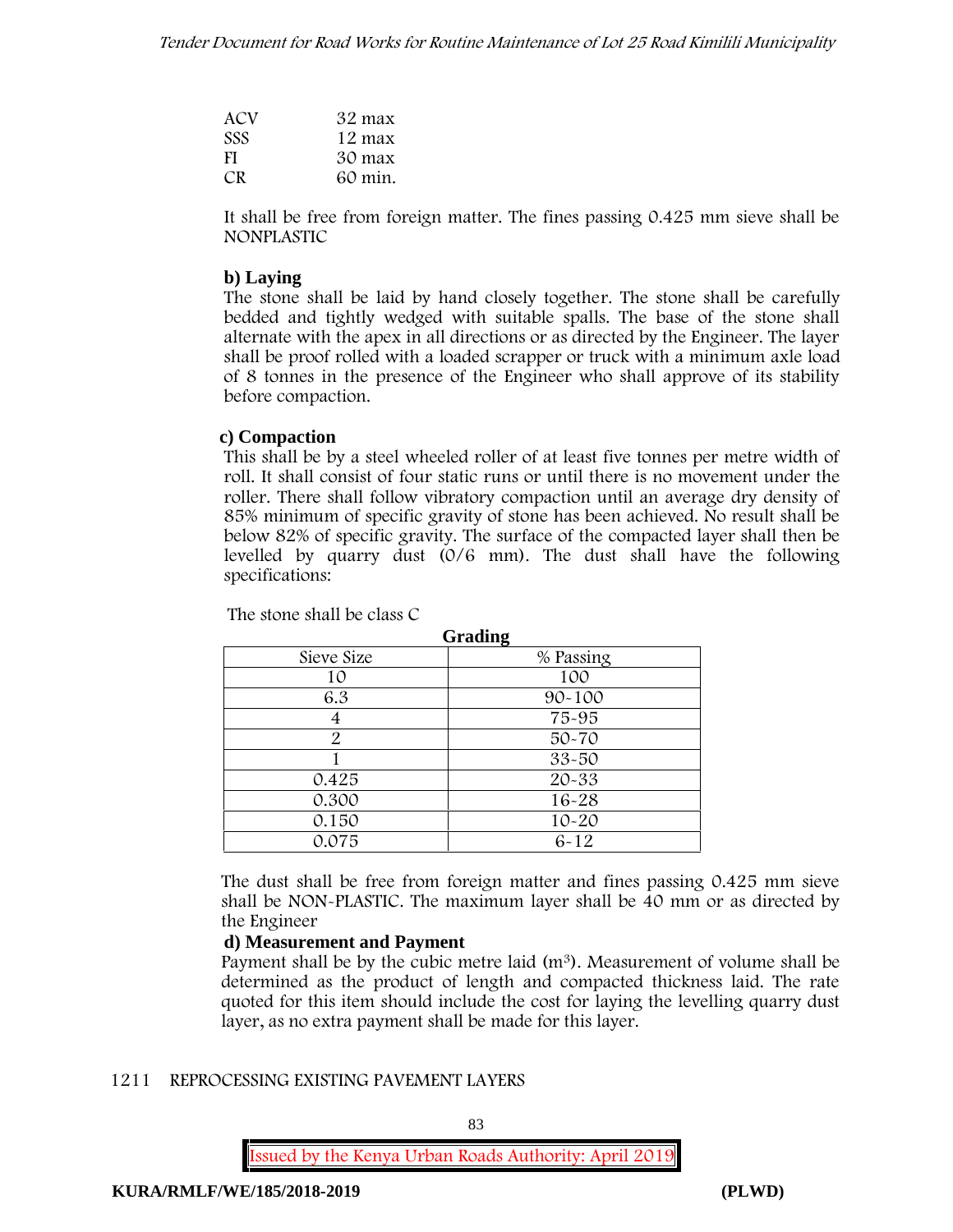| | |
|---|---|
| ACV | 32 max |
| SSS | 12 max |
| FI | 30 max |
| CR | 60 min. |

It shall be free from foreign matter. The fines passing 0.425 mm sieve shall be NONPLASTIC

**b) Laying**

The stone shall be laid by hand closely together. The stone shall be carefully bedded and tightly wedged with suitable spalls. The base of the stone shall alternate with the apex in all directions or as directed by the Engineer. The layer shall be proof rolled with a loaded scrapper or truck with a minimum axle load of 8 tonnes in the presence of the Engineer who shall approve of its stability before compaction.

**c) Compaction**

This shall be by a steel wheeled roller of at least five tonnes per metre width of roll. It shall consist of four static runs or until there is no movement under the roller. There shall follow vibratory compaction until an average dry density of 85% minimum of specific gravity of stone has been achieved. No result shall be below 82% of specific gravity. The surface of the compacted layer shall then be levelled by quarry dust (0/6 mm). The dust shall have the following specifications:

The stone shall be class C

**Grading**

| Sieve Size | % Passing |
|---|---|
| 10 | 100 |
| 6.3 | 90-100 |
| 4 | 75-95 |
| 2 | 50-70 |
| 1 | 33-50 |
| 0.425 | 20-33 |
| 0.300 | 16-28 |
| 0.150 | 10-20 |
| 0.075 | 6-12 |

The dust shall be free from foreign matter and fines passing 0.425 mm sieve shall be NON-PLASTIC. The maximum layer shall be 40 mm or as directed by the Engineer

**d) Measurement and Payment**

Payment shall be by the cubic metre laid ($m^3$). Measurement of volume shall be determined as the product of length and compacted thickness laid. The rate quoted for this item should include the cost for laying the levelling quarry dust layer, as no extra payment shall be made for this layer.

1211 REPROCESSING EXISTING PAVEMENT LAYERS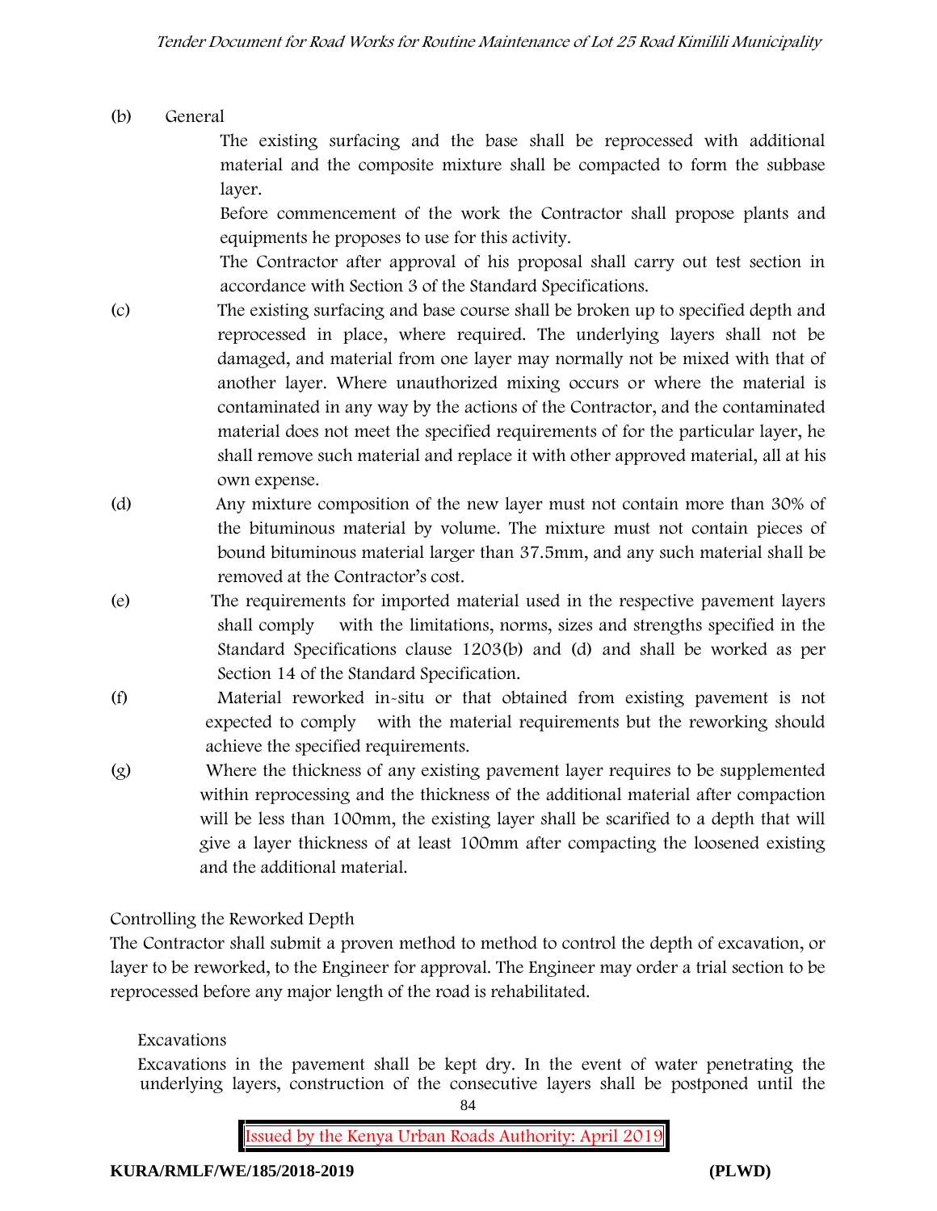(b) General

The existing surfacing and the base shall be reprocessed with additional material and the composite mixture shall be compacted to form the subbase layer.

Before commencement of the work the Contractor shall propose plants and equipments he proposes to use for this activity.

The Contractor after approval of his proposal shall carry out test section in accordance with Section 3 of the Standard Specifications.

(c) The existing surfacing and base course shall be broken up to specified depth and reprocessed in place, where required. The underlying layers shall not be damaged, and material from one layer may normally not be mixed with that of another layer. Where unauthorized mixing occurs or where the material is contaminated in any way by the actions of the Contractor, and the contaminated material does not meet the specified requirements of for the particular layer, he shall remove such material and replace it with other approved material, all at his own expense.

(d) Any mixture composition of the new layer must not contain more than 30% of the bituminous material by volume. The mixture must not contain pieces of bound bituminous material larger than 37.5mm, and any such material shall be removed at the Contractor's cost.

(e) The requirements for imported material used in the respective pavement layers shall comply with the limitations, norms, sizes and strengths specified in the Standard Specifications clause 1203(b) and (d) and shall be worked as per Section 14 of the Standard Specification.

(f) Material reworked in-situ or that obtained from existing pavement is not expected to comply with the material requirements but the reworking should achieve the specified requirements.

(g) Where the thickness of any existing pavement layer requires to be supplemented within reprocessing and the thickness of the additional material after compaction will be less than 100mm, the existing layer shall be scarified to a depth that will give a layer thickness of at least 100mm after compacting the loosened existing and the additional material.

Controlling the Reworked Depth

The Contractor shall submit a proven method to method to control the depth of excavation, or layer to be reworked, to the Engineer for approval. The Engineer may order a trial section to be reprocessed before any major length of the road is rehabilitated.

Excavations

Excavations in the pavement shall be kept dry. In the event of water penetrating the underlying layers, construction of the consecutive layers shall be postponed until the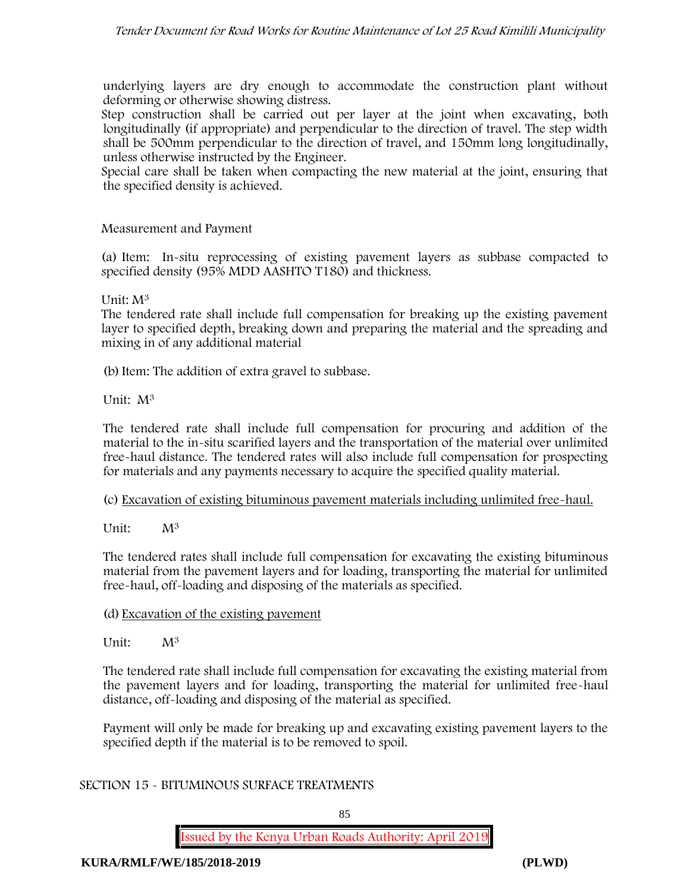underlying layers are dry enough to accommodate the construction plant without deforming or otherwise showing distress.

Step construction shall be carried out per layer at the joint when excavating, both longitudinally (if appropriate) and perpendicular to the direction of travel. The step width shall be 500mm perpendicular to the direction of travel, and 150mm long longitudinally, unless otherwise instructed by the Engineer.

Special care shall be taken when compacting the new material at the joint, ensuring that the specified density is achieved.

Measurement and Payment

(a) Item: In-situ reprocessing of existing pavement layers as subbase compacted to specified density (95% MDD AASHTO T180) and thickness.

Unit: $M^3$

The tendered rate shall include full compensation for breaking up the existing pavement layer to specified depth, breaking down and preparing the material and the spreading and mixing in of any additional material

(b) Item: The addition of extra gravel to subbase.

Unit: $M^3$

The tendered rate shall include full compensation for procuring and addition of the material to the in-situ scarified layers and the transportation of the material over unlimited free-haul distance. The tendered rates will also include full compensation for prospecting for materials and any payments necessary to acquire the specified quality material.

(c) <u>Excavation of existing bituminous pavement materials including unlimited free-haul.</u>

Unit: $M^3$

The tendered rates shall include full compensation for excavating the existing bituminous material from the pavement layers and for loading, transporting the material for unlimited free-haul, off-loading and disposing of the materials as specified.

(d) <u>Excavation of the existing pavement</u>

Unit: $M^3$

The tendered rate shall include full compensation for excavating the existing material from the pavement layers and for loading, transporting the material for unlimited free-haul distance, off-loading and disposing of the material as specified.

Payment will only be made for breaking up and excavating existing pavement layers to the specified depth if the material is to be removed to spoil.

## SECTION 15 - BITUMINOUS SURFACE TREATMENTS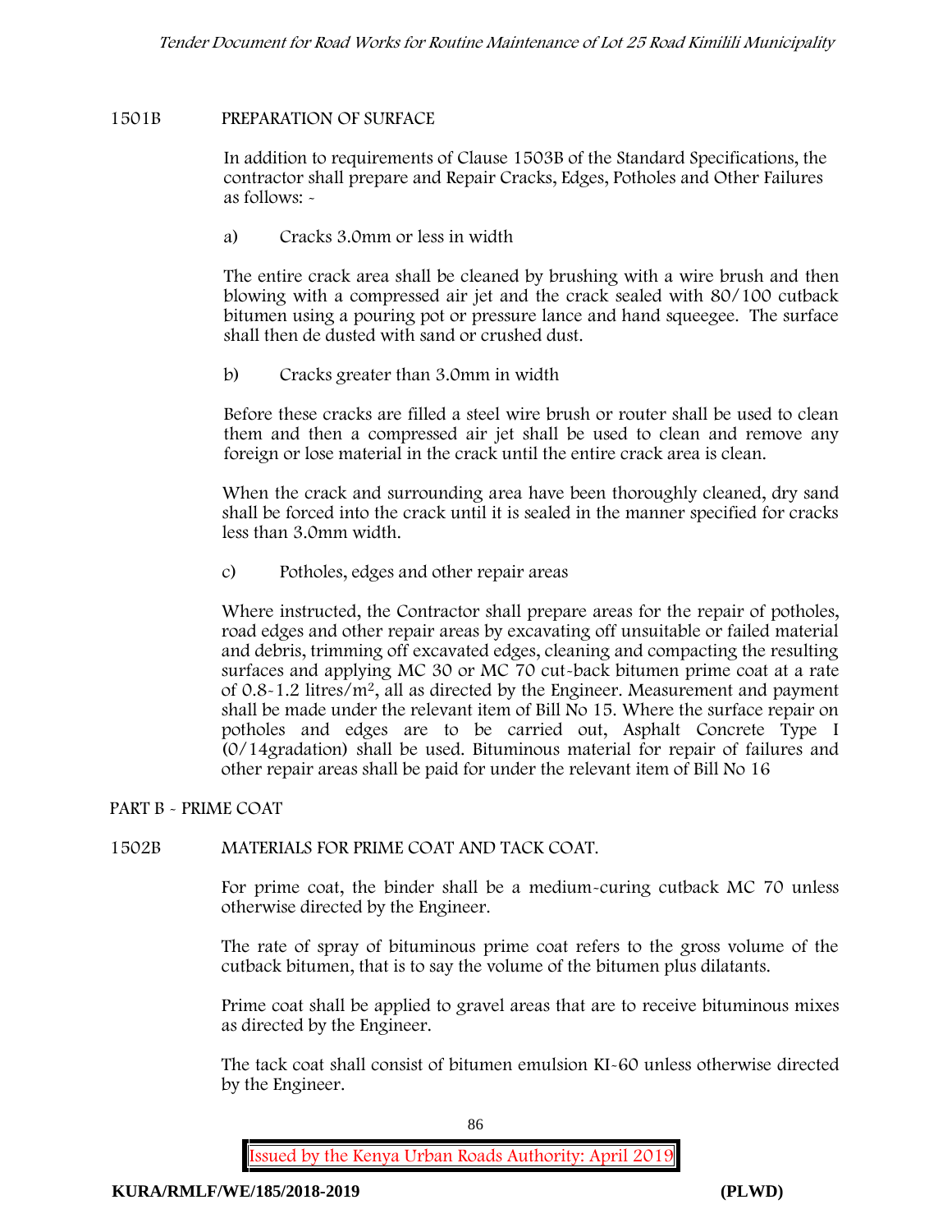## 1501B PREPARATION OF SURFACE

In addition to requirements of Clause 1503B of the Standard Specifications, the contractor shall prepare and Repair Cracks, Edges, Potholes and Other Failures as follows: -

a) Cracks 3.0mm or less in width

The entire crack area shall be cleaned by brushing with a wire brush and then blowing with a compressed air jet and the crack sealed with 80/100 cutback bitumen using a pouring pot or pressure lance and hand squeegee. The surface shall then de dusted with sand or crushed dust.

b) Cracks greater than 3.0mm in width

Before these cracks are filled a steel wire brush or router shall be used to clean them and then a compressed air jet shall be used to clean and remove any foreign or lose material in the crack until the entire crack area is clean.

When the crack and surrounding area have been thoroughly cleaned, dry sand shall be forced into the crack until it is sealed in the manner specified for cracks less than 3.0mm width.

c) Potholes, edges and other repair areas

Where instructed, the Contractor shall prepare areas for the repair of potholes, road edges and other repair areas by excavating off unsuitable or failed material and debris, trimming off excavated edges, cleaning and compacting the resulting surfaces and applying MC 30 or MC 70 cut-back bitumen prime coat at a rate of 0.8-1.2 litres/m$^2$, all as directed by the Engineer. Measurement and payment shall be made under the relevant item of Bill No 15. Where the surface repair on potholes and edges are to be carried out, Asphalt Concrete Type I (0/14gradation) shall be used. Bituminous material for repair of failures and other repair areas shall be paid for under the relevant item of Bill No 16

## PART B - PRIME COAT

## 1502B MATERIALS FOR PRIME COAT AND TACK COAT.

For prime coat, the binder shall be a medium-curing cutback MC 70 unless otherwise directed by the Engineer.

The rate of spray of bituminous prime coat refers to the gross volume of the cutback bitumen, that is to say the volume of the bitumen plus dilatants.

Prime coat shall be applied to gravel areas that are to receive bituminous mixes as directed by the Engineer.

The tack coat shall consist of bitumen emulsion KI-60 unless otherwise directed by the Engineer.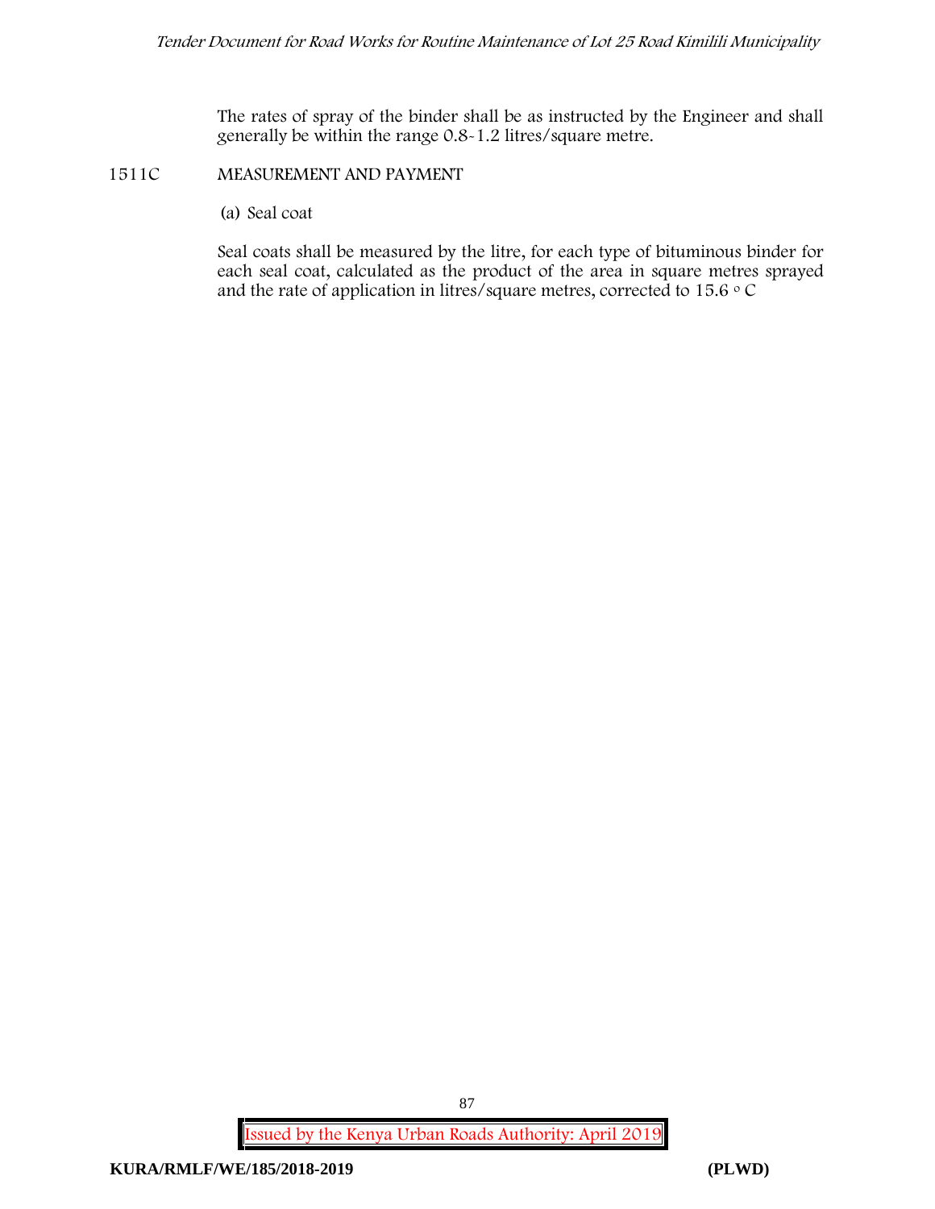The rates of spray of the binder shall be as instructed by the Engineer and shall generally be within the range 0.8-1.2 litres/square metre.

## 1511C MEASUREMENT AND PAYMENT

(a) Seal coat

Seal coats shall be measured by the litre, for each type of bituminous binder for each seal coat, calculated as the product of the area in square metres sprayed and the rate of application in litres/square metres, corrected to 15.6 $^{\circ}$C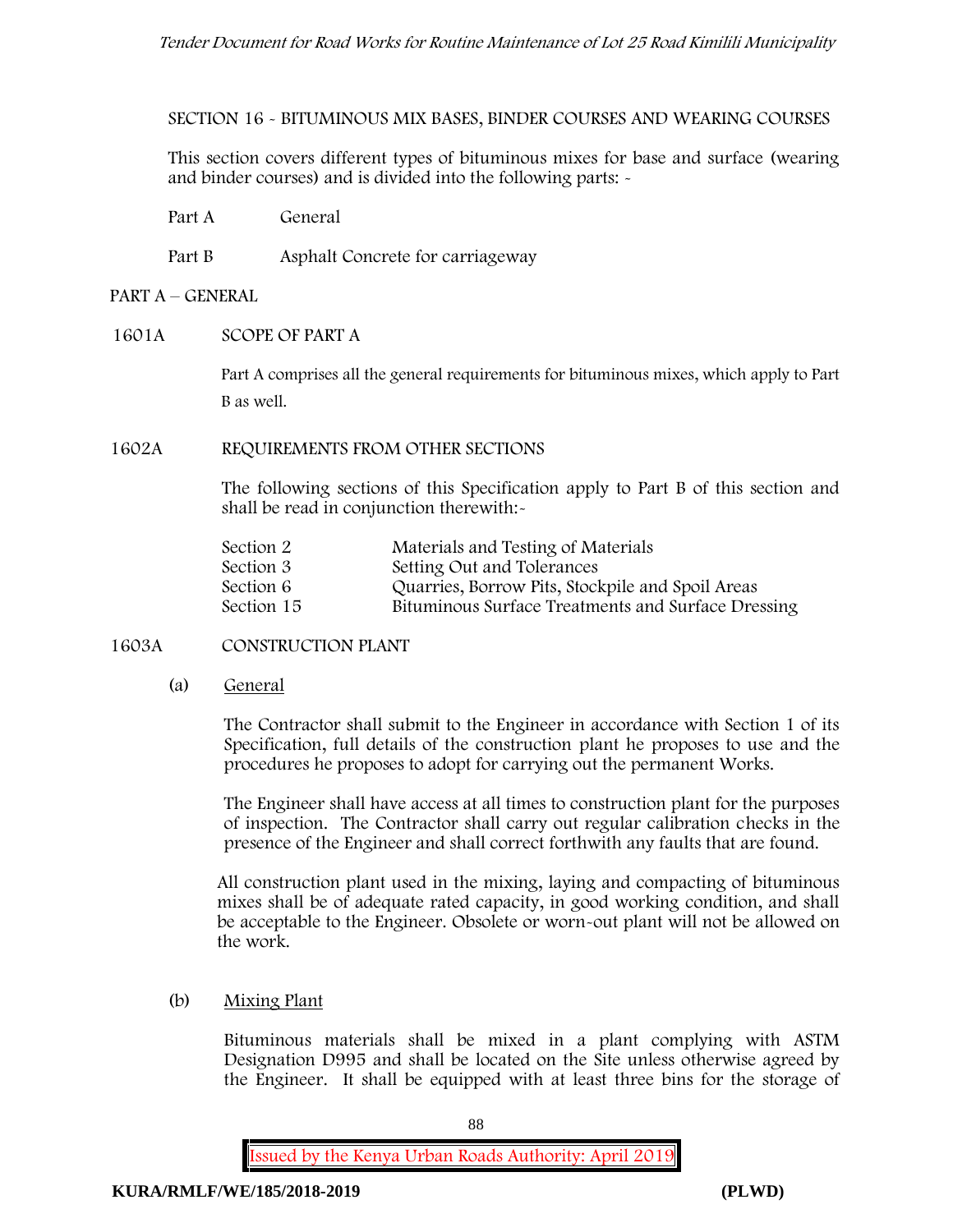SECTION 16 - BITUMINOUS MIX BASES, BINDER COURSES AND WEARING COURSES

This section covers different types of bituminous mixes for base and surface (wearing and binder courses) and is divided into the following parts: -

| | |
|---|---|
| Part A | General |
| Part B | Asphalt Concrete for carriageway |

## PART A – GENERAL

### 1601A SCOPE OF PART A

Part A comprises all the general requirements for bituminous mixes, which apply to Part B as well.

### 1602A REQUIREMENTS FROM OTHER SECTIONS

The following sections of this Specification apply to Part B of this section and shall be read in conjunction therewith:-

| | |
|---|---|
| Section 2 | Materials and Testing of Materials |
| Section 3 | Setting Out and Tolerances |
| Section 6 | Quarries, Borrow Pits, Stockpile and Spoil Areas |
| Section 15 | Bituminous Surface Treatments and Surface Dressing |

### 1603A CONSTRUCTION PLANT

(a) General

The Contractor shall submit to the Engineer in accordance with Section 1 of its Specification, full details of the construction plant he proposes to use and the procedures he proposes to adopt for carrying out the permanent Works.

The Engineer shall have access at all times to construction plant for the purposes of inspection. The Contractor shall carry out regular calibration checks in the presence of the Engineer and shall correct forthwith any faults that are found.

All construction plant used in the mixing, laying and compacting of bituminous mixes shall be of adequate rated capacity, in good working condition, and shall be acceptable to the Engineer. Obsolete or worn-out plant will not be allowed on the work.

(b) Mixing Plant

Bituminous materials shall be mixed in a plant complying with ASTM Designation D995 and shall be located on the Site unless otherwise agreed by the Engineer. It shall be equipped with at least three bins for the storage of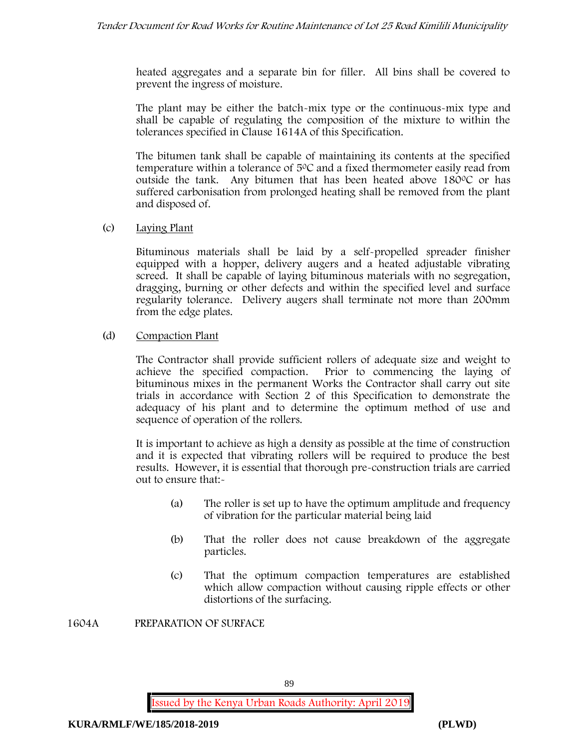heated aggregates and a separate bin for filler. All bins shall be covered to prevent the ingress of moisture.

The plant may be either the batch-mix type or the continuous-mix type and shall be capable of regulating the composition of the mixture to within the tolerances specified in Clause 1614A of this Specification.

The bitumen tank shall be capable of maintaining its contents at the specified temperature within a tolerance of 5ºC and a fixed thermometer easily read from outside the tank. Any bitumen that has been heated above 180ºC or has suffered carbonisation from prolonged heating shall be removed from the plant and disposed of.

(c) Laying Plant

Bituminous materials shall be laid by a self-propelled spreader finisher equipped with a hopper, delivery augers and a heated adjustable vibrating screed. It shall be capable of laying bituminous materials with no segregation, dragging, burning or other defects and within the specified level and surface regularity tolerance. Delivery augers shall terminate not more than 200mm from the edge plates.

(d) Compaction Plant

The Contractor shall provide sufficient rollers of adequate size and weight to achieve the specified compaction. Prior to commencing the laying of bituminous mixes in the permanent Works the Contractor shall carry out site trials in accordance with Section 2 of this Specification to demonstrate the adequacy of his plant and to determine the optimum method of use and sequence of operation of the rollers.

It is important to achieve as high a density as possible at the time of construction and it is expected that vibrating rollers will be required to produce the best results. However, it is essential that thorough pre-construction trials are carried out to ensure that:-

(a) The roller is set up to have the optimum amplitude and frequency of vibration for the particular material being laid

(b) That the roller does not cause breakdown of the aggregate particles.

(c) That the optimum compaction temperatures are established which allow compaction without causing ripple effects or other distortions of the surfacing.

1604A PREPARATION OF SURFACE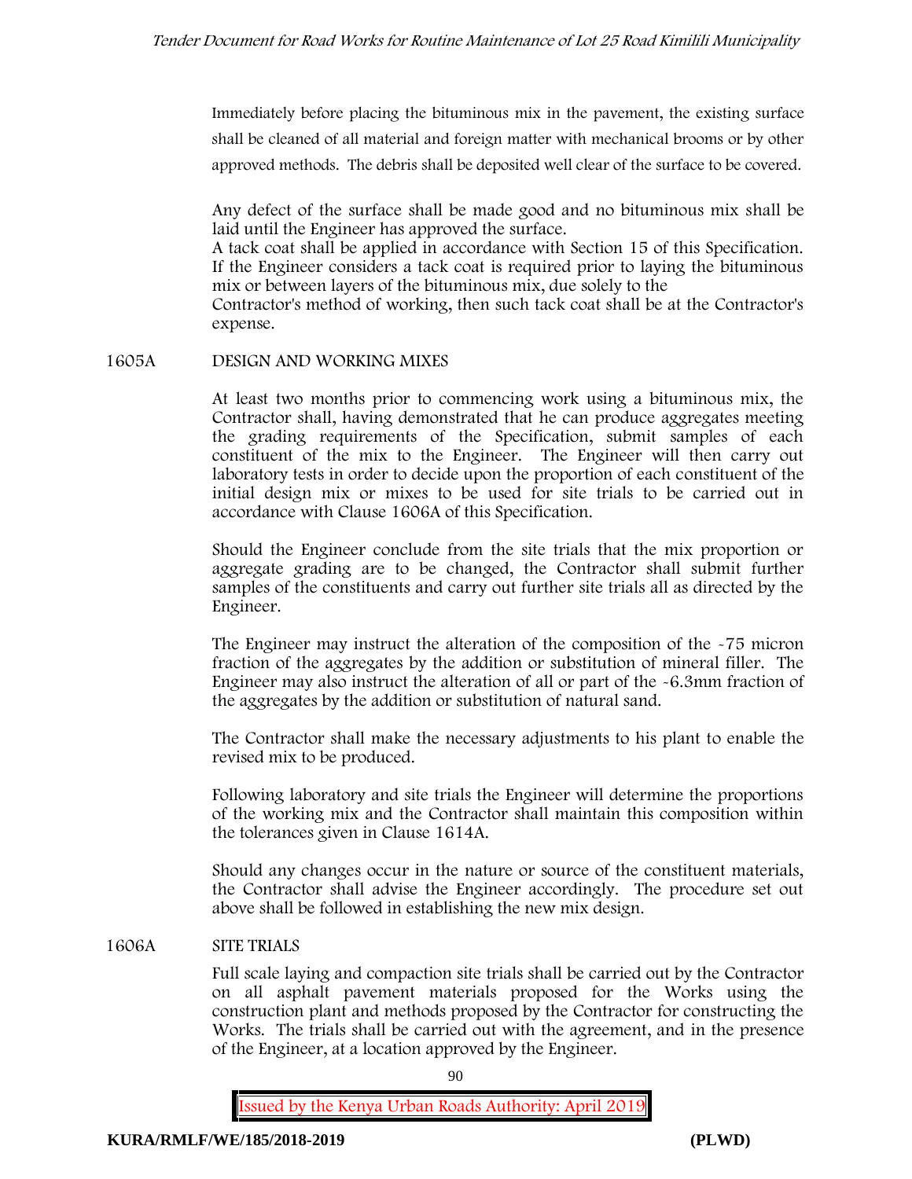Immediately before placing the bituminous mix in the pavement, the existing surface shall be cleaned of all material and foreign matter with mechanical brooms or by other approved methods. The debris shall be deposited well clear of the surface to be covered.

Any defect of the surface shall be made good and no bituminous mix shall be laid until the Engineer has approved the surface.
A tack coat shall be applied in accordance with Section 15 of this Specification. If the Engineer considers a tack coat is required prior to laying the bituminous mix or between layers of the bituminous mix, due solely to the
Contractor's method of working, then such tack coat shall be at the Contractor's expense.

## 1605A DESIGN AND WORKING MIXES

At least two months prior to commencing work using a bituminous mix, the Contractor shall, having demonstrated that he can produce aggregates meeting the grading requirements of the Specification, submit samples of each constituent of the mix to the Engineer. The Engineer will then carry out laboratory tests in order to decide upon the proportion of each constituent of the initial design mix or mixes to be used for site trials to be carried out in accordance with Clause 1606A of this Specification.

Should the Engineer conclude from the site trials that the mix proportion or aggregate grading are to be changed, the Contractor shall submit further samples of the constituents and carry out further site trials all as directed by the Engineer.

The Engineer may instruct the alteration of the composition of the -75 micron fraction of the aggregates by the addition or substitution of mineral filler. The Engineer may also instruct the alteration of all or part of the -6.3mm fraction of the aggregates by the addition or substitution of natural sand.

The Contractor shall make the necessary adjustments to his plant to enable the revised mix to be produced.

Following laboratory and site trials the Engineer will determine the proportions of the working mix and the Contractor shall maintain this composition within the tolerances given in Clause 1614A.

Should any changes occur in the nature or source of the constituent materials, the Contractor shall advise the Engineer accordingly. The procedure set out above shall be followed in establishing the new mix design.

## 1606A SITE TRIALS

Full scale laying and compaction site trials shall be carried out by the Contractor on all asphalt pavement materials proposed for the Works using the construction plant and methods proposed by the Contractor for constructing the Works. The trials shall be carried out with the agreement, and in the presence of the Engineer, at a location approved by the Engineer.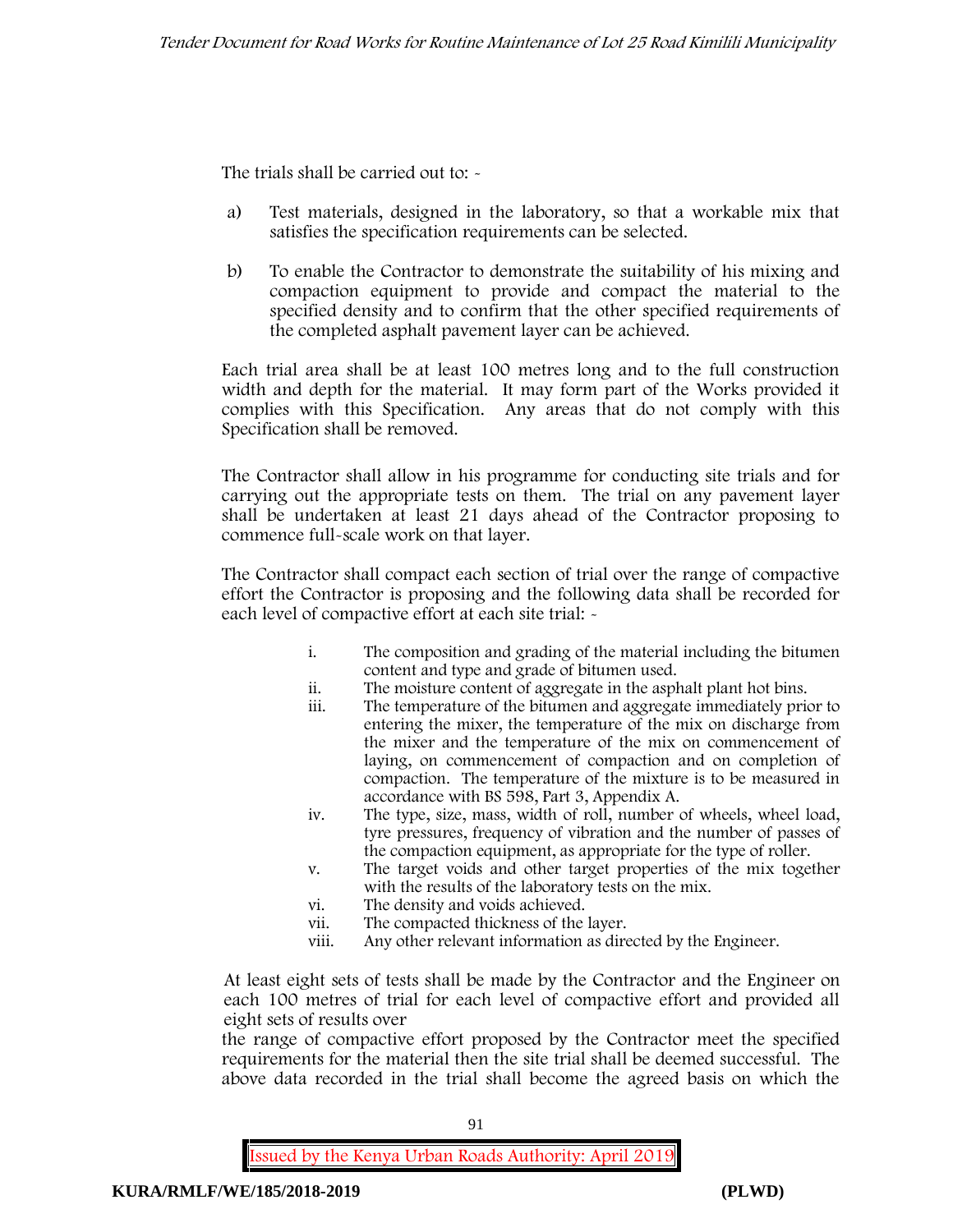The trials shall be carried out to: -

a) Test materials, designed in the laboratory, so that a workable mix that satisfies the specification requirements can be selected.

b) To enable the Contractor to demonstrate the suitability of his mixing and compaction equipment to provide and compact the material to the specified density and to confirm that the other specified requirements of the completed asphalt pavement layer can be achieved.

Each trial area shall be at least 100 metres long and to the full construction width and depth for the material. It may form part of the Works provided it complies with this Specification. Any areas that do not comply with this Specification shall be removed.

The Contractor shall allow in his programme for conducting site trials and for carrying out the appropriate tests on them. The trial on any pavement layer shall be undertaken at least 21 days ahead of the Contractor proposing to commence full-scale work on that layer.

The Contractor shall compact each section of trial over the range of compactive effort the Contractor is proposing and the following data shall be recorded for each level of compactive effort at each site trial: -

i. The composition and grading of the material including the bitumen content and type and grade of bitumen used.
ii. The moisture content of aggregate in the asphalt plant hot bins.
iii. The temperature of the bitumen and aggregate immediately prior to entering the mixer, the temperature of the mix on discharge from the mixer and the temperature of the mix on commencement of laying, on commencement of compaction and on completion of compaction. The temperature of the mixture is to be measured in accordance with BS 598, Part 3, Appendix A.
iv. The type, size, mass, width of roll, number of wheels, wheel load, tyre pressures, frequency of vibration and the number of passes of the compaction equipment, as appropriate for the type of roller.
v. The target voids and other target properties of the mix together with the results of the laboratory tests on the mix.
vi. The density and voids achieved.
vii. The compacted thickness of the layer.
viii. Any other relevant information as directed by the Engineer.

At least eight sets of tests shall be made by the Contractor and the Engineer on each 100 metres of trial for each level of compactive effort and provided all eight sets of results over the range of compactive effort proposed by the Contractor meet the specified requirements for the material then the site trial shall be deemed successful. The above data recorded in the trial shall become the agreed basis on which the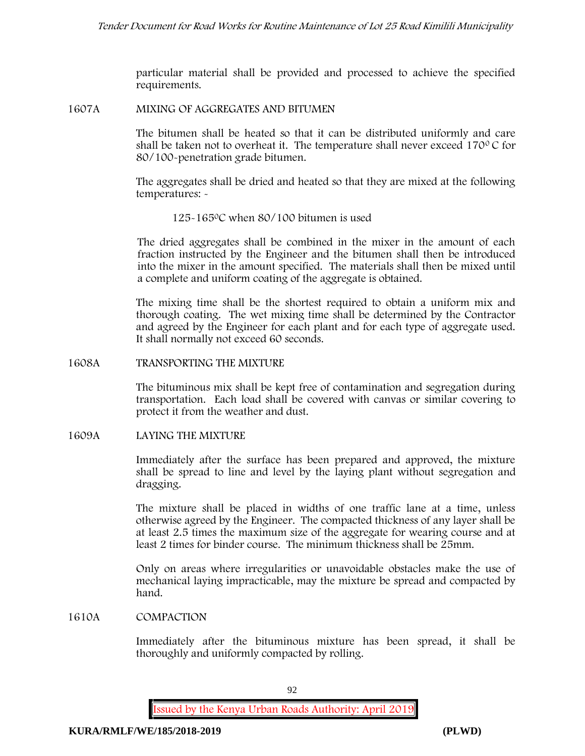particular material shall be provided and processed to achieve the specified requirements.

## 1607A MIXING OF AGGREGATES AND BITUMEN

The bitumen shall be heated so that it can be distributed uniformly and care shall be taken not to overheat it. The temperature shall never exceed 170$^{0}$ C for 80/100-penetration grade bitumen.

The aggregates shall be dried and heated so that they are mixed at the following temperatures: -

125-165$^{0}$C when 80/100 bitumen is used

The dried aggregates shall be combined in the mixer in the amount of each fraction instructed by the Engineer and the bitumen shall then be introduced into the mixer in the amount specified. The materials shall then be mixed until a complete and uniform coating of the aggregate is obtained.

The mixing time shall be the shortest required to obtain a uniform mix and thorough coating. The wet mixing time shall be determined by the Contractor and agreed by the Engineer for each plant and for each type of aggregate used. It shall normally not exceed 60 seconds.

## 1608A TRANSPORTING THE MIXTURE

The bituminous mix shall be kept free of contamination and segregation during transportation. Each load shall be covered with canvas or similar covering to protect it from the weather and dust.

## 1609A LAYING THE MIXTURE

Immediately after the surface has been prepared and approved, the mixture shall be spread to line and level by the laying plant without segregation and dragging.

The mixture shall be placed in widths of one traffic lane at a time, unless otherwise agreed by the Engineer. The compacted thickness of any layer shall be at least 2.5 times the maximum size of the aggregate for wearing course and at least 2 times for binder course. The minimum thickness shall be 25mm.

Only on areas where irregularities or unavoidable obstacles make the use of mechanical laying impracticable, may the mixture be spread and compacted by hand.

## 1610A COMPACTION

Immediately after the bituminous mixture has been spread, it shall be thoroughly and uniformly compacted by rolling.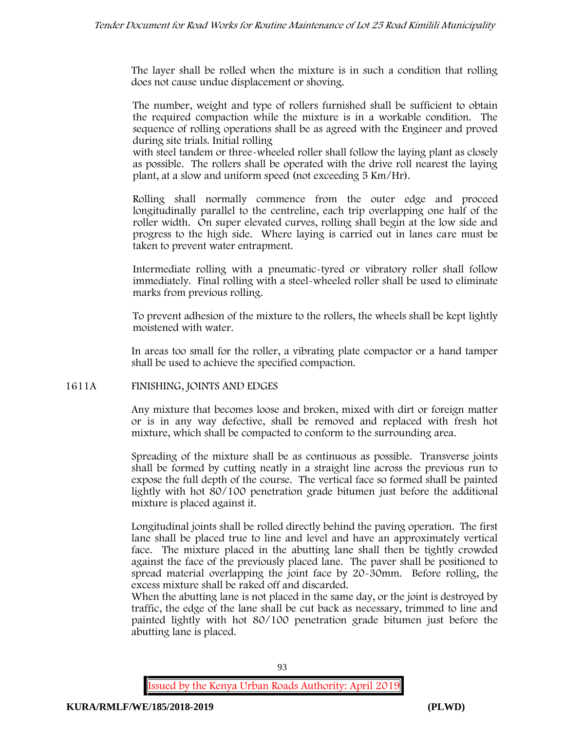The layer shall be rolled when the mixture is in such a condition that rolling does not cause undue displacement or shoving.

The number, weight and type of rollers furnished shall be sufficient to obtain the required compaction while the mixture is in a workable condition. The sequence of rolling operations shall be as agreed with the Engineer and proved during site trials. Initial rolling with steel tandem or three-wheeled roller shall follow the laying plant as closely as possible. The rollers shall be operated with the drive roll nearest the laying plant, at a slow and uniform speed (not exceeding 5 Km/Hr).

Rolling shall normally commence from the outer edge and proceed longitudinally parallel to the centreline, each trip overlapping one half of the roller width. On super elevated curves, rolling shall begin at the low side and progress to the high side. Where laying is carried out in lanes care must be taken to prevent water entrapment.

Intermediate rolling with a pneumatic-tyred or vibratory roller shall follow immediately. Final rolling with a steel-wheeled roller shall be used to eliminate marks from previous rolling.

To prevent adhesion of the mixture to the rollers, the wheels shall be kept lightly moistened with water.

In areas too small for the roller, a vibrating plate compactor or a hand tamper shall be used to achieve the specified compaction.

## 1611A FINISHING, JOINTS AND EDGES

Any mixture that becomes loose and broken, mixed with dirt or foreign matter or is in any way defective, shall be removed and replaced with fresh hot mixture, which shall be compacted to conform to the surrounding area.

Spreading of the mixture shall be as continuous as possible. Transverse joints shall be formed by cutting neatly in a straight line across the previous run to expose the full depth of the course. The vertical face so formed shall be painted lightly with hot 80/100 penetration grade bitumen just before the additional mixture is placed against it.

Longitudinal joints shall be rolled directly behind the paving operation. The first lane shall be placed true to line and level and have an approximately vertical face. The mixture placed in the abutting lane shall then be tightly crowded against the face of the previously placed lane. The paver shall be positioned to spread material overlapping the joint face by 20-30mm. Before rolling, the excess mixture shall be raked off and discarded.
When the abutting lane is not placed in the same day, or the joint is destroyed by traffic, the edge of the lane shall be cut back as necessary, trimmed to line and painted lightly with hot 80/100 penetration grade bitumen just before the abutting lane is placed.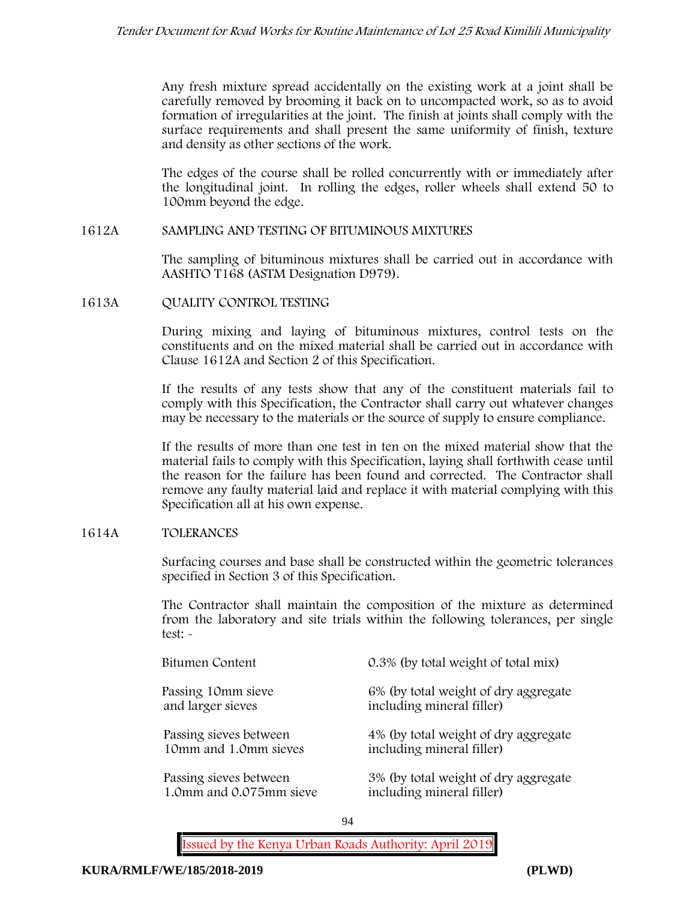Any fresh mixture spread accidentally on the existing work at a joint shall be carefully removed by brooming it back on to uncompacted work, so as to avoid formation of irregularities at the joint. The finish at joints shall comply with the surface requirements and shall present the same uniformity of finish, texture and density as other sections of the work.

The edges of the course shall be rolled concurrently with or immediately after the longitudinal joint. In rolling the edges, roller wheels shall extend 50 to 100mm beyond the edge.

## 1612A SAMPLING AND TESTING OF BITUMINOUS MIXTURES

The sampling of bituminous mixtures shall be carried out in accordance with AASHTO T168 (ASTM Designation D979).

## 1613A QUALITY CONTROL TESTING

During mixing and laying of bituminous mixtures, control tests on the constituents and on the mixed material shall be carried out in accordance with Clause 1612A and Section 2 of this Specification.

If the results of any tests show that any of the constituent materials fail to comply with this Specification, the Contractor shall carry out whatever changes may be necessary to the materials or the source of supply to ensure compliance.

If the results of more than one test in ten on the mixed material show that the material fails to comply with this Specification, laying shall forthwith cease until the reason for the failure has been found and corrected. The Contractor shall remove any faulty material laid and replace it with material complying with this Specification all at his own expense.

## 1614A TOLERANCES

Surfacing courses and base shall be constructed within the geometric tolerances specified in Section 3 of this Specification.

The Contractor shall maintain the composition of the mixture as determined from the laboratory and site trials within the following tolerances, per single test: -

| | |
|---|---|
| Bitumen Content | 0.3% (by total weight of total mix) |
| Passing 10mm sieve and larger sieves | 6% (by total weight of dry aggregate including mineral filler) |
| Passing sieves between 10mm and 1.0mm sieves | 4% (by total weight of dry aggregate including mineral filler) |
| Passing sieves between 1.0mm and 0.075mm sieve | 3% (by total weight of dry aggregate including mineral filler) |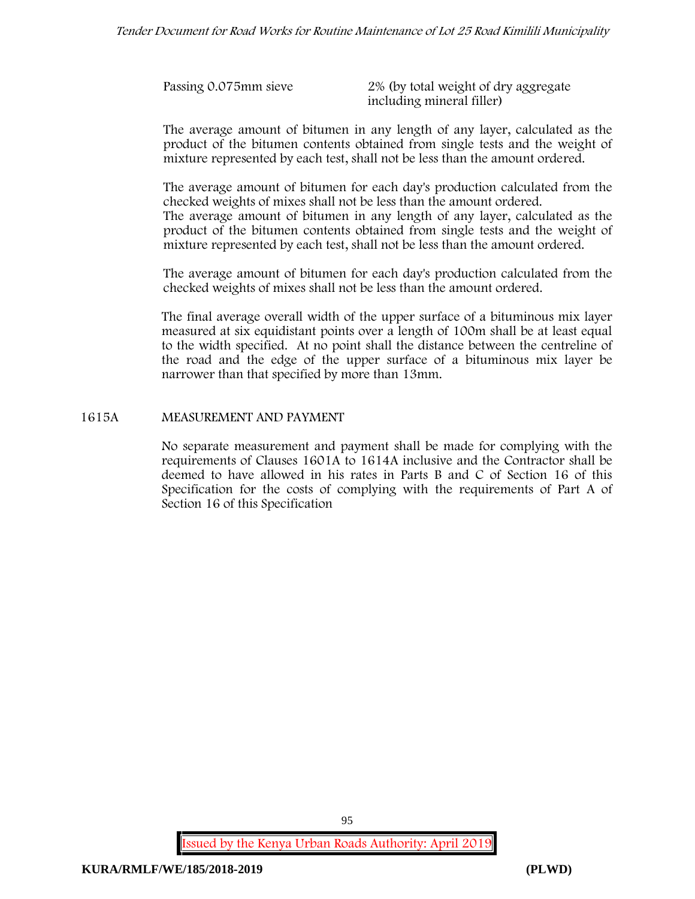| | |
|---|---|
| Passing 0.075mm sieve | 2% (by total weight of dry aggregate including mineral filler) |

The average amount of bitumen in any length of any layer, calculated as the product of the bitumen contents obtained from single tests and the weight of mixture represented by each test, shall not be less than the amount ordered.

The average amount of bitumen for each day's production calculated from the checked weights of mixes shall not be less than the amount ordered.
The average amount of bitumen in any length of any layer, calculated as the product of the bitumen contents obtained from single tests and the weight of mixture represented by each test, shall not be less than the amount ordered.

The average amount of bitumen for each day's production calculated from the checked weights of mixes shall not be less than the amount ordered.

The final average overall width of the upper surface of a bituminous mix layer measured at six equidistant points over a length of 100m shall be at least equal to the width specified. At no point shall the distance between the centreline of the road and the edge of the upper surface of a bituminous mix layer be narrower than that specified by more than 13mm.

## 1615A MEASUREMENT AND PAYMENT

No separate measurement and payment shall be made for complying with the requirements of Clauses 1601A to 1614A inclusive and the Contractor shall be deemed to have allowed in his rates in Parts B and C of Section 16 of this Specification for the costs of complying with the requirements of Part A of Section 16 of this Specification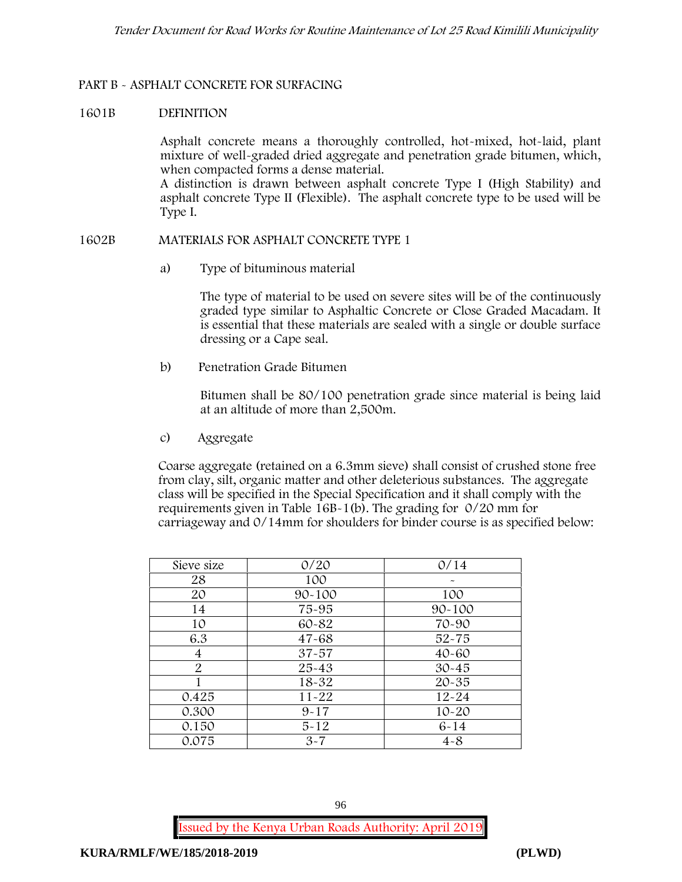## PART B - ASPHALT CONCRETE FOR SURFACING

### 1601B DEFINITION

Asphalt concrete means a thoroughly controlled, hot-mixed, hot-laid, plant mixture of well-graded dried aggregate and penetration grade bitumen, which, when compacted forms a dense material.
A distinction is drawn between asphalt concrete Type I (High Stability) and asphalt concrete Type II (Flexible). The asphalt concrete type to be used will be Type I.

### 1602B MATERIALS FOR ASPHALT CONCRETE TYPE 1

a) Type of bituminous material

The type of material to be used on severe sites will be of the continuously graded type similar to Asphaltic Concrete or Close Graded Macadam. It is essential that these materials are sealed with a single or double surface dressing or a Cape seal.

b) Penetration Grade Bitumen

Bitumen shall be 80/100 penetration grade since material is being laid at an altitude of more than 2,500m.

c) Aggregate

Coarse aggregate (retained on a 6.3mm sieve) shall consist of crushed stone free from clay, silt, organic matter and other deleterious substances. The aggregate class will be specified in the Special Specification and it shall comply with the requirements given in Table 16B-1(b). The grading for 0/20 mm for carriageway and 0/14mm for shoulders for binder course is as specified below:

| Sieve size | 0/20 | 0/14 |
|---|---|---|
| 28 | 100 | - |
| 20 | 90-100 | 100 |
| 14 | 75-95 | 90-100 |
| 10 | 60-82 | 70-90 |
| 6.3 | 47-68 | 52-75 |
| 4 | 37-57 | 40-60 |
| 2 | 25-43 | 30-45 |
| 1 | 18-32 | 20-35 |
| 0.425 | 11-22 | 12-24 |
| 0.300 | 9-17 | 10-20 |
| 0.150 | 5-12 | 6-14 |
| 0.075 | 3-7 | 4-8 |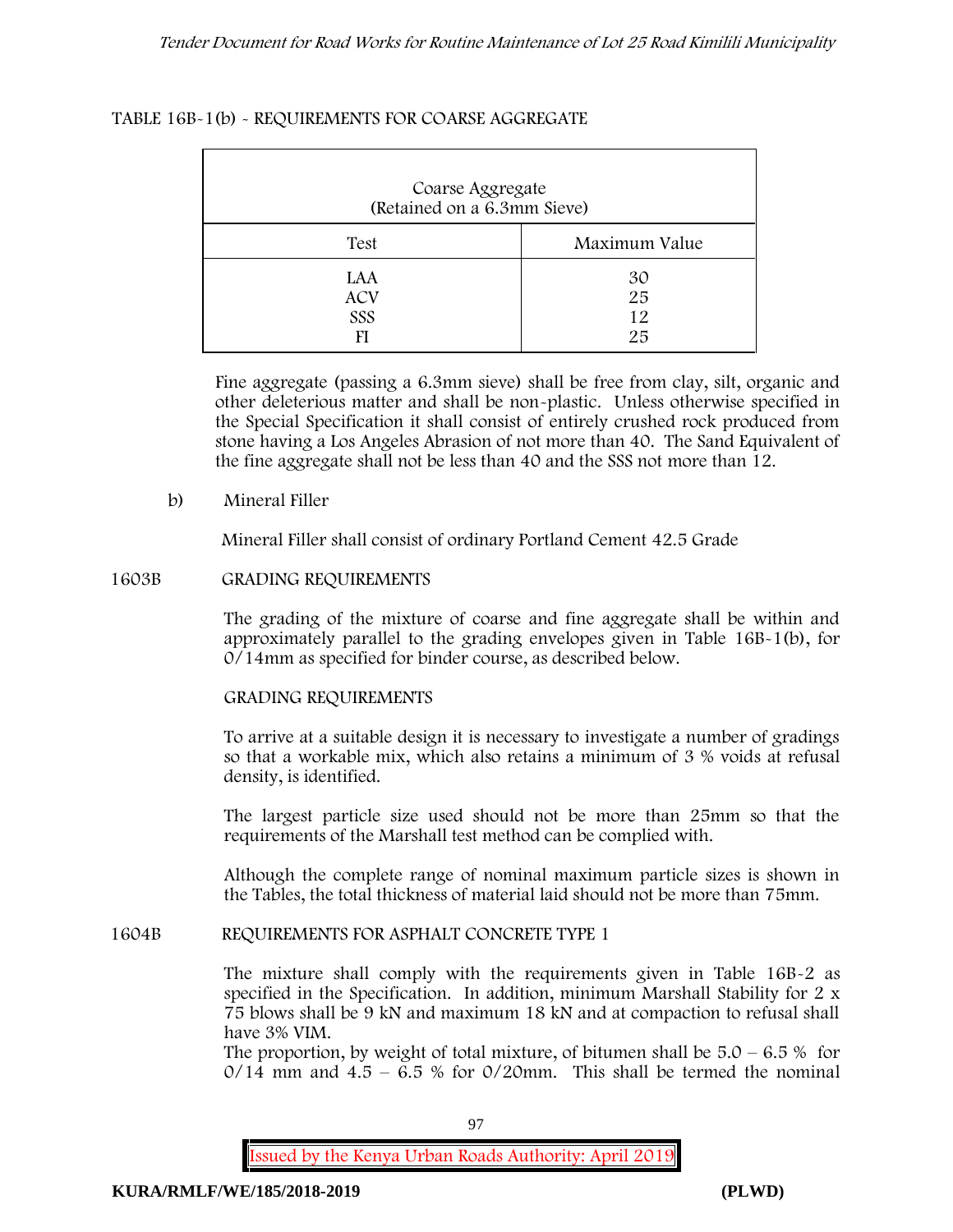TABLE 16B-1(b) - REQUIREMENTS FOR COARSE AGGREGATE

| Coarse Aggregate (Retained on a 6.3mm Sieve) | |
|---|---|
| Test | Maximum Value |
| LAA | 30 |
| ACV | 25 |
| SSS | 12 |
| FI | 25 |

Fine aggregate (passing a 6.3mm sieve) shall be free from clay, silt, organic and other deleterious matter and shall be non-plastic. Unless otherwise specified in the Special Specification it shall consist of entirely crushed rock produced from stone having a Los Angeles Abrasion of not more than 40. The Sand Equivalent of the fine aggregate shall not be less than 40 and the SSS not more than 12.

b) Mineral Filler

Mineral Filler shall consist of ordinary Portland Cement 42.5 Grade

## 1603B GRADING REQUIREMENTS

The grading of the mixture of coarse and fine aggregate shall be within and approximately parallel to the grading envelopes given in Table 16B-1(b), for 0/14mm as specified for binder course, as described below.

GRADING REQUIREMENTS

To arrive at a suitable design it is necessary to investigate a number of gradings so that a workable mix, which also retains a minimum of 3 % voids at refusal density, is identified.

The largest particle size used should not be more than 25mm so that the requirements of the Marshall test method can be complied with.

Although the complete range of nominal maximum particle sizes is shown in the Tables, the total thickness of material laid should not be more than 75mm.

## 1604B REQUIREMENTS FOR ASPHALT CONCRETE TYPE 1

The mixture shall comply with the requirements given in Table 16B-2 as specified in the Specification. In addition, minimum Marshall Stability for 2 x 75 blows shall be 9 kN and maximum 18 kN and at compaction to refusal shall have 3% VIM.

The proportion, by weight of total mixture, of bitumen shall be 5.0 – 6.5 % for 0/14 mm and 4.5 – 6.5 % for 0/20mm. This shall be termed the nominal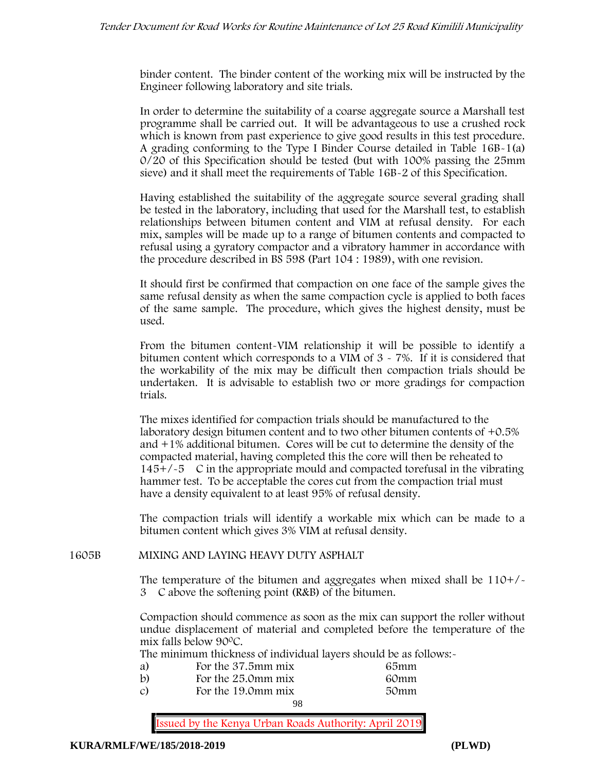binder content. The binder content of the working mix will be instructed by the Engineer following laboratory and site trials.

In order to determine the suitability of a coarse aggregate source a Marshall test programme shall be carried out. It will be advantageous to use a crushed rock which is known from past experience to give good results in this test procedure. A grading conforming to the Type I Binder Course detailed in Table 16B-1(a) 0/20 of this Specification should be tested (but with 100% passing the 25mm sieve) and it shall meet the requirements of Table 16B-2 of this Specification.

Having established the suitability of the aggregate source several grading shall be tested in the laboratory, including that used for the Marshall test, to establish relationships between bitumen content and VIM at refusal density. For each mix, samples will be made up to a range of bitumen contents and compacted to refusal using a gyratory compactor and a vibratory hammer in accordance with the procedure described in BS 598 (Part 104 : 1989), with one revision.

It should first be confirmed that compaction on one face of the sample gives the same refusal density as when the same compaction cycle is applied to both faces of the same sample. The procedure, which gives the highest density, must be used.

From the bitumen content-VIM relationship it will be possible to identify a bitumen content which corresponds to a VIM of 3 - 7%. If it is considered that the workability of the mix may be difficult then compaction trials should be undertaken. It is advisable to establish two or more gradings for compaction trials.

The mixes identified for compaction trials should be manufactured to the laboratory design bitumen content and to two other bitumen contents of +0.5% and +1% additional bitumen. Cores will be cut to determine the density of the compacted material, having completed this the core will then be reheated to 145+/-5 C in the appropriate mould and compacted torefusal in the vibrating hammer test. To be acceptable the cores cut from the compaction trial must have a density equivalent to at least 95% of refusal density.

The compaction trials will identify a workable mix which can be made to a bitumen content which gives 3% VIM at refusal density.

## 1605B MIXING AND LAYING HEAVY DUTY ASPHALT

The temperature of the bitumen and aggregates when mixed shall be 110+/-3 C above the softening point (R&B) of the bitumen.

Compaction should commence as soon as the mix can support the roller without undue displacement of material and completed before the temperature of the mix falls below 90$^{0}$C.

The minimum thickness of individual layers should be as follows:-

| | | |
|---|---|---|
| a) | For the 37.5mm mix | 65mm |
| b) | For the 25.0mm mix | 60mm |
| c) | For the 19.0mm mix | 50mm |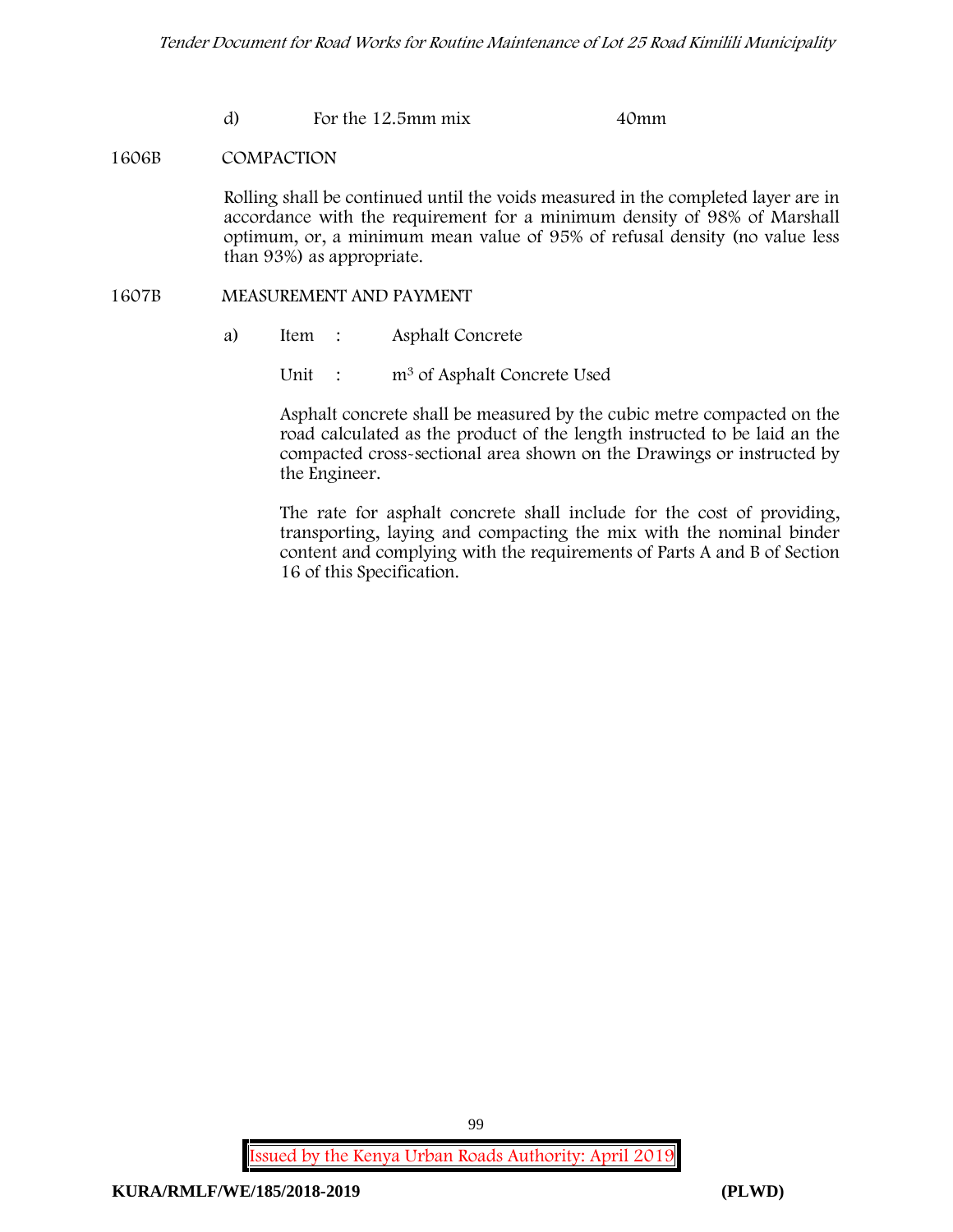d) For the 12.5mm mix 40mm

## 1606B COMPACTION

Rolling shall be continued until the voids measured in the completed layer are in accordance with the requirement for a minimum density of 98% of Marshall optimum, or, a minimum mean value of 95% of refusal density (no value less than 93%) as appropriate.

## 1607B MEASUREMENT AND PAYMENT

a) Item : Asphalt Concrete

Unit : $m^3$ of Asphalt Concrete Used

Asphalt concrete shall be measured by the cubic metre compacted on the road calculated as the product of the length instructed to be laid an the compacted cross-sectional area shown on the Drawings or instructed by the Engineer.

The rate for asphalt concrete shall include for the cost of providing, transporting, laying and compacting the mix with the nominal binder content and complying with the requirements of Parts A and B of Section 16 of this Specification.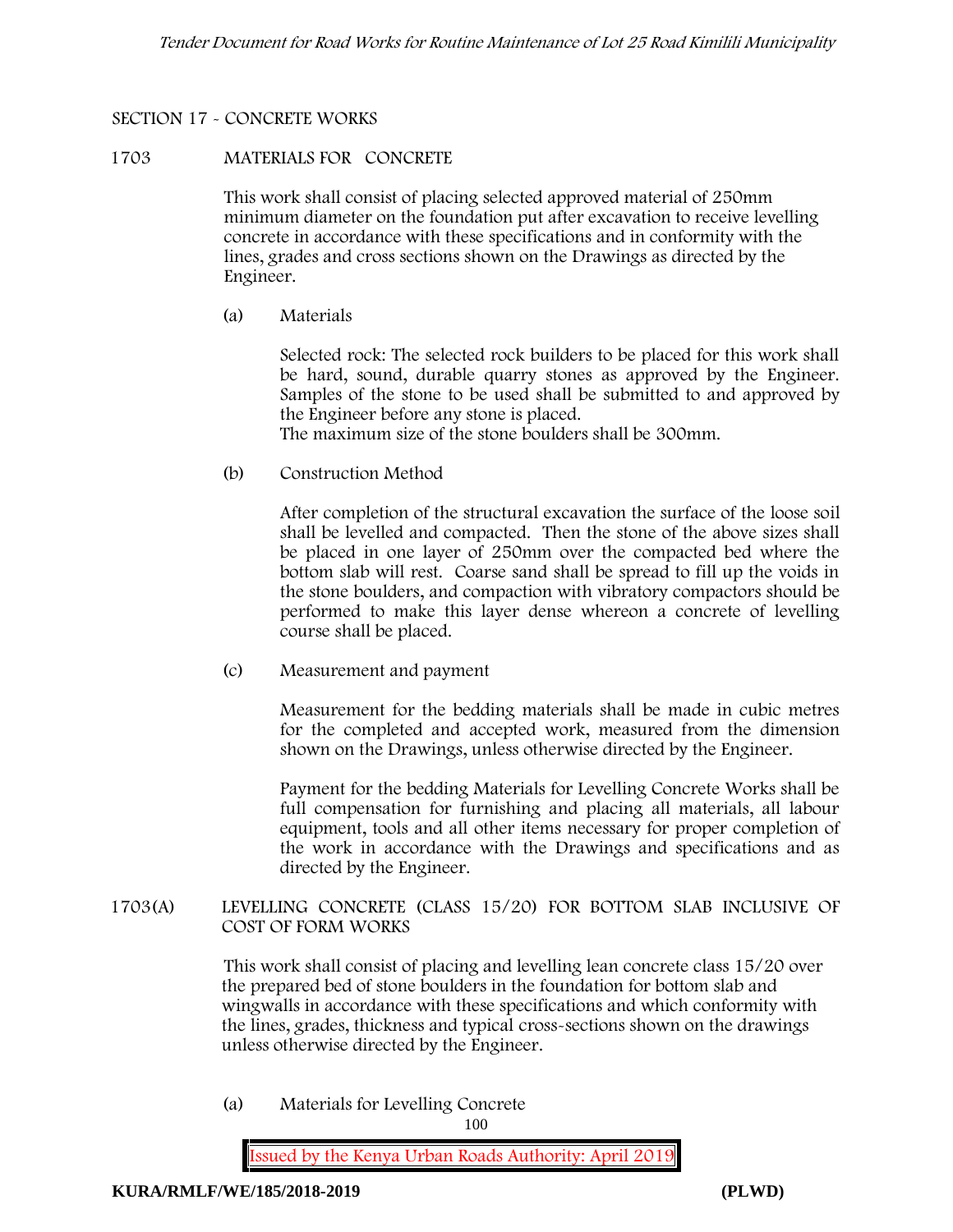SECTION 17 - CONCRETE WORKS

1703 MATERIALS FOR CONCRETE

This work shall consist of placing selected approved material of 250mm minimum diameter on the foundation put after excavation to receive levelling concrete in accordance with these specifications and in conformity with the lines, grades and cross sections shown on the Drawings as directed by the Engineer.

(a) Materials

Selected rock: The selected rock builders to be placed for this work shall be hard, sound, durable quarry stones as approved by the Engineer. Samples of the stone to be used shall be submitted to and approved by the Engineer before any stone is placed.
The maximum size of the stone boulders shall be 300mm.

(b) Construction Method

After completion of the structural excavation the surface of the loose soil shall be levelled and compacted. Then the stone of the above sizes shall be placed in one layer of 250mm over the compacted bed where the bottom slab will rest. Coarse sand shall be spread to fill up the voids in the stone boulders, and compaction with vibratory compactors should be performed to make this layer dense whereon a concrete of levelling course shall be placed.

(c) Measurement and payment

Measurement for the bedding materials shall be made in cubic metres for the completed and accepted work, measured from the dimension shown on the Drawings, unless otherwise directed by the Engineer.

Payment for the bedding Materials for Levelling Concrete Works shall be full compensation for furnishing and placing all materials, all labour equipment, tools and all other items necessary for proper completion of the work in accordance with the Drawings and specifications and as directed by the Engineer.

1703(A) LEVELLING CONCRETE (CLASS 15/20) FOR BOTTOM SLAB INCLUSIVE OF COST OF FORM WORKS

This work shall consist of placing and levelling lean concrete class 15/20 over the prepared bed of stone boulders in the foundation for bottom slab and wingwalls in accordance with these specifications and which conformity with the lines, grades, thickness and typical cross-sections shown on the drawings unless otherwise directed by the Engineer.

(a) Materials for Levelling Concrete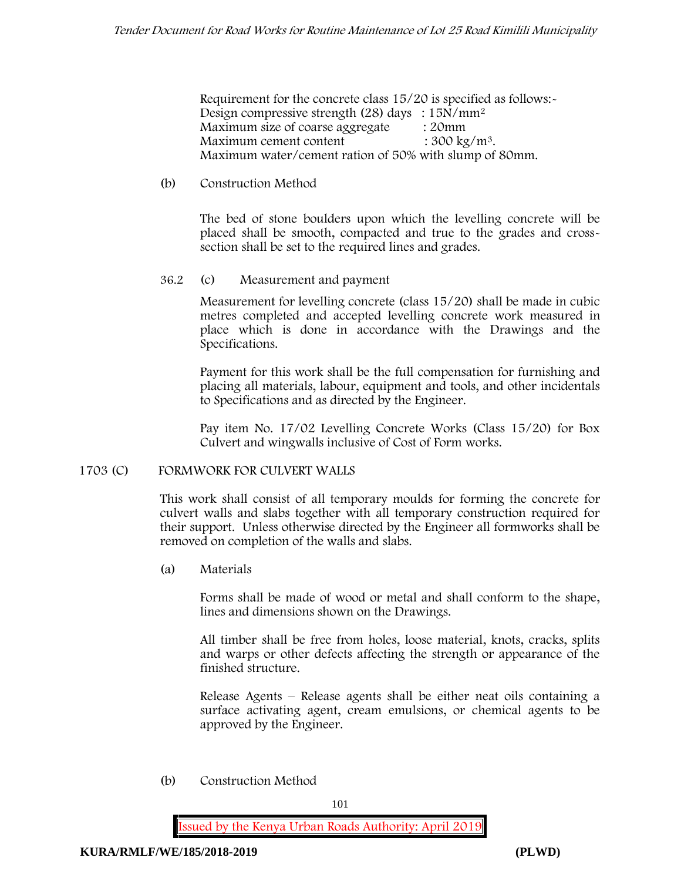Requirement for the concrete class 15/20 is specified as follows:-
Design compressive strength (28) days : 15N/mm$^2$
Maximum size of coarse aggregate : 20mm
Maximum cement content : 300 kg/m$^3$.
Maximum water/cement ration of 50% with slump of 80mm.

(b) Construction Method

The bed of stone boulders upon which the levelling concrete will be placed shall be smooth, compacted and true to the grades and cross-section shall be set to the required lines and grades.

36.2 (c) Measurement and payment

Measurement for levelling concrete (class 15/20) shall be made in cubic metres completed and accepted levelling concrete work measured in place which is done in accordance with the Drawings and the Specifications.

Payment for this work shall be the full compensation for furnishing and placing all materials, labour, equipment and tools, and other incidentals to Specifications and as directed by the Engineer.

Pay item No. 17/02 Levelling Concrete Works (Class 15/20) for Box Culvert and wingwalls inclusive of Cost of Form works.

## 1703 (C) FORMWORK FOR CULVERT WALLS

This work shall consist of all temporary moulds for forming the concrete for culvert walls and slabs together with all temporary construction required for their support. Unless otherwise directed by the Engineer all formworks shall be removed on completion of the walls and slabs.

(a) Materials

Forms shall be made of wood or metal and shall conform to the shape, lines and dimensions shown on the Drawings.

All timber shall be free from holes, loose material, knots, cracks, splits and warps or other defects affecting the strength or appearance of the finished structure.

Release Agents – Release agents shall be either neat oils containing a surface activating agent, cream emulsions, or chemical agents to be approved by the Engineer.

(b) Construction Method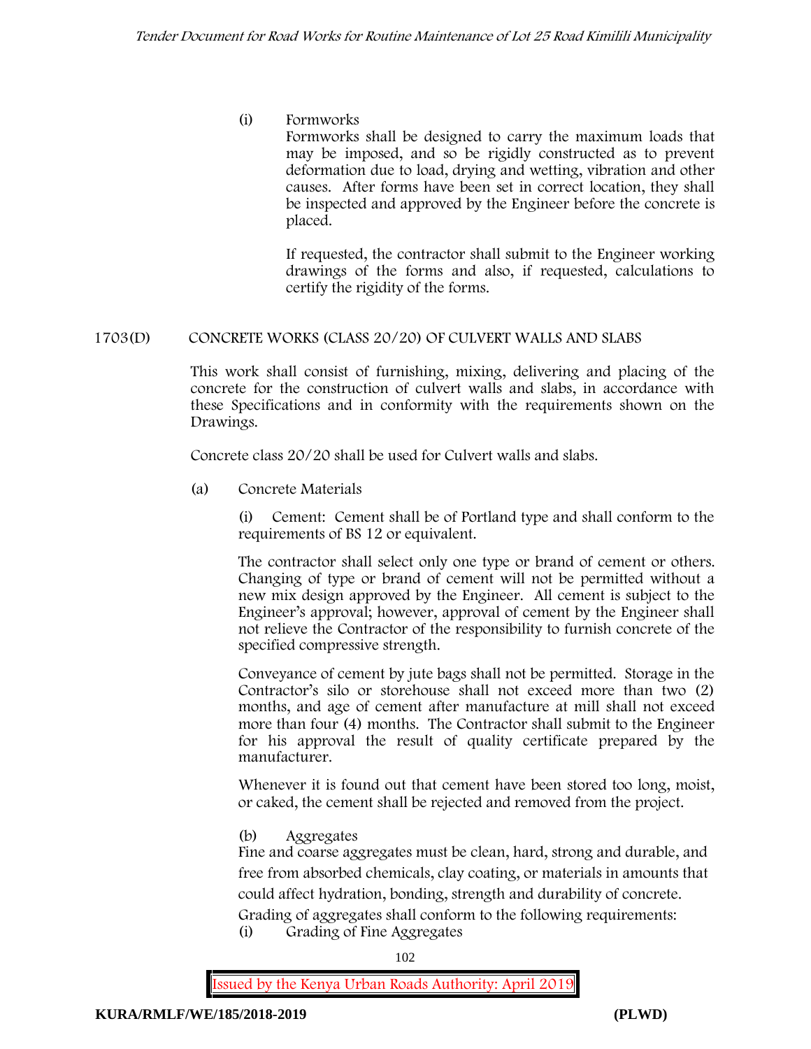(i) Formworks

Formworks shall be designed to carry the maximum loads that may be imposed, and so be rigidly constructed as to prevent deformation due to load, drying and wetting, vibration and other causes. After forms have been set in correct location, they shall be inspected and approved by the Engineer before the concrete is placed.

If requested, the contractor shall submit to the Engineer working drawings of the forms and also, if requested, calculations to certify the rigidity of the forms.

## 1703(D) CONCRETE WORKS (CLASS 20/20) OF CULVERT WALLS AND SLABS

This work shall consist of furnishing, mixing, delivering and placing of the concrete for the construction of culvert walls and slabs, in accordance with these Specifications and in conformity with the requirements shown on the Drawings.

Concrete class 20/20 shall be used for Culvert walls and slabs.

(a) Concrete Materials

(i) Cement: Cement shall be of Portland type and shall conform to the requirements of BS 12 or equivalent.

The contractor shall select only one type or brand of cement or others. Changing of type or brand of cement will not be permitted without a new mix design approved by the Engineer. All cement is subject to the Engineer's approval; however, approval of cement by the Engineer shall not relieve the Contractor of the responsibility to furnish concrete of the specified compressive strength.

Conveyance of cement by jute bags shall not be permitted. Storage in the Contractor's silo or storehouse shall not exceed more than two (2) months, and age of cement after manufacture at mill shall not exceed more than four (4) months. The Contractor shall submit to the Engineer for his approval the result of quality certificate prepared by the manufacturer.

Whenever it is found out that cement have been stored too long, moist, or caked, the cement shall be rejected and removed from the project.

(b) Aggregates

Fine and coarse aggregates must be clean, hard, strong and durable, and free from absorbed chemicals, clay coating, or materials in amounts that could affect hydration, bonding, strength and durability of concrete.

Grading of aggregates shall conform to the following requirements:

(i) Grading of Fine Aggregates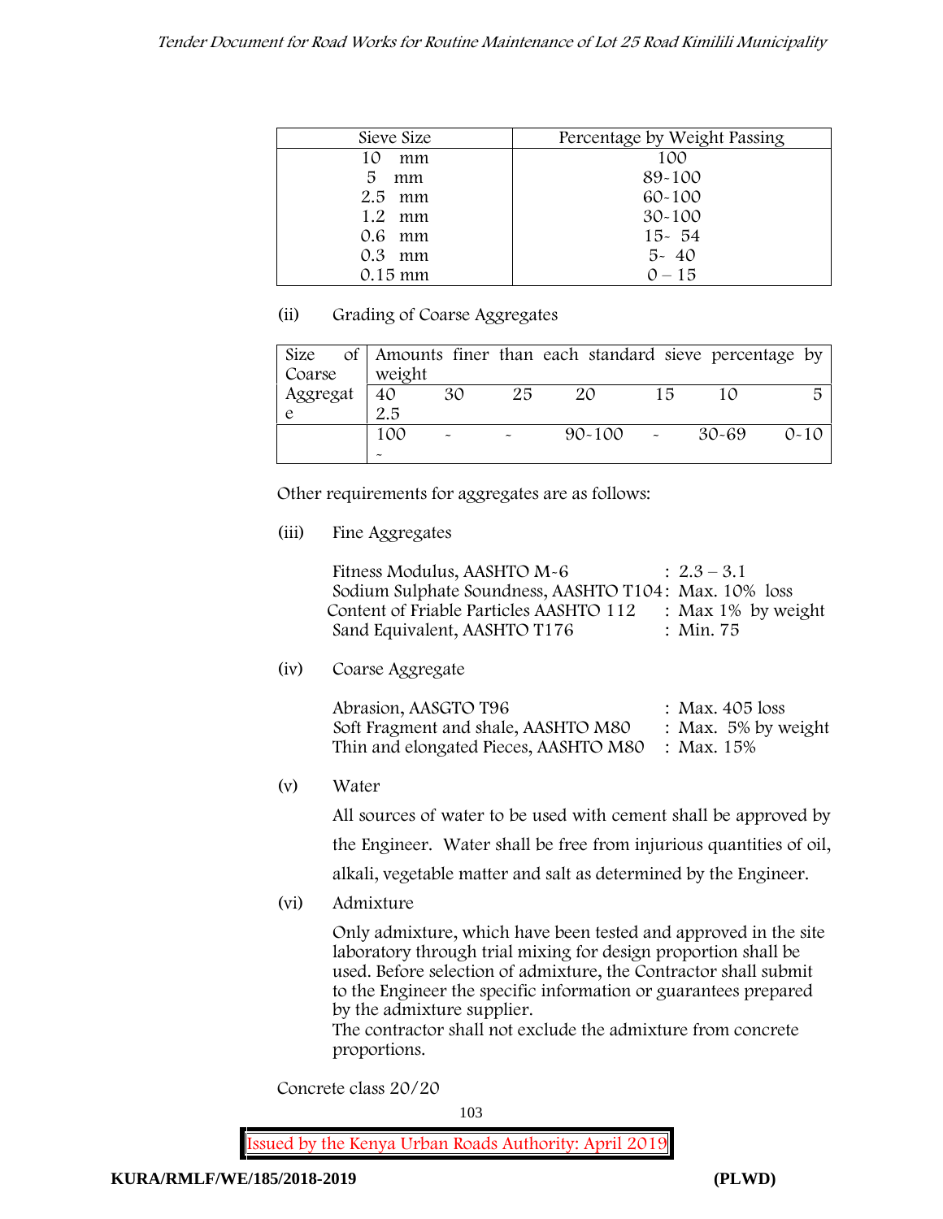| Sieve Size | Percentage by Weight Passing |
|---|---|
| 10 mm | 100 |
| 5 mm | 89-100 |
| 2.5 mm | 60-100 |
| 1.2 mm | 30-100 |
| 0.6 mm | 15- 54 |
| 0.3 mm | 5- 40 |
| 0.15 mm | 0 – 15 |

(ii) Grading of Coarse Aggregates

| Size of Coarse Aggregate | Amounts finer than each standard sieve percentage by weight | | | | | | |
|---|---|---|---|---|---|---|---|
| | 40 2.5 | 30 | 25 | 20 | 15 | 10 | 5 |
| | 100 - | - | - | 90-100 | - | 30-69 | 0-10 |

Other requirements for aggregates are as follows:

(iii) Fine Aggregates

Fitness Modulus, AASHTO M-6 : 2.3 – 3.1
Sodium Sulphate Soundness, AASHTO T104: Max. 10% loss
Content of Friable Particles AASHTO 112 : Max 1% by weight
Sand Equivalent, AASHTO T176 : Min. 75

(iv) Coarse Aggregate

Abrasion, AASGTO T96 : Max. 405 loss
Soft Fragment and shale, AASHTO M80 : Max. 5% by weight
Thin and elongated Pieces, AASHTO M80 : Max. 15%

(v) Water

All sources of water to be used with cement shall be approved by the Engineer. Water shall be free from injurious quantities of oil, alkali, vegetable matter and salt as determined by the Engineer.

(vi) Admixture

Only admixture, which have been tested and approved in the site laboratory through trial mixing for design proportion shall be used. Before selection of admixture, the Contractor shall submit to the Engineer the specific information or guarantees prepared by the admixture supplier.
The contractor shall not exclude the admixture from concrete proportions.

Concrete class 20/20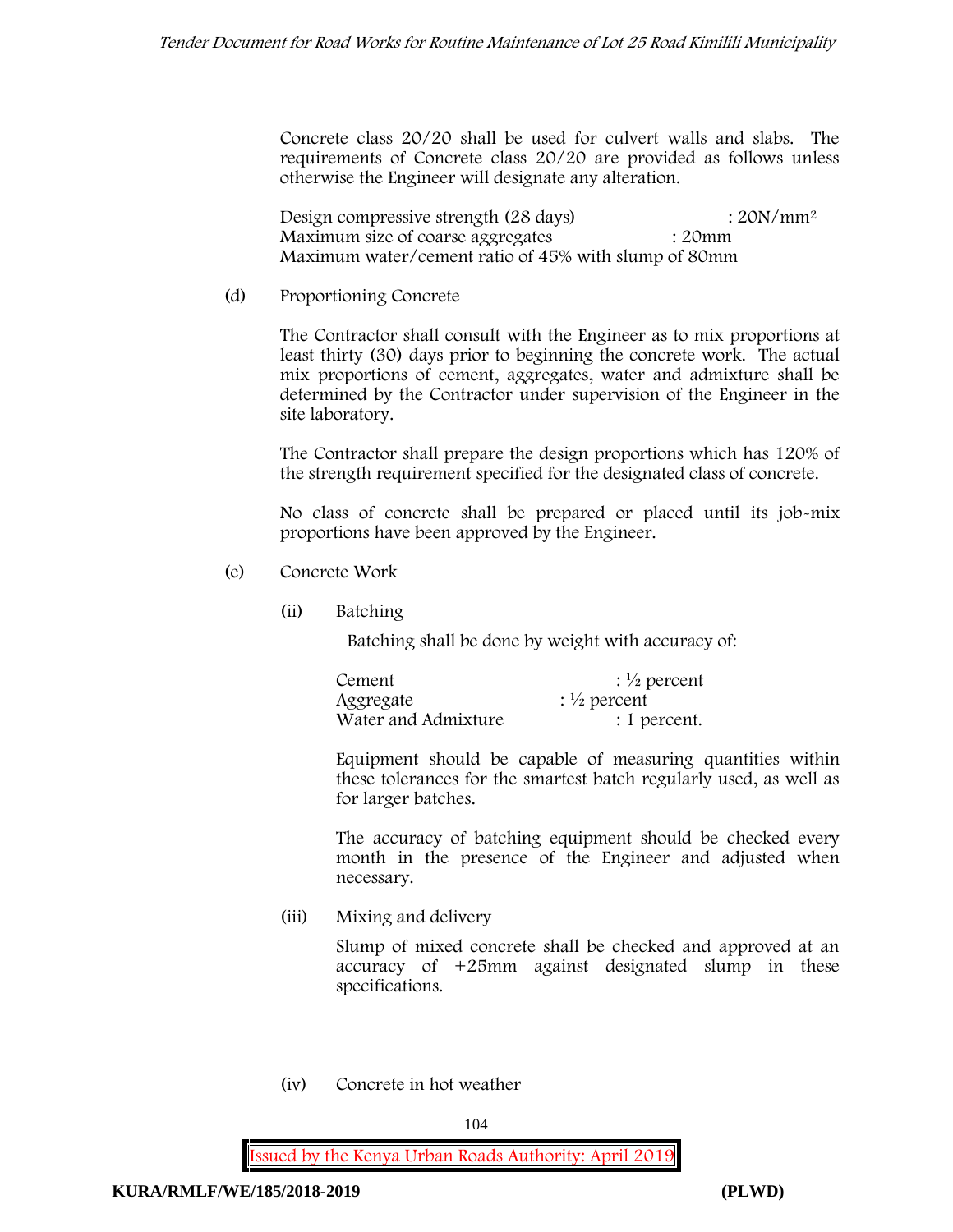Concrete class 20/20 shall be used for culvert walls and slabs. The requirements of Concrete class 20/20 are provided as follows unless otherwise the Engineer will designate any alteration.

Design compressive strength (28 days) : 20N/mm²
Maximum size of coarse aggregates : 20mm
Maximum water/cement ratio of 45% with slump of 80mm

(d) Proportioning Concrete

The Contractor shall consult with the Engineer as to mix proportions at least thirty (30) days prior to beginning the concrete work. The actual mix proportions of cement, aggregates, water and admixture shall be determined by the Contractor under supervision of the Engineer in the site laboratory.

The Contractor shall prepare the design proportions which has 120% of the strength requirement specified for the designated class of concrete.

No class of concrete shall be prepared or placed until its job-mix proportions have been approved by the Engineer.

(e) Concrete Work

(ii) Batching

Batching shall be done by weight with accuracy of:

Cement : ½ percent
Aggregate : ½ percent
Water and Admixture : 1 percent.

Equipment should be capable of measuring quantities within these tolerances for the smartest batch regularly used, as well as for larger batches.

The accuracy of batching equipment should be checked every month in the presence of the Engineer and adjusted when necessary.

(iii) Mixing and delivery

Slump of mixed concrete shall be checked and approved at an accuracy of +25mm against designated slump in these specifications.

(iv) Concrete in hot weather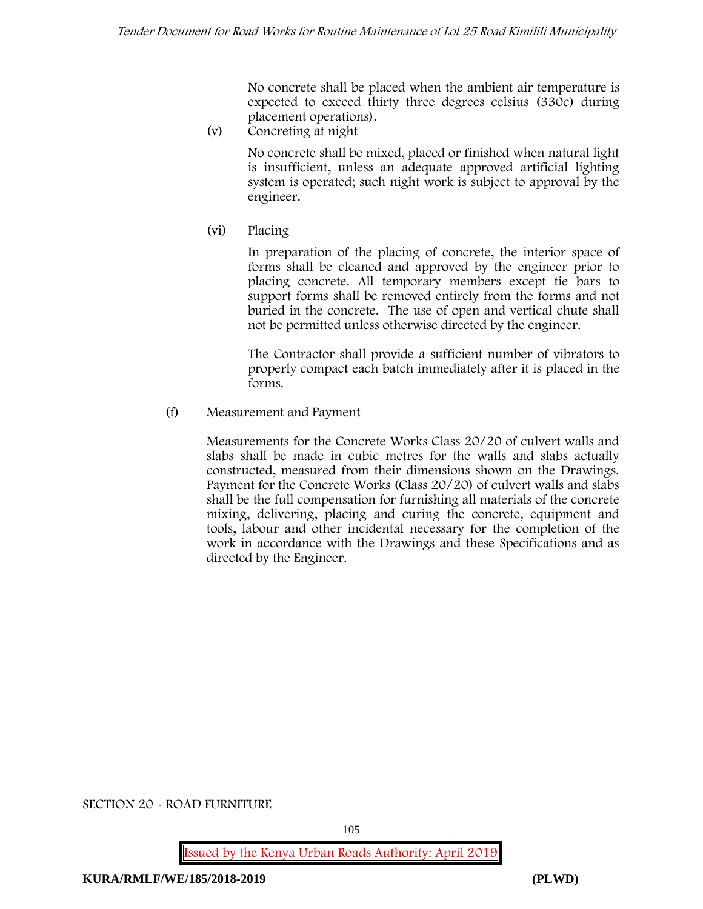No concrete shall be placed when the ambient air temperature is expected to exceed thirty three degrees celsius (330c) during placement operations).

(v) Concreting at night

No concrete shall be mixed, placed or finished when natural light is insufficient, unless an adequate approved artificial lighting system is operated; such night work is subject to approval by the engineer.

(vi) Placing

In preparation of the placing of concrete, the interior space of forms shall be cleaned and approved by the engineer prior to placing concrete. All temporary members except tie bars to support forms shall be removed entirely from the forms and not buried in the concrete. The use of open and vertical chute shall not be permitted unless otherwise directed by the engineer.

The Contractor shall provide a sufficient number of vibrators to properly compact each batch immediately after it is placed in the forms.

(f) Measurement and Payment

Measurements for the Concrete Works Class 20/20 of culvert walls and slabs shall be made in cubic metres for the walls and slabs actually constructed, measured from their dimensions shown on the Drawings. Payment for the Concrete Works (Class 20/20) of culvert walls and slabs shall be the full compensation for furnishing all materials of the concrete mixing, delivering, placing and curing the concrete, equipment and tools, labour and other incidental necessary for the completion of the work in accordance with the Drawings and these Specifications and as directed by the Engineer.

SECTION 20 - ROAD FURNITURE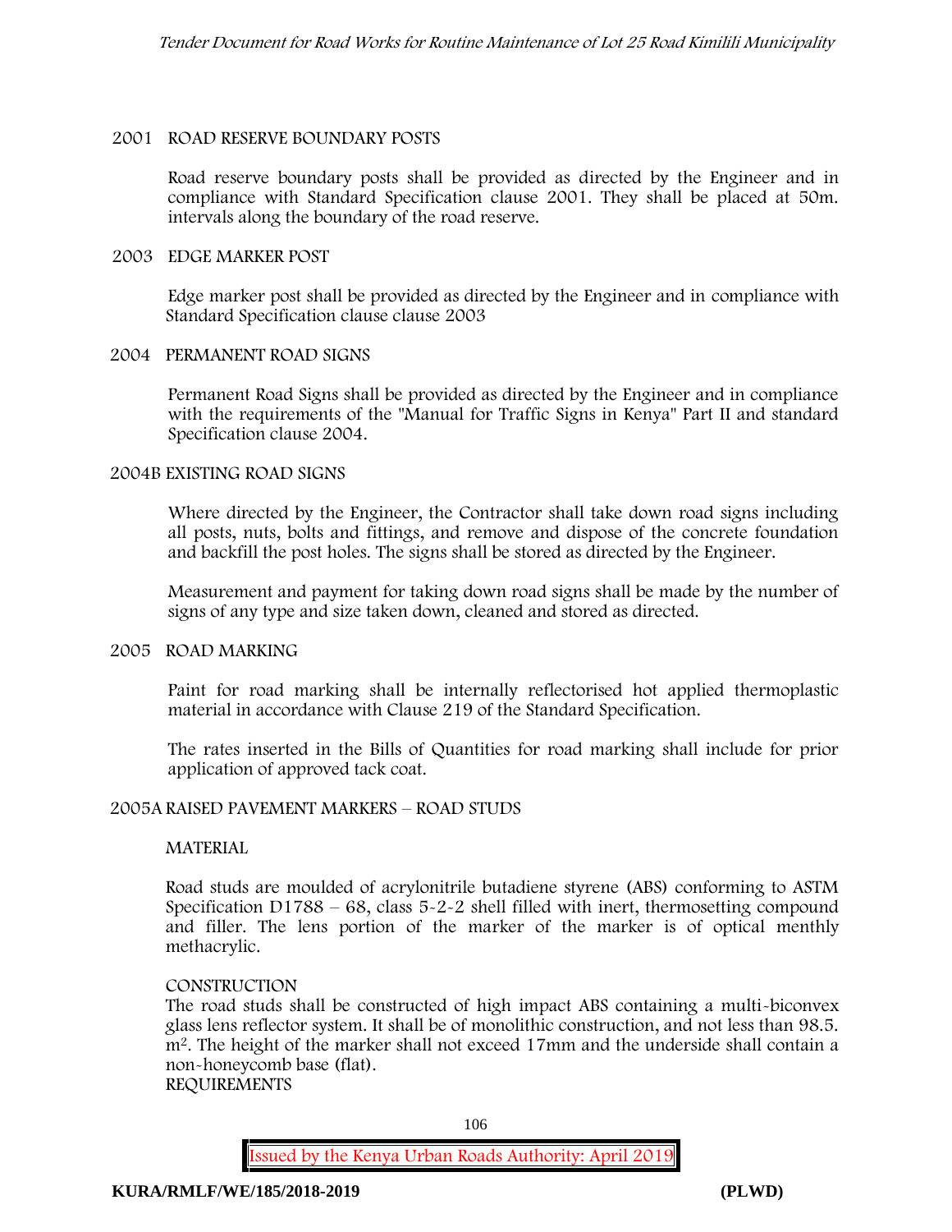## 2001 ROAD RESERVE BOUNDARY POSTS

Road reserve boundary posts shall be provided as directed by the Engineer and in compliance with Standard Specification clause 2001. They shall be placed at 50m. intervals along the boundary of the road reserve.

## 2003 EDGE MARKER POST

Edge marker post shall be provided as directed by the Engineer and in compliance with Standard Specification clause clause 2003

## 2004 PERMANENT ROAD SIGNS

Permanent Road Signs shall be provided as directed by the Engineer and in compliance with the requirements of the "Manual for Traffic Signs in Kenya" Part II and standard Specification clause 2004.

## 2004B EXISTING ROAD SIGNS

Where directed by the Engineer, the Contractor shall take down road signs including all posts, nuts, bolts and fittings, and remove and dispose of the concrete foundation and backfill the post holes. The signs shall be stored as directed by the Engineer.

Measurement and payment for taking down road signs shall be made by the number of signs of any type and size taken down, cleaned and stored as directed.

## 2005 ROAD MARKING

Paint for road marking shall be internally reflectorised hot applied thermoplastic material in accordance with Clause 219 of the Standard Specification.

The rates inserted in the Bills of Quantities for road marking shall include for prior application of approved tack coat.

## 2005A RAISED PAVEMENT MARKERS – ROAD STUDS

### MATERIAL

Road studs are moulded of acrylonitrile butadiene styrene (ABS) conforming to ASTM Specification D1788 – 68, class 5-2-2 shell filled with inert, thermosetting compound and filler. The lens portion of the marker of the marker is of optical menthly methacrylic.

### CONSTRUCTION

The road studs shall be constructed of high impact ABS containing a multi-biconvex glass lens reflector system. It shall be of monolithic construction, and not less than 98.5. $m^2$. The height of the marker shall not exceed 17mm and the underside shall contain a non-honeycomb base (flat).

### REQUIREMENTS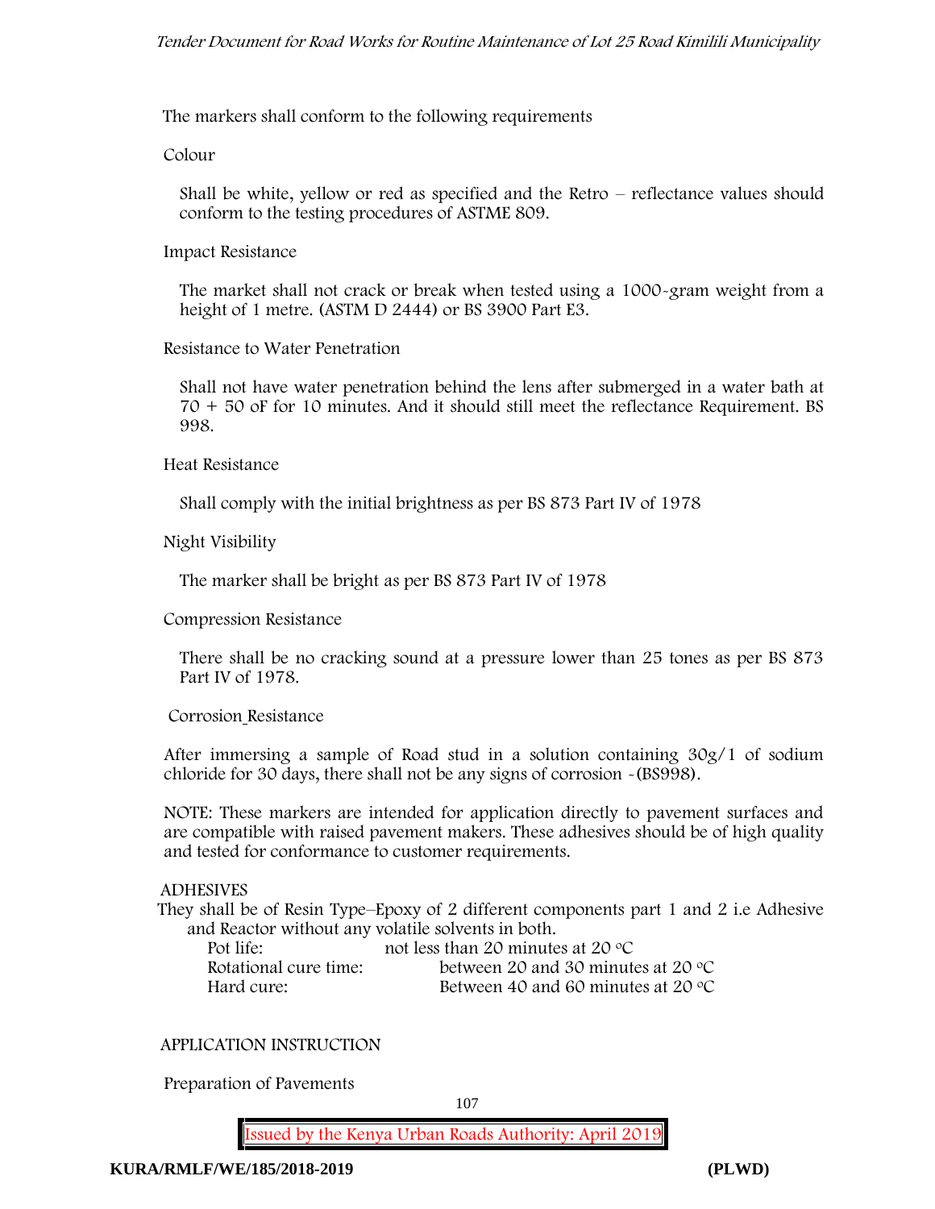The markers shall conform to the following requirements

Colour

Shall be white, yellow or red as specified and the Retro – reflectance values should conform to the testing procedures of ASTME 809.

Impact Resistance

The market shall not crack or break when tested using a 1000-gram weight from a height of 1 metre. (ASTM D 2444) or BS 3900 Part E3.

Resistance to Water Penetration

Shall not have water penetration behind the lens after submerged in a water bath at 70 + 50 oF for 10 minutes. And it should still meet the reflectance Requirement. BS 998.

Heat Resistance

Shall comply with the initial brightness as per BS 873 Part IV of 1978

Night Visibility

The marker shall be bright as per BS 873 Part IV of 1978

Compression Resistance

There shall be no cracking sound at a pressure lower than 25 tones as per BS 873 Part IV of 1978.

Corrosion Resistance

After immersing a sample of Road stud in a solution containing 30g/1 of sodium chloride for 30 days, there shall not be any signs of corrosion -(BS998).

NOTE: These markers are intended for application directly to pavement surfaces and are compatible with raised pavement makers. These adhesives should be of high quality and tested for conformance to customer requirements.

ADHESIVES

They shall be of Resin Type–Epoxy of 2 different components part 1 and 2 i.e Adhesive and Reactor without any volatile solvents in both.

| | |
|---|---|
| Pot life: | not less than 20 minutes at 20 °C |
| Rotational cure time: | between 20 and 30 minutes at 20 °C |
| Hard cure: | Between 40 and 60 minutes at 20 °C |

APPLICATION INSTRUCTION

Preparation of Pavements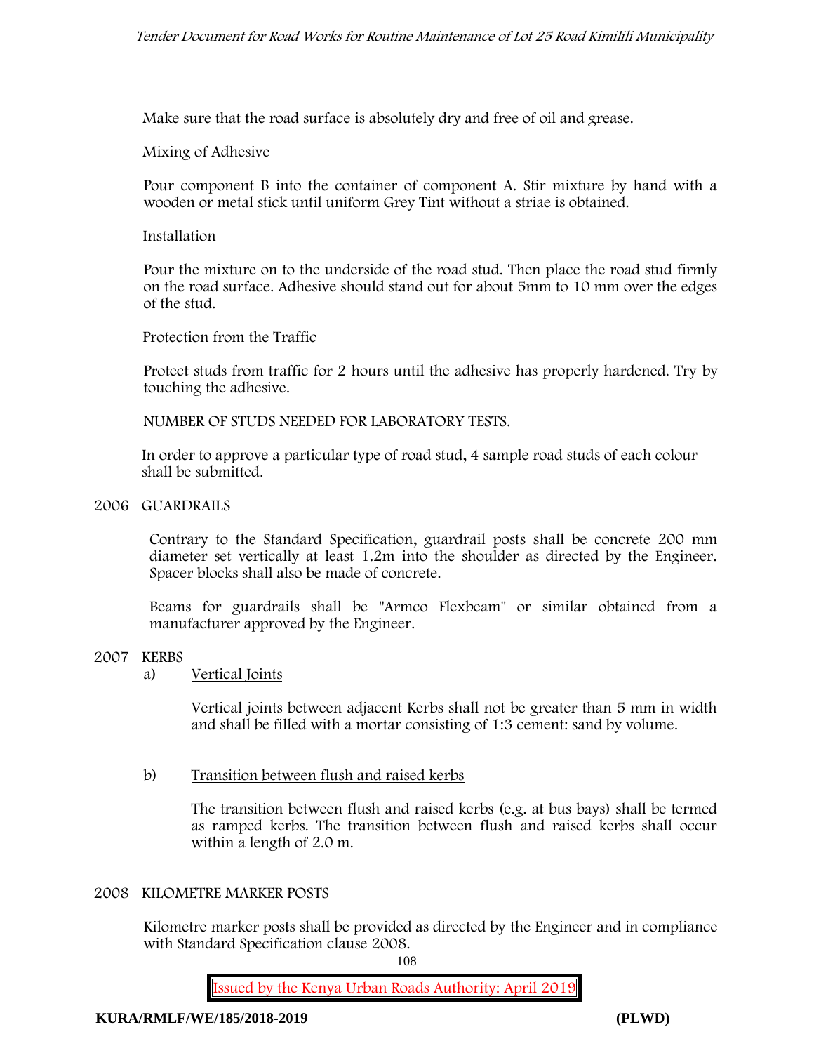Make sure that the road surface is absolutely dry and free of oil and grease.

Mixing of Adhesive

Pour component B into the container of component A. Stir mixture by hand with a wooden or metal stick until uniform Grey Tint without a striae is obtained.

Installation

Pour the mixture on to the underside of the road stud. Then place the road stud firmly on the road surface. Adhesive should stand out for about 5mm to 10 mm over the edges of the stud.

Protection from the Traffic

Protect studs from traffic for 2 hours until the adhesive has properly hardened. Try by touching the adhesive.

NUMBER OF STUDS NEEDED FOR LABORATORY TESTS.

In order to approve a particular type of road stud, 4 sample road studs of each colour shall be submitted.

## 2006 GUARDRAILS

Contrary to the Standard Specification, guardrail posts shall be concrete 200 mm diameter set vertically at least 1.2m into the shoulder as directed by the Engineer. Spacer blocks shall also be made of concrete.

Beams for guardrails shall be "Armco Flexbeam" or similar obtained from a manufacturer approved by the Engineer.

## 2007 KERBS

a) Vertical Joints

Vertical joints between adjacent Kerbs shall not be greater than 5 mm in width and shall be filled with a mortar consisting of 1:3 cement: sand by volume.

b) Transition between flush and raised kerbs

The transition between flush and raised kerbs (e.g. at bus bays) shall be termed as ramped kerbs. The transition between flush and raised kerbs shall occur within a length of 2.0 m.

## 2008 KILOMETRE MARKER POSTS

Kilometre marker posts shall be provided as directed by the Engineer and in compliance with Standard Specification clause 2008.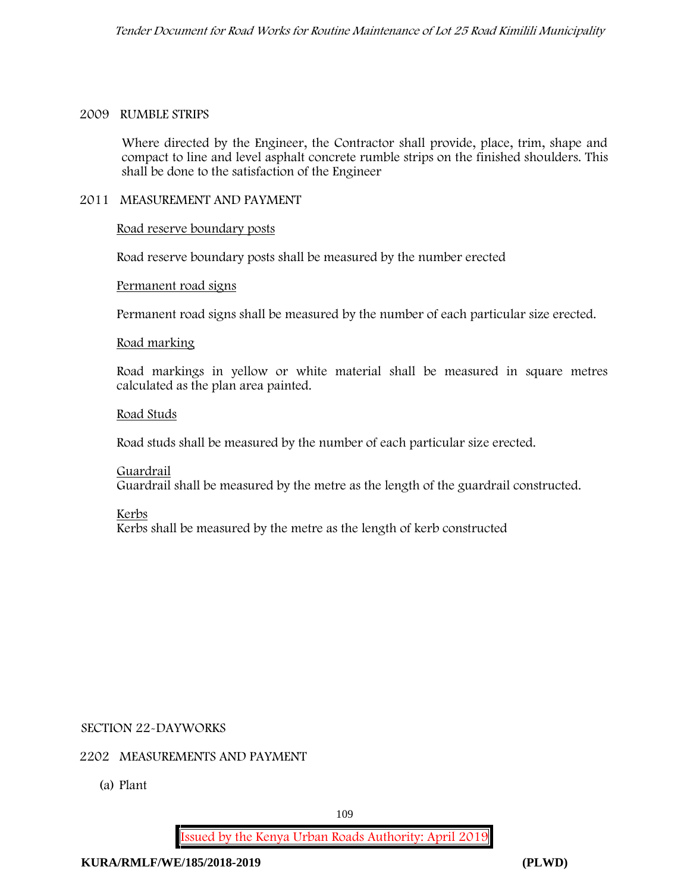2009 RUMBLE STRIPS

Where directed by the Engineer, the Contractor shall provide, place, trim, shape and compact to line and level asphalt concrete rumble strips on the finished shoulders. This shall be done to the satisfaction of the Engineer

2011 MEASUREMENT AND PAYMENT

Road reserve boundary posts

Road reserve boundary posts shall be measured by the number erected

Permanent road signs

Permanent road signs shall be measured by the number of each particular size erected.

Road marking

Road markings in yellow or white material shall be measured in square metres calculated as the plan area painted.

Road Studs

Road studs shall be measured by the number of each particular size erected.

Guardrail
Guardrail shall be measured by the metre as the length of the guardrail constructed.

Kerbs
Kerbs shall be measured by the metre as the length of kerb constructed

SECTION 22-DAYWORKS

2202 MEASUREMENTS AND PAYMENT

(a) Plant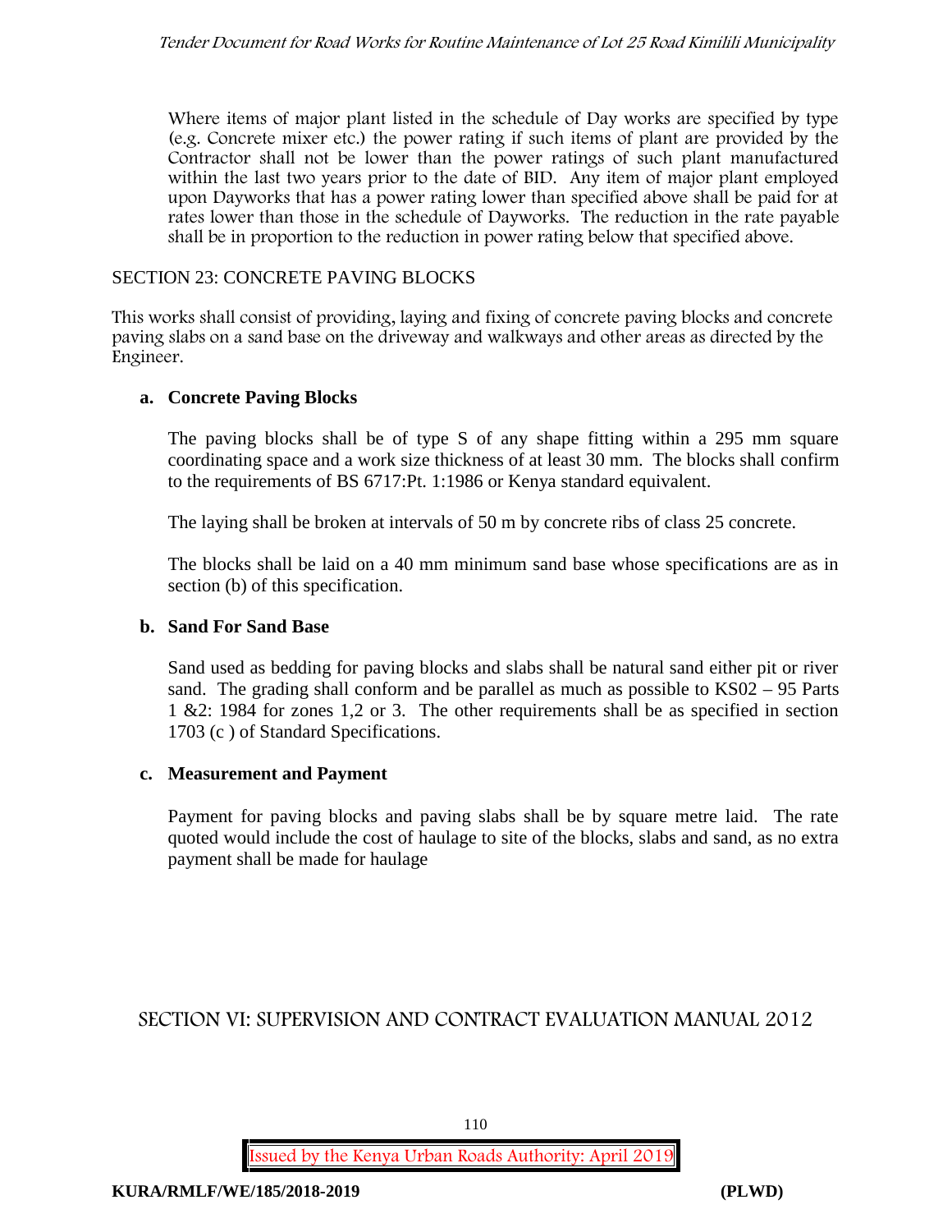Where items of major plant listed in the schedule of Day works are specified by type (e.g. Concrete mixer etc.) the power rating if such items of plant are provided by the Contractor shall not be lower than the power ratings of such plant manufactured within the last two years prior to the date of BID. Any item of major plant employed upon Dayworks that has a power rating lower than specified above shall be paid for at rates lower than those in the schedule of Dayworks. The reduction in the rate payable shall be in proportion to the reduction in power rating below that specified above.

## SECTION 23: CONCRETE PAVING BLOCKS

This works shall consist of providing, laying and fixing of concrete paving blocks and concrete paving slabs on a sand base on the driveway and walkways and other areas as directed by the Engineer.

### a. Concrete Paving Blocks

The paving blocks shall be of type S of any shape fitting within a 295 mm square coordinating space and a work size thickness of at least 30 mm. The blocks shall confirm to the requirements of BS 6717:Pt. 1:1986 or Kenya standard equivalent.

The laying shall be broken at intervals of 50 m by concrete ribs of class 25 concrete.

The blocks shall be laid on a 40 mm minimum sand base whose specifications are as in section (b) of this specification.

### b. Sand For Sand Base

Sand used as bedding for paving blocks and slabs shall be natural sand either pit or river sand. The grading shall conform and be parallel as much as possible to KS02 – 95 Parts 1 &2: 1984 for zones 1,2 or 3. The other requirements shall be as specified in section 1703 (c ) of Standard Specifications.

### c. Measurement and Payment

Payment for paving blocks and paving slabs shall be by square metre laid. The rate quoted would include the cost of haulage to site of the blocks, slabs and sand, as no extra payment shall be made for haulage

# SECTION VI: SUPERVISION AND CONTRACT EVALUATION MANUAL 2012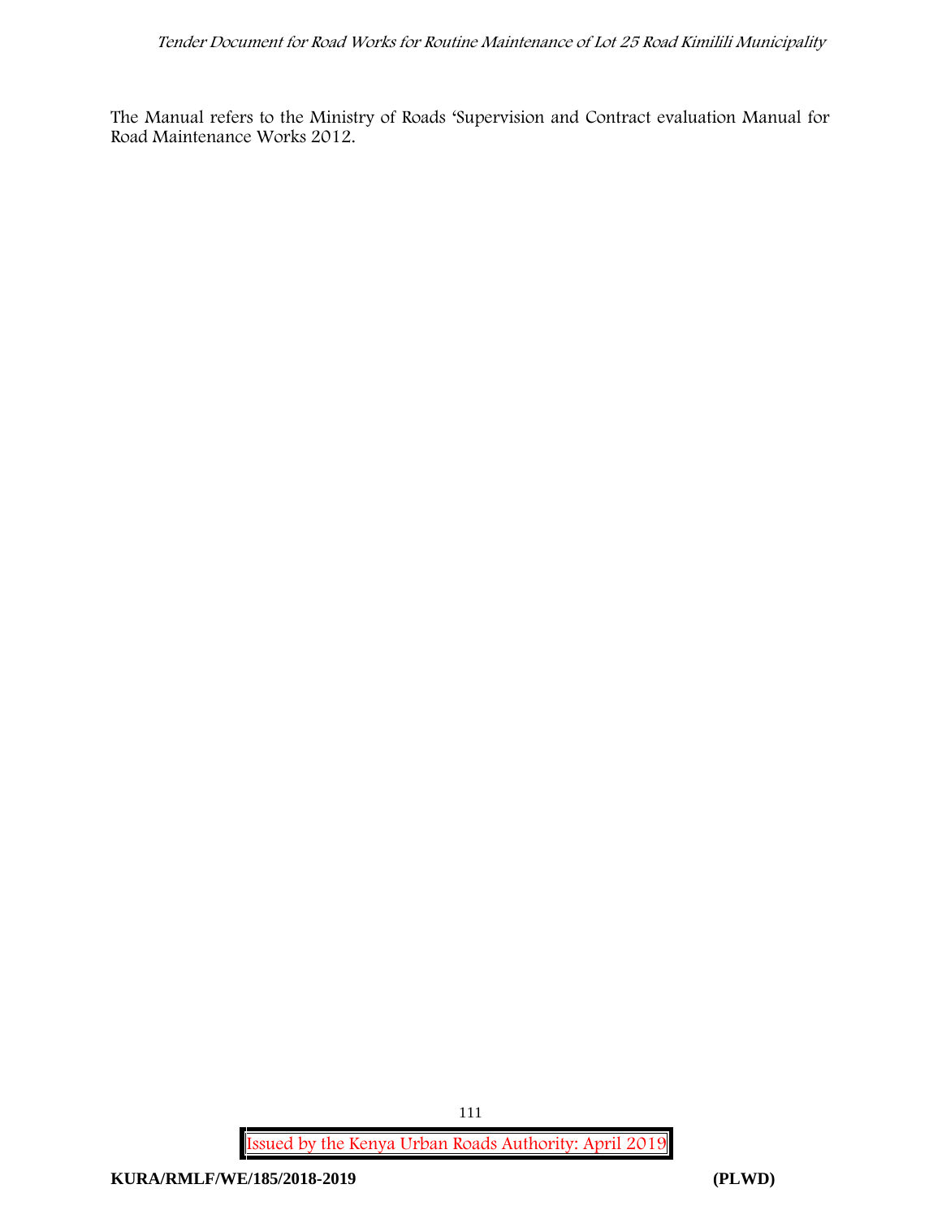The Manual refers to the Ministry of Roads 'Supervision and Contract evaluation Manual for Road Maintenance Works 2012.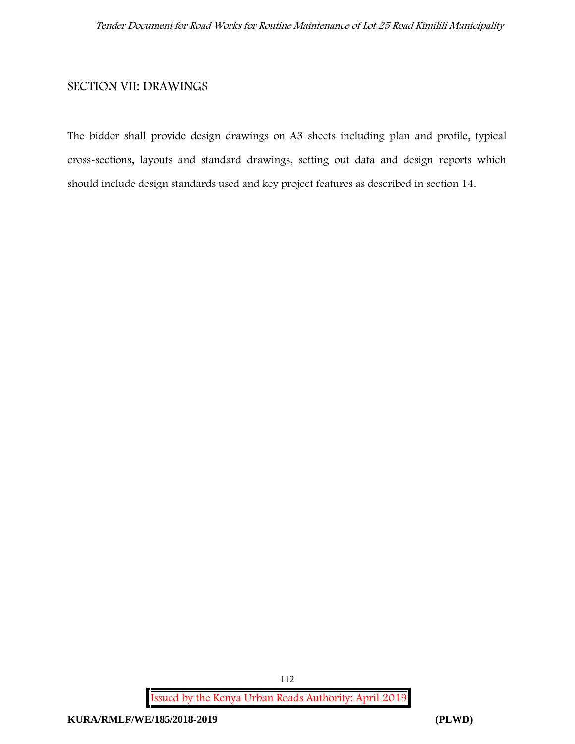## SECTION VII: DRAWINGS

The bidder shall provide design drawings on A3 sheets including plan and profile, typical cross-sections, layouts and standard drawings, setting out data and design reports which should include design standards used and key project features as described in section 14.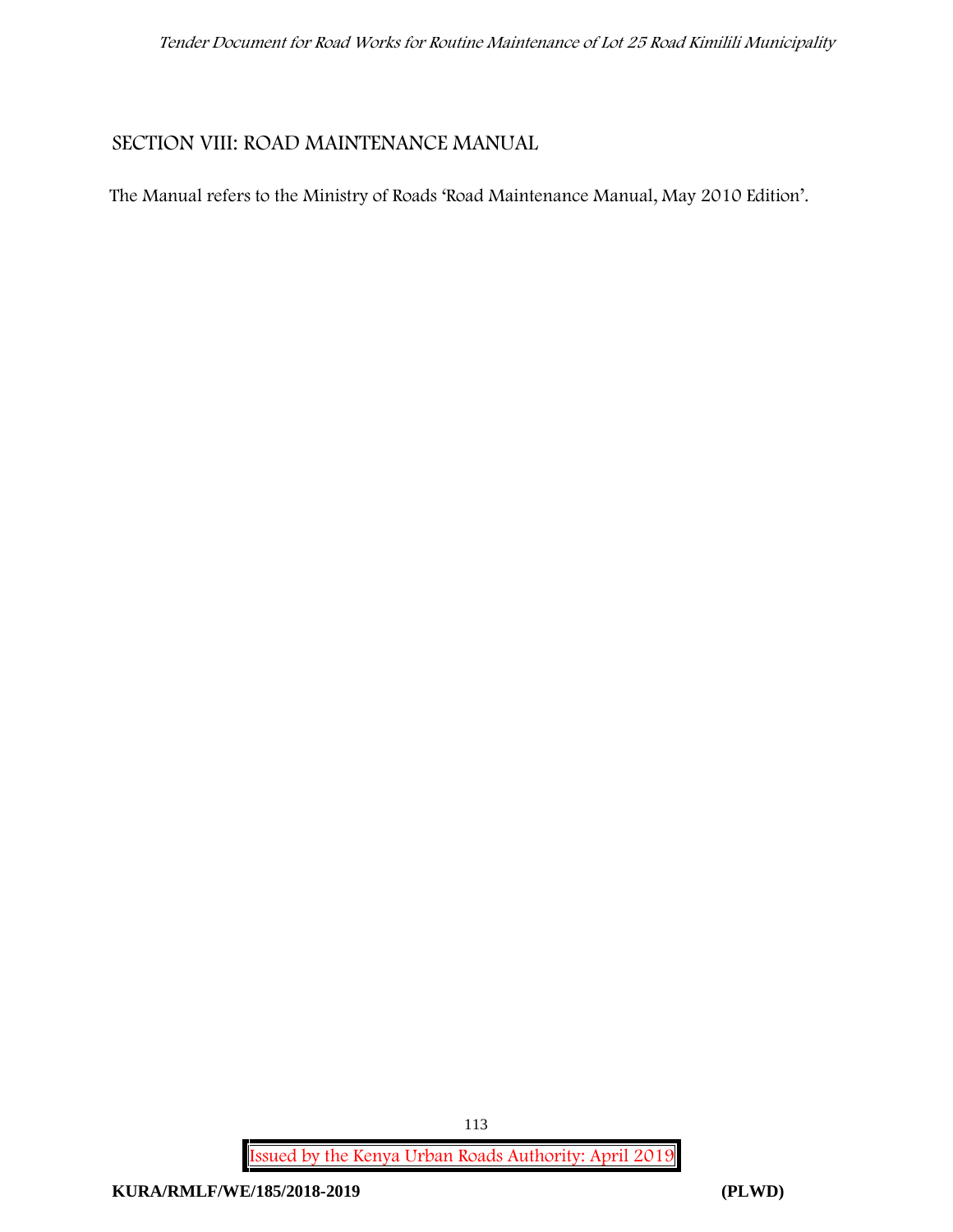## SECTION VIII: ROAD MAINTENANCE MANUAL

The Manual refers to the Ministry of Roads 'Road Maintenance Manual, May 2010 Edition'.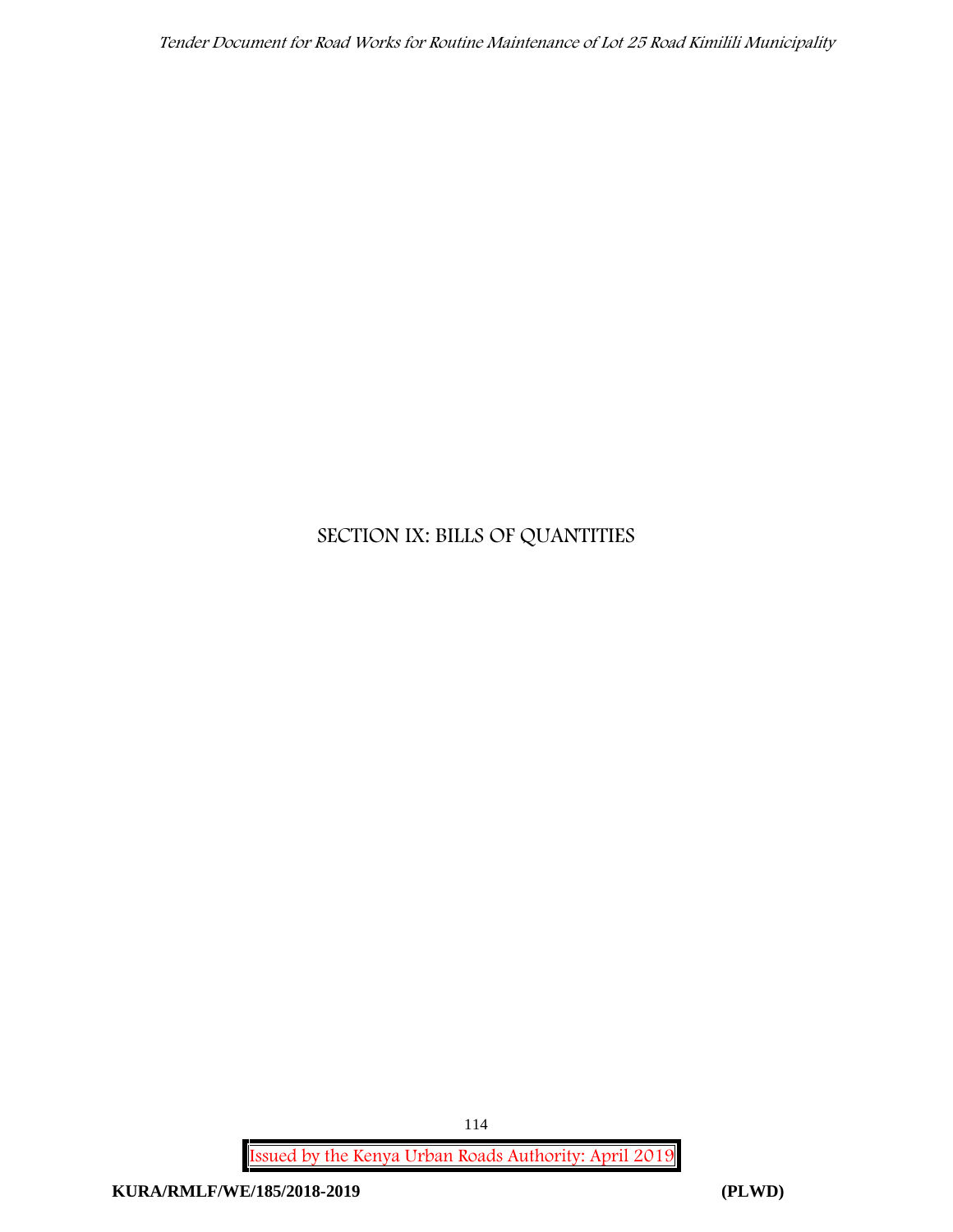# SECTION IX: BILLS OF QUANTITIES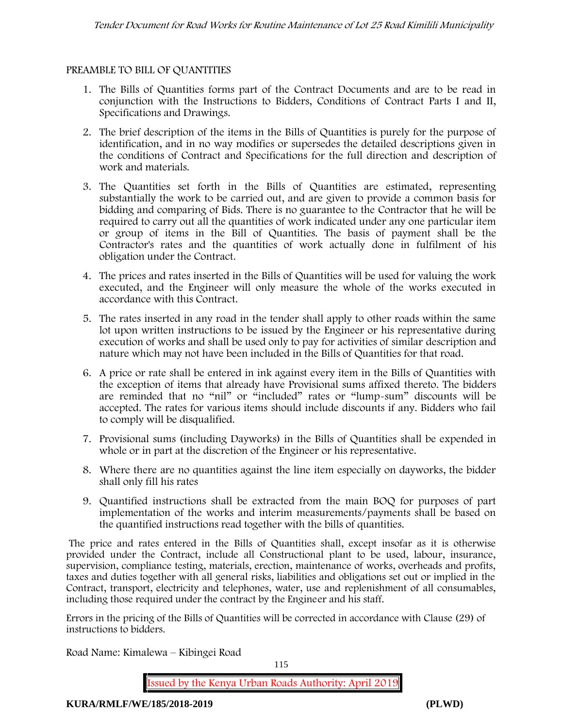PREAMBLE TO BILL OF QUANTITIES

1. The Bills of Quantities forms part of the Contract Documents and are to be read in conjunction with the Instructions to Bidders, Conditions of Contract Parts I and II, Specifications and Drawings.
2. The brief description of the items in the Bills of Quantities is purely for the purpose of identification, and in no way modifies or supersedes the detailed descriptions given in the conditions of Contract and Specifications for the full direction and description of work and materials.
3. The Quantities set forth in the Bills of Quantities are estimated, representing substantially the work to be carried out, and are given to provide a common basis for bidding and comparing of Bids. There is no guarantee to the Contractor that he will be required to carry out all the quantities of work indicated under any one particular item or group of items in the Bill of Quantities. The basis of payment shall be the Contractor's rates and the quantities of work actually done in fulfilment of his obligation under the Contract.
4. The prices and rates inserted in the Bills of Quantities will be used for valuing the work executed, and the Engineer will only measure the whole of the works executed in accordance with this Contract.
5. The rates inserted in any road in the tender shall apply to other roads within the same lot upon written instructions to be issued by the Engineer or his representative during execution of works and shall be used only to pay for activities of similar description and nature which may not have been included in the Bills of Quantities for that road.
6. A price or rate shall be entered in ink against every item in the Bills of Quantities with the exception of items that already have Provisional sums affixed thereto. The bidders are reminded that no "nil" or "included" rates or "lump-sum" discounts will be accepted. The rates for various items should include discounts if any. Bidders who fail to comply will be disqualified.
7. Provisional sums (including Dayworks) in the Bills of Quantities shall be expended in whole or in part at the discretion of the Engineer or his representative.
8. Where there are no quantities against the line item especially on dayworks, the bidder shall only fill his rates
9. Quantified instructions shall be extracted from the main BOQ for purposes of part implementation of the works and interim measurements/payments shall be based on the quantified instructions read together with the bills of quantities.

The price and rates entered in the Bills of Quantities shall, except insofar as it is otherwise provided under the Contract, include all Constructional plant to be used, labour, insurance, supervision, compliance testing, materials, erection, maintenance of works, overheads and profits, taxes and duties together with all general risks, liabilities and obligations set out or implied in the Contract, transport, electricity and telephones, water, use and replenishment of all consumables, including those required under the contract by the Engineer and his staff.

Errors in the pricing of the Bills of Quantities will be corrected in accordance with Clause (29) of instructions to bidders.

Road Name: Kimalewa – Kibingei Road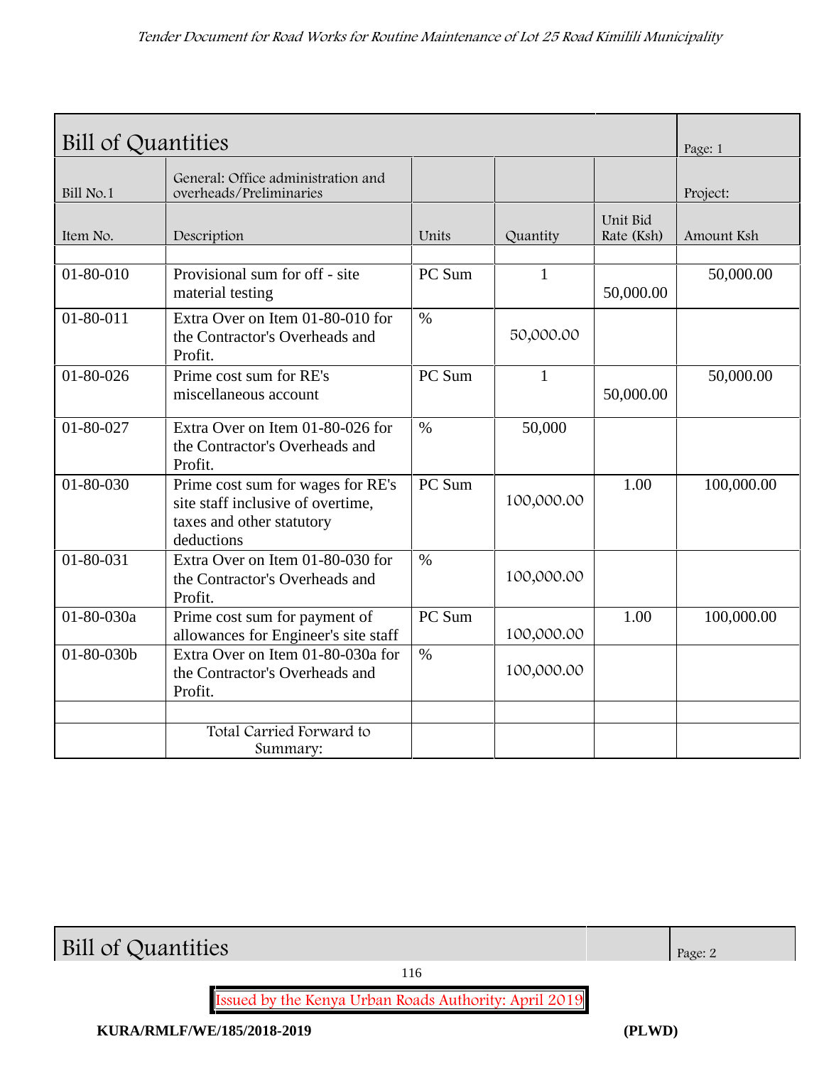| Bill of Quantities | | | | | Page: 1 |
|---|---|---|---|---|---|
| Bill No.1 | General: Office administration and overheads/Preliminaries | | | | Project: |
| Item No. | Description | Units | Quantity | Unit Bid Rate (Ksh) | Amount Ksh |
| | | | | | |
| 01-80-010 | Provisional sum for off - site material testing | PC Sum | 1 | 50,000.00 | 50,000.00 |
| 01-80-011 | Extra Over on Item 01-80-010 for the Contractor's Overheads and Profit. | % | 50,000.00 | | |
| 01-80-026 | Prime cost sum for RE's miscellaneous account | PC Sum | 1 | 50,000.00 | 50,000.00 |
| 01-80-027 | Extra Over on Item 01-80-026 for the Contractor's Overheads and Profit. | % | 50,000 | | |
| 01-80-030 | Prime cost sum for wages for RE's site staff inclusive of overtime, taxes and other statutory deductions | PC Sum | 100,000.00 | 1.00 | 100,000.00 |
| 01-80-031 | Extra Over on Item 01-80-030 for the Contractor's Overheads and Profit. | % | 100,000.00 | | |
| 01-80-030a | Prime cost sum for payment of allowances for Engineer's site staff | PC Sum | 100,000.00 | 1.00 | 100,000.00 |
| 01-80-030b | Extra Over on Item 01-80-030a for the Contractor's Overheads and Profit. | % | 100,000.00 | | |
| | | | | | |
| | Total Carried Forward to Summary: | | | | |

| Bill of Quantities | | Page: 2 |
|---|---|---|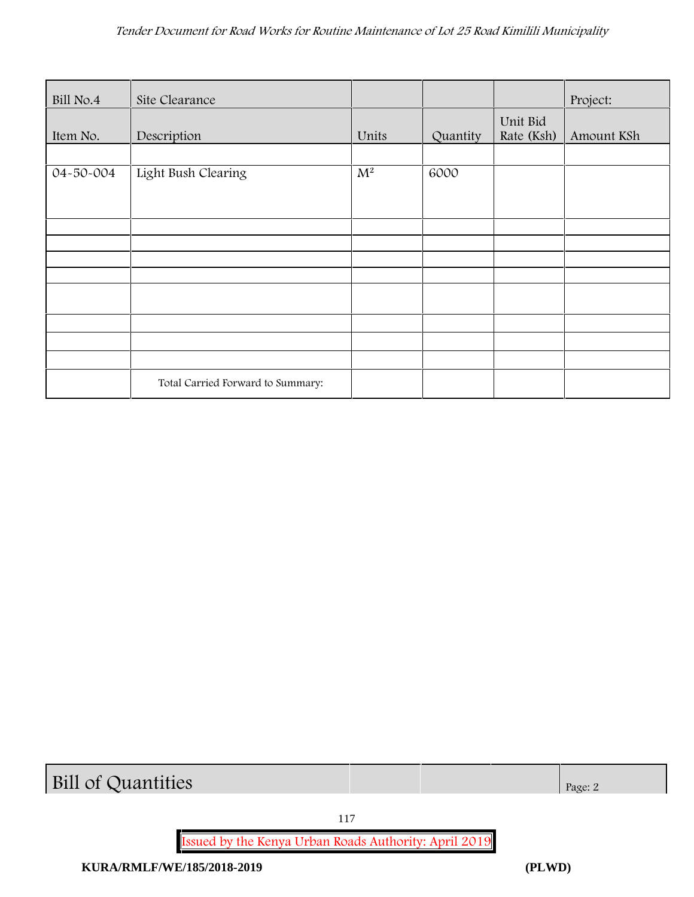| Bill No.4 | Site Clearance | | | | Project: |
|---|---|---|---|---|---|
| Item No. | Description | Units | Quantity | Unit Bid Rate (Ksh) | Amount KSh |
| | | | | | |
| 04-50-004 | Light Bush Clearing | $M^2$ | 6000 | | |
| | | | | | |
| | | | | | |
| | | | | | |
| | | | | | |
| | | | | | |
| | | | | | |
| | | | | | |
| | | | | | |
| | Total Carried Forward to Summary: | | | | |

| Bill of Quantities | | | | Page: 2 |
|---|---|---|---|---|

Issued by the Kenya Urban Roads Authority: April 2019

**KURA/RMLF/WE/185/2018-2019** **(PLWD)**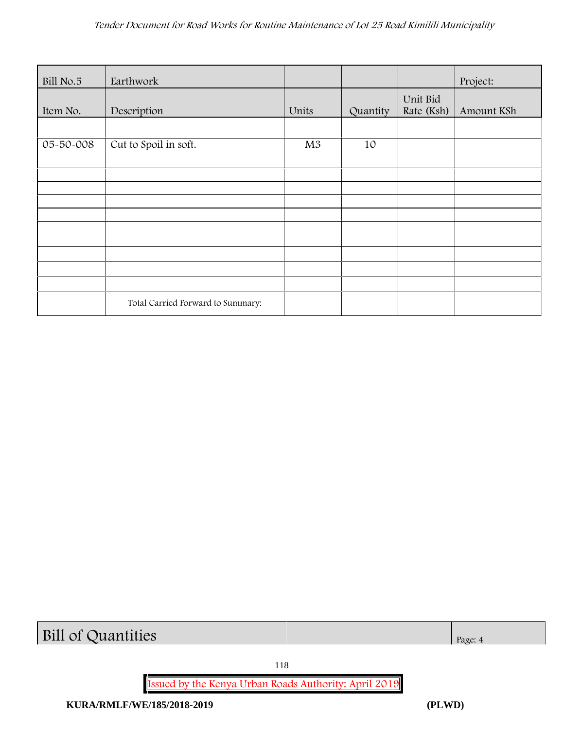| Bill No.5 | Earthwork | | | | Project: |
|---|---|---|---|---|---|
| Item No. | Description | Units | Quantity | Unit Bid Rate (Ksh) | Amount KSh |
| | | | | | |
| 05-50-008 | Cut to Spoil in soft. | M3 | 10 | | |
| | | | | | |
| | | | | | |
| | | | | | |
| | | | | | |
| | | | | | |
| | | | | | |
| | | | | | |
| | | | | | |
| | Total Carried Forward to Summary: | | | | |

| Bill of Quantities | | | Page: 4 |
|---|---|---|---|

Issued by the Kenya Urban Roads Authority: April 2019

KURA/RMLF/WE/185/2018-2019 (PLWD)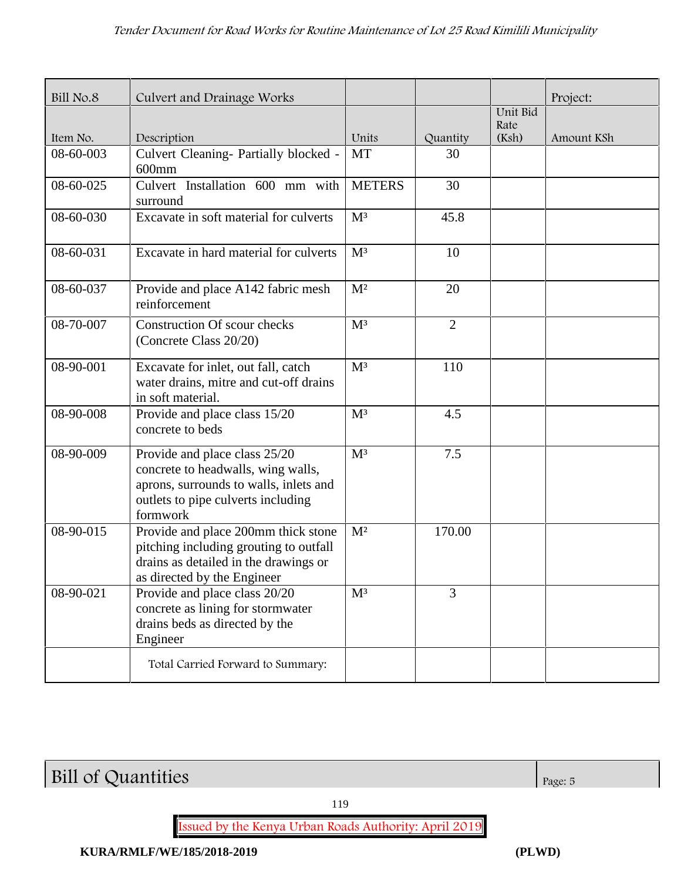| Bill No.8 | Culvert and Drainage Works | | | | Project: |
|---|---|---|---|---|---|
| Item No. | Description | Units | Quantity | Unit Bid Rate (Ksh) | Amount KSh |
| 08-60-003 | Culvert Cleaning- Partially blocked - 600mm | MT | 30 | | |
| 08-60-025 | Culvert Installation 600 mm with surround | METERS | 30 | | |
| 08-60-030 | Excavate in soft material for culverts | M³ | 45.8 | | |
| 08-60-031 | Excavate in hard material for culverts | M³ | 10 | | |
| 08-60-037 | Provide and place A142 fabric mesh reinforcement | M² | 20 | | |
| 08-70-007 | Construction Of scour checks (Concrete Class 20/20) | M³ | 2 | | |
| 08-90-001 | Excavate for inlet, out fall, catch water drains, mitre and cut-off drains in soft material. | M³ | 110 | | |
| 08-90-008 | Provide and place class 15/20 concrete to beds | M³ | 4.5 | | |
| 08-90-009 | Provide and place class 25/20 concrete to headwalls, wing walls, aprons, surrounds to walls, inlets and outlets to pipe culverts including formwork | M³ | 7.5 | | |
| 08-90-015 | Provide and place 200mm thick stone pitching including grouting to outfall drains as detailed in the drawings or as directed by the Engineer | M² | 170.00 | | |
| 08-90-021 | Provide and place 20/20 concrete as lining for stormwater drains beds as directed by the Engineer | M³ | 3 | | |
| | Total Carried Forward to Summary: | | | | |

Bill of Quantities

Page: 5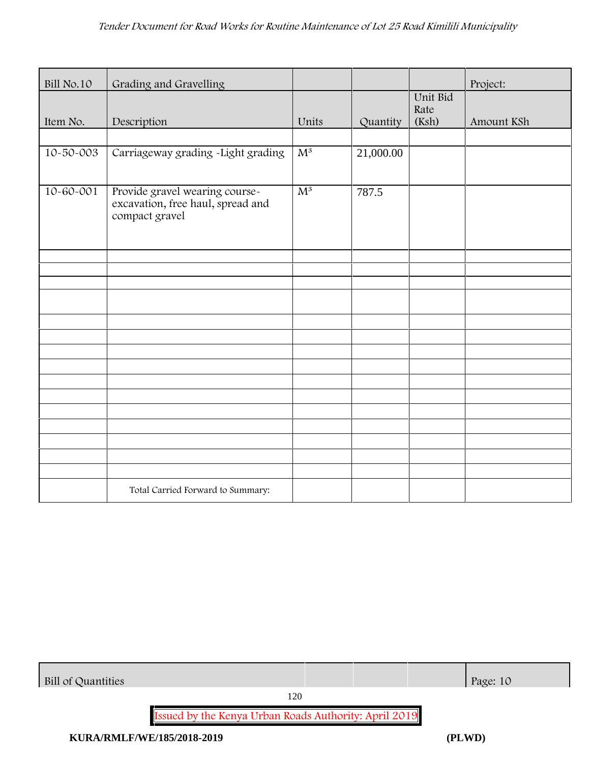| Bill No.10 | Grading and Gravelling | | | | Project: |
|---|---|---|---|---|---|
| Item No. | Description | Units | Quantity | Unit Bid Rate (Ksh) | Amount KSh |
| | | | | | |
| 10-50-003 | Carriageway grading -Light grading | $M^3$ | 21,000.00 | | |
| 10-60-001 | Provide gravel wearing course-excavation, free haul, spread and compact gravel | $M^3$ | 787.5 | | |
| | | | | | |
| | | | | | |
| | | | | | |
| | | | | | |
| | | | | | |
| | | | | | |
| | | | | | |
| | | | | | |
| | | | | | |
| | | | | | |
| | | | | | |
| | | | | | |
| | | | | | |
| | | | | | |
| | | | | | |
| | Total Carried Forward to Summary: | | | | |

| Bill of Quantities | | | | Page: 10 |
|---|---|---|---|---|

Issued by the Kenya Urban Roads Authority: April 2019

KURA/RMLF/WE/185/2018-2019 (PLWD)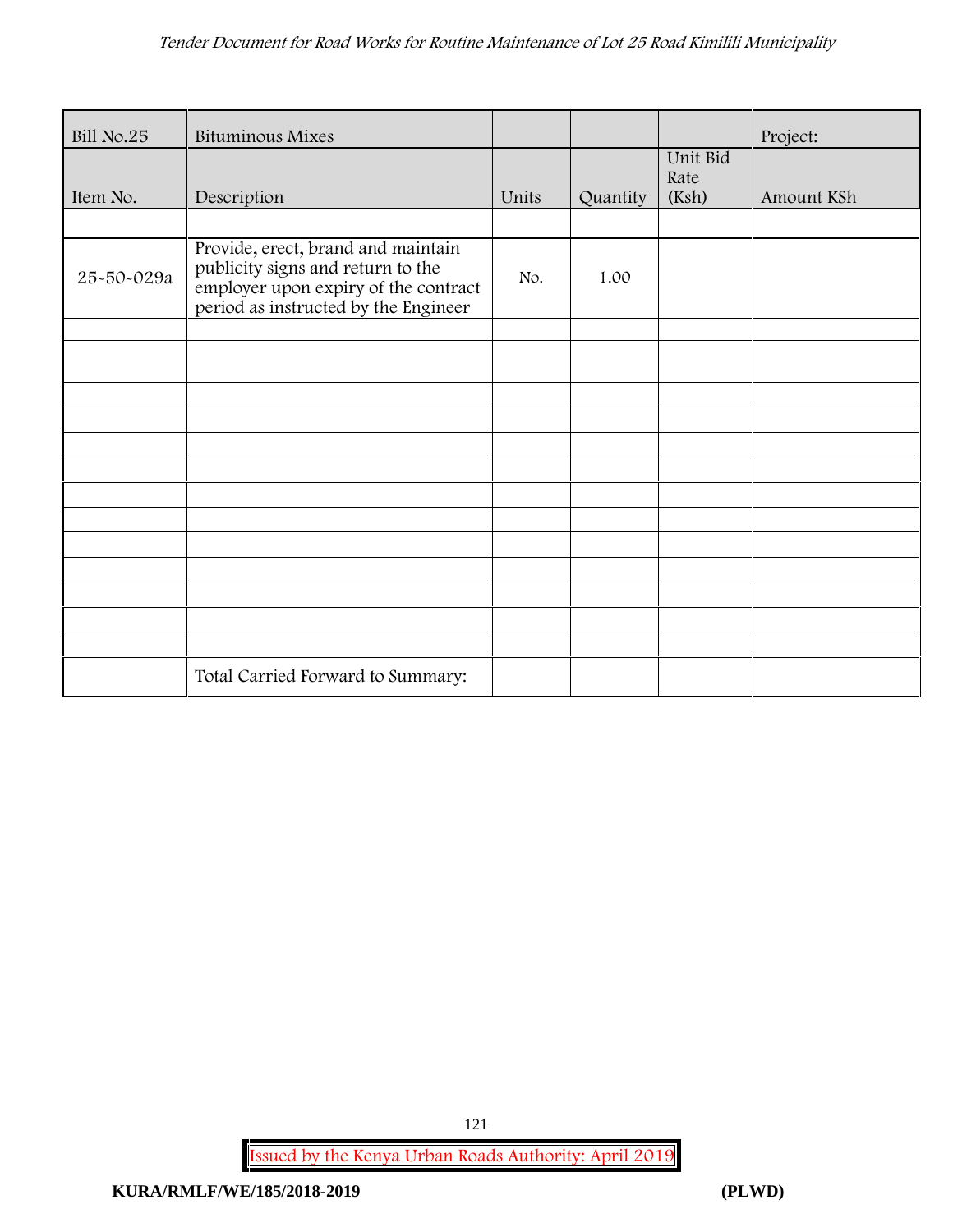| Bill No.25 | Bituminous Mixes | | | | Project: |
|---|---|---|---|---|---|
| Item No. | Description | Units | Quantity | Unit Bid Rate (Ksh) | Amount KSh |
| | | | | | |
| 25-50-029a | Provide, erect, brand and maintain publicity signs and return to the employer upon expiry of the contract period as instructed by the Engineer | No. | 1.00 | | |
| | | | | | |
| | | | | | |
| | | | | | |
| | | | | | |
| | | | | | |
| | | | | | |
| | | | | | |
| | | | | | |
| | | | | | |
| | | | | | |
| | | | | | |
| | | | | | |
| | | | | | |
| | Total Carried Forward to Summary: | | | | |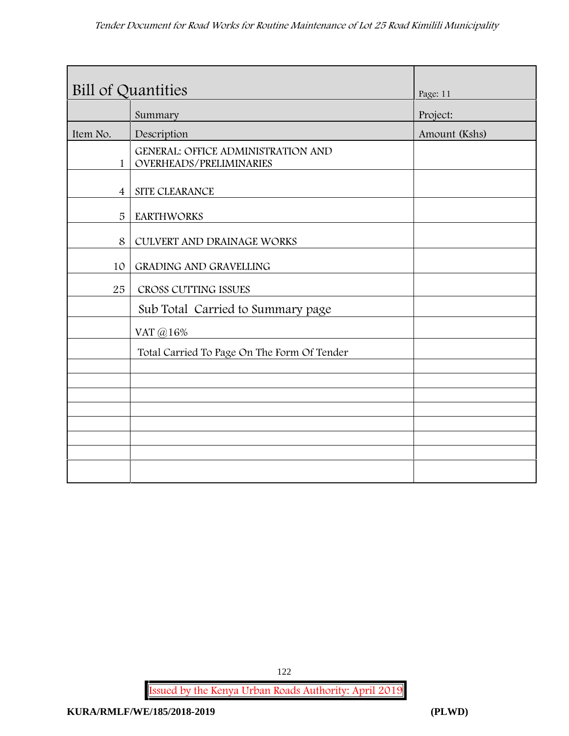| Bill of Quantities | | Page: 11 |
|---|---|---|
| | Summary | Project: |
| Item No. | Description | Amount (Kshs) |
| 1 | GENERAL: OFFICE ADMINISTRATION AND OVERHEADS/PRELIMINARIES | |
| 4 | SITE CLEARANCE | |
| 5 | EARTHWORKS | |
| 8 | CULVERT AND DRAINAGE WORKS | |
| 10 | GRADING AND GRAVELLING | |
| 25 | CROSS CUTTING ISSUES | |
| | Sub Total Carried to Summary page | |
| | VAT @16% | |
| | Total Carried To Page On The Form Of Tender | |
| | | |
| | | |
| | | |
| | | |
| | | |
| | | |
| | | |
| | | |

Issued by the Kenya Urban Roads Authority: April 2019

**KURA/RMLF/WE/185/2018-2019** **(PLWD)**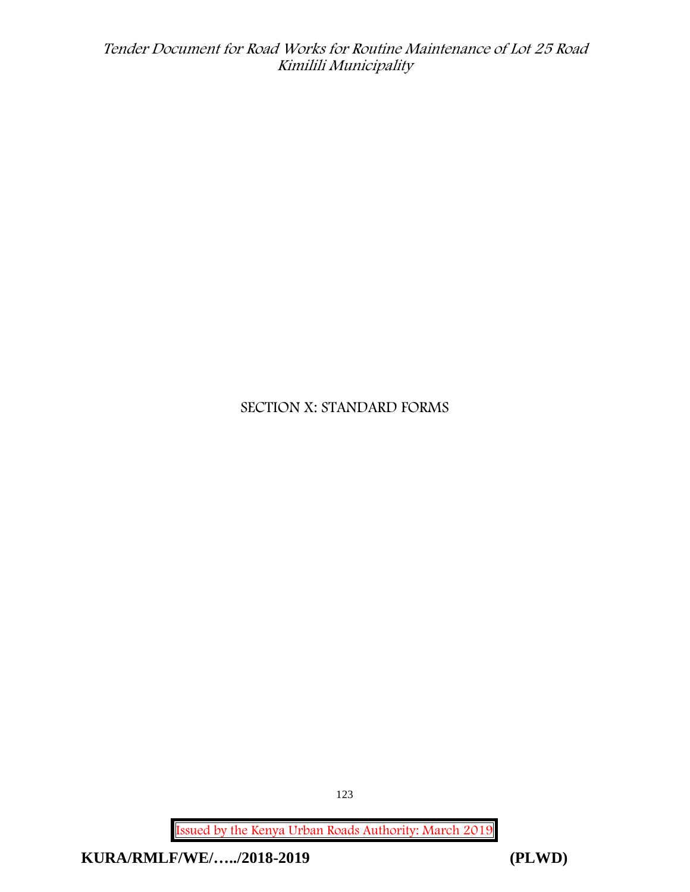# SECTION X: STANDARD FORMS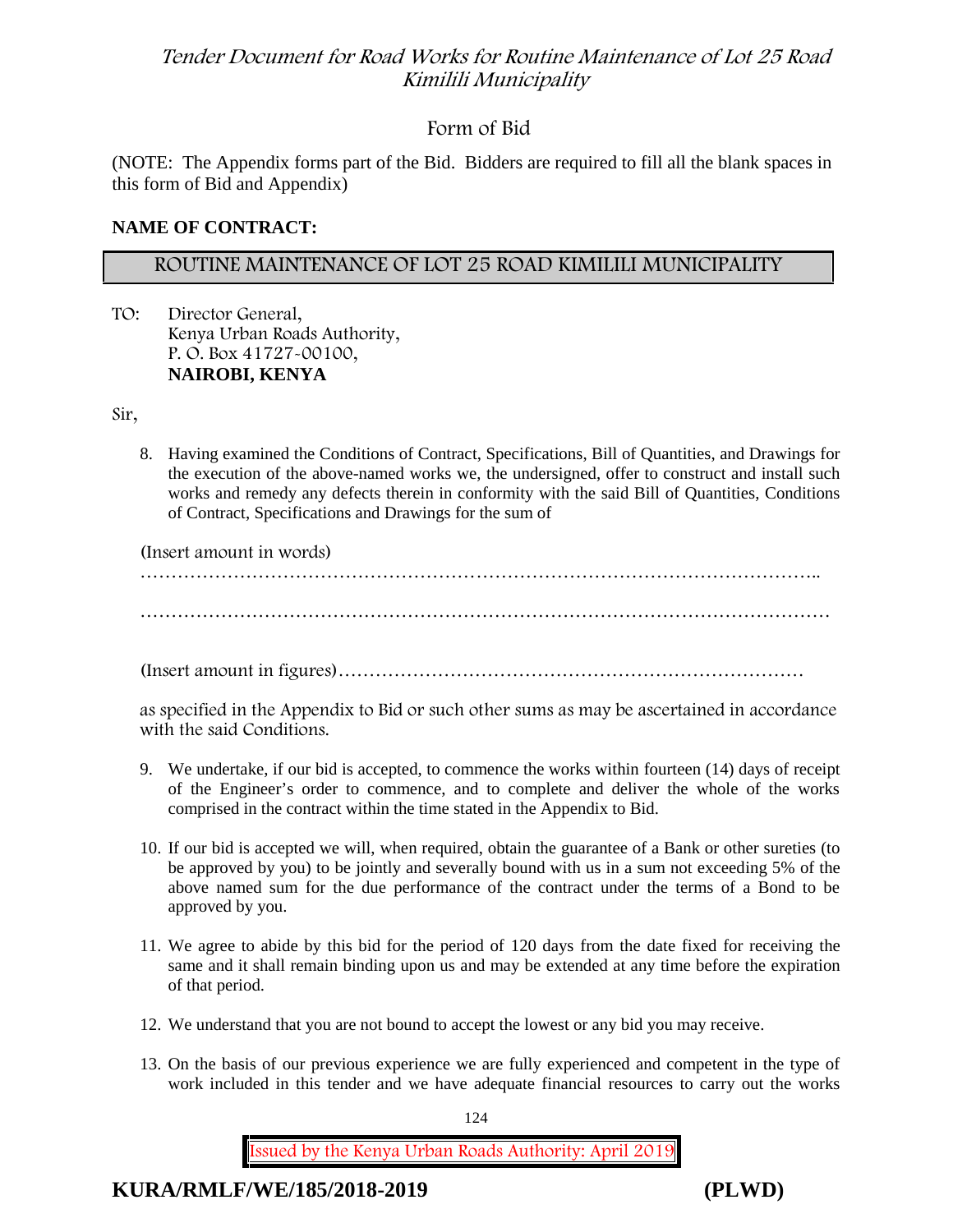## Form of Bid

(NOTE: The Appendix forms part of the Bid. Bidders are required to fill all the blank spaces in this form of Bid and Appendix)

**NAME OF CONTRACT:**

| ROUTINE MAINTENANCE OF LOT 25 ROAD KIMILILI MUNICIPALITY |
|---|

TO: Director General,
Kenya Urban Roads Authority,
P. O. Box 41727-00100,
**NAIROBI, KENYA**

Sir,

8. Having examined the Conditions of Contract, Specifications, Bill of Quantities, and Drawings for the execution of the above-named works we, the undersigned, offer to construct and install such works and remedy any defects therein in conformity with the said Bill of Quantities, Conditions of Contract, Specifications and Drawings for the sum of

   (Insert amount in words)
   ………………………………………………………………………………………………..

   ………………………………………………………………………………………………

   (Insert amount in figures)…………………………………………………………………

   as specified in the Appendix to Bid or such other sums as may be ascertained in accordance with the said Conditions.

9. We undertake, if our bid is accepted, to commence the works within fourteen (14) days of receipt of the Engineer's order to commence, and to complete and deliver the whole of the works comprised in the contract within the time stated in the Appendix to Bid.

10. If our bid is accepted we will, when required, obtain the guarantee of a Bank or other sureties (to be approved by you) to be jointly and severally bound with us in a sum not exceeding 5% of the above named sum for the due performance of the contract under the terms of a Bond to be approved by you.

11. We agree to abide by this bid for the period of 120 days from the date fixed for receiving the same and it shall remain binding upon us and may be extended at any time before the expiration of that period.

12. We understand that you are not bound to accept the lowest or any bid you may receive.

13. On the basis of our previous experience we are fully experienced and competent in the type of work included in this tender and we have adequate financial resources to carry out the works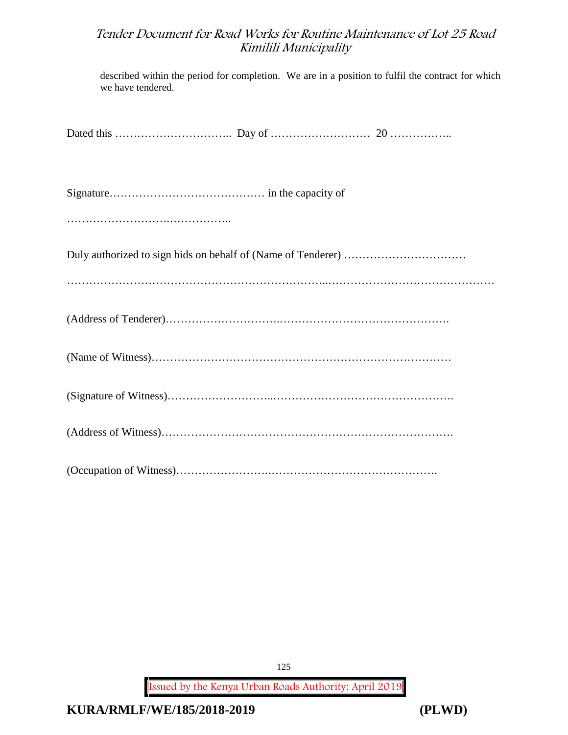described within the period for completion. We are in a position to fulfil the contract for which we have tendered.

Dated this ………………………….. Day of ……………………… 20 ……………..

Signature…………………………………… in the capacity of

……………………….……………..

Duly authorized to sign bids on behalf of (Name of Tenderer) ……………………………

………………………………………………………...………………………………………

(Address of Tenderer)………………………….……………………………………….

(Name of Witness)……………………………………………………………………

(Signature of Witness)………………………..………………………………………….

(Address of Witness)………………………………………………………………….

(Occupation of Witness)……………………..……………………………………….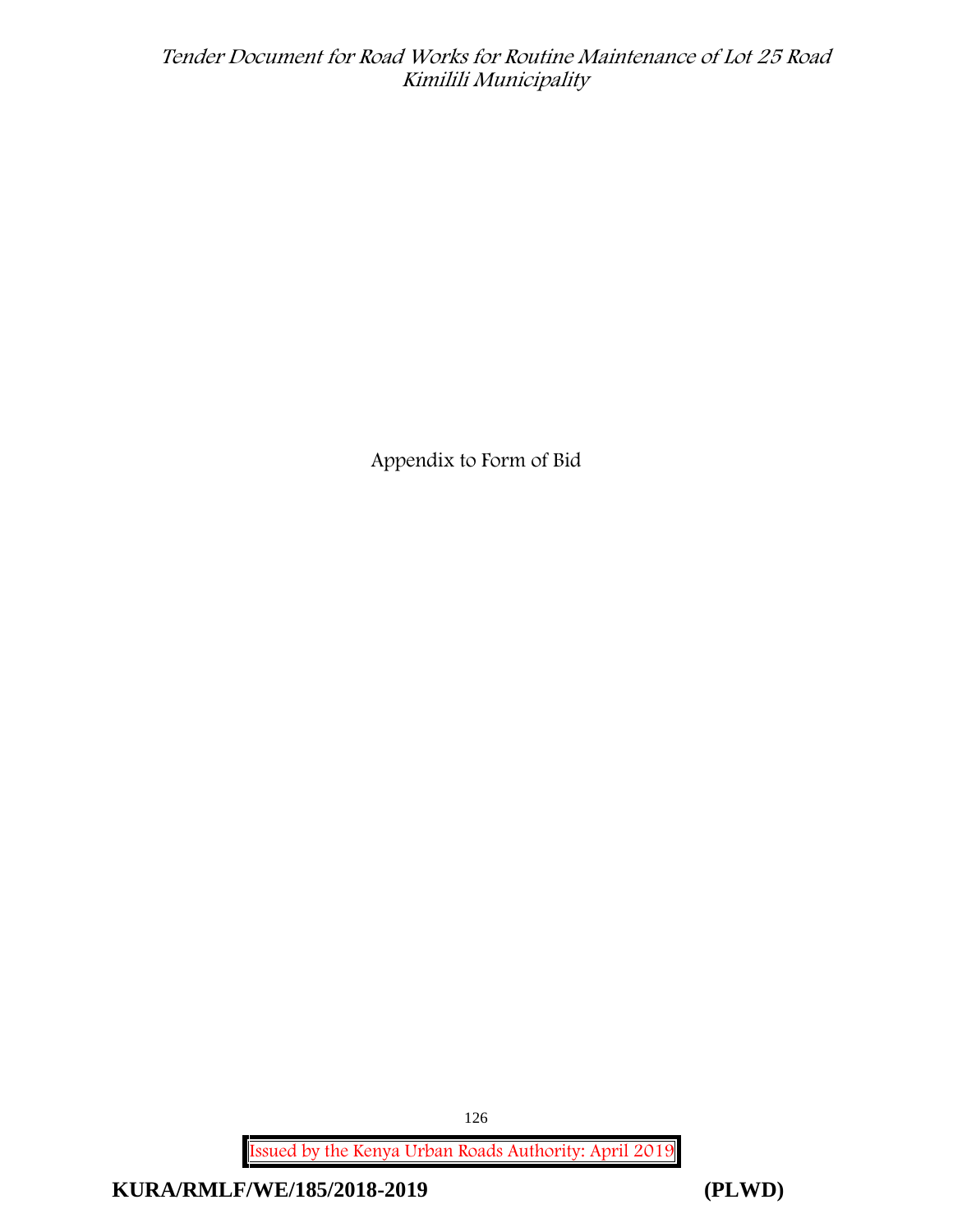Appendix to Form of Bid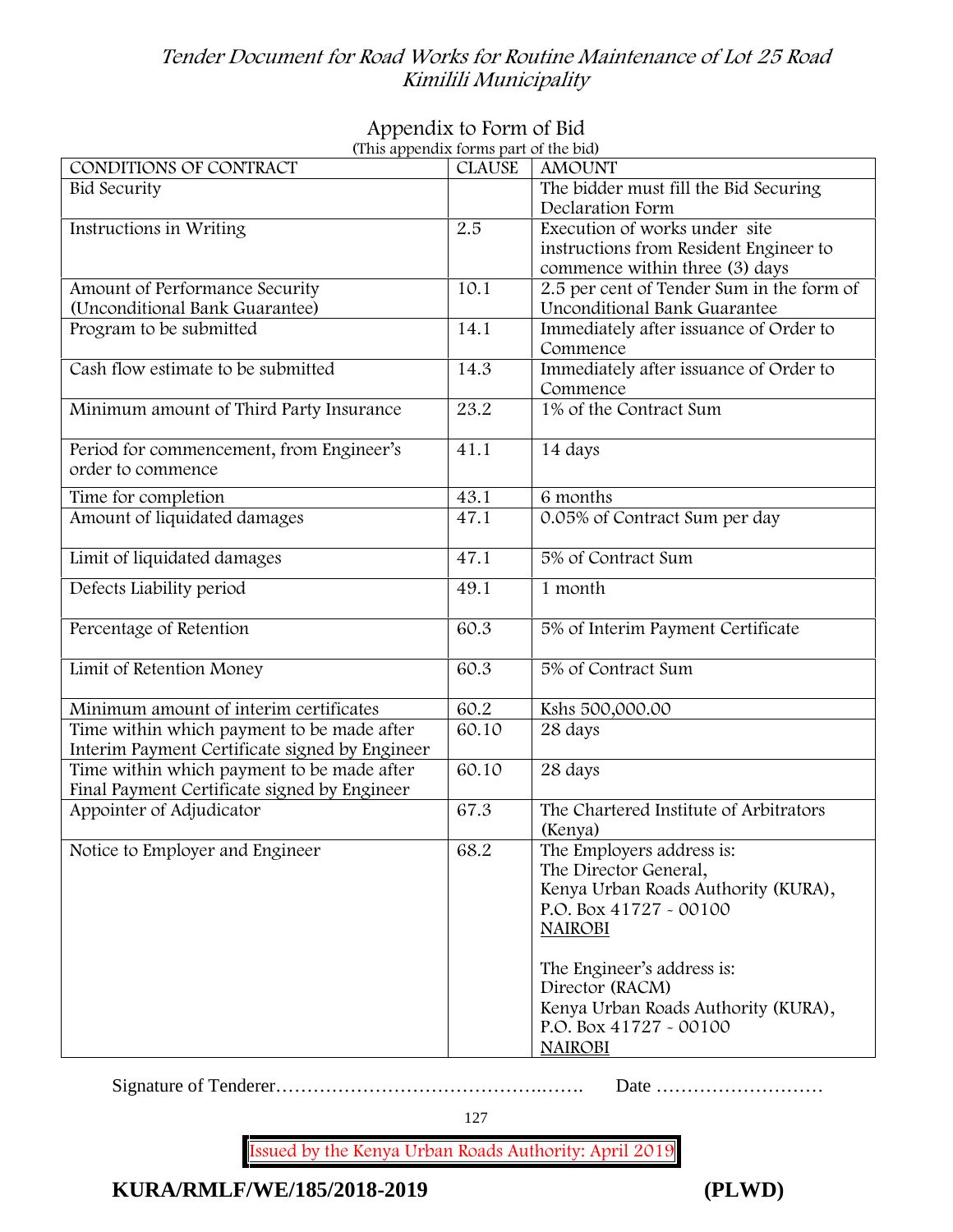# Appendix to Form of Bid

(This appendix forms part of the bid)

| CONDITIONS OF CONTRACT | CLAUSE | AMOUNT |
|---|---|---|
| Bid Security | | The bidder must fill the Bid Securing Declaration Form |
| Instructions in Writing | 2.5 | Execution of works under site instructions from Resident Engineer to commence within three (3) days |
| Amount of Performance Security (Unconditional Bank Guarantee) | 10.1 | 2.5 per cent of Tender Sum in the form of Unconditional Bank Guarantee |
| Program to be submitted | 14.1 | Immediately after issuance of Order to Commence |
| Cash flow estimate to be submitted | 14.3 | Immediately after issuance of Order to Commence |
| Minimum amount of Third Party Insurance | 23.2 | 1% of the Contract Sum |
| Period for commencement, from Engineer's order to commence | 41.1 | 14 days |
| Time for completion | 43.1 | 6 months |
| Amount of liquidated damages | 47.1 | 0.05% of Contract Sum per day |
| Limit of liquidated damages | 47.1 | 5% of Contract Sum |
| Defects Liability period | 49.1 | 1 month |
| Percentage of Retention | 60.3 | 5% of Interim Payment Certificate |
| Limit of Retention Money | 60.3 | 5% of Contract Sum |
| Minimum amount of interim certificates | 60.2 | Kshs 500,000.00 |
| Time within which payment to be made after Interim Payment Certificate signed by Engineer | 60.10 | 28 days |
| Time within which payment to be made after Final Payment Certificate signed by Engineer | 60.10 | 28 days |
| Appointer of Adjudicator | 67.3 | The Chartered Institute of Arbitrators (Kenya) |
| Notice to Employer and Engineer | 68.2 | The Employers address is:<br>The Director General,<br>Kenya Urban Roads Authority (KURA),<br>P.O. Box 41727 - 00100<br>NAIROBI<br><br>The Engineer's address is:<br>Director (RACM)<br>Kenya Urban Roads Authority (KURA),<br>P.O. Box 41727 - 00100<br>NAIROBI |

Signature of Tenderer……………………………………..……. Date ………………………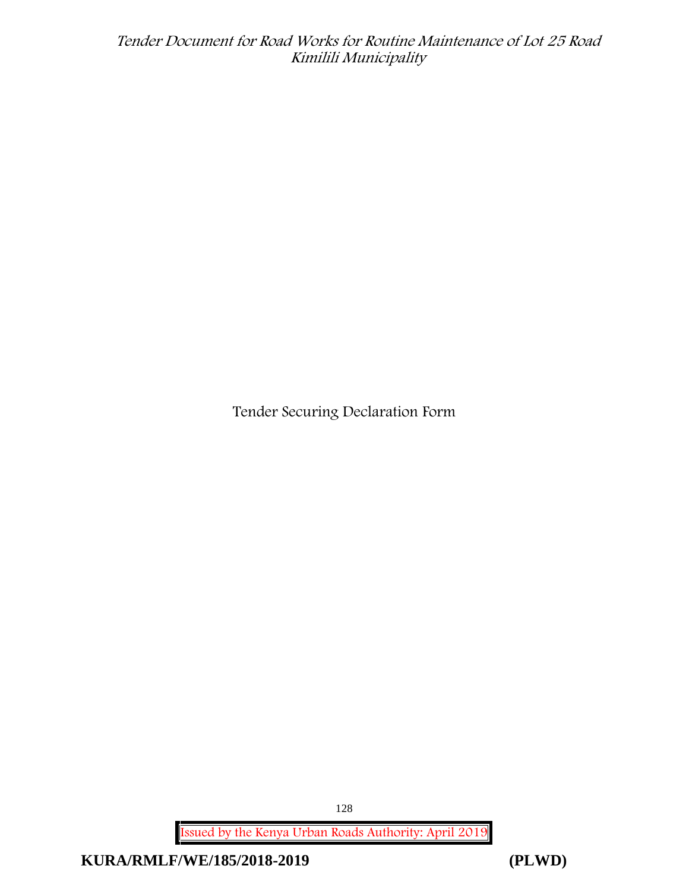Tender Securing Declaration Form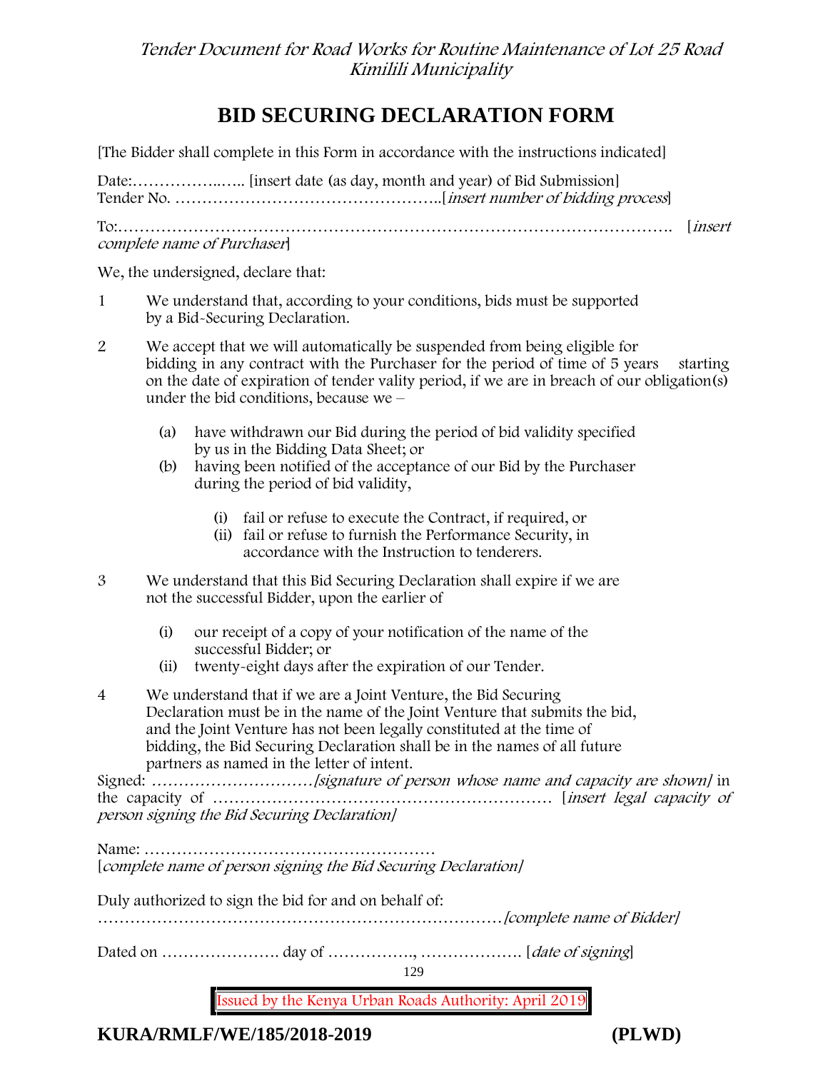# BID SECURING DECLARATION FORM

[The Bidder shall complete in this Form in accordance with the instructions indicated]

Date:……………..….. [insert date (as day, month and year) of Bid Submission]
Tender No. …………………………………………..[*insert number of bidding process*]

To:………………………………………………………………………………………. [*insert complete name of Purchaser*]

We, the undersigned, declare that:

1 We understand that, according to your conditions, bids must be supported by a Bid-Securing Declaration.

2 We accept that we will automatically be suspended from being eligible for bidding in any contract with the Purchaser for the period of time of 5 years starting on the date of expiration of tender vality period, if we are in breach of our obligation(s) under the bid conditions, because we –

   (a) have withdrawn our Bid during the period of bid validity specified by us in the Bidding Data Sheet; or
   (b) having been notified of the acceptance of our Bid by the Purchaser during the period of bid validity,

      (i) fail or refuse to execute the Contract, if required, or
      (ii) fail or refuse to furnish the Performance Security, in accordance with the Instruction to tenderers.

3 We understand that this Bid Securing Declaration shall expire if we are not the successful Bidder, upon the earlier of

   (i) our receipt of a copy of your notification of the name of the successful Bidder; or
   (ii) twenty-eight days after the expiration of our Tender.

4 We understand that if we are a Joint Venture, the Bid Securing Declaration must be in the name of the Joint Venture that submits the bid, and the Joint Venture has not been legally constituted at the time of bidding, the Bid Securing Declaration shall be in the names of all future partners as named in the letter of intent.

Signed: …………………………*[signature of person whose name and capacity are shown]* in the capacity of ……………………………………………………… [*insert legal capacity of person signing the Bid Securing Declaration]*

Name: ………………………………………………
[*complete name of person signing the Bid Securing Declaration]*

Duly authorized to sign the bid for and on behalf of:
…………………………………………………………………*[complete name of Bidder]*

Dated on …………………. day of ……………., ………………. [*date of signing*]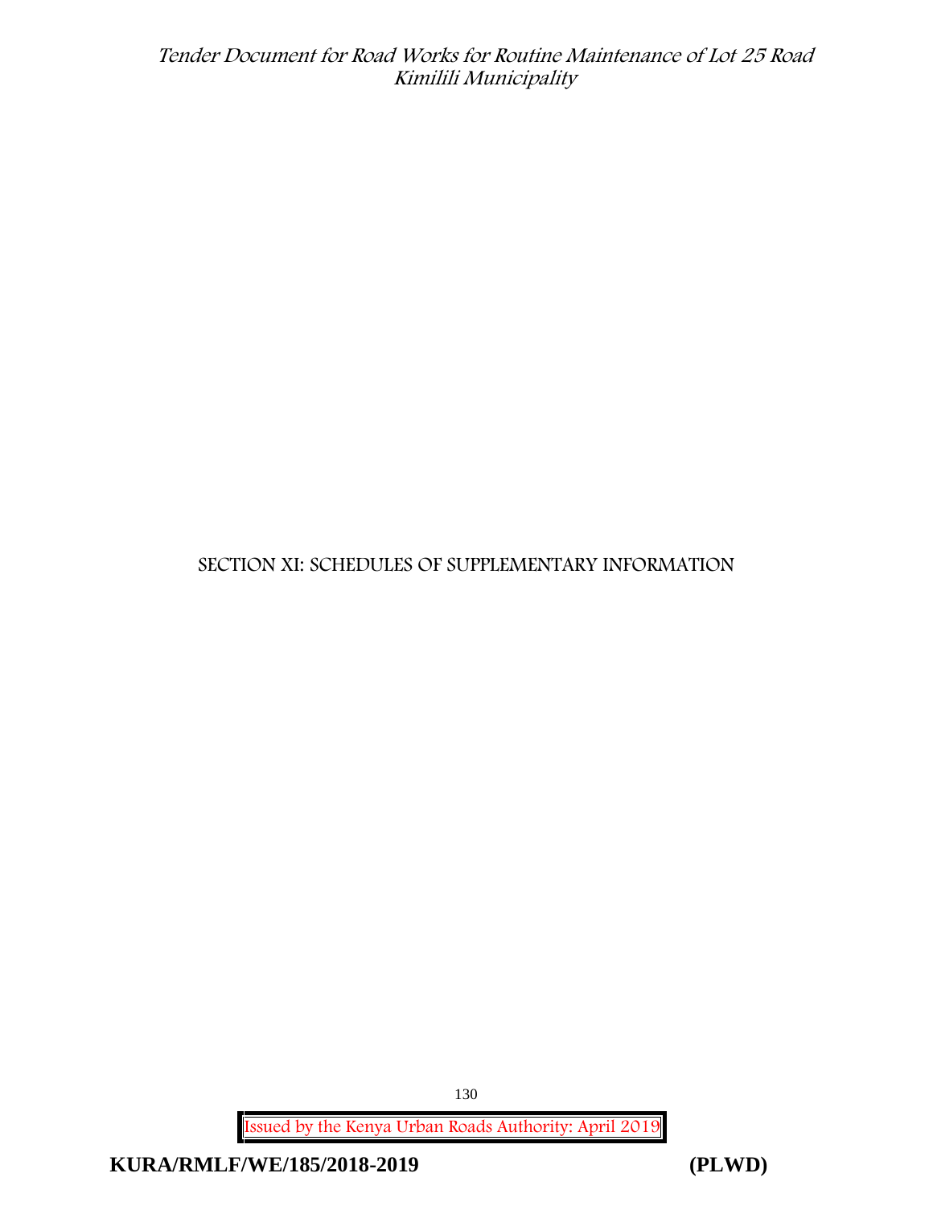# SECTION XI: SCHEDULES OF SUPPLEMENTARY INFORMATION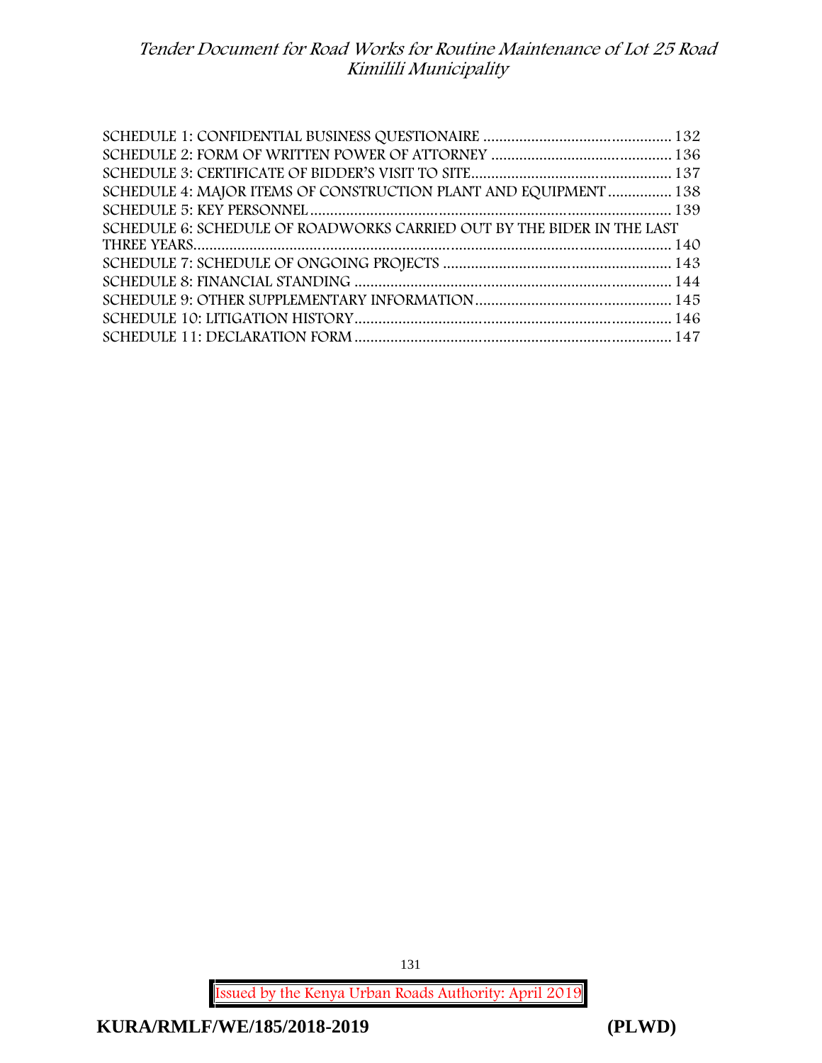SCHEDULE 1: CONFIDENTIAL BUSINESS QUESTIONAIRE .............................................. 132
SCHEDULE 2: FORM OF WRITTEN POWER OF ATTORNEY ............................................ 136
SCHEDULE 3: CERTIFICATE OF BIDDER'S VISIT TO SITE................................................. 137
SCHEDULE 4: MAJOR ITEMS OF CONSTRUCTION PLANT AND EQUIPMENT ................ 138
SCHEDULE 5: KEY PERSONNEL ......................................................................................... 139
SCHEDULE 6: SCHEDULE OF ROADWORKS CARRIED OUT BY THE BIDER IN THE LAST THREE YEARS....................................................................................................................... 140
SCHEDULE 7: SCHEDULE OF ONGOING PROJECTS ......................................................... 143
SCHEDULE 8: FINANCIAL STANDING ................................................................................ 144
SCHEDULE 9: OTHER SUPPLEMENTARY INFORMATION................................................. 145
SCHEDULE 10: LITIGATION HISTORY................................................................................ 146
SCHEDULE 11: DECLARATION FORM ............................................................................... 147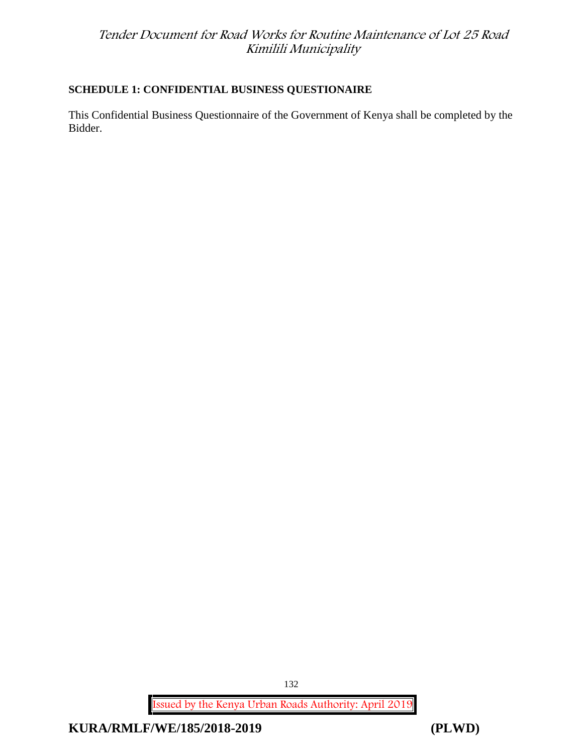**SCHEDULE 1: CONFIDENTIAL BUSINESS QUESTIONAIRE**

This Confidential Business Questionnaire of the Government of Kenya shall be completed by the Bidder.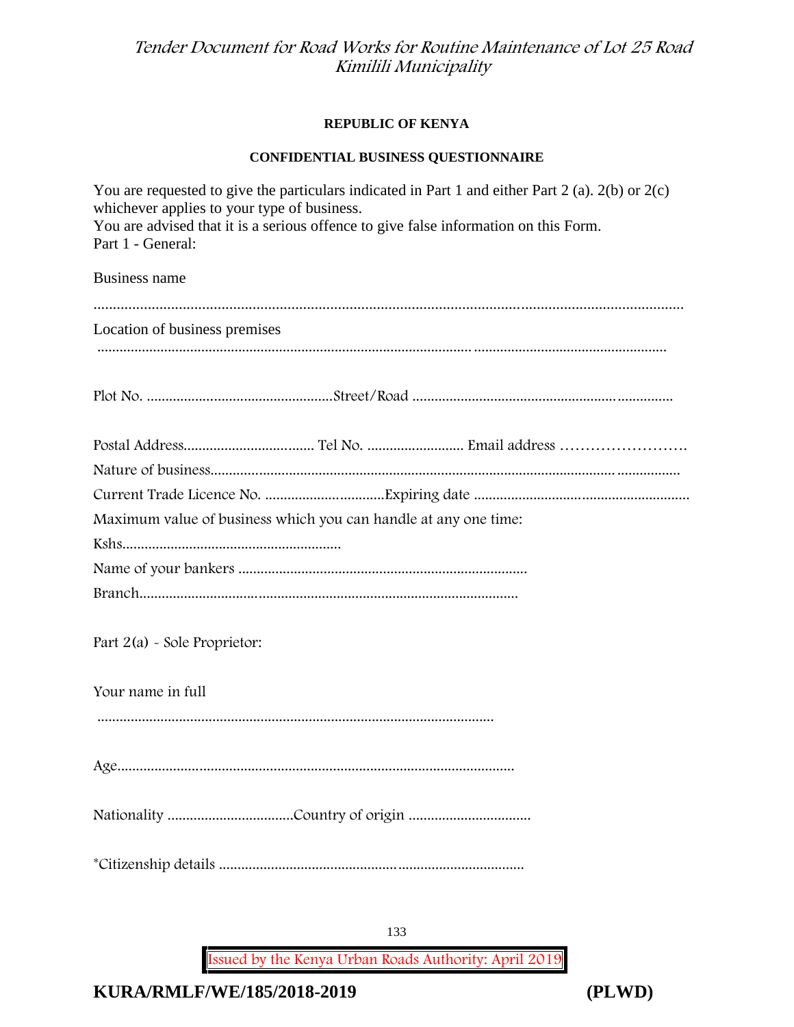**REPUBLIC OF KENYA**

**CONFIDENTIAL BUSINESS QUESTIONNAIRE**

You are requested to give the particulars indicated in Part 1 and either Part 2 (a). 2(b) or 2(c) whichever applies to your type of business.
You are advised that it is a serious offence to give false information on this Form.
Part 1 - General:

Business name

.......................................................................................................................................................

Location of business premises

.......................................................................................................................................................

Plot No. ..................................................Street/Road ......................................................................

Postal Address................................... Tel No. .......................... Email address …………………….

Nature of business...............................................................................................................................

Current Trade Licence No. ................................Expiring date ..........................................................

Maximum value of business which you can handle at any one time:

Kshs...........................................................

Name of your bankers .............................................................................

Branch......................................................................................................

Part 2(a) - Sole Proprietor:

Your name in full

..........................................................................................................

Age..........................................................................................................

Nationality ..................................Country of origin .................................

*Citizenship details ..................................................................................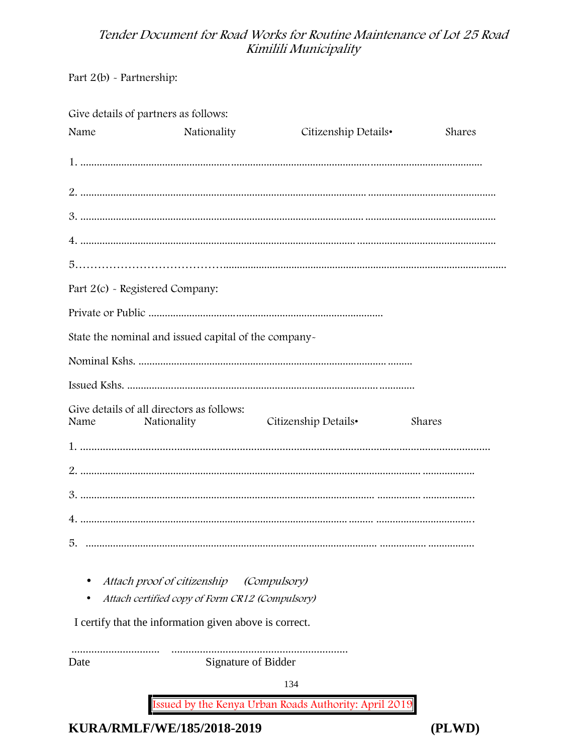Part 2(b) - Partnership:

Give details of partners as follows:

| Name | Nationality | Citizenship Details• | Shares |
|---|---|---|---|
| 1. ........................................................................................................................................... | | | |
| 2. ........................................................................................................................................... | | | |
| 3. ........................................................................................................................................... | | | |
| 4. ........................................................................................................................................... | | | |
| 5.…………………………………………………………………………………………………………… | | | |

Part 2(c) - Registered Company:

Private or Public ......................................................................................

State the nominal and issued capital of the company-

Nominal Kshs. ........................................................................................

Issued Kshs. ...........................................................................................

Give details of all directors as follows:

| Name | Nationality | Citizenship Details• | Shares |
|---|---|---|---|
| 1. ........................................................................................................................................... | | | |
| 2. ........................................................................................................................................... | | | |
| 3. ........................................................................................................................................... | | | |
| 4. ........................................................................................................................................... | | | |
| 5. ........................................................................................................................................... | | | |

- *Attach proof of citizenship (Compulsory)*
- *Attach certified copy of Form CR12 (Compulsory)*

I certify that the information given above is correct.

............................... ...............................................................

Date Signature of Bidder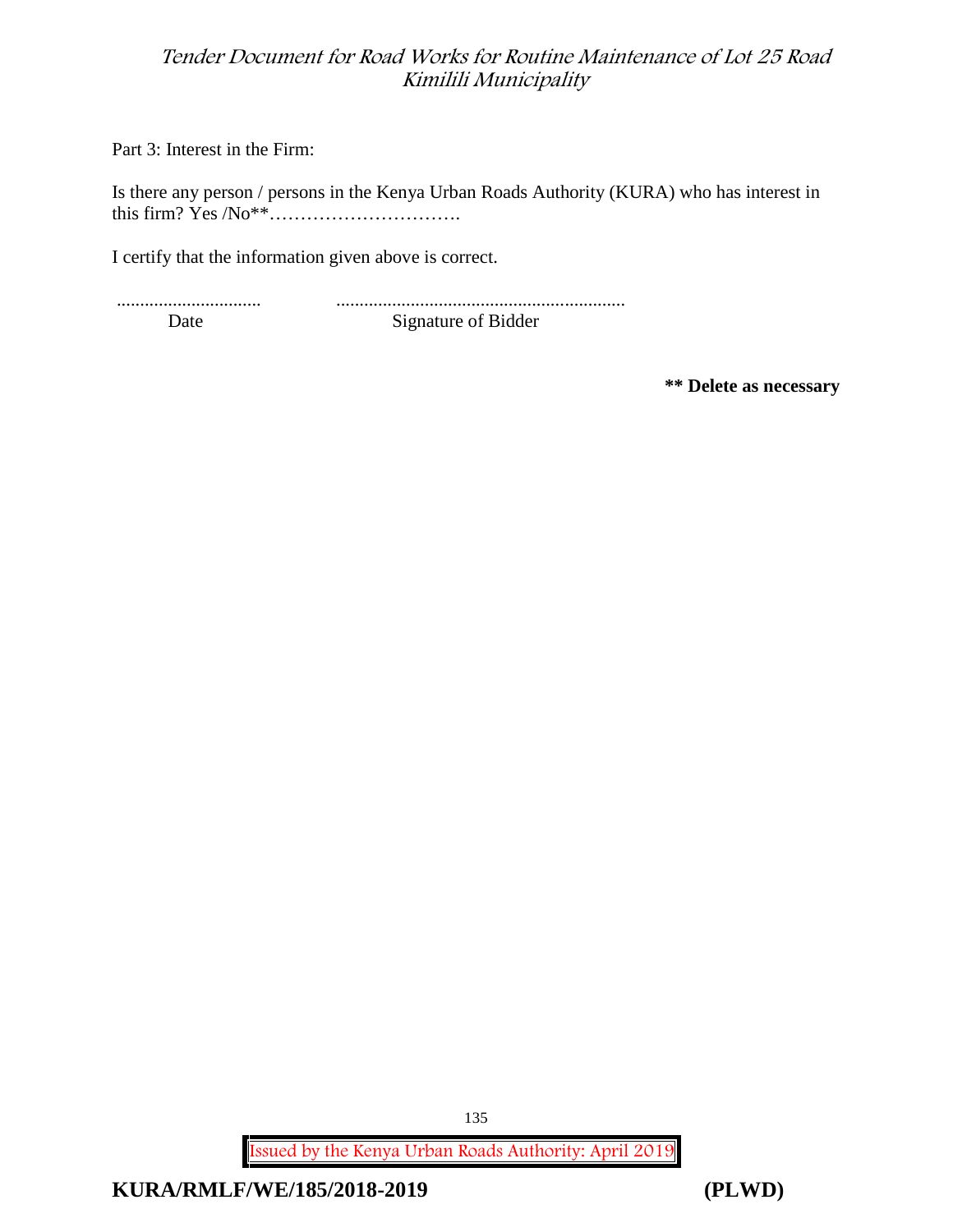Part 3: Interest in the Firm:

Is there any person / persons in the Kenya Urban Roads Authority (KURA) who has interest in this firm? Yes /No**………………………….

I certify that the information given above is correct.

............................... ..............................................................

Date Signature of Bidder

**** Delete as necessary**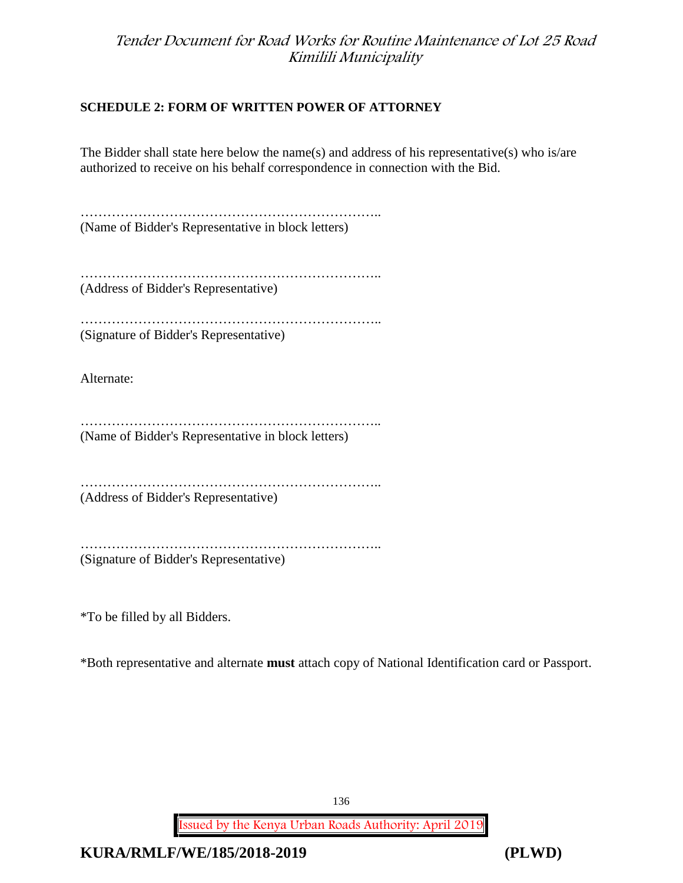## SCHEDULE 2: FORM OF WRITTEN POWER OF ATTORNEY

The Bidder shall state here below the name(s) and address of his representative(s) who is/are authorized to receive on his behalf correspondence in connection with the Bid.

…………………………………………………………..
(Name of Bidder's Representative in block letters)

…………………………………………………………..
(Address of Bidder's Representative)

…………………………………………………………..
(Signature of Bidder's Representative)

Alternate:

…………………………………………………………..
(Name of Bidder's Representative in block letters)

…………………………………………………………..
(Address of Bidder's Representative)

…………………………………………………………..
(Signature of Bidder's Representative)

*To be filled by all Bidders.

*Both representative and alternate **must** attach copy of National Identification card or Passport.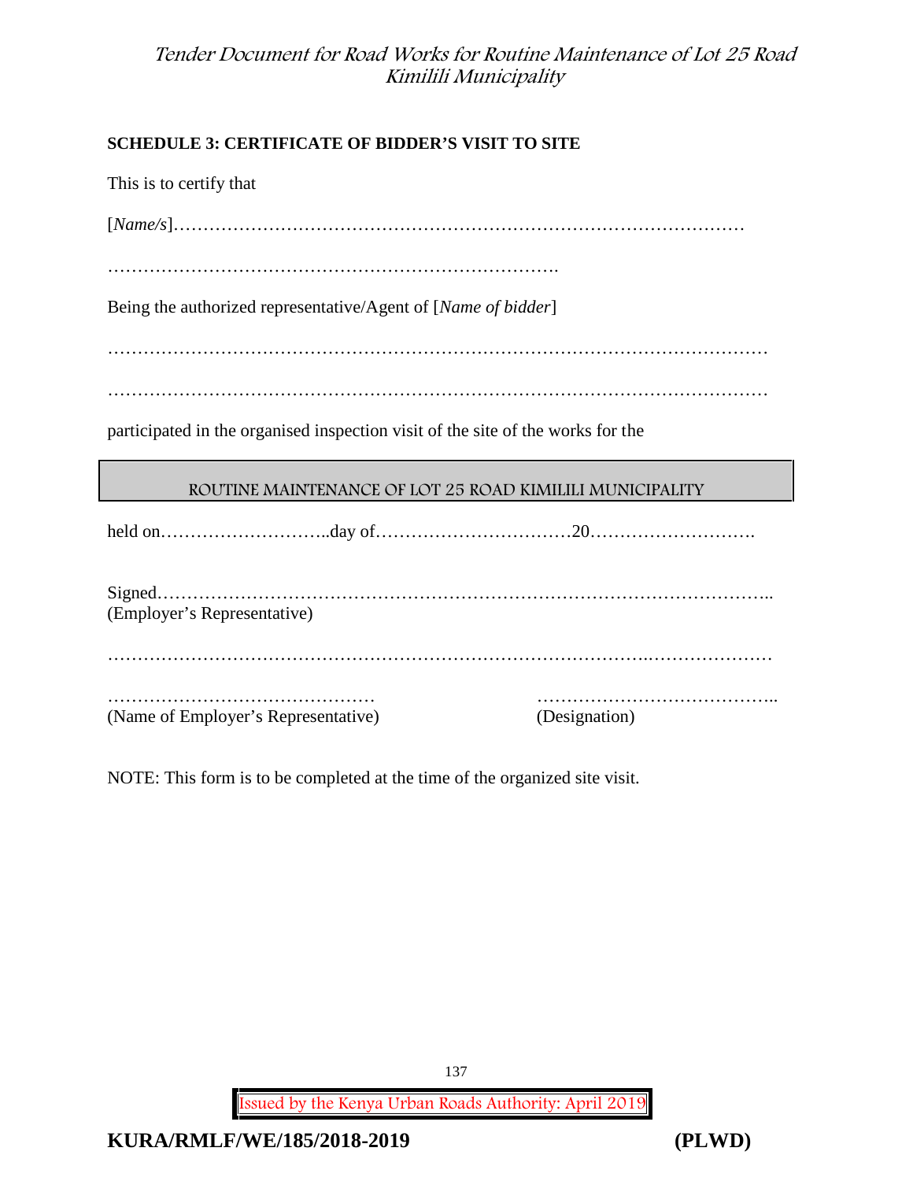**SCHEDULE 3: CERTIFICATE OF BIDDER'S VISIT TO SITE**

This is to certify that

[*Name/s*]…………………………………………………………………………………

………………………………………………………………….

Being the authorized representative/Agent of [*Name of bidder*]

………………………………………………………………………………………………

………………………………………………………………………………………………

participated in the organised inspection visit of the site of the works for the

ROUTINE MAINTENANCE OF LOT 25 ROAD KIMILILI MUNICIPALITY

held on………………………..day of……………………….……20……….…………….

Signed……………………………………………………………………………………..
(Employer's Representative)

……………………………………………………………………………..…………………

……………………………………… …………………………………..
(Name of Employer's Representative) (Designation)

NOTE: This form is to be completed at the time of the organized site visit.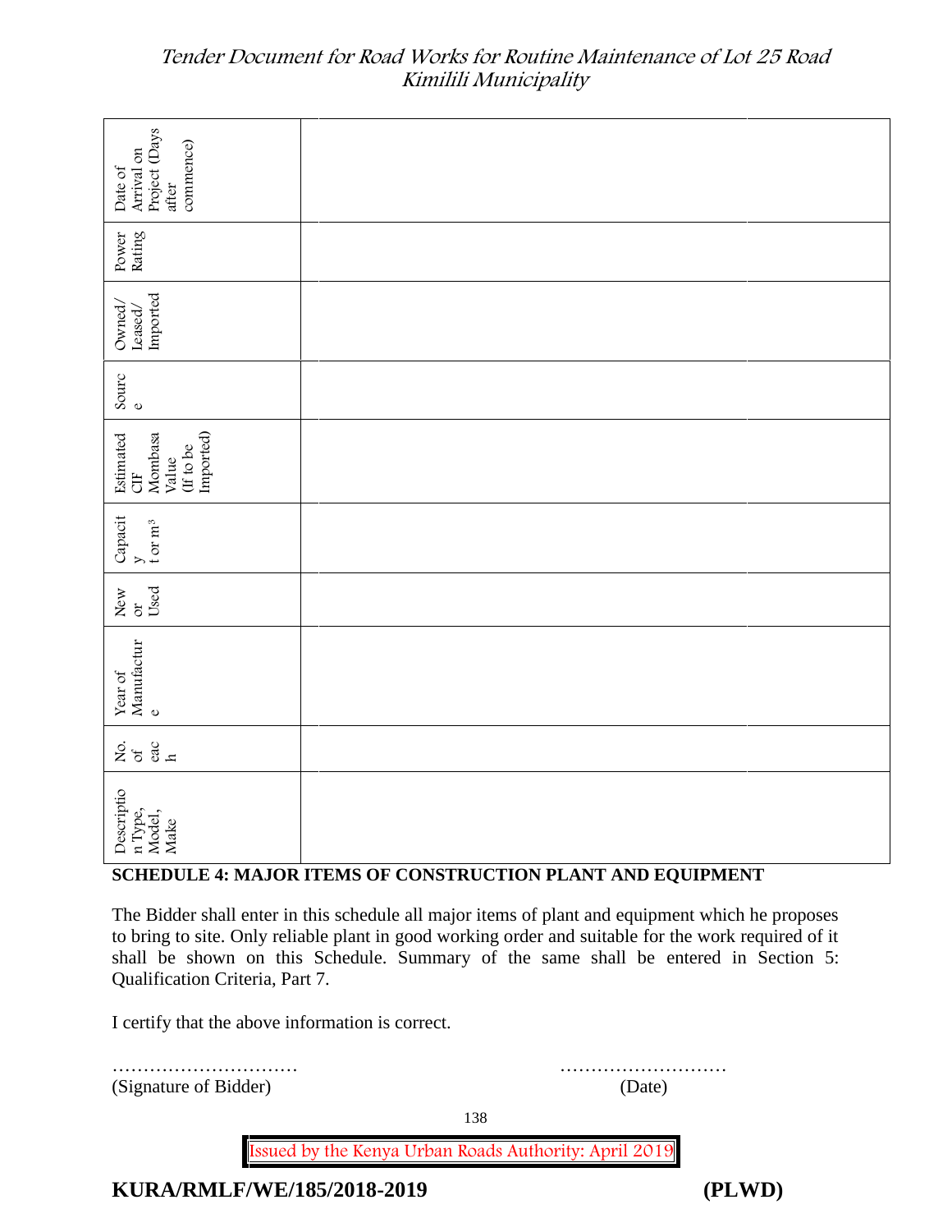| Description Type, Model, Make | No. of each | Year of Manufacture | New or Used | Capacity t or m³ | Estimated CIF Mombasa Value (If to be Imported) | Source | Owned/ Leased/ Imported | Power Rating | Date of Arrival on Project (Days after commence) |
|---|---|---|---|---|---|---|---|---|---|
| | | | | | | | | | |
| | | | | | | | | | |

**SCHEDULE 4: MAJOR ITEMS OF CONSTRUCTION PLANT AND EQUIPMENT**

The Bidder shall enter in this schedule all major items of plant and equipment which he proposes to bring to site. Only reliable plant in good working order and suitable for the work required of it shall be shown on this Schedule. Summary of the same shall be entered in Section 5: Qualification Criteria, Part 7.

I certify that the above information is correct.

………………………… ………………………

(Signature of Bidder) (Date)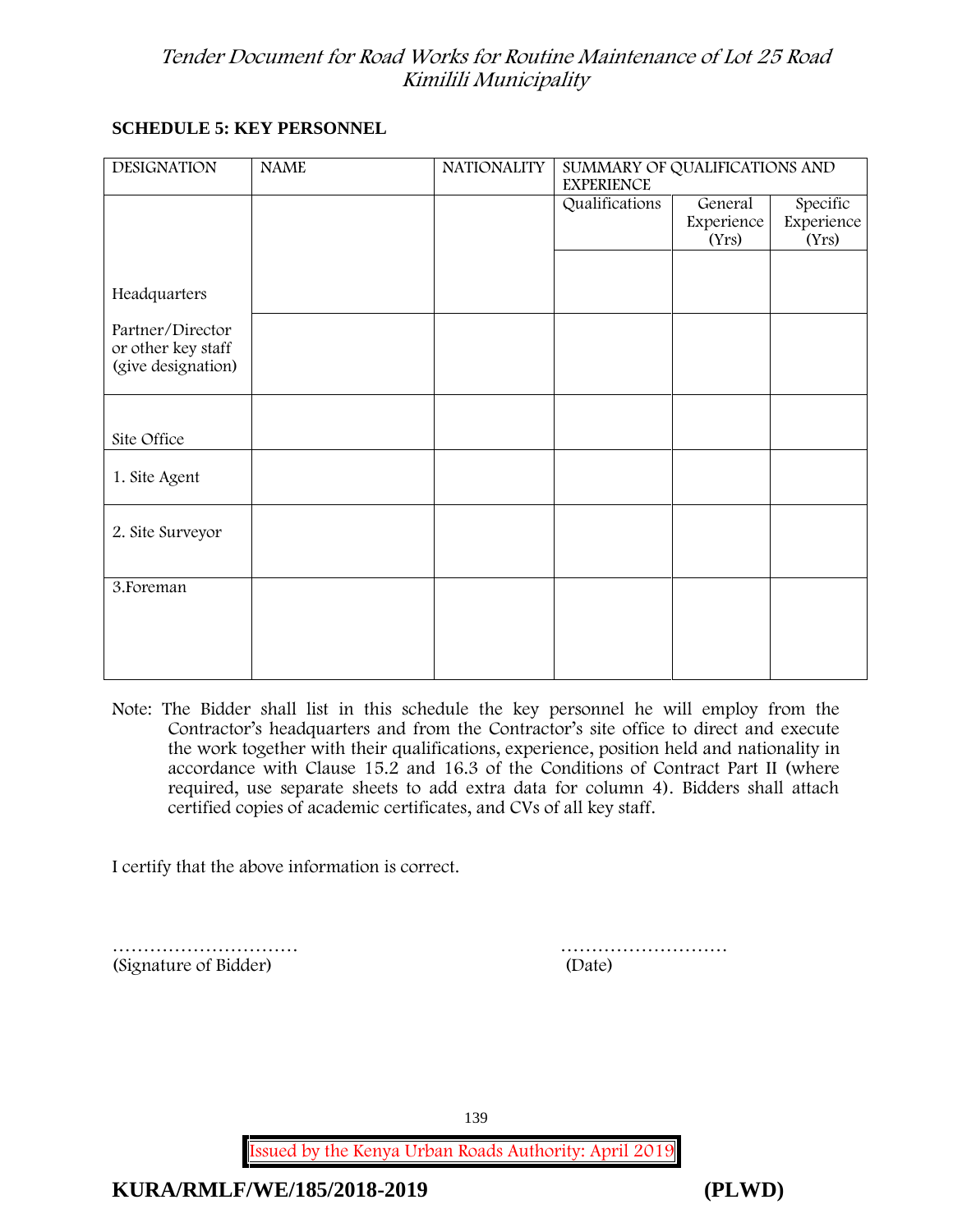## SCHEDULE 5: KEY PERSONNEL

| DESIGNATION | NAME | NATIONALITY | SUMMARY OF QUALIFICATIONS AND EXPERIENCE | | |
|---|---|---|---|---|---|
| | | | Qualifications | General Experience (Yrs) | Specific Experience (Yrs) |
| Headquarters | | | | | |
| Partner/Director or other key staff (give designation) | | | | | |
| Site Office | | | | | |
| 1. Site Agent | | | | | |
| 2. Site Surveyor | | | | | |
| 3.Foreman | | | | | |

Note: The Bidder shall list in this schedule the key personnel he will employ from the Contractor's headquarters and from the Contractor's site office to direct and execute the work together with their qualifications, experience, position held and nationality in accordance with Clause 15.2 and 16.3 of the Conditions of Contract Part II (where required, use separate sheets to add extra data for column 4). Bidders shall attach certified copies of academic certificates, and CVs of all key staff.

I certify that the above information is correct.

…………………………  
(Signature of Bidder)

………………………  
(Date)

Issued by the Kenya Urban Roads Authority: April 2019

**KURA/RMLF/WE/185/2018-2019 (PLWD)**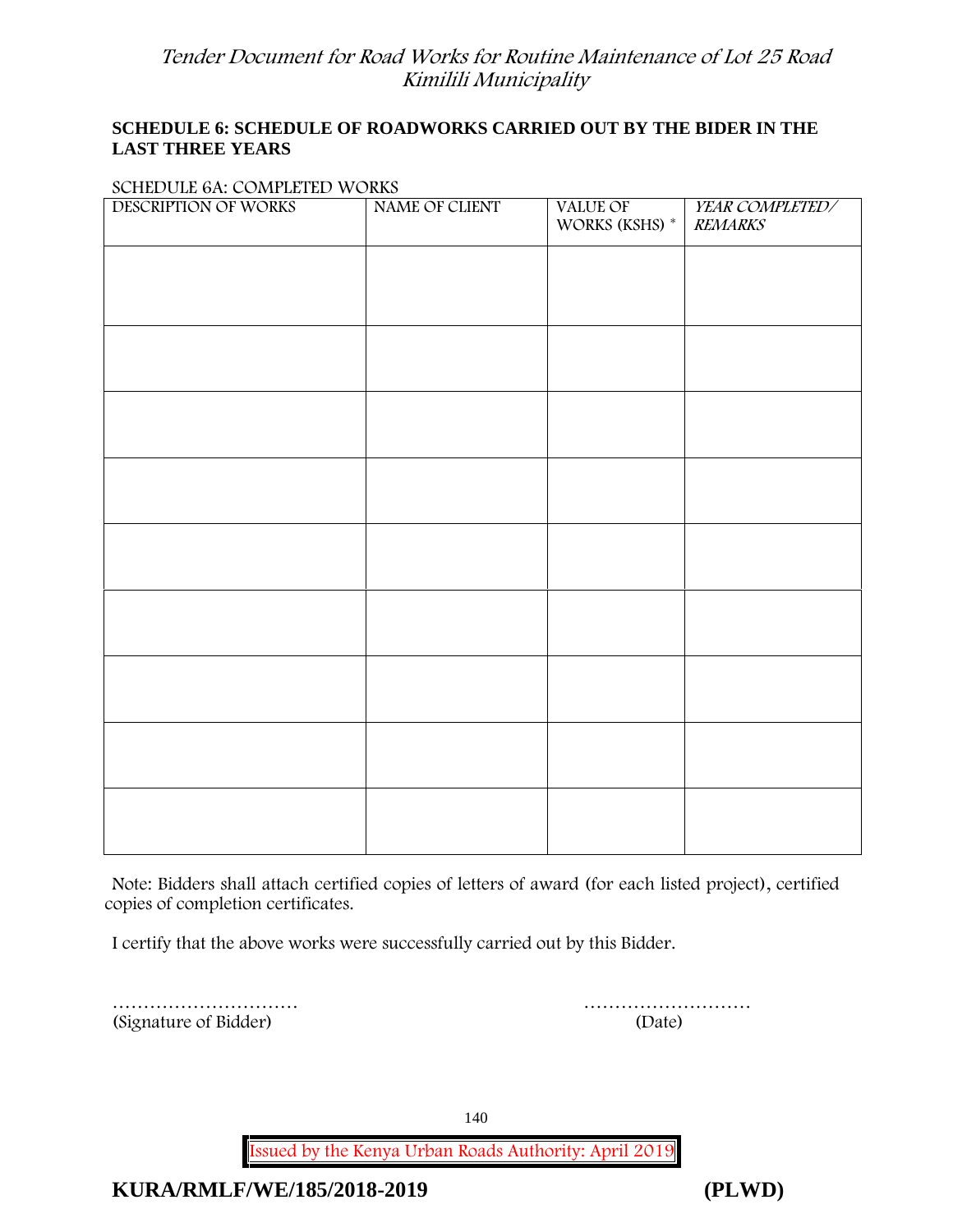**SCHEDULE 6: SCHEDULE OF ROADWORKS CARRIED OUT BY THE BIDER IN THE LAST THREE YEARS**

SCHEDULE 6A: COMPLETED WORKS

| DESCRIPTION OF WORKS | NAME OF CLIENT | VALUE OF WORKS (KSHS) * | *YEAR COMPLETED/ REMARKS* |
|---|---|---|---|
| | | | |
| | | | |
| | | | |
| | | | |
| | | | |
| | | | |
| | | | |
| | | | |
| | | | |

Note: Bidders shall attach certified copies of letters of award (for each listed project), certified copies of completion certificates.

I certify that the above works were successfully carried out by this Bidder.

………………………… (Signature of Bidder)

……………………… (Date)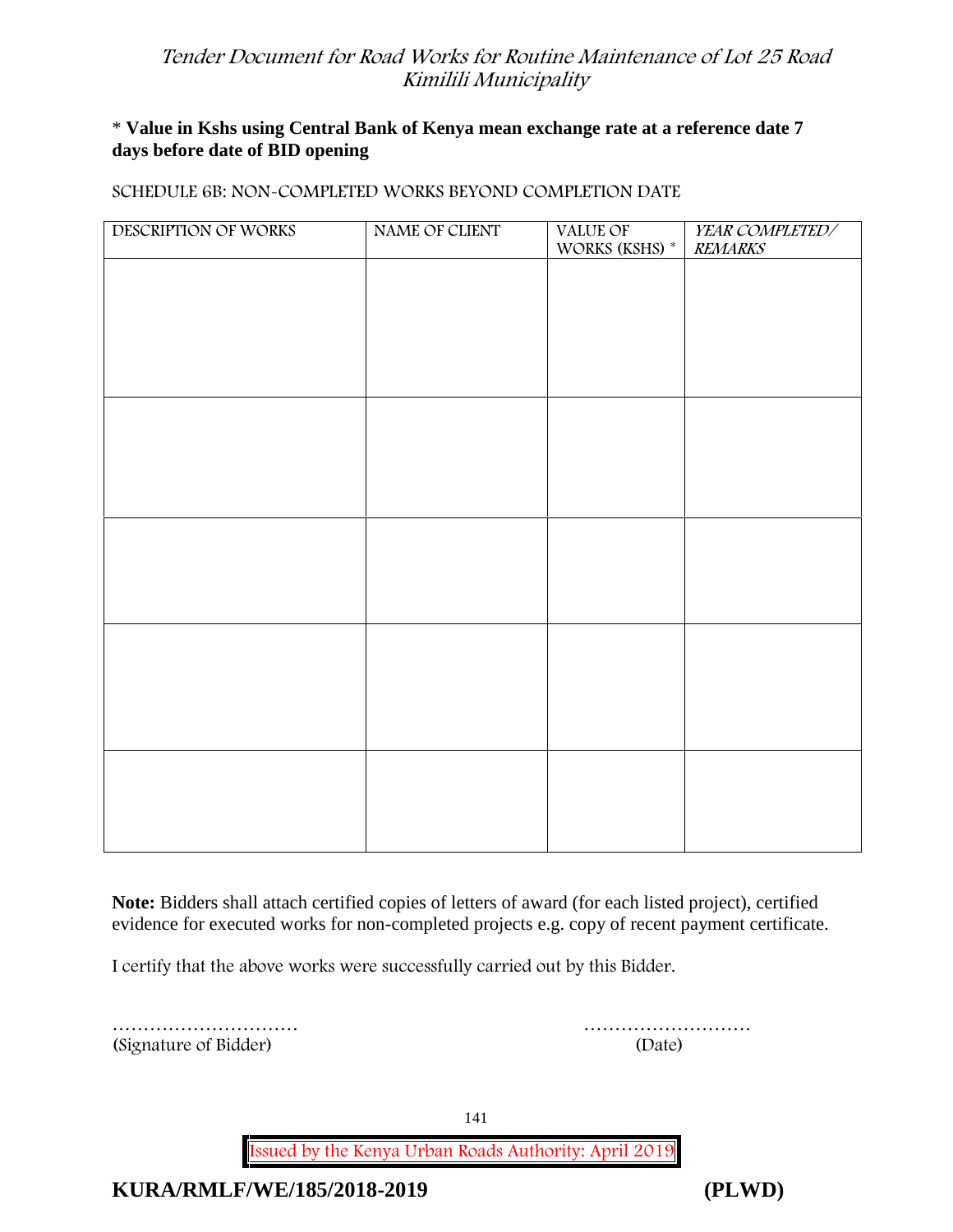**\* Value in Kshs using Central Bank of Kenya mean exchange rate at a reference date 7 days before date of BID opening**

SCHEDULE 6B: NON-COMPLETED WORKS BEYOND COMPLETION DATE

| DESCRIPTION OF WORKS | NAME OF CLIENT | VALUE OF WORKS (KSHS) * | *YEAR COMPLETED/ REMARKS* |
|---|---|---|---|
| | | | |
| | | | |
| | | | |
| | | | |
| | | | |

**Note:** Bidders shall attach certified copies of letters of award (for each listed project), certified evidence for executed works for non-completed projects e.g. copy of recent payment certificate.

I certify that the above works were successfully carried out by this Bidder.

………………………… (Signature of Bidder)

……………………… (Date)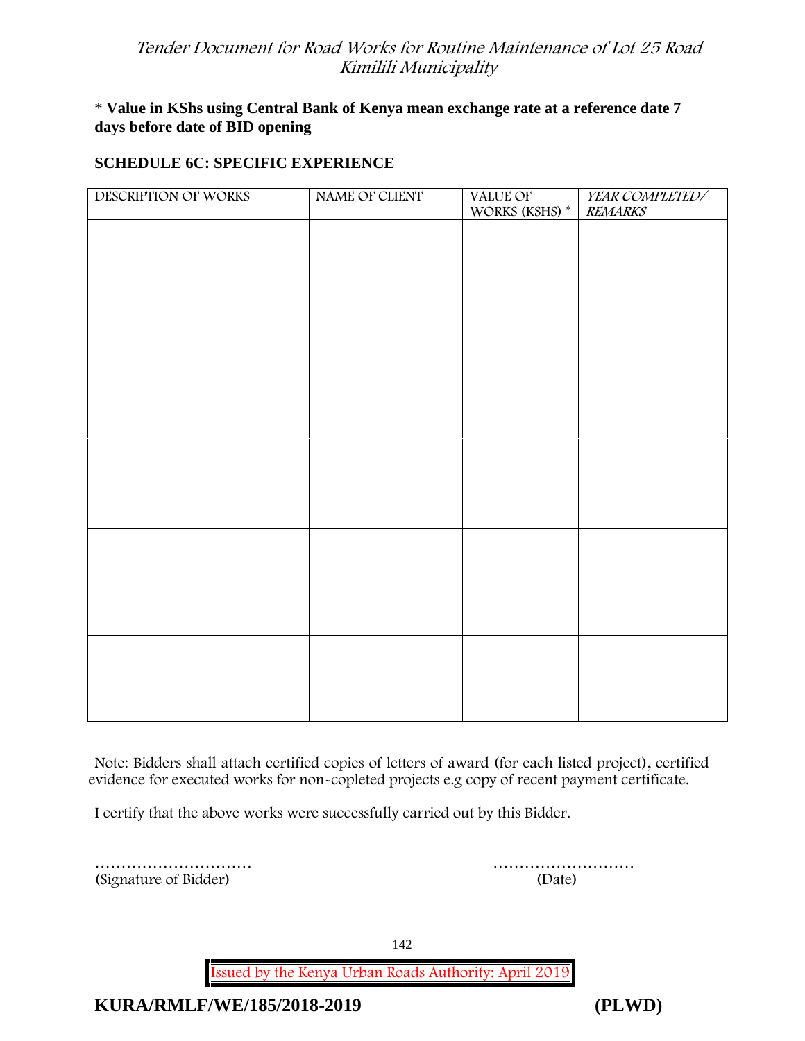**\* Value in KShs using Central Bank of Kenya mean exchange rate at a reference date 7 days before date of BID opening**

**SCHEDULE 6C: SPECIFIC EXPERIENCE**

| DESCRIPTION OF WORKS | NAME OF CLIENT | VALUE OF WORKS (KSHS) * | *YEAR COMPLETED/ REMARKS* |
|---|---|---|---|
| | | | |
| | | | |
| | | | |
| | | | |
| | | | |

Note: Bidders shall attach certified copies of letters of award (for each listed project), certified evidence for executed works for non-copleted projects e.g copy of recent payment certificate.

I certify that the above works were successfully carried out by this Bidder.

………………………… ………………………
(Signature of Bidder) (Date)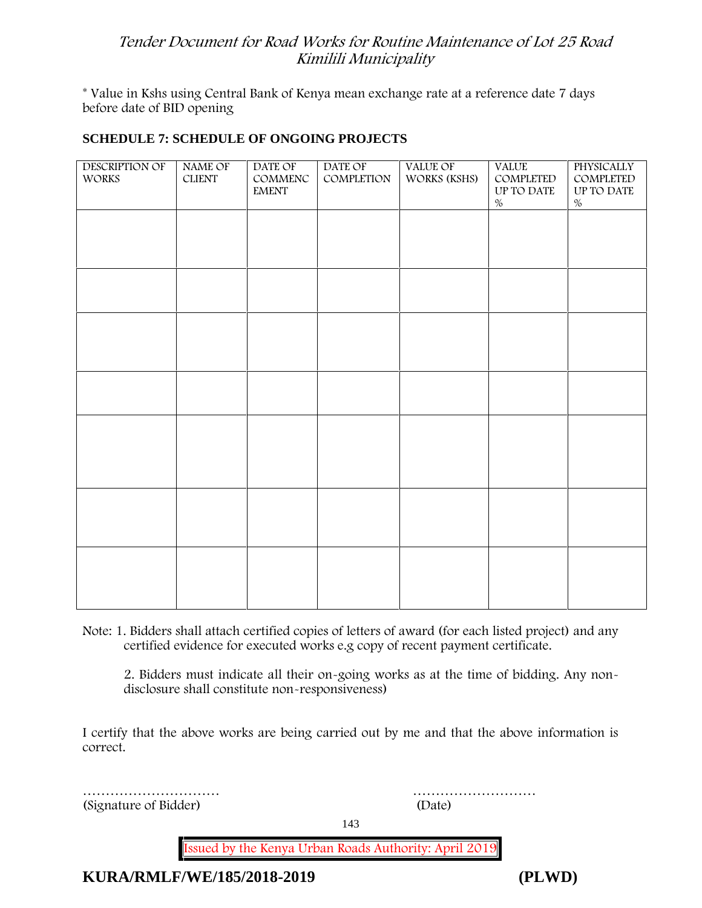* Value in Kshs using Central Bank of Kenya mean exchange rate at a reference date 7 days before date of BID opening

**SCHEDULE 7: SCHEDULE OF ONGOING PROJECTS**

| DESCRIPTION OF WORKS | NAME OF CLIENT | DATE OF COMMENCEMENT | DATE OF COMPLETION | VALUE OF WORKS (KSHS) | VALUE COMPLETED UP TO DATE % | PHYSICALLY COMPLETED UP TO DATE % |
|---|---|---|---|---|---|---|
| | | | | | | |
| | | | | | | |
| | | | | | | |
| | | | | | | |
| | | | | | | |
| | | | | | | |
| | | | | | | |

Note: 1. Bidders shall attach certified copies of letters of award (for each listed project) and any certified evidence for executed works e.g copy of recent payment certificate.

2. Bidders must indicate all their on-going works as at the time of bidding. Any non-disclosure shall constitute non-responsiveness)

I certify that the above works are being carried out by me and that the above information is correct.

…………………………  ………………………
(Signature of Bidder)  (Date)

Issued by the Kenya Urban Roads Authority: April 2019

**KURA/RMLF/WE/185/2018-2019 (PLWD)**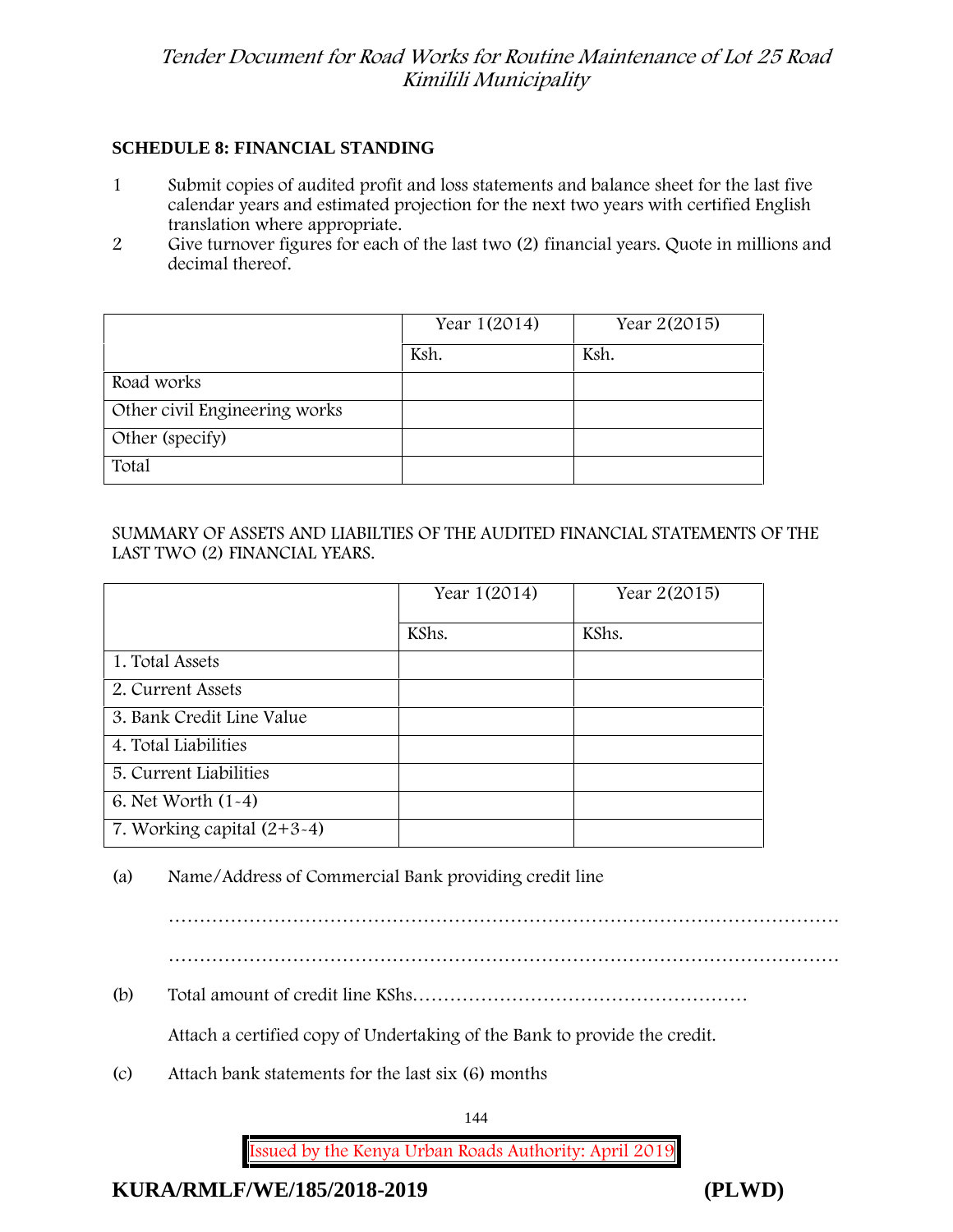## SCHEDULE 8: FINANCIAL STANDING

1. Submit copies of audited profit and loss statements and balance sheet for the last five calendar years and estimated projection for the next two years with certified English translation where appropriate.
2. Give turnover figures for each of the last two (2) financial years. Quote in millions and decimal thereof.

| | Year 1(2014) | Year 2(2015) |
|---|---|---|
| | Ksh. | Ksh. |
| Road works | | |
| Other civil Engineering works | | |
| Other (specify) | | |
| Total | | |

SUMMARY OF ASSETS AND LIABILTIES OF THE AUDITED FINANCIAL STATEMENTS OF THE LAST TWO (2) FINANCIAL YEARS.

| | Year 1(2014) | Year 2(2015) |
|---|---|---|
| | KShs. | KShs. |
| 1. Total Assets | | |
| 2. Current Assets | | |
| 3. Bank Credit Line Value | | |
| 4. Total Liabilities | | |
| 5. Current Liabilities | | |
| 6. Net Worth (1-4) | | |
| 7. Working capital (2+3-4) | | |

(a) Name/Address of Commercial Bank providing credit line

…………………………………………………………………………………………………

…………………………………………………………………………………………………

(b) Total amount of credit line KShs………………………………………………

Attach a certified copy of Undertaking of the Bank to provide the credit.

(c) Attach bank statements for the last six (6) months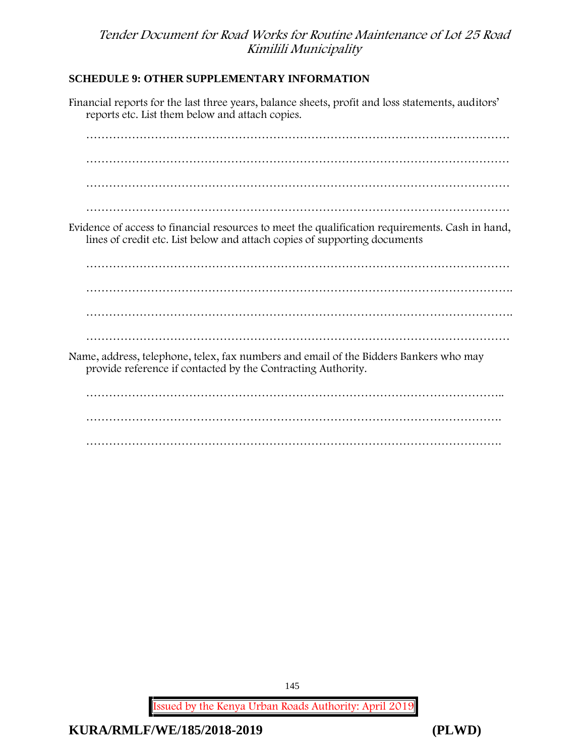**SCHEDULE 9: OTHER SUPPLEMENTARY INFORMATION**

Financial reports for the last three years, balance sheets, profit and loss statements, auditors' reports etc. List them below and attach copies.

…………………………………………………………………………………………………

…………………………………………………………………………………………………

…………………………………………………………………………………………………

…………………………………………………………………………………………………

Evidence of access to financial resources to meet the qualification requirements. Cash in hand, lines of credit etc. List below and attach copies of supporting documents

…………………………………………………………………………………………………

………………………………………………………………………………………………….

………………………………………………………………………………………………….

…………………………………………………………………………………………………

Name, address, telephone, telex, fax numbers and email of the Bidders Bankers who may provide reference if contacted by the Contracting Authority.

………………………………………………………………………………………………..

……………………………………………………………………………………………….

……………………………………………………………………………………………….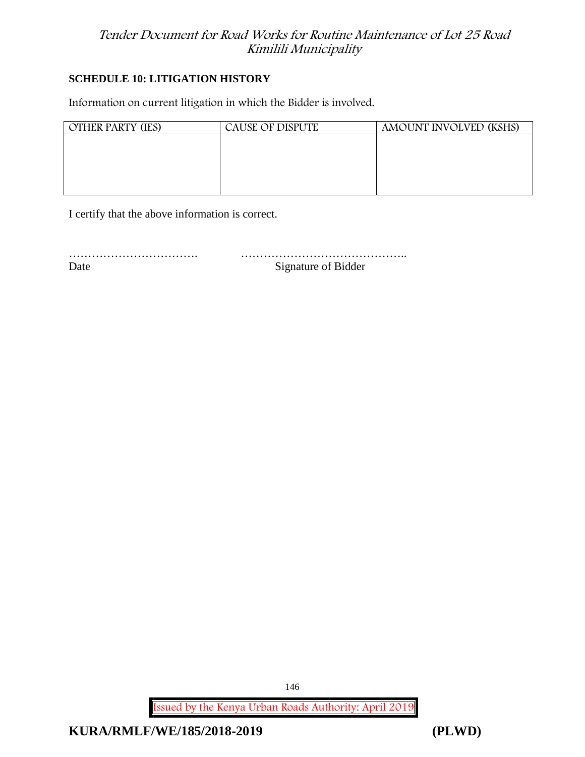**SCHEDULE 10: LITIGATION HISTORY**

Information on current litigation in which the Bidder is involved.

| OTHER PARTY (IES) | CAUSE OF DISPUTE | AMOUNT INVOLVED (KSHS) |
|---|---|---|
| | | |

I certify that the above information is correct.

……………………………. ……………………………………..
Date Signature of Bidder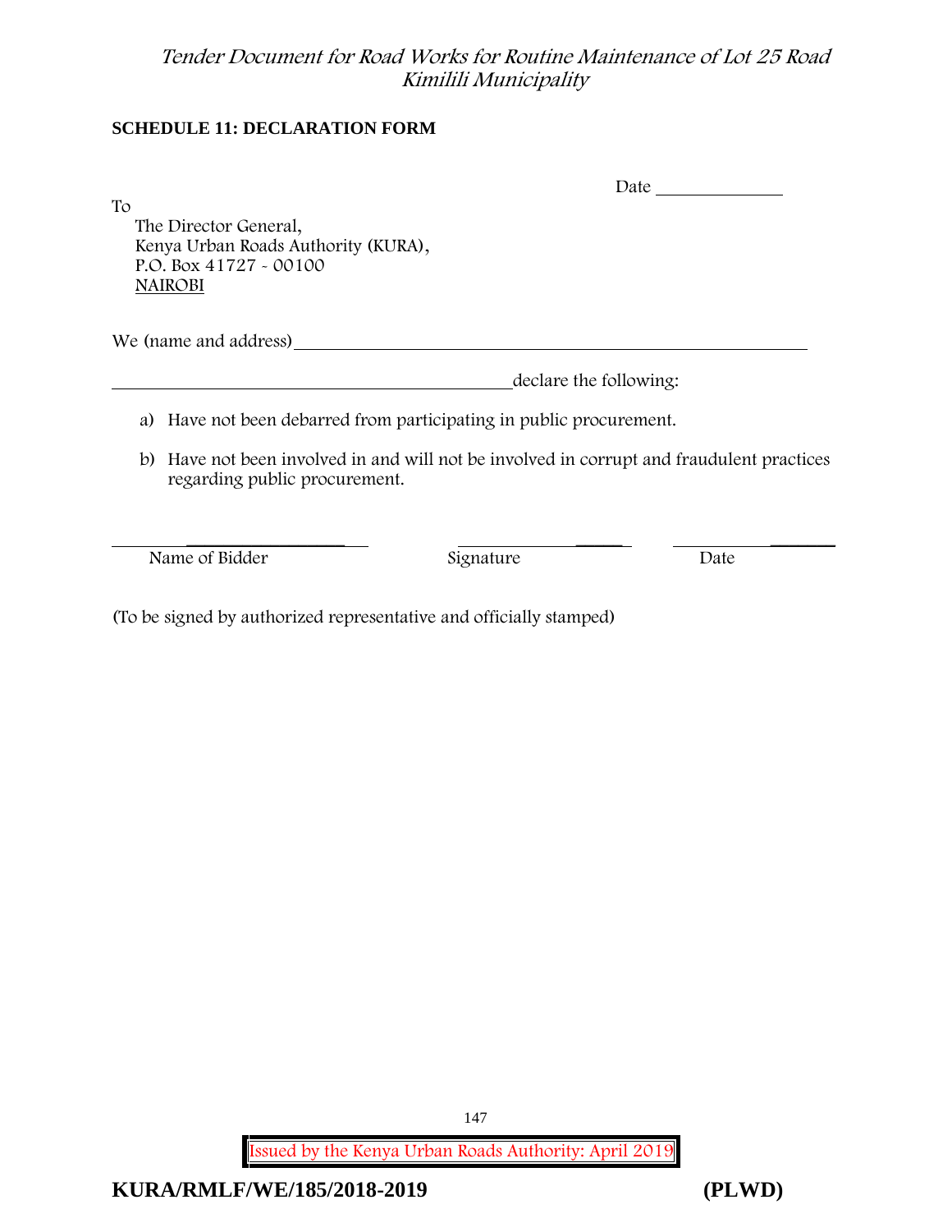**SCHEDULE 11: DECLARATION FORM**

Date ______________

To
The Director General,
Kenya Urban Roads Authority (KURA),
P.O. Box 41727 - 00100
NAIROBI

We (name and address)___________________________________________________________

_____________________________________________declare the following:

a) Have not been debarred from participating in public procurement.

b) Have not been involved in and will not be involved in corrupt and fraudulent practices regarding public procurement.

| ______________________ | ______________________ | ______________________ |
|---|---|---|
| Name of Bidder | Signature | Date |

(To be signed by authorized representative and officially stamped)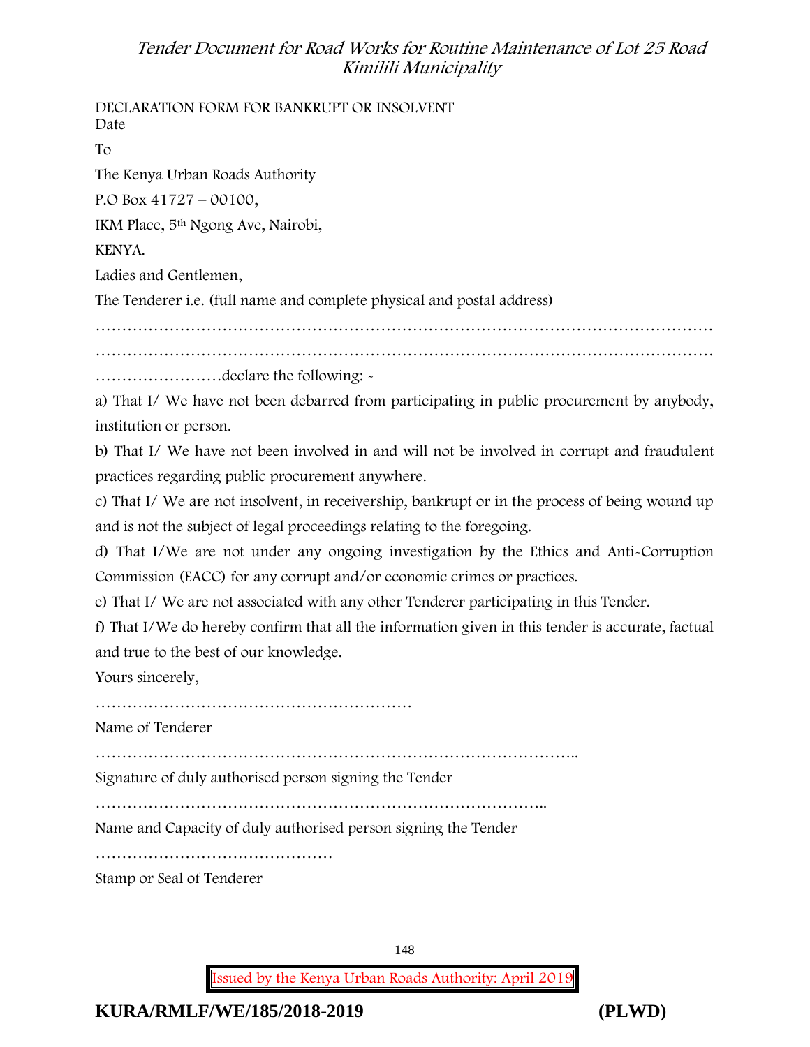DECLARATION FORM FOR BANKRUPT OR INSOLVENT

Date

To

The Kenya Urban Roads Authority

P.O Box 41727 – 00100,

IKM Place, 5th Ngong Ave, Nairobi,

KENYA.

Ladies and Gentlemen,

The Tenderer i.e. (full name and complete physical and postal address)

……………………………………………………………………………………………………

……………………………………………………………………………………………………

……………………declare the following: -

a) That I/ We have not been debarred from participating in public procurement by anybody, institution or person.

b) That I/ We have not been involved in and will not be involved in corrupt and fraudulent practices regarding public procurement anywhere.

c) That I/ We are not insolvent, in receivership, bankrupt or in the process of being wound up and is not the subject of legal proceedings relating to the foregoing.

d) That I/We are not under any ongoing investigation by the Ethics and Anti-Corruption Commission (EACC) for any corrupt and/or economic crimes or practices.

e) That I/ We are not associated with any other Tenderer participating in this Tender.

f) That I/We do hereby confirm that all the information given in this tender is accurate, factual and true to the best of our knowledge.

Yours sincerely,

……………………………………………………

Name of Tenderer

………………………………………………………………………………..

Signature of duly authorised person signing the Tender

…………………………………………………………………………..

Name and Capacity of duly authorised person signing the Tender

………………………………………

Stamp or Seal of Tenderer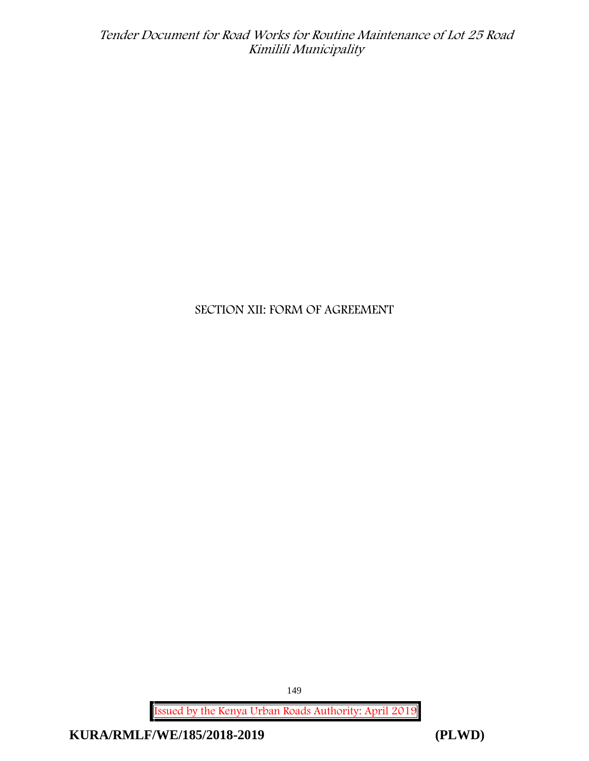# SECTION XII: FORM OF AGREEMENT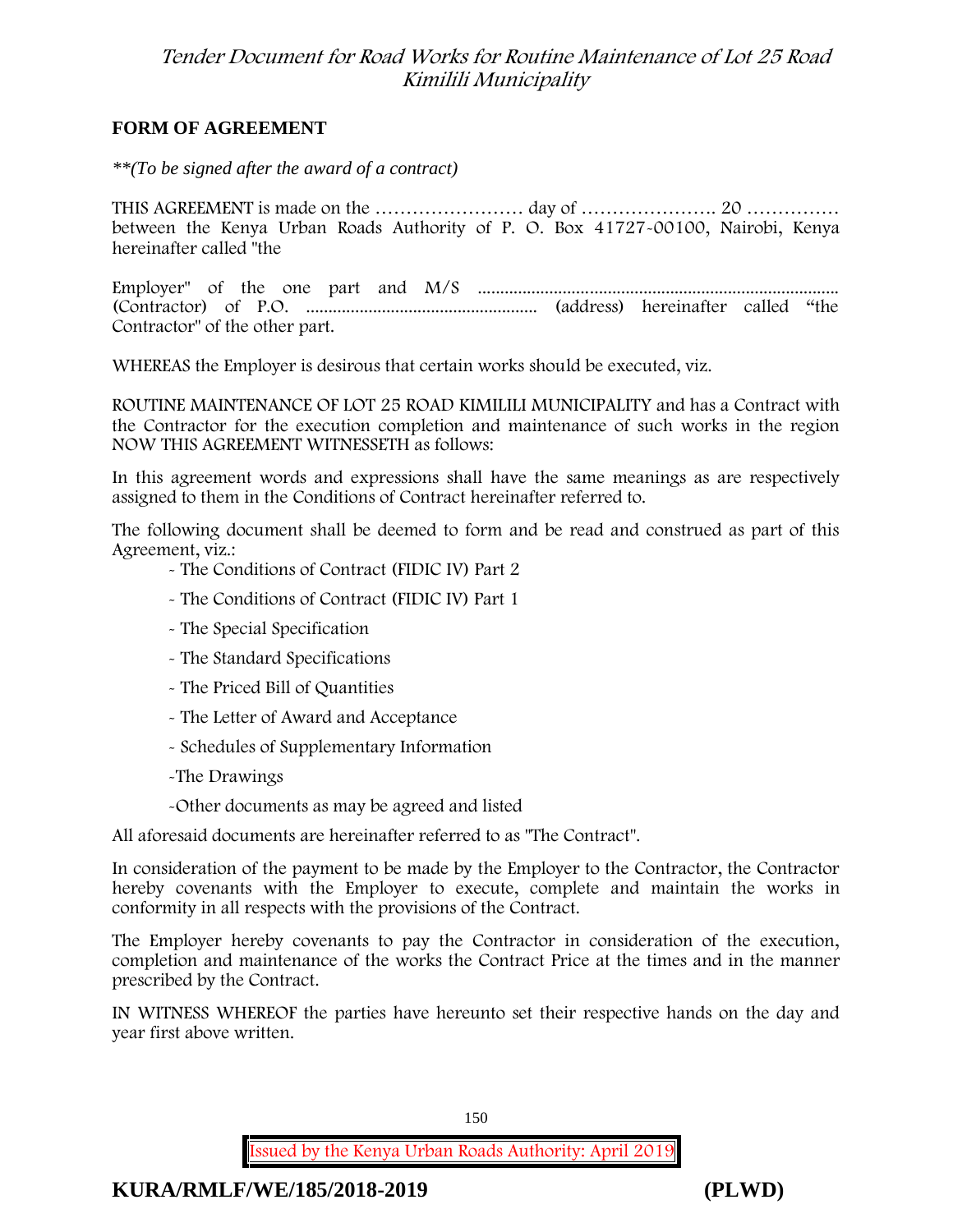## FORM OF AGREEMENT

*\*\*(To be signed after the award of a contract)*

THIS AGREEMENT is made on the …………………… day of …………………. 20 …………… between the Kenya Urban Roads Authority of P. O. Box 41727-00100, Nairobi, Kenya hereinafter called "the

Employer" of the one part and M/S ................................................................................ (Contractor) of P.O. .................................................... (address) hereinafter called "the Contractor" of the other part.

WHEREAS the Employer is desirous that certain works should be executed, viz.

ROUTINE MAINTENANCE OF LOT 25 ROAD KIMILILI MUNICIPALITY and has a Contract with the Contractor for the execution completion and maintenance of such works in the region NOW THIS AGREEMENT WITNESSETH as follows:

In this agreement words and expressions shall have the same meanings as are respectively assigned to them in the Conditions of Contract hereinafter referred to.

The following document shall be deemed to form and be read and construed as part of this Agreement, viz.:

- The Conditions of Contract (FIDIC IV) Part 2
- The Conditions of Contract (FIDIC IV) Part 1
- The Special Specification
- The Standard Specifications
- The Priced Bill of Quantities
- The Letter of Award and Acceptance
- Schedules of Supplementary Information
- The Drawings
- Other documents as may be agreed and listed

All aforesaid documents are hereinafter referred to as "The Contract".

In consideration of the payment to be made by the Employer to the Contractor, the Contractor hereby covenants with the Employer to execute, complete and maintain the works in conformity in all respects with the provisions of the Contract.

The Employer hereby covenants to pay the Contractor in consideration of the execution, completion and maintenance of the works the Contract Price at the times and in the manner prescribed by the Contract.

IN WITNESS WHEREOF the parties have hereunto set their respective hands on the day and year first above written.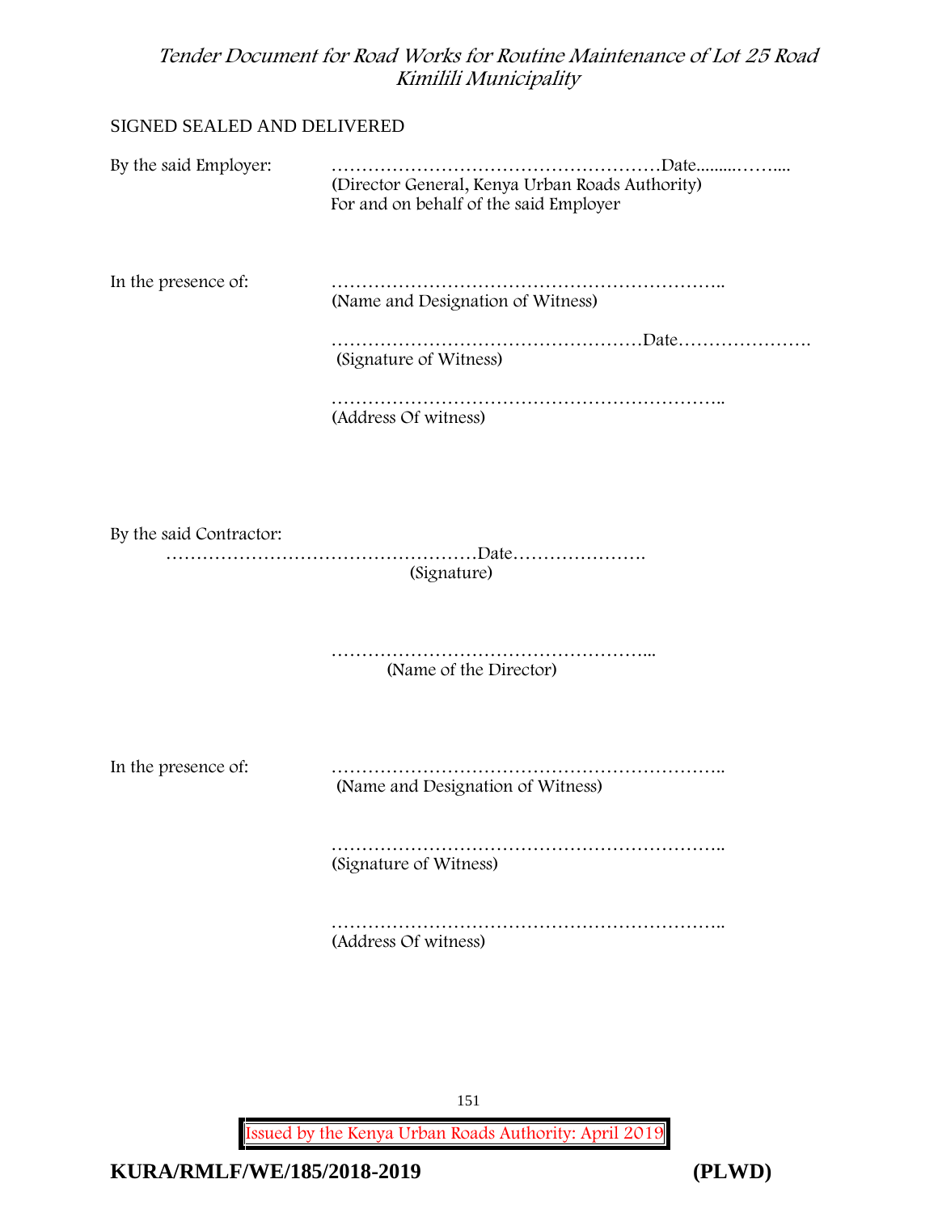SIGNED SEALED AND DELIVERED

By the said Employer: ………………………………………………Date.........……....
(Director General, Kenya Urban Roads Authority)
For and on behalf of the said Employer

In the presence of: ………………………………………………………..
(Name and Designation of Witness)

……………………………………………Date………………….
(Signature of Witness)

………………………………………………………..
(Address Of witness)

By the said Contractor:
……………………………………………Date………………….
(Signature)

……………………………………………...
(Name of the Director)

In the presence of: ………………………………………………………..
(Name and Designation of Witness)

………………………………………………………..
(Signature of Witness)

………………………………………………………..
(Address Of witness)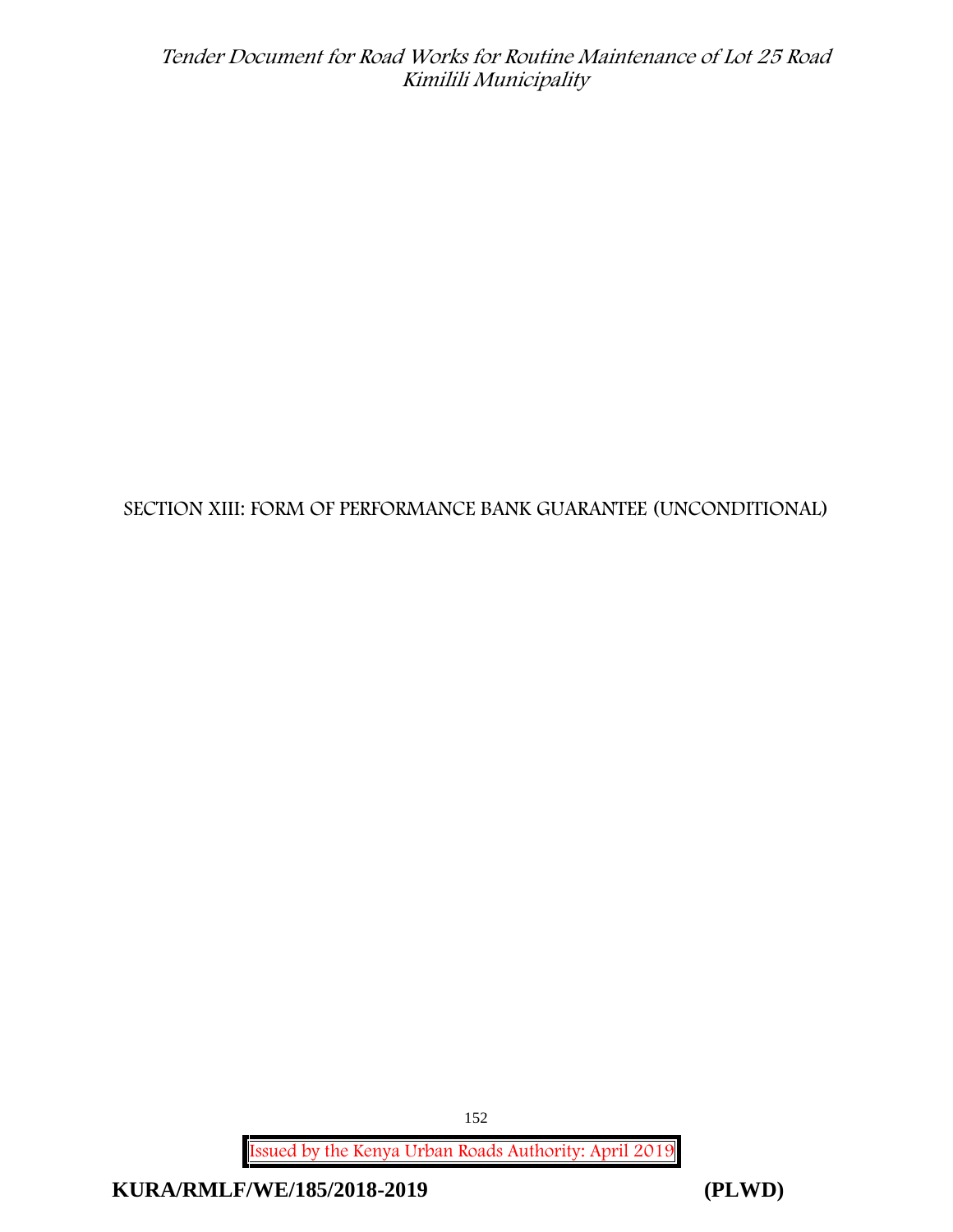# SECTION XIII: FORM OF PERFORMANCE BANK GUARANTEE (UNCONDITIONAL)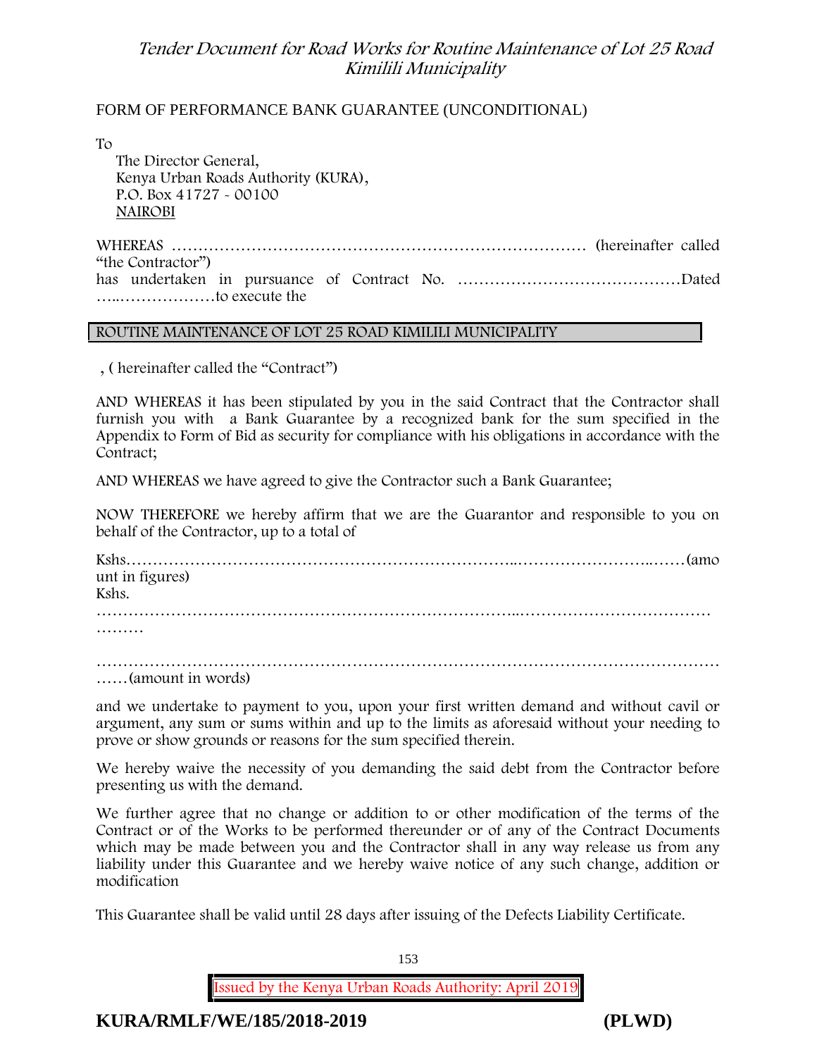FORM OF PERFORMANCE BANK GUARANTEE (UNCONDITIONAL)

To

The Director General,
Kenya Urban Roads Authority (KURA),
P.O. Box 41727 - 00100
NAIROBI

WHEREAS ……………………………………………………………………… (hereinafter called "the Contractor") has undertaken in pursuance of Contract No. ……………………………………Dated …..………………to execute the

ROUTINE MAINTENANCE OF LOT 25 ROAD KIMILILI MUNICIPALITY

, ( hereinafter called the "Contract")

AND WHEREAS it has been stipulated by you in the said Contract that the Contractor shall furnish you with a Bank Guarantee by a recognized bank for the sum specified in the Appendix to Form of Bid as security for compliance with his obligations in accordance with the Contract;

AND WHEREAS we have agreed to give the Contractor such a Bank Guarantee;

NOW THEREFORE we hereby affirm that we are the Guarantor and responsible to you on behalf of the Contractor, up to a total of

Kshs………………………………………………………………...……………………..……(amount in figures)
Kshs.
…………………………………………………………………...………………………………………

……………………………………………………………………………………………………………(amount in words)

and we undertake to payment to you, upon your first written demand and without cavil or argument, any sum or sums within and up to the limits as aforesaid without your needing to prove or show grounds or reasons for the sum specified therein.

We hereby waive the necessity of you demanding the said debt from the Contractor before presenting us with the demand.

We further agree that no change or addition to or other modification of the terms of the Contract or of the Works to be performed thereunder or of any of the Contract Documents which may be made between you and the Contractor shall in any way release us from any liability under this Guarantee and we hereby waive notice of any such change, addition or modification

This Guarantee shall be valid until 28 days after issuing of the Defects Liability Certificate.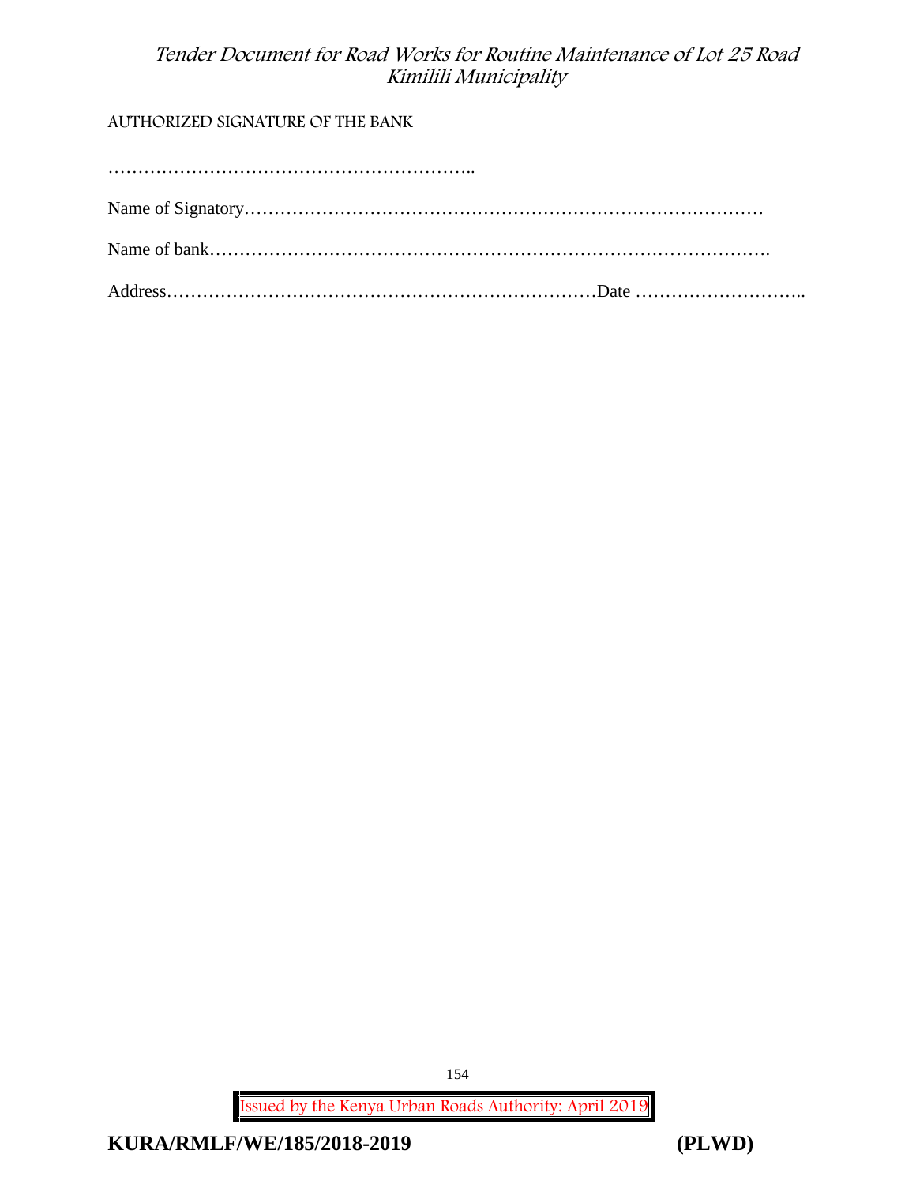AUTHORIZED SIGNATURE OF THE BANK

……………………………………………………..

Name of Signatory…………………………………………………………………………

Name of bank……………………………………………………………………………….

Address………………………………………………………………Date ………………………..